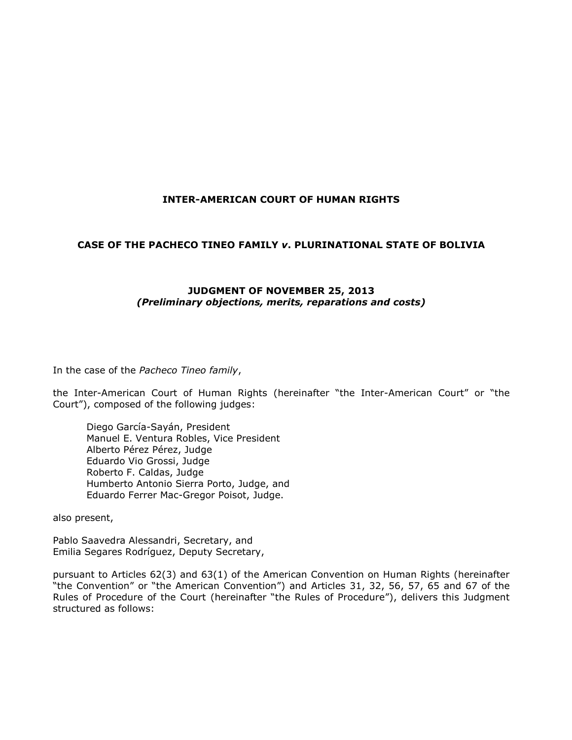# INTER-AMERICAN COURT OF HUMAN RIGHTS

## CASE OF THE PACHECO TINEO FAMILY *v*. PLURINATIONAL STATE OF BOLIVIA

### JUDGMENT OF NOVEMBER 25, 2013
***(Preliminary objections, merits, reparations and costs)***

In the case of the *Pacheco Tineo family*,

the Inter-American Court of Human Rights (hereinafter "the Inter-American Court" or "the Court"), composed of the following judges:

Diego García-Sayán, President
Manuel E. Ventura Robles, Vice President
Alberto Pérez Pérez, Judge
Eduardo Vio Grossi, Judge
Roberto F. Caldas, Judge
Humberto Antonio Sierra Porto, Judge, and
Eduardo Ferrer Mac-Gregor Poisot, Judge.

also present,

Pablo Saavedra Alessandri, Secretary, and
Emilia Segares Rodríguez, Deputy Secretary,

pursuant to Articles 62(3) and 63(1) of the American Convention on Human Rights (hereinafter "the Convention" or "the American Convention") and Articles 31, 32, 56, 57, 65 and 67 of the Rules of Procedure of the Court (hereinafter "the Rules of Procedure"), delivers this Judgment structured as follows: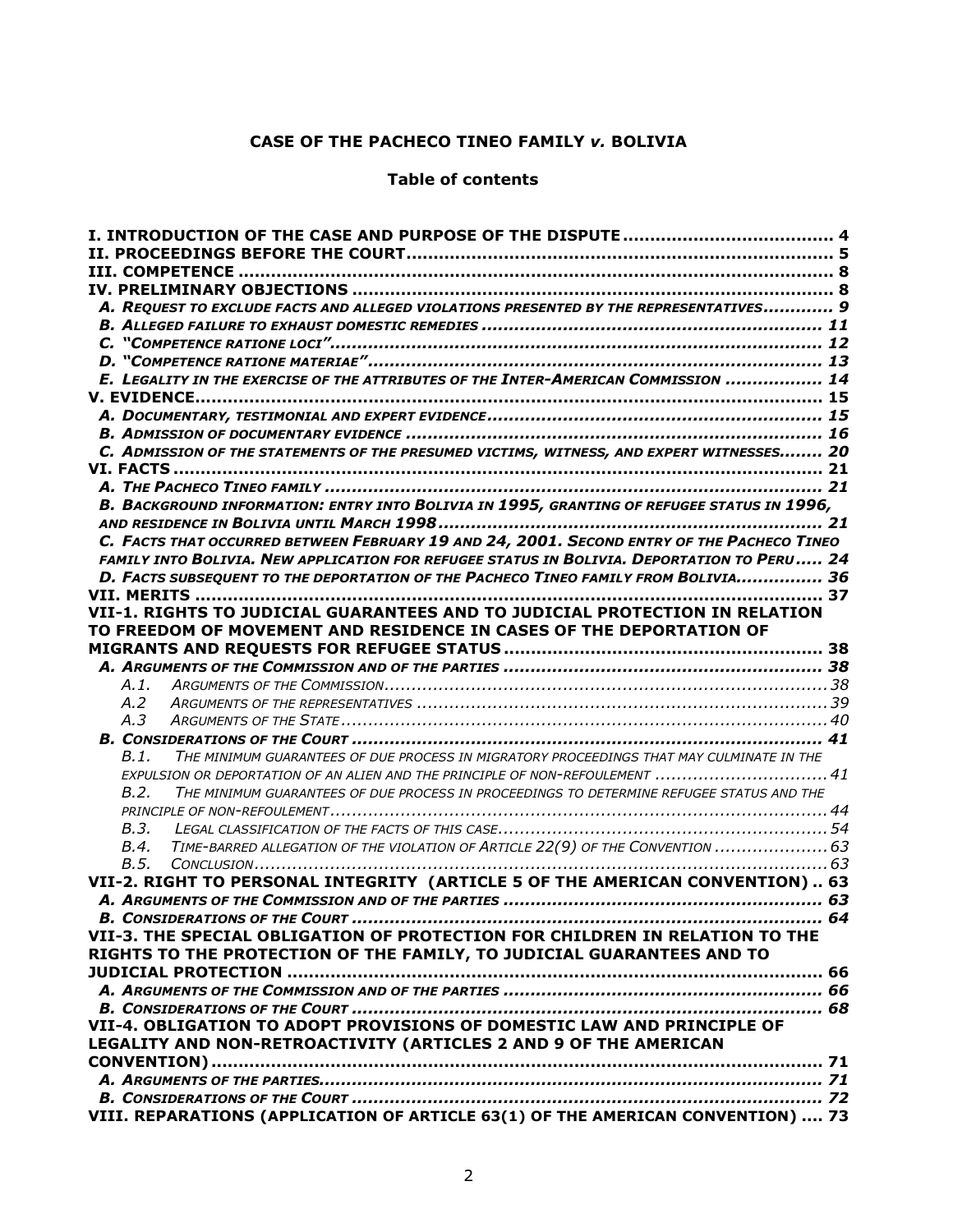**CASE OF THE PACHECO TINEO FAMILY *v.* BOLIVIA**

**Table of contents**

**I. INTRODUCTION OF THE CASE AND PURPOSE OF THE DISPUTE ...................................... 4**
**II. PROCEEDINGS BEFORE THE COURT.............................................................................. 5**
**III. COMPETENCE ............................................................................................................. 8**
**IV. PRELIMINARY OBJECTIONS ......................................................................................... 8**
***A. REQUEST TO EXCLUDE FACTS AND ALLEGED VIOLATIONS PRESENTED BY THE REPRESENTATIVES............ 9***
***B. ALLEGED FAILURE TO EXHAUST DOMESTIC REMEDIES ............................................................. 11***
***C. "COMPETENCE RATIONE LOCI"......................................................................................... 12***
***D. "COMPETENCE RATIONE MATERIAE".................................................................................. 13***
***E. LEGALITY IN THE EXERCISE OF THE ATTRIBUTES OF THE INTER-AMERICAN COMMISSION ................. 14***
**V. EVIDENCE................................................................................................................... 15**
***A. DOCUMENTARY, TESTIMONIAL AND EXPERT EVIDENCE............................................................ 15***
***B. ADMISSION OF DOCUMENTARY EVIDENCE ............................................................................ 16***
***C. ADMISSION OF THE STATEMENTS OF THE PRESUMED VICTIMS, WITNESS, AND EXPERT WITNESSES........ 20***
**VI. FACTS ....................................................................................................................... 21**
***A. THE PACHECO TINEO FAMILY ........................................................................................... 21***
***B. BACKGROUND INFORMATION: ENTRY INTO BOLIVIA IN 1995, GRANTING OF REFUGEE STATUS IN 1996, AND RESIDENCE IN BOLIVIA UNTIL MARCH 1998....................................................................... 21***
***C. FACTS THAT OCCURRED BETWEEN FEBRUARY 19 AND 24, 2001. SECOND ENTRY OF THE PACHECO TINEO FAMILY INTO BOLIVIA. NEW APPLICATION FOR REFUGEE STATUS IN BOLIVIA. DEPORTATION TO PERU..... 24***
***D. FACTS SUBSEQUENT TO THE DEPORTATION OF THE PACHECO TINEO FAMILY FROM BOLIVIA............... 36***
**VII. MERITS ................................................................................................................... 37**
**VII-1. RIGHTS TO JUDICIAL GUARANTEES AND TO JUDICIAL PROTECTION IN RELATION TO FREEDOM OF MOVEMENT AND RESIDENCE IN CASES OF THE DEPORTATION OF MIGRANTS AND REQUESTS FOR REFUGEE STATUS ......................................................... 38**
***A. ARGUMENTS OF THE COMMISSION AND OF THE PARTIES ........................................................... 38***
*A.1. ARGUMENTS OF THE COMMISSION................................................................................ 38*
*A.2 ARGUMENTS OF THE REPRESENTATIVES ......................................................................... 39*
*A.3 ARGUMENTS OF THE STATE......................................................................................... 40*
***B. CONSIDERATIONS OF THE COURT ..................................................................................... 41***
*B.1. THE MINIMUM GUARANTEES OF DUE PROCESS IN MIGRATORY PROCEEDINGS THAT MAY CULMINATE IN THE EXPULSION OR DEPORTATION OF AN ALIEN AND THE PRINCIPLE OF NON-REFOULEMENT ............................... 41*
*B.2. THE MINIMUM GUARANTEES OF DUE PROCESS IN PROCEEDINGS TO DETERMINE REFUGEE STATUS AND THE PRINCIPLE OF NON-REFOULEMENT.......................................................................................... 44*
*B.3. LEGAL CLASSIFICATION OF THE FACTS OF THIS CASE.......................................................... 54*
*B.4. TIME-BARRED ALLEGATION OF THE VIOLATION OF ARTICLE 22(9) OF THE CONVENTION .................... 63*
*B.5. CONCLUSION........................................................................................................ 63*
**VII-2. RIGHT TO PERSONAL INTEGRITY (ARTICLE 5 OF THE AMERICAN CONVENTION) .. 63**
***A. ARGUMENTS OF THE COMMISSION AND OF THE PARTIES ........................................................... 63***
***B. CONSIDERATIONS OF THE COURT ..................................................................................... 64***
**VII-3. THE SPECIAL OBLIGATION OF PROTECTION FOR CHILDREN IN RELATION TO THE RIGHTS TO THE PROTECTION OF THE FAMILY, TO JUDICIAL GUARANTEES AND TO JUDICIAL PROTECTION .................................................................................................. 66**
***A. ARGUMENTS OF THE COMMISSION AND OF THE PARTIES ........................................................... 66***
***B. CONSIDERATIONS OF THE COURT ..................................................................................... 68***
**VII-4. OBLIGATION TO ADOPT PROVISIONS OF DOMESTIC LAW AND PRINCIPLE OF LEGALITY AND NON-RETROACTIVITY (ARTICLES 2 AND 9 OF THE AMERICAN CONVENTION).............................................................................................................. 71**
***A. ARGUMENTS OF THE PARTIES........................................................................................... 71***
***B. CONSIDERATIONS OF THE COURT ..................................................................................... 72***
**VIII. REPARATIONS (APPLICATION OF ARTICLE 63(1) OF THE AMERICAN CONVENTION) .... 73**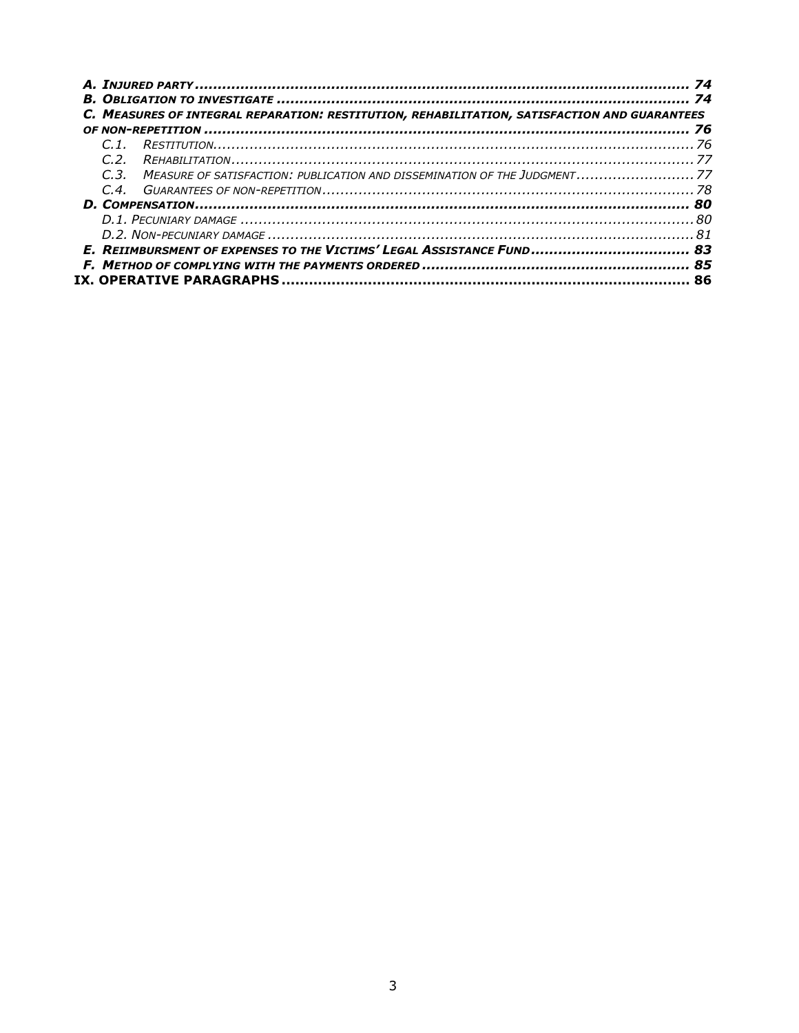**A. Injured party** ... 74

**B. Obligation to investigate** ... 74

**C. Measures of integral reparation: restitution, rehabilitation, satisfaction and guarantees of non-repetition** ... 76

- *C.1. Restitution* ... 76
- *C.2. Rehabilitation* ... 77
- *C.3. Measure of satisfaction: publication and dissemination of the Judgment* ... 77
- *C.4. Guarantees of non-repetition* ... 78

**D. Compensation** ... 80

- *D.1. Pecuniary damage* ... 80
- *D.2. Non-pecuniary damage* ... 81

**E. Reimbursment of expenses to the Victims' Legal Assistance Fund** ... 83

**F. Method of complying with the payments ordered** ... 85

**IX. OPERATIVE PARAGRAPHS** ... 86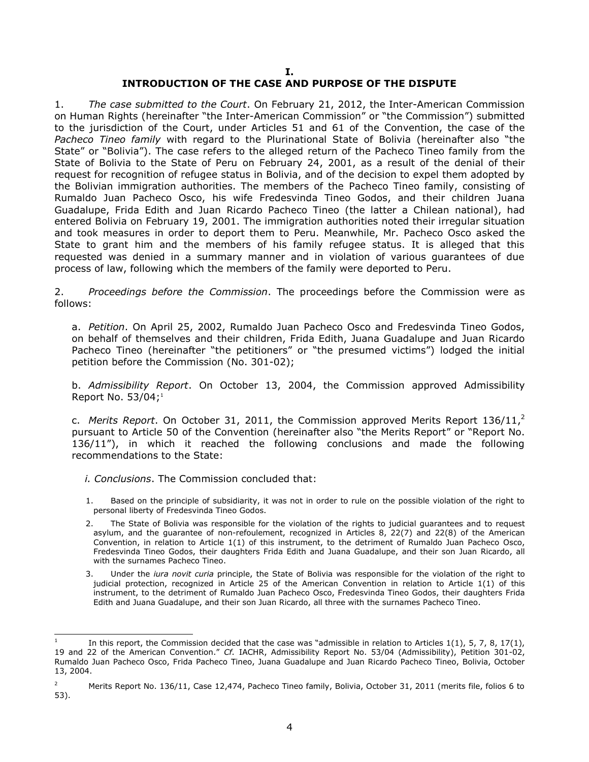# I.
# INTRODUCTION OF THE CASE AND PURPOSE OF THE DISPUTE

1. *The case submitted to the Court*. On February 21, 2012, the Inter-American Commission on Human Rights (hereinafter "the Inter-American Commission" or "the Commission") submitted to the jurisdiction of the Court, under Articles 51 and 61 of the Convention, the case of the *Pacheco Tineo family* with regard to the Plurinational State of Bolivia (hereinafter also "the State" or "Bolivia"). The case refers to the alleged return of the Pacheco Tineo family from the State of Bolivia to the State of Peru on February 24, 2001, as a result of the denial of their request for recognition of refugee status in Bolivia, and of the decision to expel them adopted by the Bolivian immigration authorities. The members of the Pacheco Tineo family, consisting of Rumaldo Juan Pacheco Osco, his wife Fredesvinda Tineo Godos, and their children Juana Guadalupe, Frida Edith and Juan Ricardo Pacheco Tineo (the latter a Chilean national), had entered Bolivia on February 19, 2001. The immigration authorities noted their irregular situation and took measures in order to deport them to Peru. Meanwhile, Mr. Pacheco Osco asked the State to grant him and the members of his family refugee status. It is alleged that this requested was denied in a summary manner and in violation of various guarantees of due process of law, following which the members of the family were deported to Peru.

2. *Proceedings before the Commission*. The proceedings before the Commission were as follows:

a. *Petition*. On April 25, 2002, Rumaldo Juan Pacheco Osco and Fredesvinda Tineo Godos, on behalf of themselves and their children, Frida Edith, Juana Guadalupe and Juan Ricardo Pacheco Tineo (hereinafter "the petitioners" or "the presumed victims") lodged the initial petition before the Commission (No. 301-02);

b. *Admissibility Report*. On October 13, 2004, the Commission approved Admissibility Report No. 53/04;[1]

c. *Merits Report*. On October 31, 2011, the Commission approved Merits Report 136/11,[2] pursuant to Article 50 of the Convention (hereinafter also "the Merits Report" or "Report No. 136/11"), in which it reached the following conclusions and made the following recommendations to the State:

*i. Conclusions*. The Commission concluded that:

1. Based on the principle of subsidiarity, it was not in order to rule on the possible violation of the right to personal liberty of Fredesvinda Tineo Godos.
2. The State of Bolivia was responsible for the violation of the rights to judicial guarantees and to request asylum, and the guarantee of non-refoulement, recognized in Articles 8, 22(7) and 22(8) of the American Convention, in relation to Article 1(1) of this instrument, to the detriment of Rumaldo Juan Pacheco Osco, Fredesvinda Tineo Godos, their daughters Frida Edith and Juana Guadalupe, and their son Juan Ricardo, all with the surnames Pacheco Tineo.
3. Under the *iura novit curia* principle, the State of Bolivia was responsible for the violation of the right to judicial protection, recognized in Article 25 of the American Convention in relation to Article 1(1) of this instrument, to the detriment of Rumaldo Juan Pacheco Osco, Fredesvinda Tineo Godos, their daughters Frida Edith and Juana Guadalupe, and their son Juan Ricardo, all three with the surnames Pacheco Tineo.

---

[1] In this report, the Commission decided that the case was "admissible in relation to Articles 1(1), 5, 7, 8, 17(1), 19 and 22 of the American Convention." *Cf.* IACHR, Admissibility Report No. 53/04 (Admissibility), Petition 301-02, Rumaldo Juan Pacheco Osco, Frida Pacheco Tineo, Juana Guadalupe and Juan Ricardo Pacheco Tineo, Bolivia, October 13, 2004.

[2] Merits Report No. 136/11, Case 12,474, Pacheco Tineo family, Bolivia, October 31, 2011 (merits file, folios 6 to 53).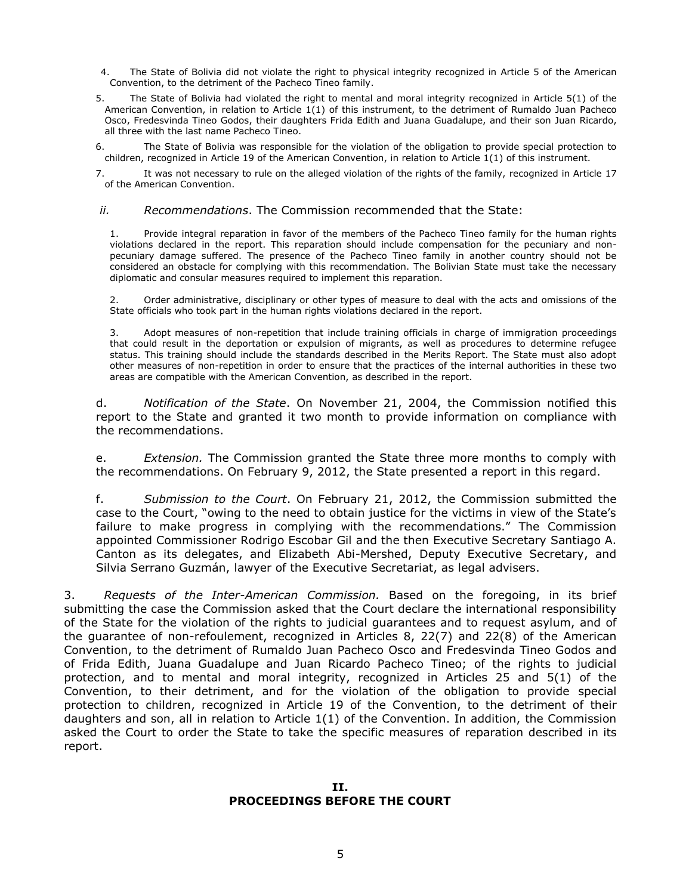4. The State of Bolivia did not violate the right to physical integrity recognized in Article 5 of the American Convention, to the detriment of the Pacheco Tineo family.

5. The State of Bolivia had violated the right to mental and moral integrity recognized in Article 5(1) of the American Convention, in relation to Article 1(1) of this instrument, to the detriment of Rumaldo Juan Pacheco Osco, Fredesvinda Tineo Godos, their daughters Frida Edith and Juana Guadalupe, and their son Juan Ricardo, all three with the last name Pacheco Tineo.

6. The State of Bolivia was responsible for the violation of the obligation to provide special protection to children, recognized in Article 19 of the American Convention, in relation to Article 1(1) of this instrument.

7. It was not necessary to rule on the alleged violation of the rights of the family, recognized in Article 17 of the American Convention.

*ii. Recommendations*. The Commission recommended that the State:

1. Provide integral reparation in favor of the members of the Pacheco Tineo family for the human rights violations declared in the report. This reparation should include compensation for the pecuniary and non-pecuniary damage suffered. The presence of the Pacheco Tineo family in another country should not be considered an obstacle for complying with this recommendation. The Bolivian State must take the necessary diplomatic and consular measures required to implement this reparation.

2. Order administrative, disciplinary or other types of measure to deal with the acts and omissions of the State officials who took part in the human rights violations declared in the report.

3. Adopt measures of non-repetition that include training officials in charge of immigration proceedings that could result in the deportation or expulsion of migrants, as well as procedures to determine refugee status. This training should include the standards described in the Merits Report. The State must also adopt other measures of non-repetition in order to ensure that the practices of the internal authorities in these two areas are compatible with the American Convention, as described in the report.

d. *Notification of the State*. On November 21, 2004, the Commission notified this report to the State and granted it two month to provide information on compliance with the recommendations.

e. *Extension.* The Commission granted the State three more months to comply with the recommendations. On February 9, 2012, the State presented a report in this regard.

f. *Submission to the Court*. On February 21, 2012, the Commission submitted the case to the Court, "owing to the need to obtain justice for the victims in view of the State's failure to make progress in complying with the recommendations." The Commission appointed Commissioner Rodrigo Escobar Gil and the then Executive Secretary Santiago A. Canton as its delegates, and Elizabeth Abi-Mershed, Deputy Executive Secretary, and Silvia Serrano Guzmán, lawyer of the Executive Secretariat, as legal advisers.

3. *Requests of the Inter-American Commission.* Based on the foregoing, in its brief submitting the case the Commission asked that the Court declare the international responsibility of the State for the violation of the rights to judicial guarantees and to request asylum, and of the guarantee of non-refoulement, recognized in Articles 8, 22(7) and 22(8) of the American Convention, to the detriment of Rumaldo Juan Pacheco Osco and Fredesvinda Tineo Godos and of Frida Edith, Juana Guadalupe and Juan Ricardo Pacheco Tineo; of the rights to judicial protection, and to mental and moral integrity, recognized in Articles 25 and 5(1) of the Convention, to their detriment, and for the violation of the obligation to provide special protection to children, recognized in Article 19 of the Convention, to the detriment of their daughters and son, all in relation to Article 1(1) of the Convention. In addition, the Commission asked the Court to order the State to take the specific measures of reparation described in its report.

## II.
## PROCEEDINGS BEFORE THE COURT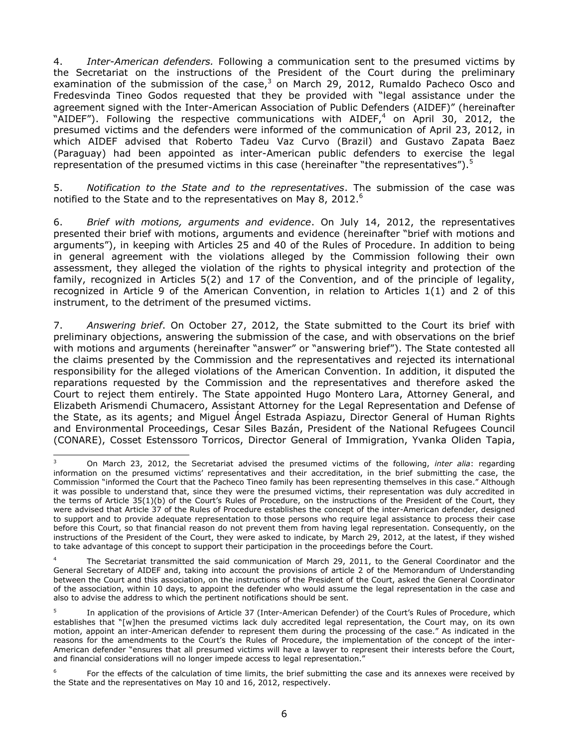4. *Inter-American defenders.* Following a communication sent to the presumed victims by the Secretariat on the instructions of the President of the Court during the preliminary examination of the submission of the case,[3] on March 29, 2012, Rumaldo Pacheco Osco and Fredesvinda Tineo Godos requested that they be provided with "legal assistance under the agreement signed with the Inter-American Association of Public Defenders (AIDEF)" (hereinafter "AIDEF"). Following the respective communications with AIDEF,[4] on April 30, 2012, the presumed victims and the defenders were informed of the communication of April 23, 2012, in which AIDEF advised that Roberto Tadeu Vaz Curvo (Brazil) and Gustavo Zapata Baez (Paraguay) had been appointed as inter-American public defenders to exercise the legal representation of the presumed victims in this case (hereinafter "the representatives").[5]

5. *Notification to the State and to the representatives*. The submission of the case was notified to the State and to the representatives on May 8, 2012.[6]

6. *Brief with motions, arguments and evidence*. On July 14, 2012, the representatives presented their brief with motions, arguments and evidence (hereinafter "brief with motions and arguments"), in keeping with Articles 25 and 40 of the Rules of Procedure. In addition to being in general agreement with the violations alleged by the Commission following their own assessment, they alleged the violation of the rights to physical integrity and protection of the family, recognized in Articles 5(2) and 17 of the Convention, and of the principle of legality, recognized in Article 9 of the American Convention, in relation to Articles 1(1) and 2 of this instrument, to the detriment of the presumed victims.

7. *Answering brief*. On October 27, 2012, the State submitted to the Court its brief with preliminary objections, answering the submission of the case, and with observations on the brief with motions and arguments (hereinafter "answer" or "answering brief"). The State contested all the claims presented by the Commission and the representatives and rejected its international responsibility for the alleged violations of the American Convention. In addition, it disputed the reparations requested by the Commission and the representatives and therefore asked the Court to reject them entirely. The State appointed Hugo Montero Lara, Attorney General, and Elizabeth Arismendi Chumacero, Assistant Attorney for the Legal Representation and Defense of the State, as its agents; and Miguel Ángel Estrada Aspiazu, Director General of Human Rights and Environmental Proceedings, Cesar Siles Bazán, President of the National Refugees Council (CONARE), Cosset Estenssoro Torricos, Director General of Immigration, Yvanka Oliden Tapia,

---

[3] On March 23, 2012, the Secretariat advised the presumed victims of the following, *inter alia*: regarding information on the presumed victims' representatives and their accreditation, in the brief submitting the case, the Commission "informed the Court that the Pacheco Tineo family has been representing themselves in this case." Although it was possible to understand that, since they were the presumed victims, their representation was duly accredited in the terms of Article 35(1)(b) of the Court's Rules of Procedure, on the instructions of the President of the Court, they were advised that Article 37 of the Rules of Procedure establishes the concept of the inter-American defender, designed to support and to provide adequate representation to those persons who require legal assistance to process their case before this Court, so that financial reason do not prevent them from having legal representation. Consequently, on the instructions of the President of the Court, they were asked to indicate, by March 29, 2012, at the latest, if they wished to take advantage of this concept to support their participation in the proceedings before the Court.

[4] The Secretariat transmitted the said communication of March 29, 2011, to the General Coordinator and the General Secretary of AIDEF and, taking into account the provisions of article 2 of the Memorandum of Understanding between the Court and this association, on the instructions of the President of the Court, asked the General Coordinator of the association, within 10 days, to appoint the defender who would assume the legal representation in the case and also to advise the address to which the pertinent notifications should be sent.

[5] In application of the provisions of Article 37 (Inter-American Defender) of the Court's Rules of Procedure, which establishes that "[w]hen the presumed victims lack duly accredited legal representation, the Court may, on its own motion, appoint an inter-American defender to represent them during the processing of the case." As indicated in the reasons for the amendments to the Court's the Rules of Procedure, the implementation of the concept of the inter-American defender "ensures that all presumed victims will have a lawyer to represent their interests before the Court, and financial considerations will no longer impede access to legal representation."

[6] For the effects of the calculation of time limits, the brief submitting the case and its annexes were received by the State and the representatives on May 10 and 16, 2012, respectively.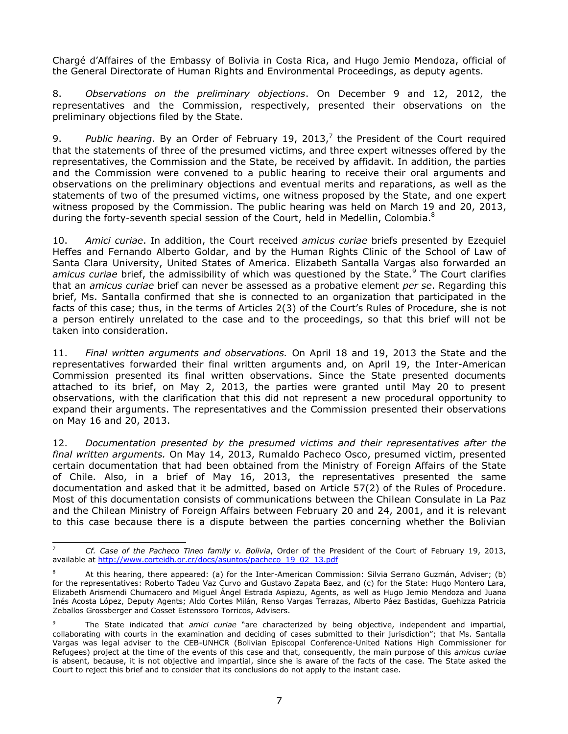Chargé d'Affaires of the Embassy of Bolivia in Costa Rica, and Hugo Jemio Mendoza, official of the General Directorate of Human Rights and Environmental Proceedings, as deputy agents.

8. *Observations on the preliminary objections*. On December 9 and 12, 2012, the representatives and the Commission, respectively, presented their observations on the preliminary objections filed by the State.

9. *Public hearing*. By an Order of February 19, 2013,[7] the President of the Court required that the statements of three of the presumed victims, and three expert witnesses offered by the representatives, the Commission and the State, be received by affidavit. In addition, the parties and the Commission were convened to a public hearing to receive their oral arguments and observations on the preliminary objections and eventual merits and reparations, as well as the statements of two of the presumed victims, one witness proposed by the State, and one expert witness proposed by the Commission. The public hearing was held on March 19 and 20, 2013, during the forty-seventh special session of the Court, held in Medellin, Colombia.[8]

10. *Amici curiae*. In addition, the Court received *amicus curiae* briefs presented by Ezequiel Heffes and Fernando Alberto Goldar, and by the Human Rights Clinic of the School of Law of Santa Clara University, United States of America. Elizabeth Santalla Vargas also forwarded an *amicus curiae* brief, the admissibility of which was questioned by the State.[9] The Court clarifies that an *amicus curiae* brief can never be assessed as a probative element *per se*. Regarding this brief, Ms. Santalla confirmed that she is connected to an organization that participated in the facts of this case; thus, in the terms of Articles 2(3) of the Court's Rules of Procedure, she is not a person entirely unrelated to the case and to the proceedings, so that this brief will not be taken into consideration.

11. *Final written arguments and observations.* On April 18 and 19, 2013 the State and the representatives forwarded their final written arguments and, on April 19, the Inter-American Commission presented its final written observations. Since the State presented documents attached to its brief, on May 2, 2013, the parties were granted until May 20 to present observations, with the clarification that this did not represent a new procedural opportunity to expand their arguments. The representatives and the Commission presented their observations on May 16 and 20, 2013.

12. *Documentation presented by the presumed victims and their representatives after the final written arguments.* On May 14, 2013, Rumaldo Pacheco Osco, presumed victim, presented certain documentation that had been obtained from the Ministry of Foreign Affairs of the State of Chile. Also, in a brief of May 16, 2013, the representatives presented the same documentation and asked that it be admitted, based on Article 57(2) of the Rules of Procedure. Most of this documentation consists of communications between the Chilean Consulate in La Paz and the Chilean Ministry of Foreign Affairs between February 20 and 24, 2001, and it is relevant to this case because there is a dispute between the parties concerning whether the Bolivian

---

[7] *Cf. Case of the Pacheco Tineo family v. Bolivia*, Order of the President of the Court of February 19, 2013, available at http://www.corteidh.or.cr/docs/asuntos/pacheco_19_02_13.pdf

[8] At this hearing, there appeared: (a) for the Inter-American Commission: Silvia Serrano Guzmán, Adviser; (b) for the representatives: Roberto Tadeu Vaz Curvo and Gustavo Zapata Baez, and (c) for the State: Hugo Montero Lara, Elizabeth Arismendi Chumacero and Miguel Ángel Estrada Aspiazu, Agents, as well as Hugo Jemio Mendoza and Juana Inés Acosta López, Deputy Agents; Aldo Cortes Milán, Renso Vargas Terrazas, Alberto Páez Bastidas, Guehizza Patricia Zeballos Grossberger and Cosset Estenssoro Torricos, Advisers.

[9] The State indicated that *amici curiae* "are characterized by being objective, independent and impartial, collaborating with courts in the examination and deciding of cases submitted to their jurisdiction"; that Ms. Santalla Vargas was legal adviser to the CEB-UNHCR (Bolivian Episcopal Conference-United Nations High Commissioner for Refugees) project at the time of the events of this case and that, consequently, the main purpose of this *amicus curiae* is absent, because, it is not objective and impartial, since she is aware of the facts of the case. The State asked the Court to reject this brief and to consider that its conclusions do not apply to the instant case.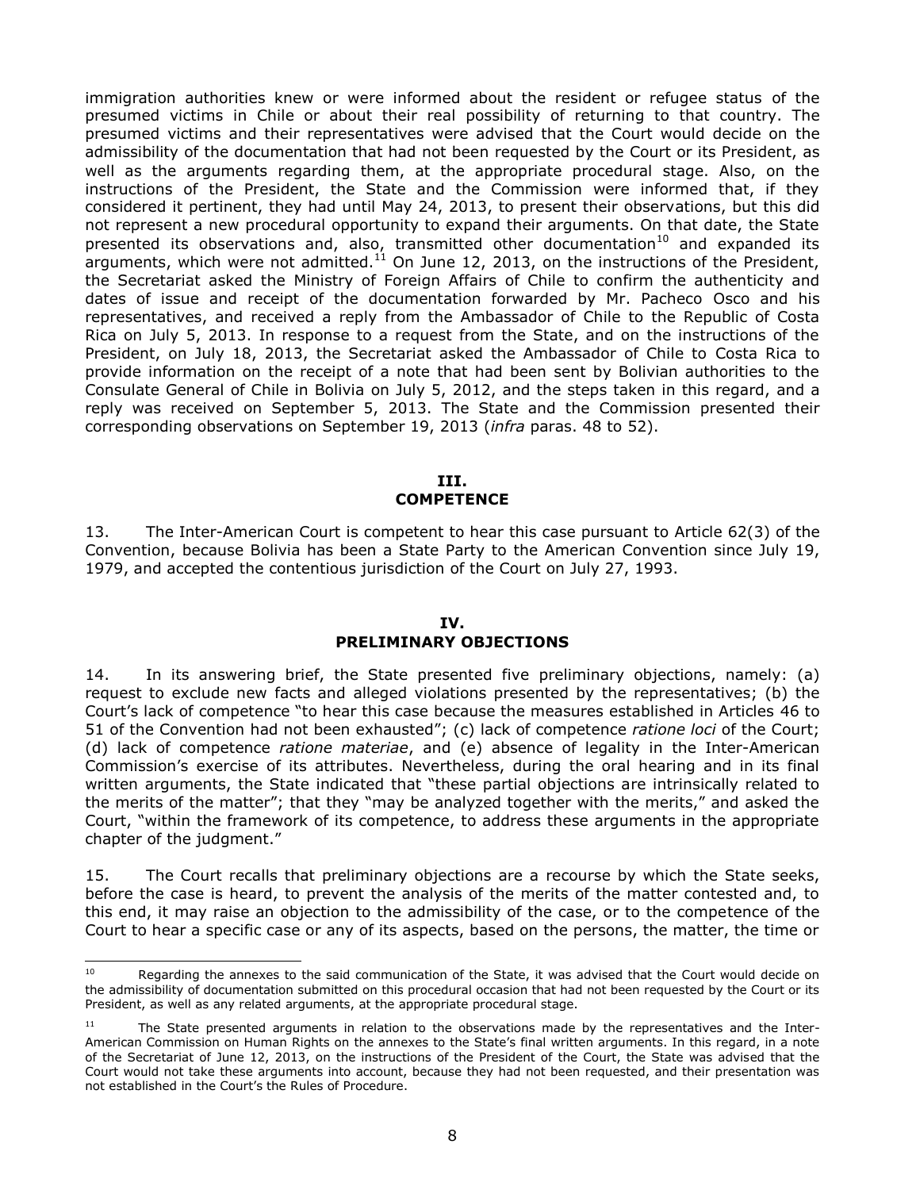immigration authorities knew or were informed about the resident or refugee status of the presumed victims in Chile or about their real possibility of returning to that country. The presumed victims and their representatives were advised that the Court would decide on the admissibility of the documentation that had not been requested by the Court or its President, as well as the arguments regarding them, at the appropriate procedural stage. Also, on the instructions of the President, the State and the Commission were informed that, if they considered it pertinent, they had until May 24, 2013, to present their observations, but this did not represent a new procedural opportunity to expand their arguments. On that date, the State presented its observations and, also, transmitted other documentation[10] and expanded its arguments, which were not admitted.[11] On June 12, 2013, on the instructions of the President, the Secretariat asked the Ministry of Foreign Affairs of Chile to confirm the authenticity and dates of issue and receipt of the documentation forwarded by Mr. Pacheco Osco and his representatives, and received a reply from the Ambassador of Chile to the Republic of Costa Rica on July 5, 2013. In response to a request from the State, and on the instructions of the President, on July 18, 2013, the Secretariat asked the Ambassador of Chile to Costa Rica to provide information on the receipt of a note that had been sent by Bolivian authorities to the Consulate General of Chile in Bolivia on July 5, 2012, and the steps taken in this regard, and a reply was received on September 5, 2013. The State and the Commission presented their corresponding observations on September 19, 2013 (*infra* paras. 48 to 52).

## III. COMPETENCE

13. The Inter-American Court is competent to hear this case pursuant to Article 62(3) of the Convention, because Bolivia has been a State Party to the American Convention since July 19, 1979, and accepted the contentious jurisdiction of the Court on July 27, 1993.

## IV. PRELIMINARY OBJECTIONS

14. In its answering brief, the State presented five preliminary objections, namely: (a) request to exclude new facts and alleged violations presented by the representatives; (b) the Court's lack of competence "to hear this case because the measures established in Articles 46 to 51 of the Convention had not been exhausted"; (c) lack of competence *ratione loci* of the Court; (d) lack of competence *ratione materiae*, and (e) absence of legality in the Inter-American Commission's exercise of its attributes. Nevertheless, during the oral hearing and in its final written arguments, the State indicated that "these partial objections are intrinsically related to the merits of the matter"; that they "may be analyzed together with the merits," and asked the Court, "within the framework of its competence, to address these arguments in the appropriate chapter of the judgment."

15. The Court recalls that preliminary objections are a recourse by which the State seeks, before the case is heard, to prevent the analysis of the merits of the matter contested and, to this end, it may raise an objection to the admissibility of the case, or to the competence of the Court to hear a specific case or any of its aspects, based on the persons, the matter, the time or

---

[10] Regarding the annexes to the said communication of the State, it was advised that the Court would decide on the admissibility of documentation submitted on this procedural occasion that had not been requested by the Court or its President, as well as any related arguments, at the appropriate procedural stage.

[11] The State presented arguments in relation to the observations made by the representatives and the Inter-American Commission on Human Rights on the annexes to the State's final written arguments. In this regard, in a note of the Secretariat of June 12, 2013, on the instructions of the President of the Court, the State was advised that the Court would not take these arguments into account, because they had not been requested, and their presentation was not established in the Court's the Rules of Procedure.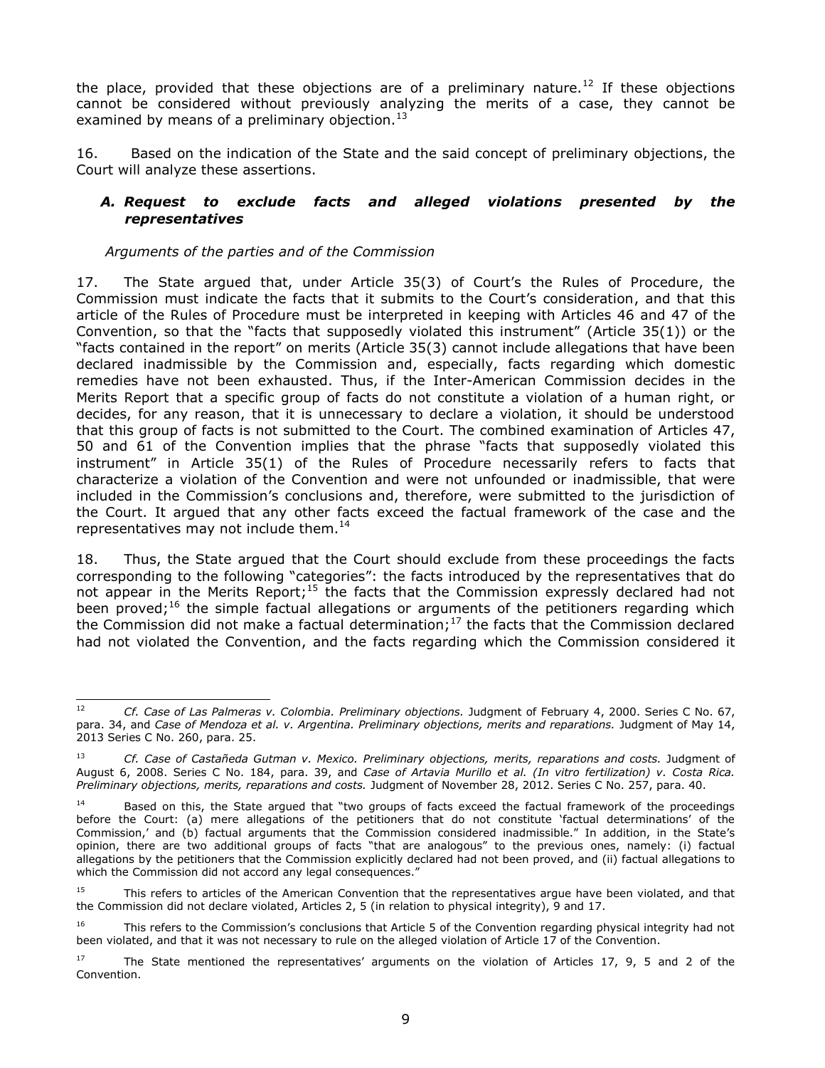the place, provided that these objections are of a preliminary nature.[12] If these objections cannot be considered without previously analyzing the merits of a case, they cannot be examined by means of a preliminary objection.[13]

16. Based on the indication of the State and the said concept of preliminary objections, the Court will analyze these assertions.

### *A. Request to exclude facts and alleged violations presented by the representatives*

*Arguments of the parties and of the Commission*

17. The State argued that, under Article 35(3) of Court's the Rules of Procedure, the Commission must indicate the facts that it submits to the Court's consideration, and that this article of the Rules of Procedure must be interpreted in keeping with Articles 46 and 47 of the Convention, so that the "facts that supposedly violated this instrument" (Article 35(1)) or the "facts contained in the report" on merits (Article 35(3) cannot include allegations that have been declared inadmissible by the Commission and, especially, facts regarding which domestic remedies have not been exhausted. Thus, if the Inter-American Commission decides in the Merits Report that a specific group of facts do not constitute a violation of a human right, or decides, for any reason, that it is unnecessary to declare a violation, it should be understood that this group of facts is not submitted to the Court. The combined examination of Articles 47, 50 and 61 of the Convention implies that the phrase "facts that supposedly violated this instrument" in Article 35(1) of the Rules of Procedure necessarily refers to facts that characterize a violation of the Convention and were not unfounded or inadmissible, that were included in the Commission's conclusions and, therefore, were submitted to the jurisdiction of the Court. It argued that any other facts exceed the factual framework of the case and the representatives may not include them.[14]

18. Thus, the State argued that the Court should exclude from these proceedings the facts corresponding to the following "categories": the facts introduced by the representatives that do not appear in the Merits Report;[15] the facts that the Commission expressly declared had not been proved;[16] the simple factual allegations or arguments of the petitioners regarding which the Commission did not make a factual determination;[17] the facts that the Commission declared had not violated the Convention, and the facts regarding which the Commission considered it

---

[12] *Cf. Case of Las Palmeras v. Colombia. Preliminary objections.* Judgment of February 4, 2000. Series C No. 67, para. 34, and *Case of Mendoza et al. v. Argentina. Preliminary objections, merits and reparations.* Judgment of May 14, 2013 Series C No. 260, para. 25.

[13] *Cf. Case of Castañeda Gutman v. Mexico. Preliminary objections, merits, reparations and costs.* Judgment of August 6, 2008. Series C No. 184, para. 39, and *Case of Artavia Murillo et al. (In vitro fertilization) v. Costa Rica. Preliminary objections, merits, reparations and costs.* Judgment of November 28, 2012. Series C No. 257, para. 40.

[14] Based on this, the State argued that "two groups of facts exceed the factual framework of the proceedings before the Court: (a) mere allegations of the petitioners that do not constitute 'factual determinations' of the Commission,' and (b) factual arguments that the Commission considered inadmissible." In addition, in the State's opinion, there are two additional groups of facts "that are analogous" to the previous ones, namely: (i) factual allegations by the petitioners that the Commission explicitly declared had not been proved, and (ii) factual allegations to which the Commission did not accord any legal consequences."

[15] This refers to articles of the American Convention that the representatives argue have been violated, and that the Commission did not declare violated, Articles 2, 5 (in relation to physical integrity), 9 and 17.

[16] This refers to the Commission's conclusions that Article 5 of the Convention regarding physical integrity had not been violated, and that it was not necessary to rule on the alleged violation of Article 17 of the Convention.

[17] The State mentioned the representatives' arguments on the violation of Articles 17, 9, 5 and 2 of the Convention.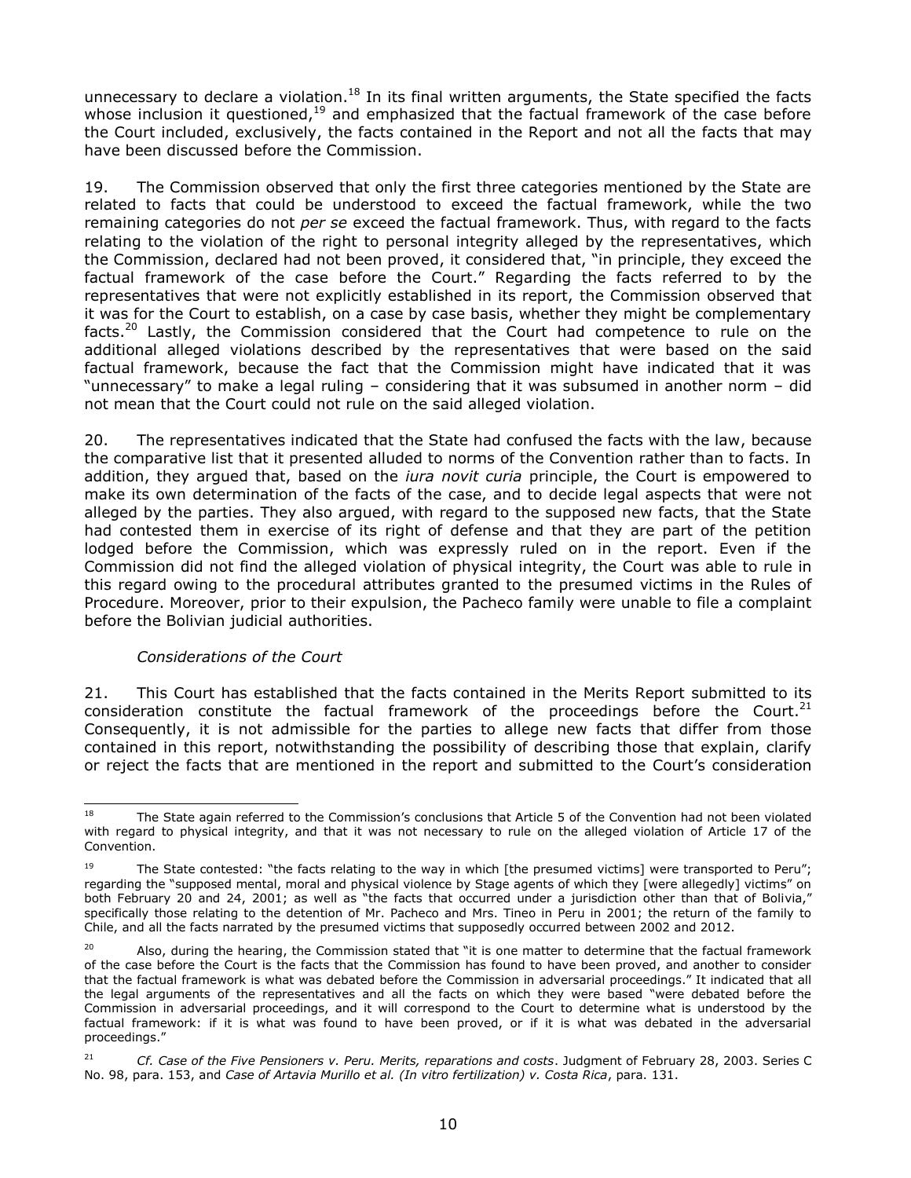unnecessary to declare a violation.[18] In its final written arguments, the State specified the facts whose inclusion it questioned,[19] and emphasized that the factual framework of the case before the Court included, exclusively, the facts contained in the Report and not all the facts that may have been discussed before the Commission.

19. The Commission observed that only the first three categories mentioned by the State are related to facts that could be understood to exceed the factual framework, while the two remaining categories do not *per se* exceed the factual framework. Thus, with regard to the facts relating to the violation of the right to personal integrity alleged by the representatives, which the Commission, declared had not been proved, it considered that, "in principle, they exceed the factual framework of the case before the Court." Regarding the facts referred to by the representatives that were not explicitly established in its report, the Commission observed that it was for the Court to establish, on a case by case basis, whether they might be complementary facts.[20] Lastly, the Commission considered that the Court had competence to rule on the additional alleged violations described by the representatives that were based on the said factual framework, because the fact that the Commission might have indicated that it was "unnecessary" to make a legal ruling – considering that it was subsumed in another norm – did not mean that the Court could not rule on the said alleged violation.

20. The representatives indicated that the State had confused the facts with the law, because the comparative list that it presented alluded to norms of the Convention rather than to facts. In addition, they argued that, based on the *iura novit curia* principle, the Court is empowered to make its own determination of the facts of the case, and to decide legal aspects that were not alleged by the parties. They also argued, with regard to the supposed new facts, that the State had contested them in exercise of its right of defense and that they are part of the petition lodged before the Commission, which was expressly ruled on in the report. Even if the Commission did not find the alleged violation of physical integrity, the Court was able to rule in this regard owing to the procedural attributes granted to the presumed victims in the Rules of Procedure. Moreover, prior to their expulsion, the Pacheco family were unable to file a complaint before the Bolivian judicial authorities.

*Considerations of the Court*

21. This Court has established that the facts contained in the Merits Report submitted to its consideration constitute the factual framework of the proceedings before the Court.[21] Consequently, it is not admissible for the parties to allege new facts that differ from those contained in this report, notwithstanding the possibility of describing those that explain, clarify or reject the facts that are mentioned in the report and submitted to the Court's consideration

---

[18] The State again referred to the Commission's conclusions that Article 5 of the Convention had not been violated with regard to physical integrity, and that it was not necessary to rule on the alleged violation of Article 17 of the Convention.

[19] The State contested: "the facts relating to the way in which [the presumed victims] were transported to Peru"; regarding the "supposed mental, moral and physical violence by Stage agents of which they [were allegedly] victims" on both February 20 and 24, 2001; as well as "the facts that occurred under a jurisdiction other than that of Bolivia," specifically those relating to the detention of Mr. Pacheco and Mrs. Tineo in Peru in 2001; the return of the family to Chile, and all the facts narrated by the presumed victims that supposedly occurred between 2002 and 2012.

[20] Also, during the hearing, the Commission stated that "it is one matter to determine that the factual framework of the case before the Court is the facts that the Commission has found to have been proved, and another to consider that the factual framework is what was debated before the Commission in adversarial proceedings." It indicated that all the legal arguments of the representatives and all the facts on which they were based "were debated before the Commission in adversarial proceedings, and it will correspond to the Court to determine what is understood by the factual framework: if it is what was found to have been proved, or if it is what was debated in the adversarial proceedings."

[21] *Cf. Case of the Five Pensioners v. Peru. Merits, reparations and costs*. Judgment of February 28, 2003. Series C No. 98, para. 153, and *Case of Artavia Murillo et al. (In vitro fertilization) v. Costa Rica*, para. 131.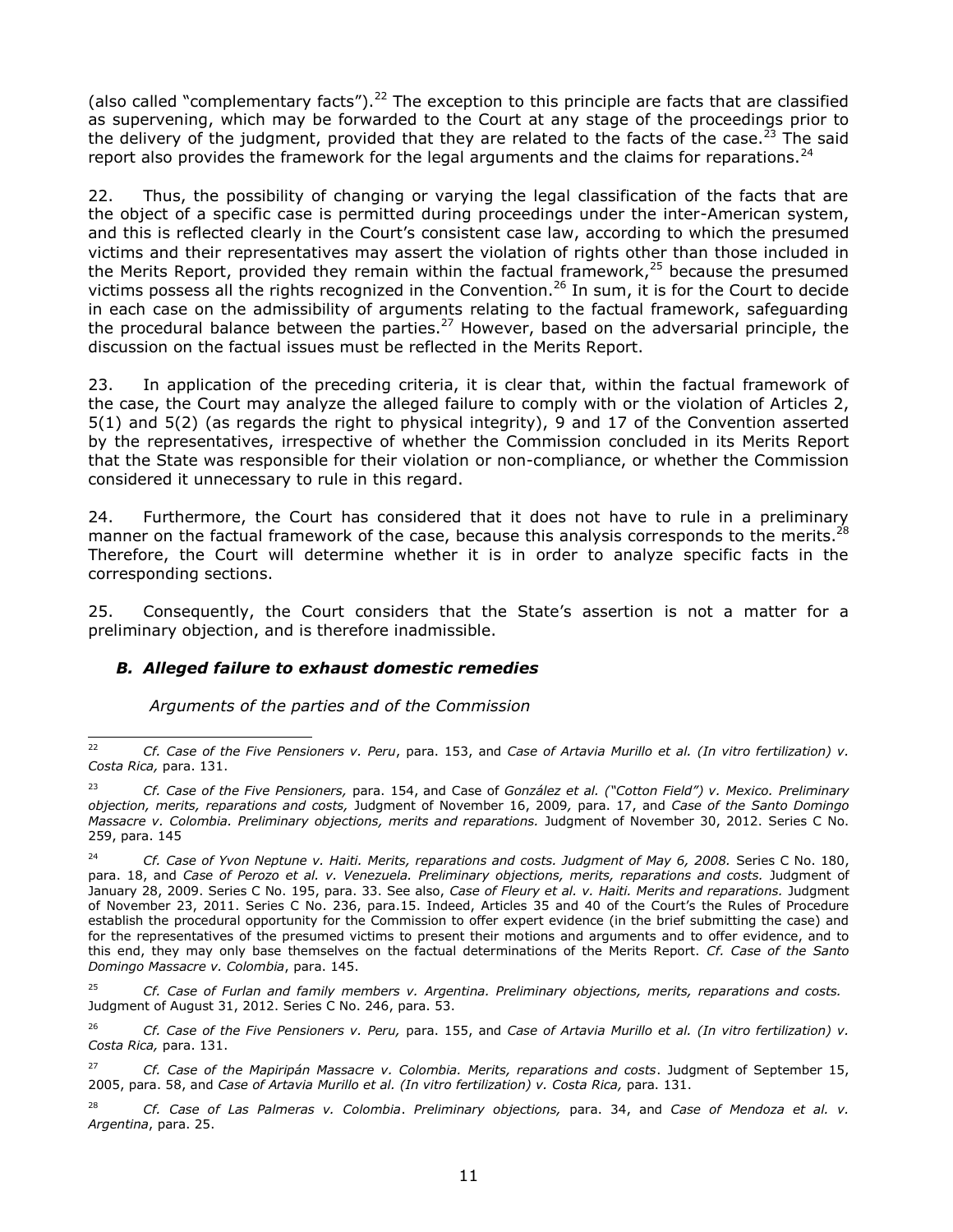(also called "complementary facts").[22] The exception to this principle are facts that are classified as supervening, which may be forwarded to the Court at any stage of the proceedings prior to the delivery of the judgment, provided that they are related to the facts of the case.[23] The said report also provides the framework for the legal arguments and the claims for reparations.[24]

22. Thus, the possibility of changing or varying the legal classification of the facts that are the object of a specific case is permitted during proceedings under the inter-American system, and this is reflected clearly in the Court's consistent case law, according to which the presumed victims and their representatives may assert the violation of rights other than those included in the Merits Report, provided they remain within the factual framework,[25] because the presumed victims possess all the rights recognized in the Convention.[26] In sum, it is for the Court to decide in each case on the admissibility of arguments relating to the factual framework, safeguarding the procedural balance between the parties.[27] However, based on the adversarial principle, the discussion on the factual issues must be reflected in the Merits Report.

23. In application of the preceding criteria, it is clear that, within the factual framework of the case, the Court may analyze the alleged failure to comply with or the violation of Articles 2, 5(1) and 5(2) (as regards the right to physical integrity), 9 and 17 of the Convention asserted by the representatives, irrespective of whether the Commission concluded in its Merits Report that the State was responsible for their violation or non-compliance, or whether the Commission considered it unnecessary to rule in this regard.

24. Furthermore, the Court has considered that it does not have to rule in a preliminary manner on the factual framework of the case, because this analysis corresponds to the merits.[28] Therefore, the Court will determine whether it is in order to analyze specific facts in the corresponding sections.

25. Consequently, the Court considers that the State's assertion is not a matter for a preliminary objection, and is therefore inadmissible.

### *B. Alleged failure to exhaust domestic remedies*

*Arguments of the parties and of the Commission*

---

[22] *Cf. Case of the Five Pensioners v. Peru*, para. 153, and *Case of Artavia Murillo et al. (In vitro fertilization) v. Costa Rica,* para. 131.

[23] *Cf. Case of the Five Pensioners,* para. 154, and Case of *González et al. ("Cotton Field") v. Mexico. Preliminary objection, merits, reparations and costs,* Judgment of November 16, 2009, para. 17, and *Case of the Santo Domingo Massacre v. Colombia. Preliminary objections, merits and reparations.* Judgment of November 30, 2012. Series C No. 259, para. 145

[24] *Cf. Case of Yvon Neptune v. Haiti. Merits, reparations and costs. Judgment of May 6, 2008.* Series C No. 180, para. 18, and *Case of Perozo et al. v. Venezuela. Preliminary objections, merits, reparations and costs.* Judgment of January 28, 2009. Series C No. 195, para. 33. See also, *Case of Fleury et al. v. Haiti. Merits and reparations.* Judgment of November 23, 2011. Series C No. 236, para.15. Indeed, Articles 35 and 40 of the Court's the Rules of Procedure establish the procedural opportunity for the Commission to offer expert evidence (in the brief submitting the case) and for the representatives of the presumed victims to present their motions and arguments and to offer evidence, and to this end, they may only base themselves on the factual determinations of the Merits Report. *Cf. Case of the Santo Domingo Massacre v. Colombia*, para. 145.

[25] *Cf. Case of Furlan and family members v. Argentina. Preliminary objections, merits, reparations and costs.* Judgment of August 31, 2012. Series C No. 246, para. 53.

[26] *Cf. Case of the Five Pensioners v. Peru,* para. 155, and *Case of Artavia Murillo et al. (In vitro fertilization) v. Costa Rica,* para. 131.

[27] *Cf. Case of the Mapiripán Massacre v. Colombia. Merits, reparations and costs*. Judgment of September 15, 2005, para. 58, and *Case of Artavia Murillo et al. (In vitro fertilization) v. Costa Rica,* para. 131.

[28] *Cf. Case of Las Palmeras v. Colombia*. *Preliminary objections,* para. 34, and *Case of Mendoza et al. v. Argentina*, para. 25.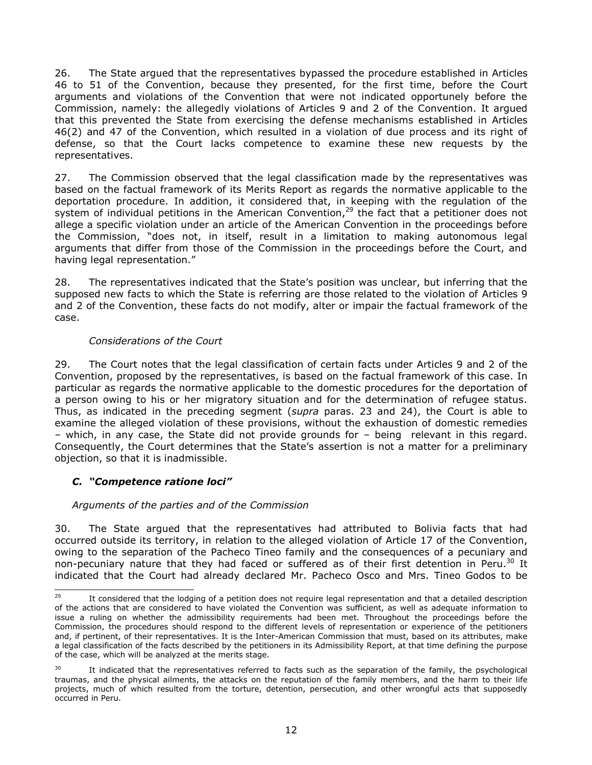26. The State argued that the representatives bypassed the procedure established in Articles 46 to 51 of the Convention, because they presented, for the first time, before the Court arguments and violations of the Convention that were not indicated opportunely before the Commission, namely: the allegedly violations of Articles 9 and 2 of the Convention. It argued that this prevented the State from exercising the defense mechanisms established in Articles 46(2) and 47 of the Convention, which resulted in a violation of due process and its right of defense, so that the Court lacks competence to examine these new requests by the representatives.

27. The Commission observed that the legal classification made by the representatives was based on the factual framework of its Merits Report as regards the normative applicable to the deportation procedure. In addition, it considered that, in keeping with the regulation of the system of individual petitions in the American Convention,[29] the fact that a petitioner does not allege a specific violation under an article of the American Convention in the proceedings before the Commission, "does not, in itself, result in a limitation to making autonomous legal arguments that differ from those of the Commission in the proceedings before the Court, and having legal representation."

28. The representatives indicated that the State's position was unclear, but inferring that the supposed new facts to which the State is referring are those related to the violation of Articles 9 and 2 of the Convention, these facts do not modify, alter or impair the factual framework of the case.

*Considerations of the Court*

29. The Court notes that the legal classification of certain facts under Articles 9 and 2 of the Convention, proposed by the representatives, is based on the factual framework of this case. In particular as regards the normative applicable to the domestic procedures for the deportation of a person owing to his or her migratory situation and for the determination of refugee status. Thus, as indicated in the preceding segment (*supra* paras. 23 and 24), the Court is able to examine the alleged violation of these provisions, without the exhaustion of domestic remedies – which, in any case, the State did not provide grounds for – being relevant in this regard. Consequently, the Court determines that the State's assertion is not a matter for a preliminary objection, so that it is inadmissible.

### *C. "Competence ratione loci"*

*Arguments of the parties and of the Commission*

30. The State argued that the representatives had attributed to Bolivia facts that had occurred outside its territory, in relation to the alleged violation of Article 17 of the Convention, owing to the separation of the Pacheco Tineo family and the consequences of a pecuniary and non-pecuniary nature that they had faced or suffered as of their first detention in Peru.[30] It indicated that the Court had already declared Mr. Pacheco Osco and Mrs. Tineo Godos to be

---

[29] It considered that the lodging of a petition does not require legal representation and that a detailed description of the actions that are considered to have violated the Convention was sufficient, as well as adequate information to issue a ruling on whether the admissibility requirements had been met. Throughout the proceedings before the Commission, the procedures should respond to the different levels of representation or experience of the petitioners and, if pertinent, of their representatives. It is the Inter-American Commission that must, based on its attributes, make a legal classification of the facts described by the petitioners in its Admissibility Report, at that time defining the purpose of the case, which will be analyzed at the merits stage.

[30] It indicated that the representatives referred to facts such as the separation of the family, the psychological traumas, and the physical ailments, the attacks on the reputation of the family members, and the harm to their life projects, much of which resulted from the torture, detention, persecution, and other wrongful acts that supposedly occurred in Peru.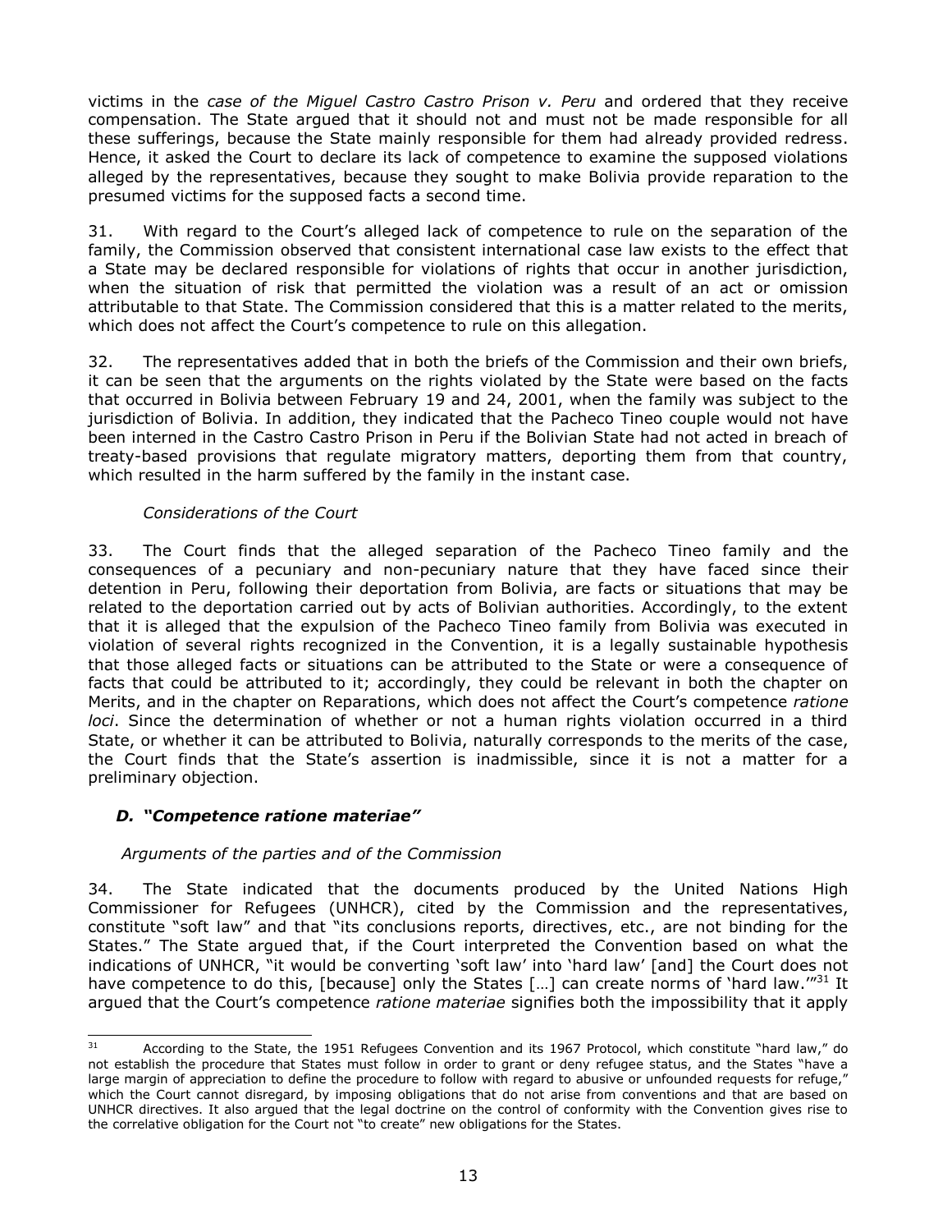victims in the *case of the Miguel Castro Castro Prison v. Peru* and ordered that they receive compensation. The State argued that it should not and must not be made responsible for all these sufferings, because the State mainly responsible for them had already provided redress. Hence, it asked the Court to declare its lack of competence to examine the supposed violations alleged by the representatives, because they sought to make Bolivia provide reparation to the presumed victims for the supposed facts a second time.

31. With regard to the Court's alleged lack of competence to rule on the separation of the family, the Commission observed that consistent international case law exists to the effect that a State may be declared responsible for violations of rights that occur in another jurisdiction, when the situation of risk that permitted the violation was a result of an act or omission attributable to that State. The Commission considered that this is a matter related to the merits, which does not affect the Court's competence to rule on this allegation.

32. The representatives added that in both the briefs of the Commission and their own briefs, it can be seen that the arguments on the rights violated by the State were based on the facts that occurred in Bolivia between February 19 and 24, 2001, when the family was subject to the jurisdiction of Bolivia. In addition, they indicated that the Pacheco Tineo couple would not have been interned in the Castro Castro Prison in Peru if the Bolivian State had not acted in breach of treaty-based provisions that regulate migratory matters, deporting them from that country, which resulted in the harm suffered by the family in the instant case.

*Considerations of the Court*

33. The Court finds that the alleged separation of the Pacheco Tineo family and the consequences of a pecuniary and non-pecuniary nature that they have faced since their detention in Peru, following their deportation from Bolivia, are facts or situations that may be related to the deportation carried out by acts of Bolivian authorities. Accordingly, to the extent that it is alleged that the expulsion of the Pacheco Tineo family from Bolivia was executed in violation of several rights recognized in the Convention, it is a legally sustainable hypothesis that those alleged facts or situations can be attributed to the State or were a consequence of facts that could be attributed to it; accordingly, they could be relevant in both the chapter on Merits, and in the chapter on Reparations, which does not affect the Court's competence *ratione loci*. Since the determination of whether or not a human rights violation occurred in a third State, or whether it can be attributed to Bolivia, naturally corresponds to the merits of the case, the Court finds that the State's assertion is inadmissible, since it is not a matter for a preliminary objection.

### *D. "Competence ratione materiae"*

*Arguments of the parties and of the Commission*

34. The State indicated that the documents produced by the United Nations High Commissioner for Refugees (UNHCR), cited by the Commission and the representatives, constitute "soft law" and that "its conclusions reports, directives, etc., are not binding for the States." The State argued that, if the Court interpreted the Convention based on what the indications of UNHCR, "it would be converting 'soft law' into 'hard law' [and] the Court does not have competence to do this, [because] only the States […] can create norms of 'hard law.'"[31] It argued that the Court's competence *ratione materiae* signifies both the impossibility that it apply

---

[31] According to the State, the 1951 Refugees Convention and its 1967 Protocol, which constitute "hard law," do not establish the procedure that States must follow in order to grant or deny refugee status, and the States "have a large margin of appreciation to define the procedure to follow with regard to abusive or unfounded requests for refuge," which the Court cannot disregard, by imposing obligations that do not arise from conventions and that are based on UNHCR directives. It also argued that the legal doctrine on the control of conformity with the Convention gives rise to the correlative obligation for the Court not "to create" new obligations for the States.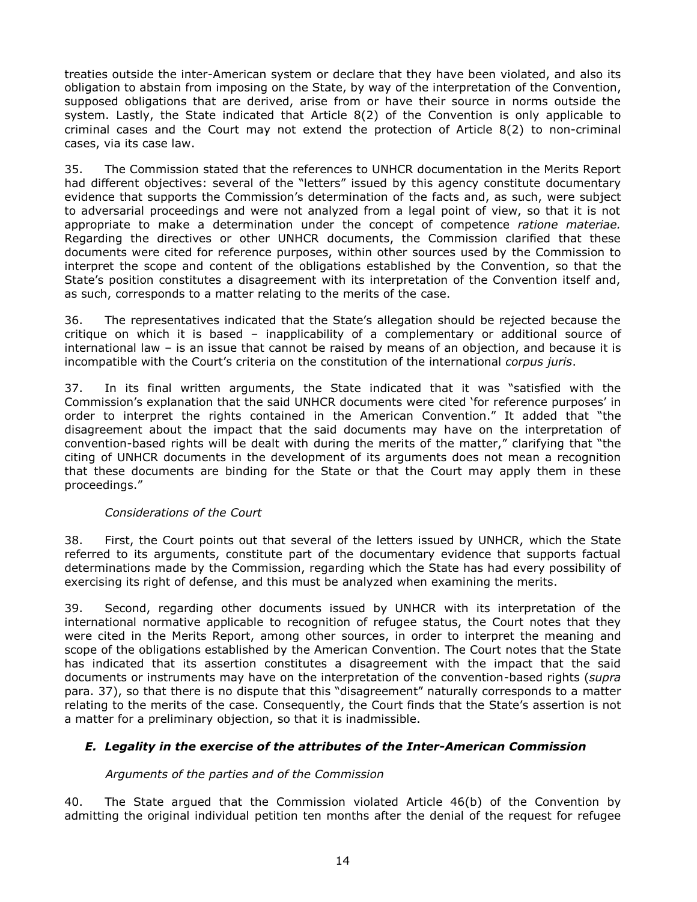treaties outside the inter-American system or declare that they have been violated, and also its obligation to abstain from imposing on the State, by way of the interpretation of the Convention, supposed obligations that are derived, arise from or have their source in norms outside the system. Lastly, the State indicated that Article 8(2) of the Convention is only applicable to criminal cases and the Court may not extend the protection of Article 8(2) to non-criminal cases, via its case law.

35. The Commission stated that the references to UNHCR documentation in the Merits Report had different objectives: several of the "letters" issued by this agency constitute documentary evidence that supports the Commission's determination of the facts and, as such, were subject to adversarial proceedings and were not analyzed from a legal point of view, so that it is not appropriate to make a determination under the concept of competence *ratione materiae.* Regarding the directives or other UNHCR documents, the Commission clarified that these documents were cited for reference purposes, within other sources used by the Commission to interpret the scope and content of the obligations established by the Convention, so that the State's position constitutes a disagreement with its interpretation of the Convention itself and, as such, corresponds to a matter relating to the merits of the case.

36. The representatives indicated that the State's allegation should be rejected because the critique on which it is based – inapplicability of a complementary or additional source of international law – is an issue that cannot be raised by means of an objection, and because it is incompatible with the Court's criteria on the constitution of the international *corpus juris*.

37. In its final written arguments, the State indicated that it was "satisfied with the Commission's explanation that the said UNHCR documents were cited 'for reference purposes' in order to interpret the rights contained in the American Convention." It added that "the disagreement about the impact that the said documents may have on the interpretation of convention-based rights will be dealt with during the merits of the matter," clarifying that "the citing of UNHCR documents in the development of its arguments does not mean a recognition that these documents are binding for the State or that the Court may apply them in these proceedings."

*Considerations of the Court*

38. First, the Court points out that several of the letters issued by UNHCR, which the State referred to its arguments, constitute part of the documentary evidence that supports factual determinations made by the Commission, regarding which the State has had every possibility of exercising its right of defense, and this must be analyzed when examining the merits.

39. Second, regarding other documents issued by UNHCR with its interpretation of the international normative applicable to recognition of refugee status, the Court notes that they were cited in the Merits Report, among other sources, in order to interpret the meaning and scope of the obligations established by the American Convention. The Court notes that the State has indicated that its assertion constitutes a disagreement with the impact that the said documents or instruments may have on the interpretation of the convention-based rights (*supra* para. 37), so that there is no dispute that this "disagreement" naturally corresponds to a matter relating to the merits of the case. Consequently, the Court finds that the State's assertion is not a matter for a preliminary objection, so that it is inadmissible.

### *E. Legality in the exercise of the attributes of the Inter-American Commission*

*Arguments of the parties and of the Commission*

40. The State argued that the Commission violated Article 46(b) of the Convention by admitting the original individual petition ten months after the denial of the request for refugee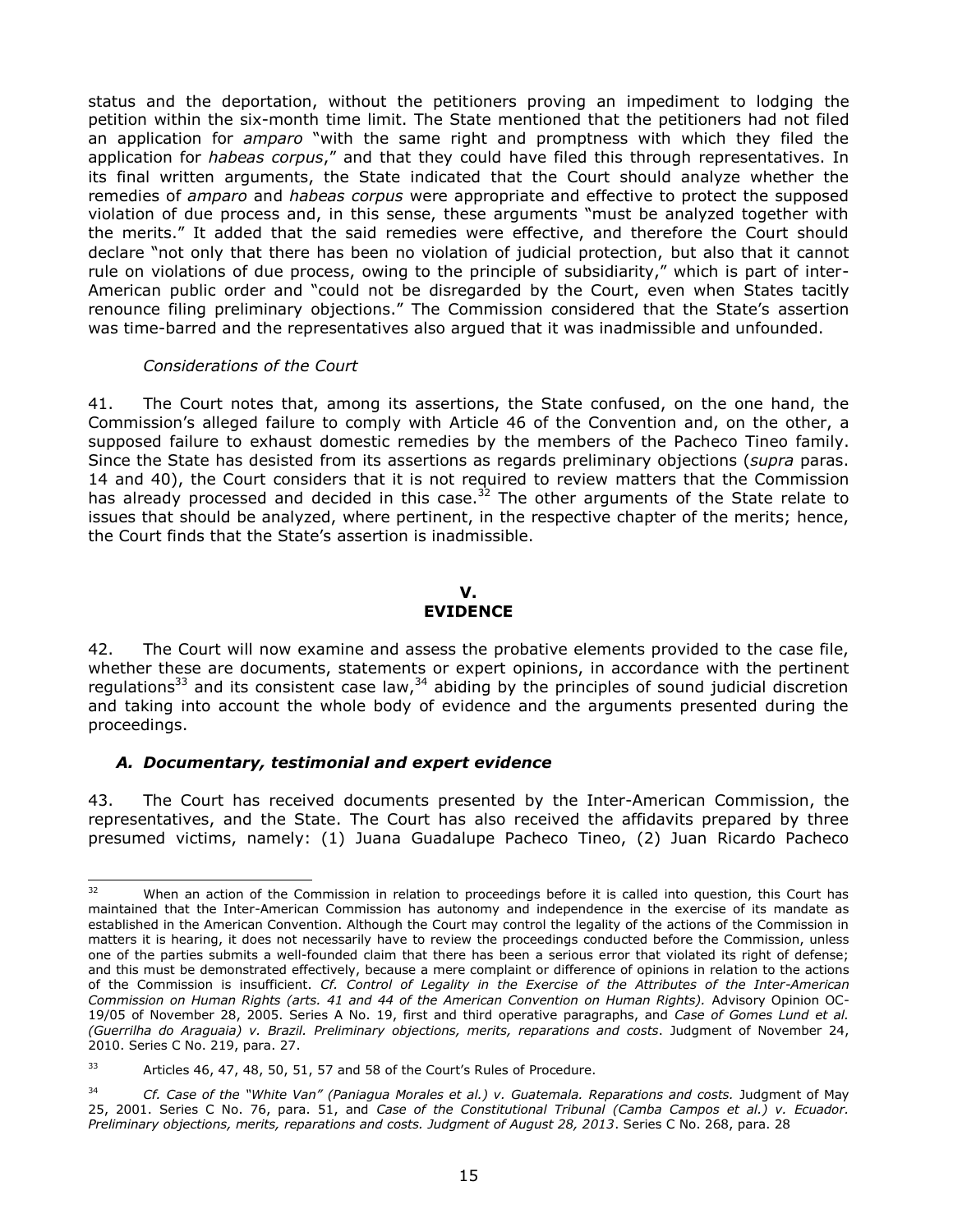status and the deportation, without the petitioners proving an impediment to lodging the petition within the six-month time limit. The State mentioned that the petitioners had not filed an application for *amparo* "with the same right and promptness with which they filed the application for *habeas corpus*," and that they could have filed this through representatives. In its final written arguments, the State indicated that the Court should analyze whether the remedies of *amparo* and *habeas corpus* were appropriate and effective to protect the supposed violation of due process and, in this sense, these arguments "must be analyzed together with the merits." It added that the said remedies were effective, and therefore the Court should declare "not only that there has been no violation of judicial protection, but also that it cannot rule on violations of due process, owing to the principle of subsidiarity," which is part of inter-American public order and "could not be disregarded by the Court, even when States tacitly renounce filing preliminary objections." The Commission considered that the State's assertion was time-barred and the representatives also argued that it was inadmissible and unfounded.

*Considerations of the Court*

41. The Court notes that, among its assertions, the State confused, on the one hand, the Commission's alleged failure to comply with Article 46 of the Convention and, on the other, a supposed failure to exhaust domestic remedies by the members of the Pacheco Tineo family. Since the State has desisted from its assertions as regards preliminary objections (*supra* paras. 14 and 40), the Court considers that it is not required to review matters that the Commission has already processed and decided in this case.[32] The other arguments of the State relate to issues that should be analyzed, where pertinent, in the respective chapter of the merits; hence, the Court finds that the State's assertion is inadmissible.

## V.
## EVIDENCE

42. The Court will now examine and assess the probative elements provided to the case file, whether these are documents, statements or expert opinions, in accordance with the pertinent regulations[33] and its consistent case law,[34] abiding by the principles of sound judicial discretion and taking into account the whole body of evidence and the arguments presented during the proceedings.

### *A. Documentary, testimonial and expert evidence*

43. The Court has received documents presented by the Inter-American Commission, the representatives, and the State. The Court has also received the affidavits prepared by three presumed victims, namely: (1) Juana Guadalupe Pacheco Tineo, (2) Juan Ricardo Pacheco

---

[32] When an action of the Commission in relation to proceedings before it is called into question, this Court has maintained that the Inter-American Commission has autonomy and independence in the exercise of its mandate as established in the American Convention. Although the Court may control the legality of the actions of the Commission in matters it is hearing, it does not necessarily have to review the proceedings conducted before the Commission, unless one of the parties submits a well-founded claim that there has been a serious error that violated its right of defense; and this must be demonstrated effectively, because a mere complaint or difference of opinions in relation to the actions of the Commission is insufficient. *Cf. Control of Legality in the Exercise of the Attributes of the Inter-American Commission on Human Rights (arts. 41 and 44 of the American Convention on Human Rights).* Advisory Opinion OC-19/05 of November 28, 2005. Series A No. 19, first and third operative paragraphs, and *Case of Gomes Lund et al. (Guerrilha do Araguaia) v. Brazil. Preliminary objections, merits, reparations and costs*. Judgment of November 24, 2010. Series C No. 219, para. 27.

[33] Articles 46, 47, 48, 50, 51, 57 and 58 of the Court's Rules of Procedure.

[34] *Cf. Case of the "White Van" (Paniagua Morales et al.) v. Guatemala. Reparations and costs.* Judgment of May 25, 2001. Series C No. 76, para. 51, and *Case of the Constitutional Tribunal (Camba Campos et al.) v. Ecuador. Preliminary objections, merits, reparations and costs. Judgment of August 28, 2013*. Series C No. 268, para. 28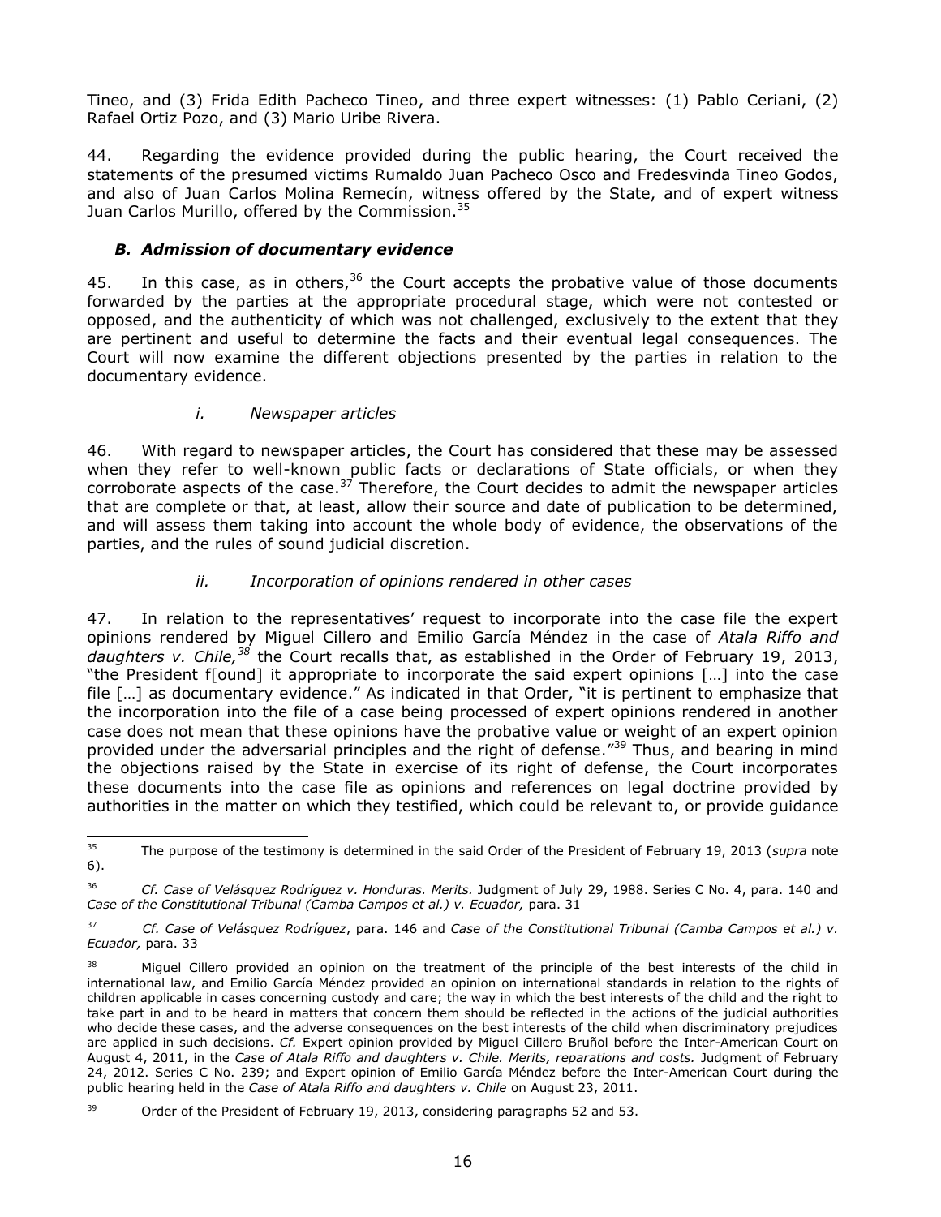Tineo, and (3) Frida Edith Pacheco Tineo, and three expert witnesses: (1) Pablo Ceriani, (2) Rafael Ortiz Pozo, and (3) Mario Uribe Rivera.

44. Regarding the evidence provided during the public hearing, the Court received the statements of the presumed victims Rumaldo Juan Pacheco Osco and Fredesvinda Tineo Godos, and also of Juan Carlos Molina Remecín, witness offered by the State, and of expert witness Juan Carlos Murillo, offered by the Commission.[35]

### *B. Admission of documentary evidence*

45. In this case, as in others,[36] the Court accepts the probative value of those documents forwarded by the parties at the appropriate procedural stage, which were not contested or opposed, and the authenticity of which was not challenged, exclusively to the extent that they are pertinent and useful to determine the facts and their eventual legal consequences. The Court will now examine the different objections presented by the parties in relation to the documentary evidence.

#### *i. Newspaper articles*

46. With regard to newspaper articles, the Court has considered that these may be assessed when they refer to well-known public facts or declarations of State officials, or when they corroborate aspects of the case.[37] Therefore, the Court decides to admit the newspaper articles that are complete or that, at least, allow their source and date of publication to be determined, and will assess them taking into account the whole body of evidence, the observations of the parties, and the rules of sound judicial discretion.

#### *ii. Incorporation of opinions rendered in other cases*

47. In relation to the representatives' request to incorporate into the case file the expert opinions rendered by Miguel Cillero and Emilio García Méndez in the case of *Atala Riffo and daughters v. Chile,*[38] the Court recalls that, as established in the Order of February 19, 2013, "the President f[ound] it appropriate to incorporate the said expert opinions […] into the case file […] as documentary evidence." As indicated in that Order, "it is pertinent to emphasize that the incorporation into the file of a case being processed of expert opinions rendered in another case does not mean that these opinions have the probative value or weight of an expert opinion provided under the adversarial principles and the right of defense."[39] Thus, and bearing in mind the objections raised by the State in exercise of its right of defense, the Court incorporates these documents into the case file as opinions and references on legal doctrine provided by authorities in the matter on which they testified, which could be relevant to, or provide guidance

---

[35] The purpose of the testimony is determined in the said Order of the President of February 19, 2013 (*supra* note 6).

[36] *Cf. Case of Velásquez Rodríguez v. Honduras. Merits.* Judgment of July 29, 1988. Series C No. 4, para. 140 and *Case of the Constitutional Tribunal (Camba Campos et al.) v. Ecuador,* para. 31

[37] *Cf. Case of Velásquez Rodríguez*, para. 146 and *Case of the Constitutional Tribunal (Camba Campos et al.) v. Ecuador,* para. 33

[38] Miguel Cillero provided an opinion on the treatment of the principle of the best interests of the child in international law, and Emilio García Méndez provided an opinion on international standards in relation to the rights of children applicable in cases concerning custody and care; the way in which the best interests of the child and the right to take part in and to be heard in matters that concern them should be reflected in the actions of the judicial authorities who decide these cases, and the adverse consequences on the best interests of the child when discriminatory prejudices are applied in such decisions. *Cf.* Expert opinion provided by Miguel Cillero Bruñol before the Inter-American Court on August 4, 2011, in the *Case of Atala Riffo and daughters v. Chile. Merits, reparations and costs.* Judgment of February 24, 2012. Series C No. 239; and Expert opinion of Emilio García Méndez before the Inter-American Court during the public hearing held in the *Case of Atala Riffo and daughters v. Chile* on August 23, 2011.

[39] Order of the President of February 19, 2013, considering paragraphs 52 and 53.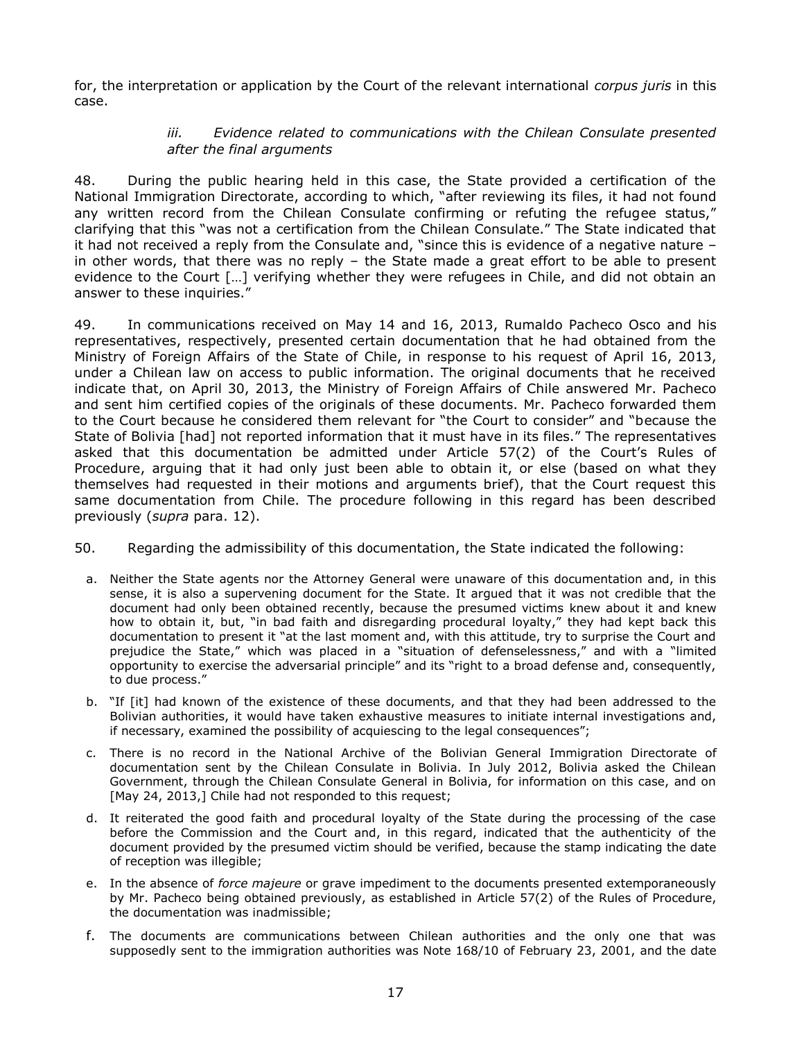for, the interpretation or application by the Court of the relevant international *corpus juris* in this case.

### *iii. Evidence related to communications with the Chilean Consulate presented after the final arguments*

48. During the public hearing held in this case, the State provided a certification of the National Immigration Directorate, according to which, "after reviewing its files, it had not found any written record from the Chilean Consulate confirming or refuting the refugee status," clarifying that this "was not a certification from the Chilean Consulate." The State indicated that it had not received a reply from the Consulate and, "since this is evidence of a negative nature – in other words, that there was no reply – the State made a great effort to be able to present evidence to the Court […] verifying whether they were refugees in Chile, and did not obtain an answer to these inquiries."

49. In communications received on May 14 and 16, 2013, Rumaldo Pacheco Osco and his representatives, respectively, presented certain documentation that he had obtained from the Ministry of Foreign Affairs of the State of Chile, in response to his request of April 16, 2013, under a Chilean law on access to public information. The original documents that he received indicate that, on April 30, 2013, the Ministry of Foreign Affairs of Chile answered Mr. Pacheco and sent him certified copies of the originals of these documents. Mr. Pacheco forwarded them to the Court because he considered them relevant for "the Court to consider" and "because the State of Bolivia [had] not reported information that it must have in its files." The representatives asked that this documentation be admitted under Article 57(2) of the Court's Rules of Procedure, arguing that it had only just been able to obtain it, or else (based on what they themselves had requested in their motions and arguments brief), that the Court request this same documentation from Chile. The procedure following in this regard has been described previously (*supra* para. 12).

50. Regarding the admissibility of this documentation, the State indicated the following:

a. Neither the State agents nor the Attorney General were unaware of this documentation and, in this sense, it is also a supervening document for the State. It argued that it was not credible that the document had only been obtained recently, because the presumed victims knew about it and knew how to obtain it, but, "in bad faith and disregarding procedural loyalty," they had kept back this documentation to present it "at the last moment and, with this attitude, try to surprise the Court and prejudice the State," which was placed in a "situation of defenselessness," and with a "limited opportunity to exercise the adversarial principle" and its "right to a broad defense and, consequently, to due process."

b. "If [it] had known of the existence of these documents, and that they had been addressed to the Bolivian authorities, it would have taken exhaustive measures to initiate internal investigations and, if necessary, examined the possibility of acquiescing to the legal consequences";

c. There is no record in the National Archive of the Bolivian General Immigration Directorate of documentation sent by the Chilean Consulate in Bolivia. In July 2012, Bolivia asked the Chilean Government, through the Chilean Consulate General in Bolivia, for information on this case, and on [May 24, 2013,] Chile had not responded to this request;

d. It reiterated the good faith and procedural loyalty of the State during the processing of the case before the Commission and the Court and, in this regard, indicated that the authenticity of the document provided by the presumed victim should be verified, because the stamp indicating the date of reception was illegible;

e. In the absence of *force majeure* or grave impediment to the documents presented extemporaneously by Mr. Pacheco being obtained previously, as established in Article 57(2) of the Rules of Procedure, the documentation was inadmissible;

f. The documents are communications between Chilean authorities and the only one that was supposedly sent to the immigration authorities was Note 168/10 of February 23, 2001, and the date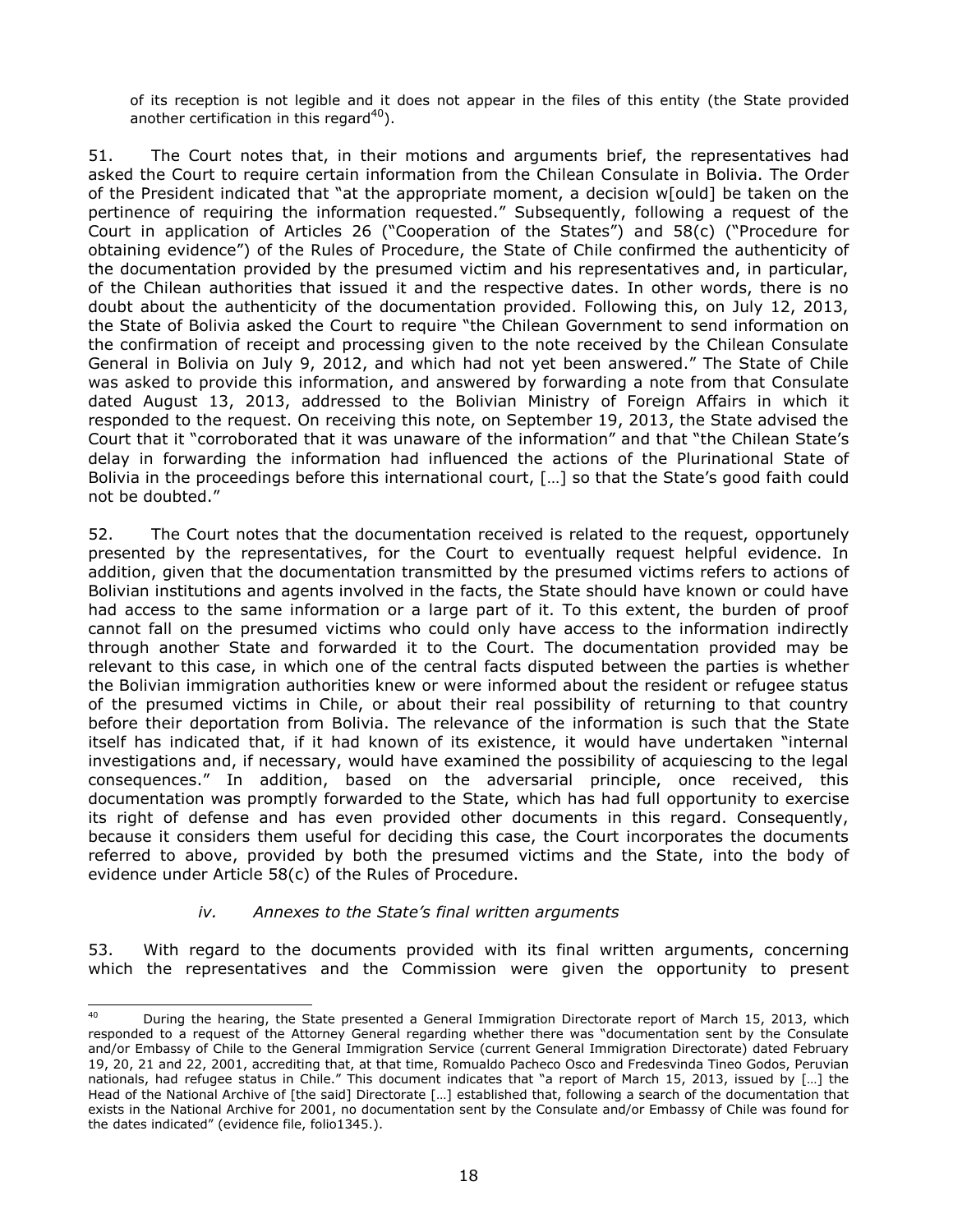of its reception is not legible and it does not appear in the files of this entity (the State provided another certification in this regard[40]).

51. The Court notes that, in their motions and arguments brief, the representatives had asked the Court to require certain information from the Chilean Consulate in Bolivia. The Order of the President indicated that "at the appropriate moment, a decision w[ould] be taken on the pertinence of requiring the information requested." Subsequently, following a request of the Court in application of Articles 26 ("Cooperation of the States") and 58(c) ("Procedure for obtaining evidence") of the Rules of Procedure, the State of Chile confirmed the authenticity of the documentation provided by the presumed victim and his representatives and, in particular, of the Chilean authorities that issued it and the respective dates. In other words, there is no doubt about the authenticity of the documentation provided. Following this, on July 12, 2013, the State of Bolivia asked the Court to require "the Chilean Government to send information on the confirmation of receipt and processing given to the note received by the Chilean Consulate General in Bolivia on July 9, 2012, and which had not yet been answered." The State of Chile was asked to provide this information, and answered by forwarding a note from that Consulate dated August 13, 2013, addressed to the Bolivian Ministry of Foreign Affairs in which it responded to the request. On receiving this note, on September 19, 2013, the State advised the Court that it "corroborated that it was unaware of the information" and that "the Chilean State's delay in forwarding the information had influenced the actions of the Plurinational State of Bolivia in the proceedings before this international court, […] so that the State's good faith could not be doubted."

52. The Court notes that the documentation received is related to the request, opportunely presented by the representatives, for the Court to eventually request helpful evidence. In addition, given that the documentation transmitted by the presumed victims refers to actions of Bolivian institutions and agents involved in the facts, the State should have known or could have had access to the same information or a large part of it. To this extent, the burden of proof cannot fall on the presumed victims who could only have access to the information indirectly through another State and forwarded it to the Court. The documentation provided may be relevant to this case, in which one of the central facts disputed between the parties is whether the Bolivian immigration authorities knew or were informed about the resident or refugee status of the presumed victims in Chile, or about their real possibility of returning to that country before their deportation from Bolivia. The relevance of the information is such that the State itself has indicated that, if it had known of its existence, it would have undertaken "internal investigations and, if necessary, would have examined the possibility of acquiescing to the legal consequences." In addition, based on the adversarial principle, once received, this documentation was promptly forwarded to the State, which has had full opportunity to exercise its right of defense and has even provided other documents in this regard. Consequently, because it considers them useful for deciding this case, the Court incorporates the documents referred to above, provided by both the presumed victims and the State, into the body of evidence under Article 58(c) of the Rules of Procedure.

*iv. Annexes to the State's final written arguments*

53. With regard to the documents provided with its final written arguments, concerning which the representatives and the Commission were given the opportunity to present

---

[40] During the hearing, the State presented a General Immigration Directorate report of March 15, 2013, which responded to a request of the Attorney General regarding whether there was "documentation sent by the Consulate and/or Embassy of Chile to the General Immigration Service (current General Immigration Directorate) dated February 19, 20, 21 and 22, 2001, accrediting that, at that time, Romualdo Pacheco Osco and Fredesvinda Tineo Godos, Peruvian nationals, had refugee status in Chile." This document indicates that "a report of March 15, 2013, issued by […] the Head of the National Archive of [the said] Directorate […] established that, following a search of the documentation that exists in the National Archive for 2001, no documentation sent by the Consulate and/or Embassy of Chile was found for the dates indicated" (evidence file, folio1345.).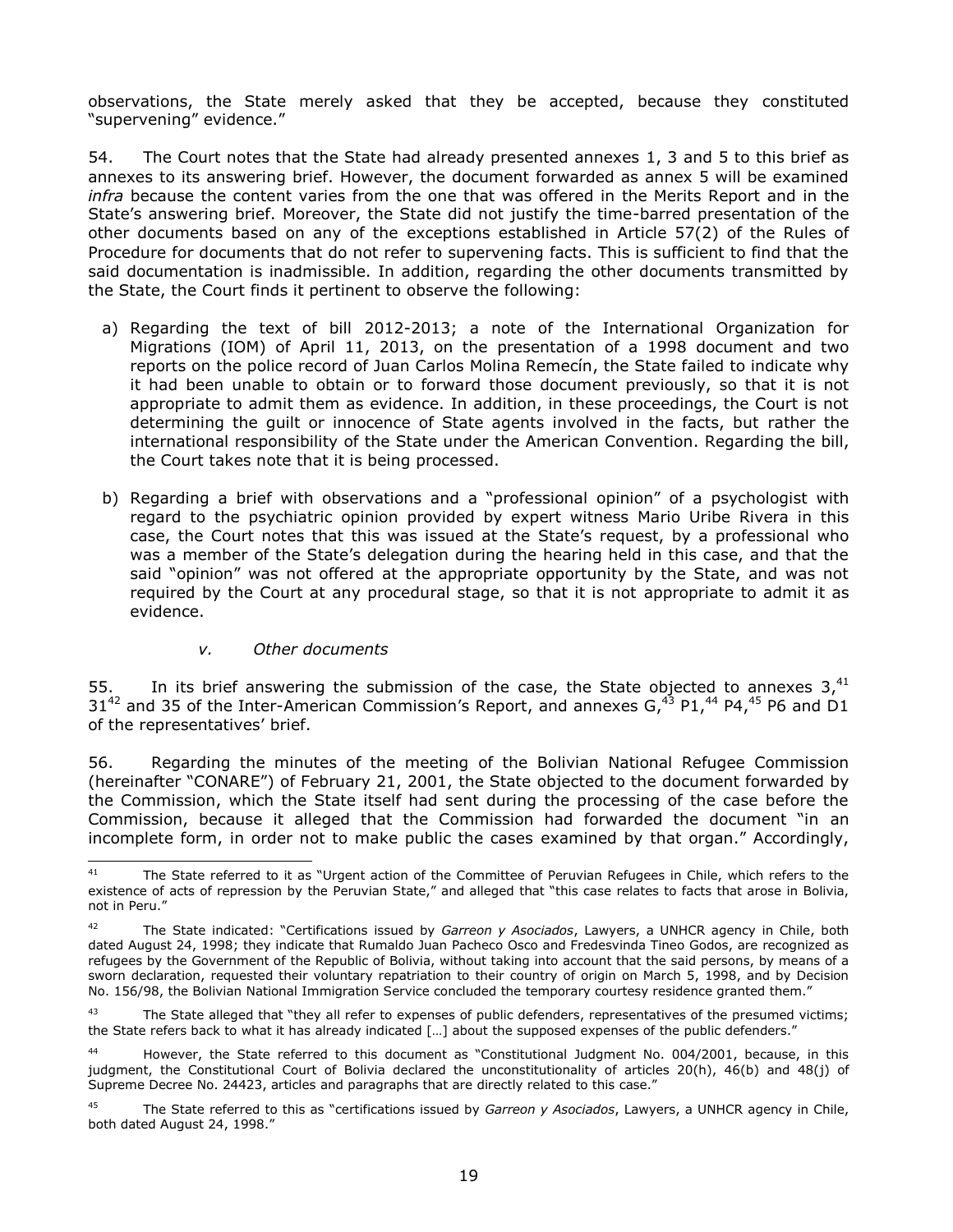observations, the State merely asked that they be accepted, because they constituted "supervening" evidence."

54. The Court notes that the State had already presented annexes 1, 3 and 5 to this brief as annexes to its answering brief. However, the document forwarded as annex 5 will be examined *infra* because the content varies from the one that was offered in the Merits Report and in the State's answering brief. Moreover, the State did not justify the time-barred presentation of the other documents based on any of the exceptions established in Article 57(2) of the Rules of Procedure for documents that do not refer to supervening facts. This is sufficient to find that the said documentation is inadmissible. In addition, regarding the other documents transmitted by the State, the Court finds it pertinent to observe the following:

a) Regarding the text of bill 2012-2013; a note of the International Organization for Migrations (IOM) of April 11, 2013, on the presentation of a 1998 document and two reports on the police record of Juan Carlos Molina Remecín, the State failed to indicate why it had been unable to obtain or to forward those document previously, so that it is not appropriate to admit them as evidence. In addition, in these proceedings, the Court is not determining the guilt or innocence of State agents involved in the facts, but rather the international responsibility of the State under the American Convention. Regarding the bill, the Court takes note that it is being processed.

b) Regarding a brief with observations and a "professional opinion" of a psychologist with regard to the psychiatric opinion provided by expert witness Mario Uribe Rivera in this case, the Court notes that this was issued at the State's request, by a professional who was a member of the State's delegation during the hearing held in this case, and that the said "opinion" was not offered at the appropriate opportunity by the State, and was not required by the Court at any procedural stage, so that it is not appropriate to admit it as evidence.

#### *v. Other documents*

55. In its brief answering the submission of the case, the State objected to annexes 3,[41] 31[42] and 35 of the Inter-American Commission's Report, and annexes G,[43] P1,[44] P4,[45] P6 and D1 of the representatives' brief.

56. Regarding the minutes of the meeting of the Bolivian National Refugee Commission (hereinafter "CONARE") of February 21, 2001, the State objected to the document forwarded by the Commission, which the State itself had sent during the processing of the case before the Commission, because it alleged that the Commission had forwarded the document "in an incomplete form, in order not to make public the cases examined by that organ." Accordingly,

---

[41] The State referred to it as "Urgent action of the Committee of Peruvian Refugees in Chile, which refers to the existence of acts of repression by the Peruvian State," and alleged that "this case relates to facts that arose in Bolivia, not in Peru."

[42] The State indicated: "Certifications issued by *Garreon y Asociados*, Lawyers, a UNHCR agency in Chile, both dated August 24, 1998; they indicate that Rumaldo Juan Pacheco Osco and Fredesvinda Tineo Godos, are recognized as refugees by the Government of the Republic of Bolivia, without taking into account that the said persons, by means of a sworn declaration, requested their voluntary repatriation to their country of origin on March 5, 1998, and by Decision No. 156/98, the Bolivian National Immigration Service concluded the temporary courtesy residence granted them."

[43] The State alleged that "they all refer to expenses of public defenders, representatives of the presumed victims; the State refers back to what it has already indicated […] about the supposed expenses of the public defenders."

[44] However, the State referred to this document as "Constitutional Judgment No. 004/2001, because, in this judgment, the Constitutional Court of Bolivia declared the unconstitutionality of articles 20(h), 46(b) and 48(j) of Supreme Decree No. 24423, articles and paragraphs that are directly related to this case."

[45] The State referred to this as "certifications issued by *Garreon y Asociados*, Lawyers, a UNHCR agency in Chile, both dated August 24, 1998."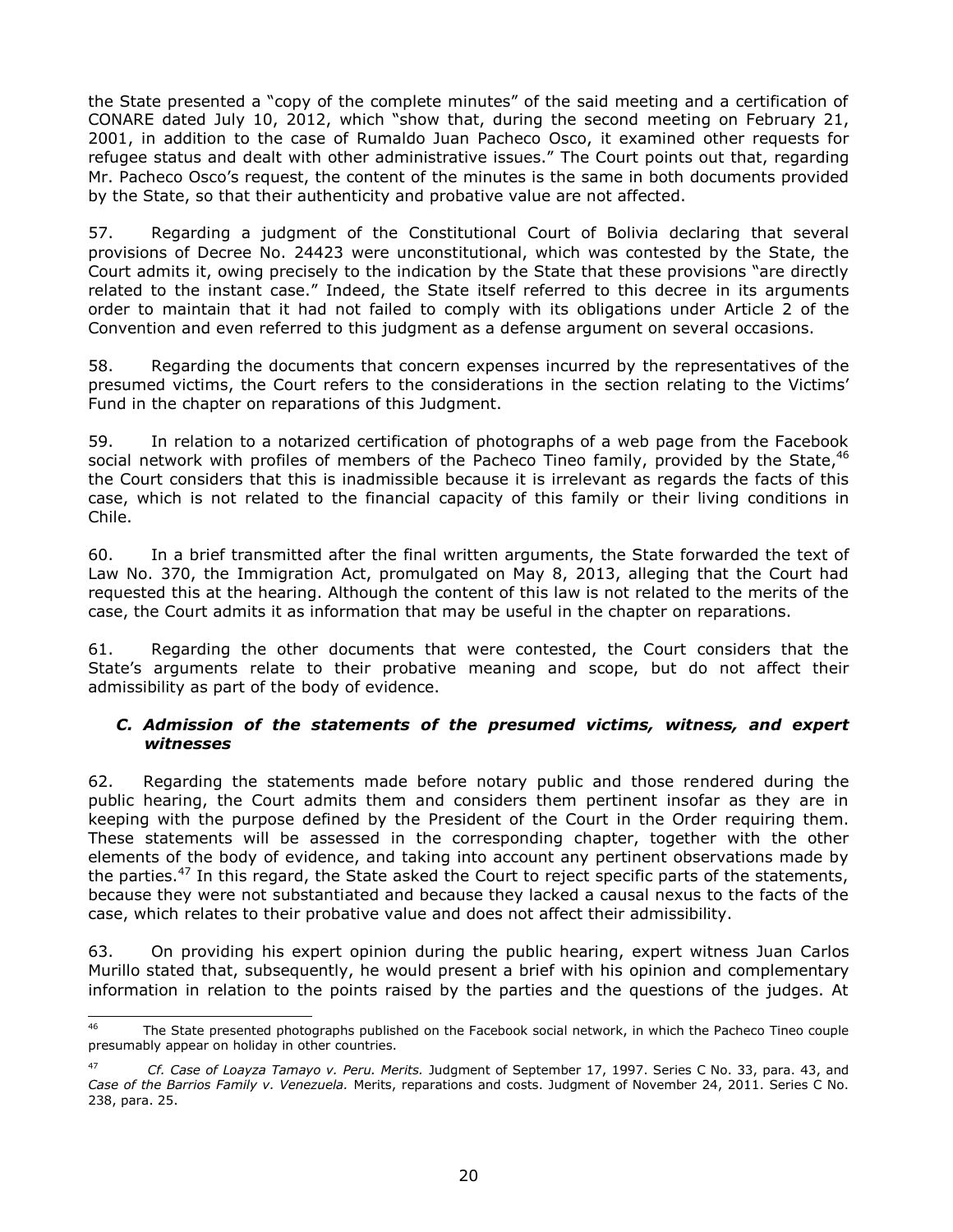the State presented a "copy of the complete minutes" of the said meeting and a certification of CONARE dated July 10, 2012, which "show that, during the second meeting on February 21, 2001, in addition to the case of Rumaldo Juan Pacheco Osco, it examined other requests for refugee status and dealt with other administrative issues." The Court points out that, regarding Mr. Pacheco Osco's request, the content of the minutes is the same in both documents provided by the State, so that their authenticity and probative value are not affected.

57. Regarding a judgment of the Constitutional Court of Bolivia declaring that several provisions of Decree No. 24423 were unconstitutional, which was contested by the State, the Court admits it, owing precisely to the indication by the State that these provisions "are directly related to the instant case." Indeed, the State itself referred to this decree in its arguments order to maintain that it had not failed to comply with its obligations under Article 2 of the Convention and even referred to this judgment as a defense argument on several occasions.

58. Regarding the documents that concern expenses incurred by the representatives of the presumed victims, the Court refers to the considerations in the section relating to the Victims' Fund in the chapter on reparations of this Judgment.

59. In relation to a notarized certification of photographs of a web page from the Facebook social network with profiles of members of the Pacheco Tineo family, provided by the State,[46] the Court considers that this is inadmissible because it is irrelevant as regards the facts of this case, which is not related to the financial capacity of this family or their living conditions in Chile.

60. In a brief transmitted after the final written arguments, the State forwarded the text of Law No. 370, the Immigration Act, promulgated on May 8, 2013, alleging that the Court had requested this at the hearing. Although the content of this law is not related to the merits of the case, the Court admits it as information that may be useful in the chapter on reparations.

61. Regarding the other documents that were contested, the Court considers that the State's arguments relate to their probative meaning and scope, but do not affect their admissibility as part of the body of evidence.

### *C. Admission of the statements of the presumed victims, witness, and expert witnesses*

62. Regarding the statements made before notary public and those rendered during the public hearing, the Court admits them and considers them pertinent insofar as they are in keeping with the purpose defined by the President of the Court in the Order requiring them. These statements will be assessed in the corresponding chapter, together with the other elements of the body of evidence, and taking into account any pertinent observations made by the parties.[47] In this regard, the State asked the Court to reject specific parts of the statements, because they were not substantiated and because they lacked a causal nexus to the facts of the case, which relates to their probative value and does not affect their admissibility.

63. On providing his expert opinion during the public hearing, expert witness Juan Carlos Murillo stated that, subsequently, he would present a brief with his opinion and complementary information in relation to the points raised by the parties and the questions of the judges. At

---

[46] The State presented photographs published on the Facebook social network, in which the Pacheco Tineo couple presumably appear on holiday in other countries.

[47] *Cf. Case of Loayza Tamayo v. Peru. Merits.* Judgment of September 17, 1997. Series C No. 33, para. 43, and *Case of the Barrios Family v. Venezuela.* Merits, reparations and costs. Judgment of November 24, 2011. Series C No. 238, para. 25.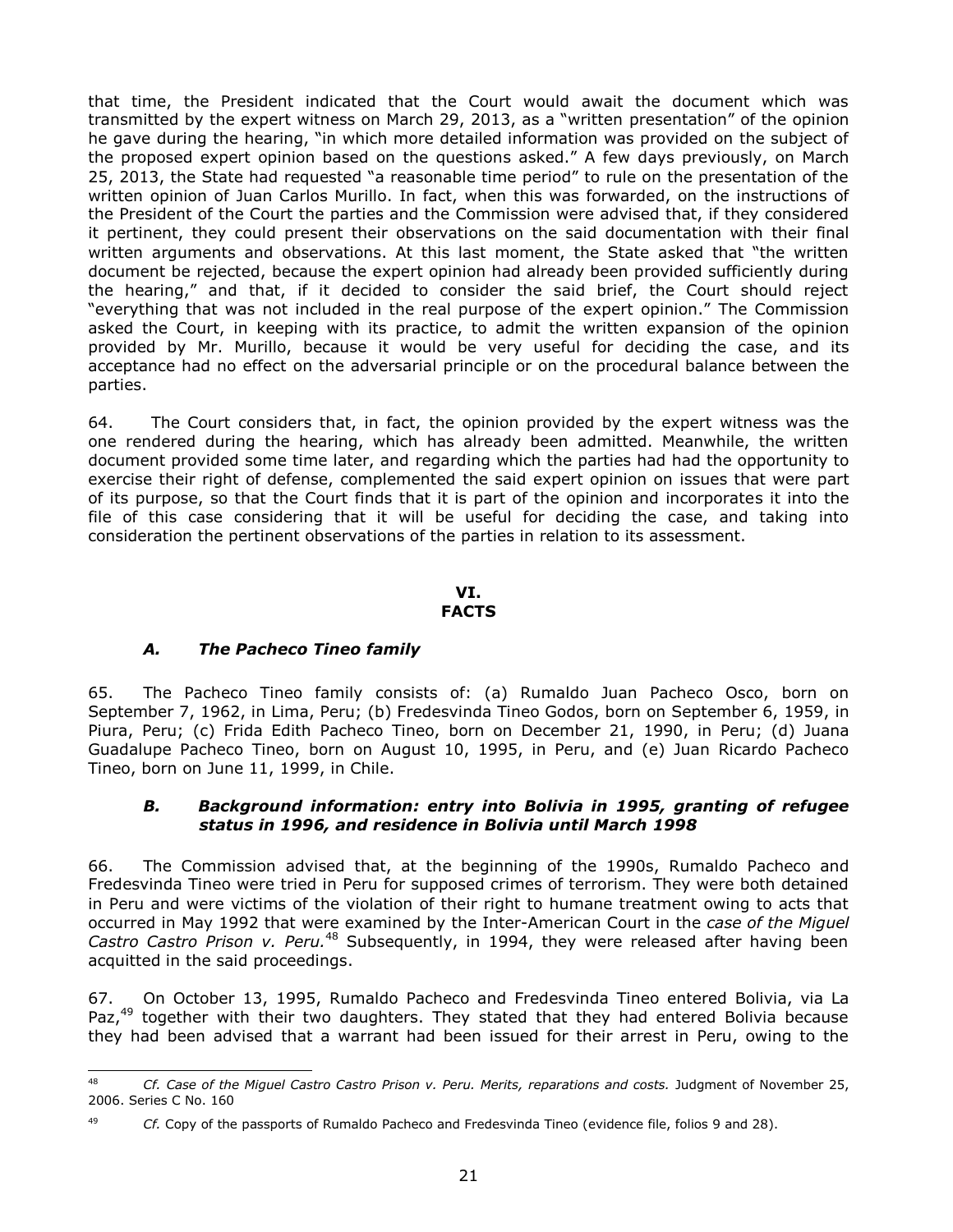that time, the President indicated that the Court would await the document which was transmitted by the expert witness on March 29, 2013, as a "written presentation" of the opinion he gave during the hearing, "in which more detailed information was provided on the subject of the proposed expert opinion based on the questions asked." A few days previously, on March 25, 2013, the State had requested "a reasonable time period" to rule on the presentation of the written opinion of Juan Carlos Murillo. In fact, when this was forwarded, on the instructions of the President of the Court the parties and the Commission were advised that, if they considered it pertinent, they could present their observations on the said documentation with their final written arguments and observations. At this last moment, the State asked that "the written document be rejected, because the expert opinion had already been provided sufficiently during the hearing," and that, if it decided to consider the said brief, the Court should reject "everything that was not included in the real purpose of the expert opinion." The Commission asked the Court, in keeping with its practice, to admit the written expansion of the opinion provided by Mr. Murillo, because it would be very useful for deciding the case, and its acceptance had no effect on the adversarial principle or on the procedural balance between the parties.

64. The Court considers that, in fact, the opinion provided by the expert witness was the one rendered during the hearing, which has already been admitted. Meanwhile, the written document provided some time later, and regarding which the parties had had the opportunity to exercise their right of defense, complemented the said expert opinion on issues that were part of its purpose, so that the Court finds that it is part of the opinion and incorporates it into the file of this case considering that it will be useful for deciding the case, and taking into consideration the pertinent observations of the parties in relation to its assessment.

## VI.
## FACTS

### *A. The Pacheco Tineo family*

65. The Pacheco Tineo family consists of: (a) Rumaldo Juan Pacheco Osco, born on September 7, 1962, in Lima, Peru; (b) Fredesvinda Tineo Godos, born on September 6, 1959, in Piura, Peru; (c) Frida Edith Pacheco Tineo, born on December 21, 1990, in Peru; (d) Juana Guadalupe Pacheco Tineo, born on August 10, 1995, in Peru, and (e) Juan Ricardo Pacheco Tineo, born on June 11, 1999, in Chile.

### *B. Background information: entry into Bolivia in 1995, granting of refugee status in 1996, and residence in Bolivia until March 1998*

66. The Commission advised that, at the beginning of the 1990s, Rumaldo Pacheco and Fredesvinda Tineo were tried in Peru for supposed crimes of terrorism. They were both detained in Peru and were victims of the violation of their right to humane treatment owing to acts that occurred in May 1992 that were examined by the Inter-American Court in the *case of the Miguel Castro Castro Prison v. Peru.*[48] Subsequently, in 1994, they were released after having been acquitted in the said proceedings.

67. On October 13, 1995, Rumaldo Pacheco and Fredesvinda Tineo entered Bolivia, via La Paz,[49] together with their two daughters. They stated that they had entered Bolivia because they had been advised that a warrant had been issued for their arrest in Peru, owing to the

---

[48] *Cf. Case of the Miguel Castro Castro Prison v. Peru. Merits, reparations and costs.* Judgment of November 25, 2006. Series C No. 160

[49] *Cf.* Copy of the passports of Rumaldo Pacheco and Fredesvinda Tineo (evidence file, folios 9 and 28).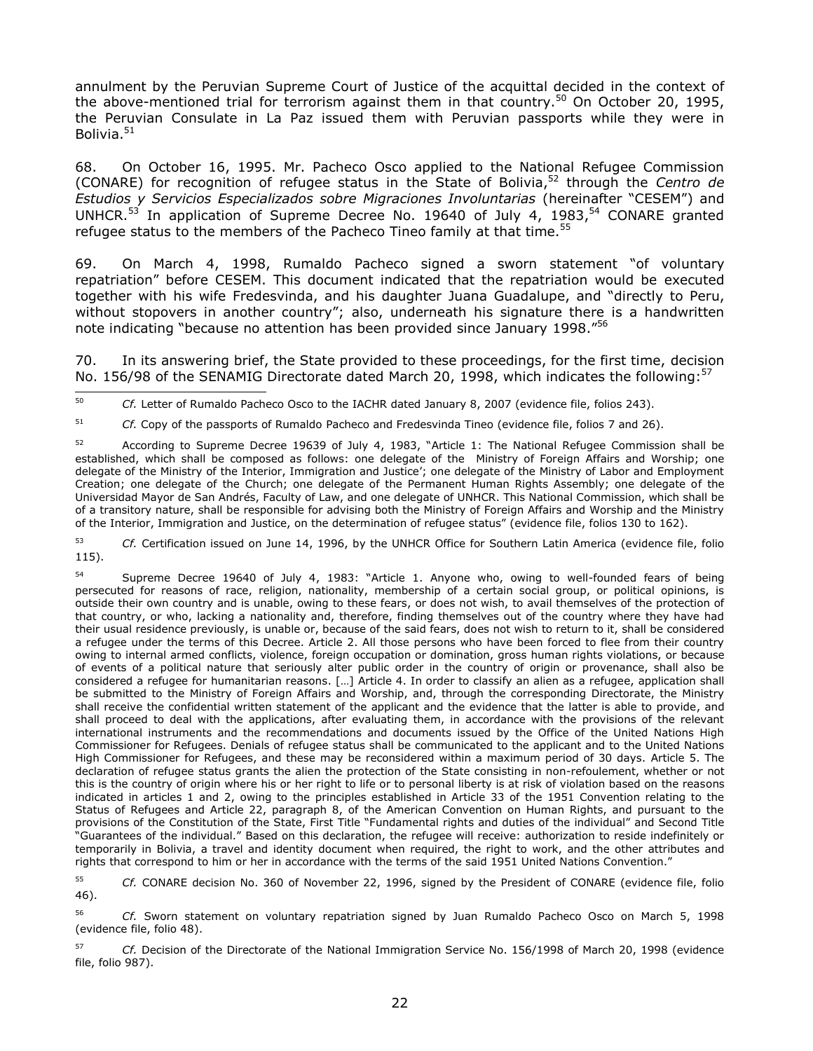annulment by the Peruvian Supreme Court of Justice of the acquittal decided in the context of the above-mentioned trial for terrorism against them in that country.[50] On October 20, 1995, the Peruvian Consulate in La Paz issued them with Peruvian passports while they were in Bolivia.[51]

68. On October 16, 1995. Mr. Pacheco Osco applied to the National Refugee Commission (CONARE) for recognition of refugee status in the State of Bolivia,[52] through the *Centro de Estudios y Servicios Especializados sobre Migraciones Involuntarias* (hereinafter "CESEM") and UNHCR.[53] In application of Supreme Decree No. 19640 of July 4, 1983,[54] CONARE granted refugee status to the members of the Pacheco Tineo family at that time.[55]

69. On March 4, 1998, Rumaldo Pacheco signed a sworn statement "of voluntary repatriation" before CESEM. This document indicated that the repatriation would be executed together with his wife Fredesvinda, and his daughter Juana Guadalupe, and "directly to Peru, without stopovers in another country"; also, underneath his signature there is a handwritten note indicating "because no attention has been provided since January 1998."[56]

70. In its answering brief, the State provided to these proceedings, for the first time, decision No. 156/98 of the SENAMIG Directorate dated March 20, 1998, which indicates the following:[57]

---

[50] *Cf.* Letter of Rumaldo Pacheco Osco to the IACHR dated January 8, 2007 (evidence file, folios 243).

[51] *Cf.* Copy of the passports of Rumaldo Pacheco and Fredesvinda Tineo (evidence file, folios 7 and 26).

[52] According to Supreme Decree 19639 of July 4, 1983, "Article 1: The National Refugee Commission shall be established, which shall be composed as follows: one delegate of the Ministry of Foreign Affairs and Worship; one delegate of the Ministry of the Interior, Immigration and Justice'; one delegate of the Ministry of Labor and Employment Creation; one delegate of the Church; one delegate of the Permanent Human Rights Assembly; one delegate of the Universidad Mayor de San Andrés, Faculty of Law, and one delegate of UNHCR. This National Commission, which shall be of a transitory nature, shall be responsible for advising both the Ministry of Foreign Affairs and Worship and the Ministry of the Interior, Immigration and Justice, on the determination of refugee status" (evidence file, folios 130 to 162).

[53] *Cf.* Certification issued on June 14, 1996, by the UNHCR Office for Southern Latin America (evidence file, folio 115).

[54] Supreme Decree 19640 of July 4, 1983: "Article 1. Anyone who, owing to well-founded fears of being persecuted for reasons of race, religion, nationality, membership of a certain social group, or political opinions, is outside their own country and is unable, owing to these fears, or does not wish, to avail themselves of the protection of that country, or who, lacking a nationality and, therefore, finding themselves out of the country where they have had their usual residence previously, is unable or, because of the said fears, does not wish to return to it, shall be considered a refugee under the terms of this Decree. Article 2. All those persons who have been forced to flee from their country owing to internal armed conflicts, violence, foreign occupation or domination, gross human rights violations, or because of events of a political nature that seriously alter public order in the country of origin or provenance, shall also be considered a refugee for humanitarian reasons. […] Article 4. In order to classify an alien as a refugee, application shall be submitted to the Ministry of Foreign Affairs and Worship, and, through the corresponding Directorate, the Ministry shall receive the confidential written statement of the applicant and the evidence that the latter is able to provide, and shall proceed to deal with the applications, after evaluating them, in accordance with the provisions of the relevant international instruments and the recommendations and documents issued by the Office of the United Nations High Commissioner for Refugees. Denials of refugee status shall be communicated to the applicant and to the United Nations High Commissioner for Refugees, and these may be reconsidered within a maximum period of 30 days. Article 5. The declaration of refugee status grants the alien the protection of the State consisting in non-refoulement, whether or not this is the country of origin where his or her right to life or to personal liberty is at risk of violation based on the reasons indicated in articles 1 and 2, owing to the principles established in Article 33 of the 1951 Convention relating to the Status of Refugees and Article 22, paragraph 8, of the American Convention on Human Rights, and pursuant to the provisions of the Constitution of the State, First Title "Fundamental rights and duties of the individual" and Second Title "Guarantees of the individual." Based on this declaration, the refugee will receive: authorization to reside indefinitely or temporarily in Bolivia, a travel and identity document when required, the right to work, and the other attributes and rights that correspond to him or her in accordance with the terms of the said 1951 United Nations Convention."

[55] *Cf.* CONARE decision No. 360 of November 22, 1996, signed by the President of CONARE (evidence file, folio 46).

[56] *Cf.* Sworn statement on voluntary repatriation signed by Juan Rumaldo Pacheco Osco on March 5, 1998 (evidence file, folio 48).

[57] *Cf.* Decision of the Directorate of the National Immigration Service No. 156/1998 of March 20, 1998 (evidence file, folio 987).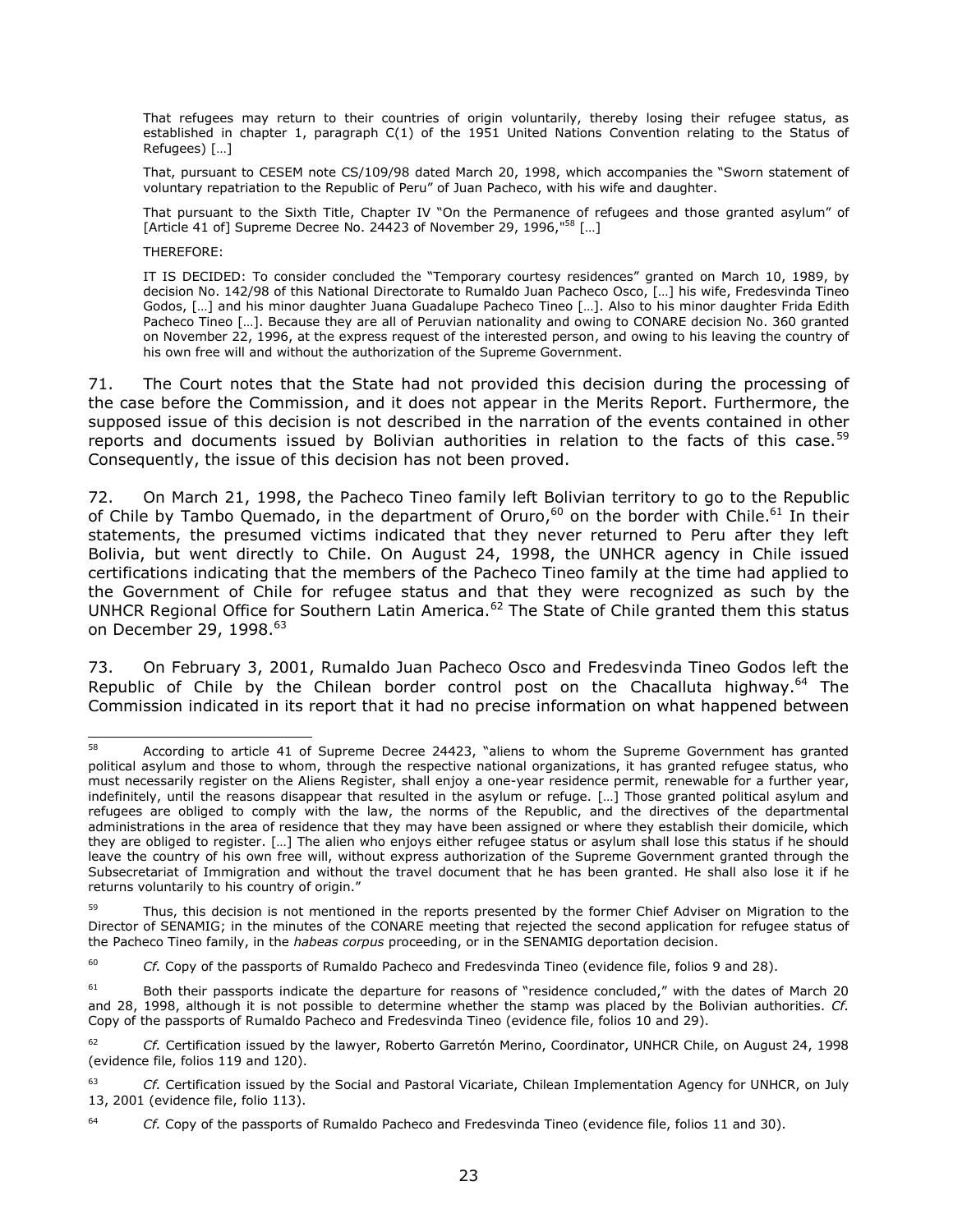> That refugees may return to their countries of origin voluntarily, thereby losing their refugee status, as established in chapter 1, paragraph C(1) of the 1951 United Nations Convention relating to the Status of Refugees) […]
>
> That, pursuant to CESEM note CS/109/98 dated March 20, 1998, which accompanies the "Sworn statement of voluntary repatriation to the Republic of Peru" of Juan Pacheco, with his wife and daughter.
>
> That pursuant to the Sixth Title, Chapter IV "On the Permanence of refugees and those granted asylum" of [Article 41 of] Supreme Decree No. 24423 of November 29, 1996,"[58] […]
>
> THEREFORE:
>
> IT IS DECIDED: To consider concluded the "Temporary courtesy residences" granted on March 10, 1989, by decision No. 142/98 of this National Directorate to Rumaldo Juan Pacheco Osco, […] his wife, Fredesvinda Tineo Godos, […] and his minor daughter Juana Guadalupe Pacheco Tineo […]. Also to his minor daughter Frida Edith Pacheco Tineo […]. Because they are all of Peruvian nationality and owing to CONARE decision No. 360 granted on November 22, 1996, at the express request of the interested person, and owing to his leaving the country of his own free will and without the authorization of the Supreme Government.

71. The Court notes that the State had not provided this decision during the processing of the case before the Commission, and it does not appear in the Merits Report. Furthermore, the supposed issue of this decision is not described in the narration of the events contained in other reports and documents issued by Bolivian authorities in relation to the facts of this case.[59] Consequently, the issue of this decision has not been proved.

72. On March 21, 1998, the Pacheco Tineo family left Bolivian territory to go to the Republic of Chile by Tambo Quemado, in the department of Oruro,[60] on the border with Chile.[61] In their statements, the presumed victims indicated that they never returned to Peru after they left Bolivia, but went directly to Chile. On August 24, 1998, the UNHCR agency in Chile issued certifications indicating that the members of the Pacheco Tineo family at the time had applied to the Government of Chile for refugee status and that they were recognized as such by the UNHCR Regional Office for Southern Latin America.[62] The State of Chile granted them this status on December 29, 1998.[63]

73. On February 3, 2001, Rumaldo Juan Pacheco Osco and Fredesvinda Tineo Godos left the Republic of Chile by the Chilean border control post on the Chacalluta highway.[64] The Commission indicated in its report that it had no precise information on what happened between

---

[58] According to article 41 of Supreme Decree 24423, "aliens to whom the Supreme Government has granted political asylum and those to whom, through the respective national organizations, it has granted refugee status, who must necessarily register on the Aliens Register, shall enjoy a one-year residence permit, renewable for a further year, indefinitely, until the reasons disappear that resulted in the asylum or refuge. […] Those granted political asylum and refugees are obliged to comply with the law, the norms of the Republic, and the directives of the departmental administrations in the area of residence that they may have been assigned or where they establish their domicile, which they are obliged to register. […] The alien who enjoys either refugee status or asylum shall lose this status if he should leave the country of his own free will, without express authorization of the Supreme Government granted through the Subsecretariat of Immigration and without the travel document that he has been granted. He shall also lose it if he returns voluntarily to his country of origin."

[59] Thus, this decision is not mentioned in the reports presented by the former Chief Adviser on Migration to the Director of SENAMIG; in the minutes of the CONARE meeting that rejected the second application for refugee status of the Pacheco Tineo family, in the *habeas corpus* proceeding, or in the SENAMIG deportation decision.

[60] *Cf.* Copy of the passports of Rumaldo Pacheco and Fredesvinda Tineo (evidence file, folios 9 and 28).

[61] Both their passports indicate the departure for reasons of "residence concluded," with the dates of March 20 and 28, 1998, although it is not possible to determine whether the stamp was placed by the Bolivian authorities. *Cf.* Copy of the passports of Rumaldo Pacheco and Fredesvinda Tineo (evidence file, folios 10 and 29).

[62] *Cf.* Certification issued by the lawyer, Roberto Garretón Merino, Coordinator, UNHCR Chile, on August 24, 1998 (evidence file, folios 119 and 120).

[63] *Cf.* Certification issued by the Social and Pastoral Vicariate, Chilean Implementation Agency for UNHCR, on July 13, 2001 (evidence file, folio 113).

[64] *Cf.* Copy of the passports of Rumaldo Pacheco and Fredesvinda Tineo (evidence file, folios 11 and 30).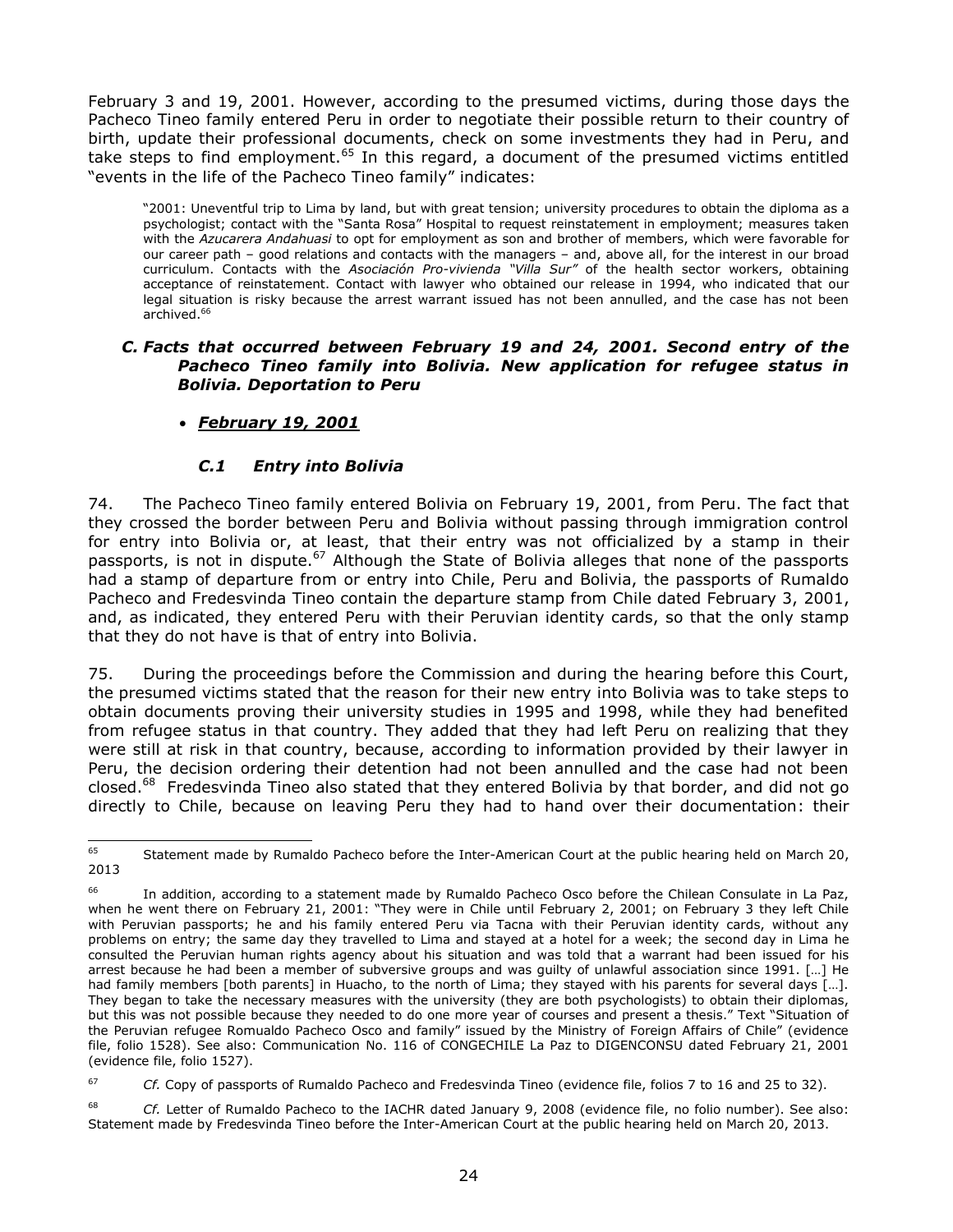February 3 and 19, 2001. However, according to the presumed victims, during those days the Pacheco Tineo family entered Peru in order to negotiate their possible return to their country of birth, update their professional documents, check on some investments they had in Peru, and take steps to find employment.[65] In this regard, a document of the presumed victims entitled "events in the life of the Pacheco Tineo family" indicates:

> "2001: Uneventful trip to Lima by land, but with great tension; university procedures to obtain the diploma as a psychologist; contact with the "Santa Rosa" Hospital to request reinstatement in employment; measures taken with the *Azucarera Andahuasi* to opt for employment as son and brother of members, which were favorable for our career path – good relations and contacts with the managers – and, above all, for the interest in our broad curriculum. Contacts with the *Asociación Pro-vivienda "Villa Sur"* of the health sector workers, obtaining acceptance of reinstatement. Contact with lawyer who obtained our release in 1994, who indicated that our legal situation is risky because the arrest warrant issued has not been annulled, and the case has not been archived.[66]

### *C. Facts that occurred between February 19 and 24, 2001. Second entry of the Pacheco Tineo family into Bolivia. New application for refugee status in Bolivia. Deportation to Peru*

- ***February 19, 2001***

#### *C.1 Entry into Bolivia*

74. The Pacheco Tineo family entered Bolivia on February 19, 2001, from Peru. The fact that they crossed the border between Peru and Bolivia without passing through immigration control for entry into Bolivia or, at least, that their entry was not officialized by a stamp in their passports, is not in dispute.[67] Although the State of Bolivia alleges that none of the passports had a stamp of departure from or entry into Chile, Peru and Bolivia, the passports of Rumaldo Pacheco and Fredesvinda Tineo contain the departure stamp from Chile dated February 3, 2001, and, as indicated, they entered Peru with their Peruvian identity cards, so that the only stamp that they do not have is that of entry into Bolivia.

75. During the proceedings before the Commission and during the hearing before this Court, the presumed victims stated that the reason for their new entry into Bolivia was to take steps to obtain documents proving their university studies in 1995 and 1998, while they had benefited from refugee status in that country. They added that they had left Peru on realizing that they were still at risk in that country, because, according to information provided by their lawyer in Peru, the decision ordering their detention had not been annulled and the case had not been closed.[68] Fredesvinda Tineo also stated that they entered Bolivia by that border, and did not go directly to Chile, because on leaving Peru they had to hand over their documentation: their

---

[65] Statement made by Rumaldo Pacheco before the Inter-American Court at the public hearing held on March 20, 2013

[66] In addition, according to a statement made by Rumaldo Pacheco Osco before the Chilean Consulate in La Paz, when he went there on February 21, 2001: "They were in Chile until February 2, 2001; on February 3 they left Chile with Peruvian passports; he and his family entered Peru via Tacna with their Peruvian identity cards, without any problems on entry; the same day they travelled to Lima and stayed at a hotel for a week; the second day in Lima he consulted the Peruvian human rights agency about his situation and was told that a warrant had been issued for his arrest because he had been a member of subversive groups and was guilty of unlawful association since 1991. […] He had family members [both parents] in Huacho, to the north of Lima; they stayed with his parents for several days […]. They began to take the necessary measures with the university (they are both psychologists) to obtain their diplomas, but this was not possible because they needed to do one more year of courses and present a thesis." Text "Situation of the Peruvian refugee Romualdo Pacheco Osco and family" issued by the Ministry of Foreign Affairs of Chile" (evidence file, folio 1528). See also: Communication No. 116 of CONGECHILE La Paz to DIGENCONSU dated February 21, 2001 (evidence file, folio 1527).

[67] *Cf.* Copy of passports of Rumaldo Pacheco and Fredesvinda Tineo (evidence file, folios 7 to 16 and 25 to 32).

[68] *Cf.* Letter of Rumaldo Pacheco to the IACHR dated January 9, 2008 (evidence file, no folio number). See also: Statement made by Fredesvinda Tineo before the Inter-American Court at the public hearing held on March 20, 2013.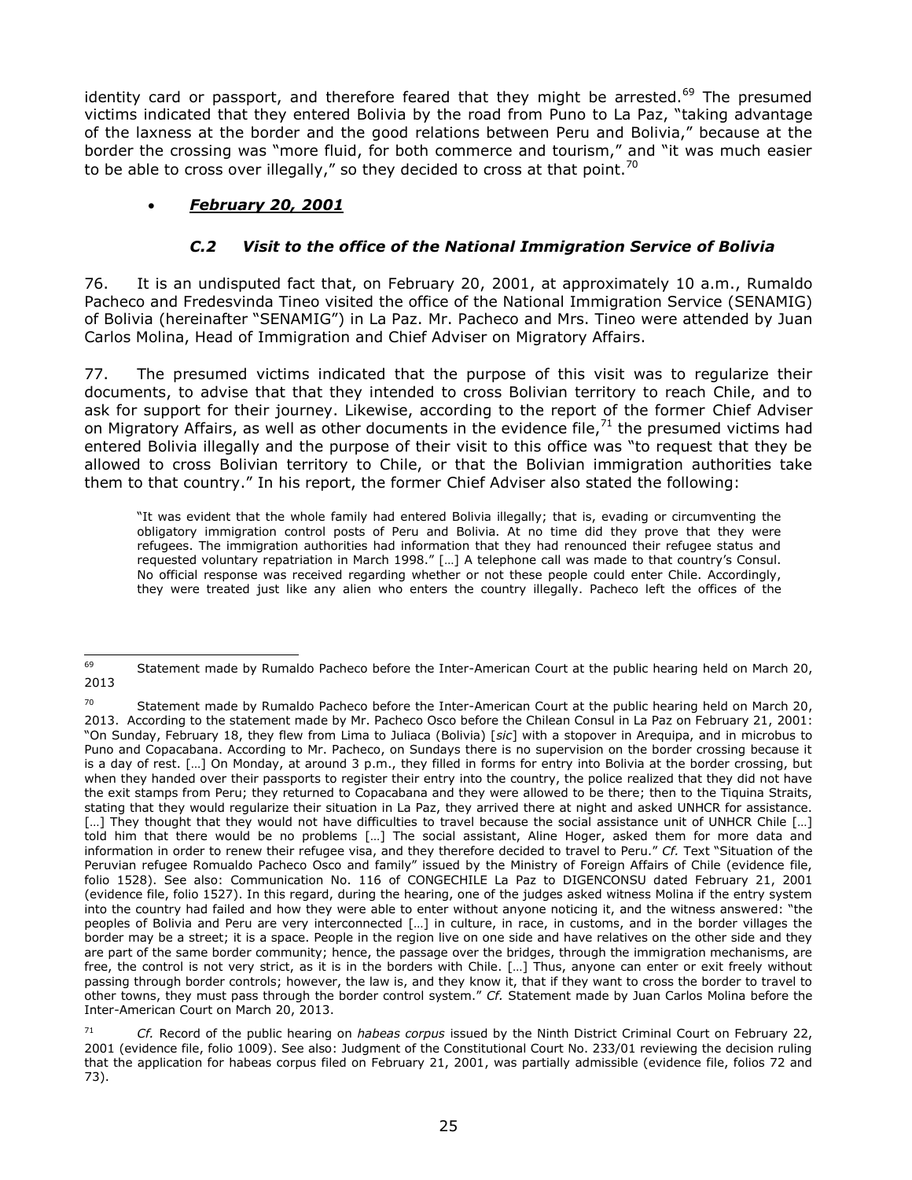identity card or passport, and therefore feared that they might be arrested.[69] The presumed victims indicated that they entered Bolivia by the road from Puno to La Paz, "taking advantage of the laxness at the border and the good relations between Peru and Bolivia," because at the border the crossing was "more fluid, for both commerce and tourism," and "it was much easier to be able to cross over illegally," so they decided to cross at that point.[70]

- ***February 20, 2001***

### *C.2 Visit to the office of the National Immigration Service of Bolivia*

76. It is an undisputed fact that, on February 20, 2001, at approximately 10 a.m., Rumaldo Pacheco and Fredesvinda Tineo visited the office of the National Immigration Service (SENAMIG) of Bolivia (hereinafter "SENAMIG") in La Paz. Mr. Pacheco and Mrs. Tineo were attended by Juan Carlos Molina, Head of Immigration and Chief Adviser on Migratory Affairs.

77. The presumed victims indicated that the purpose of this visit was to regularize their documents, to advise that that they intended to cross Bolivian territory to reach Chile, and to ask for support for their journey. Likewise, according to the report of the former Chief Adviser on Migratory Affairs, as well as other documents in the evidence file,[71] the presumed victims had entered Bolivia illegally and the purpose of their visit to this office was "to request that they be allowed to cross Bolivian territory to Chile, or that the Bolivian immigration authorities take them to that country." In his report, the former Chief Adviser also stated the following:

> "It was evident that the whole family had entered Bolivia illegally; that is, evading or circumventing the obligatory immigration control posts of Peru and Bolivia. At no time did they prove that they were refugees. The immigration authorities had information that they had renounced their refugee status and requested voluntary repatriation in March 1998." […] A telephone call was made to that country's Consul. No official response was received regarding whether or not these people could enter Chile. Accordingly, they were treated just like any alien who enters the country illegally. Pacheco left the offices of the

---

[69] Statement made by Rumaldo Pacheco before the Inter-American Court at the public hearing held on March 20, 2013

[70] Statement made by Rumaldo Pacheco before the Inter-American Court at the public hearing held on March 20, 2013. According to the statement made by Mr. Pacheco Osco before the Chilean Consul in La Paz on February 21, 2001: "On Sunday, February 18, they flew from Lima to Juliaca (Bolivia) [*sic*] with a stopover in Arequipa, and in microbus to Puno and Copacabana. According to Mr. Pacheco, on Sundays there is no supervision on the border crossing because it is a day of rest. […] On Monday, at around 3 p.m., they filled in forms for entry into Bolivia at the border crossing, but when they handed over their passports to register their entry into the country, the police realized that they did not have the exit stamps from Peru; they returned to Copacabana and they were allowed to be there; then to the Tiquina Straits, stating that they would regularize their situation in La Paz, they arrived there at night and asked UNHCR for assistance. […] They thought that they would not have difficulties to travel because the social assistance unit of UNHCR Chile […] told him that there would be no problems […] The social assistant, Aline Hoger, asked them for more data and information in order to renew their refugee visa, and they therefore decided to travel to Peru." *Cf.* Text "Situation of the Peruvian refugee Romualdo Pacheco Osco and family" issued by the Ministry of Foreign Affairs of Chile (evidence file, folio 1528). See also: Communication No. 116 of CONGECHILE La Paz to DIGENCONSU dated February 21, 2001 (evidence file, folio 1527). In this regard, during the hearing, one of the judges asked witness Molina if the entry system into the country had failed and how they were able to enter without anyone noticing it, and the witness answered: "the peoples of Bolivia and Peru are very interconnected […] in culture, in race, in customs, and in the border villages the border may be a street; it is a space. People in the region live on one side and have relatives on the other side and they are part of the same border community; hence, the passage over the bridges, through the immigration mechanisms, are free, the control is not very strict, as it is in the borders with Chile. […] Thus, anyone can enter or exit freely without passing through border controls; however, the law is, and they know it, that if they want to cross the border to travel to other towns, they must pass through the border control system." *Cf.* Statement made by Juan Carlos Molina before the Inter-American Court on March 20, 2013.

[71] *Cf.* Record of the public hearing on *habeas corpus* issued by the Ninth District Criminal Court on February 22, 2001 (evidence file, folio 1009). See also: Judgment of the Constitutional Court No. 233/01 reviewing the decision ruling that the application for habeas corpus filed on February 21, 2001, was partially admissible (evidence file, folios 72 and 73).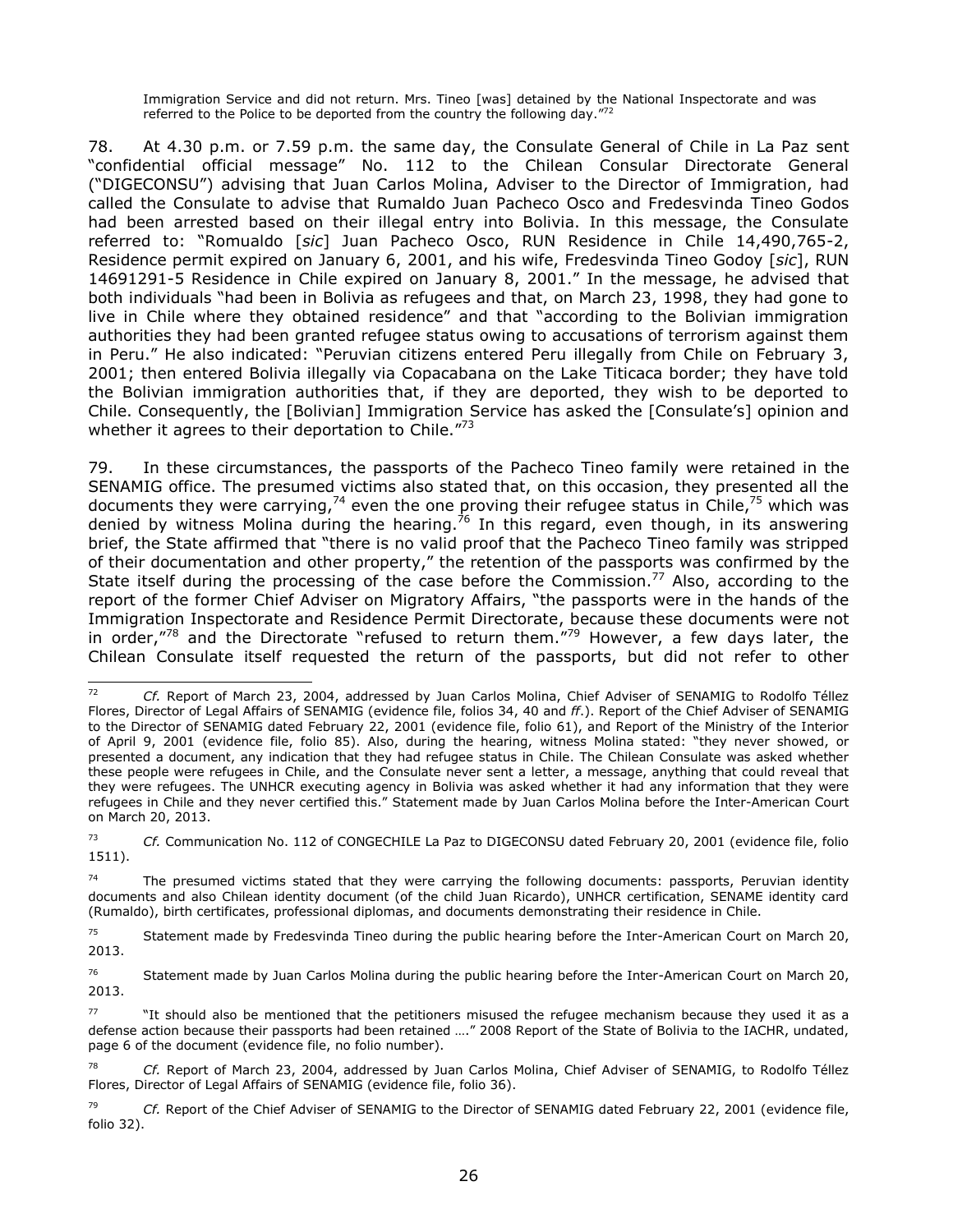Immigration Service and did not return. Mrs. Tineo [was] detained by the National Inspectorate and was referred to the Police to be deported from the country the following day."[72]

78. At 4.30 p.m. or 7.59 p.m. the same day, the Consulate General of Chile in La Paz sent "confidential official message" No. 112 to the Chilean Consular Directorate General ("DIGECONSU") advising that Juan Carlos Molina, Adviser to the Director of Immigration, had called the Consulate to advise that Rumaldo Juan Pacheco Osco and Fredesvinda Tineo Godos had been arrested based on their illegal entry into Bolivia. In this message, the Consulate referred to: "Romualdo [*sic*] Juan Pacheco Osco, RUN Residence in Chile 14,490,765-2, Residence permit expired on January 6, 2001, and his wife, Fredesvinda Tineo Godoy [*sic*], RUN 14691291-5 Residence in Chile expired on January 8, 2001." In the message, he advised that both individuals "had been in Bolivia as refugees and that, on March 23, 1998, they had gone to live in Chile where they obtained residence" and that "according to the Bolivian immigration authorities they had been granted refugee status owing to accusations of terrorism against them in Peru." He also indicated: "Peruvian citizens entered Peru illegally from Chile on February 3, 2001; then entered Bolivia illegally via Copacabana on the Lake Titicaca border; they have told the Bolivian immigration authorities that, if they are deported, they wish to be deported to Chile. Consequently, the [Bolivian] Immigration Service has asked the [Consulate's] opinion and whether it agrees to their deportation to Chile."[73]

79. In these circumstances, the passports of the Pacheco Tineo family were retained in the SENAMIG office. The presumed victims also stated that, on this occasion, they presented all the documents they were carrying,[74] even the one proving their refugee status in Chile,[75] which was denied by witness Molina during the hearing.[76] In this regard, even though, in its answering brief, the State affirmed that "there is no valid proof that the Pacheco Tineo family was stripped of their documentation and other property," the retention of the passports was confirmed by the State itself during the processing of the case before the Commission.[77] Also, according to the report of the former Chief Adviser on Migratory Affairs, "the passports were in the hands of the Immigration Inspectorate and Residence Permit Directorate, because these documents were not in order,"[78] and the Directorate "refused to return them."[79] However, a few days later, the Chilean Consulate itself requested the return of the passports, but did not refer to other

---

[72] *Cf.* Report of March 23, 2004, addressed by Juan Carlos Molina, Chief Adviser of SENAMIG to Rodolfo Téllez Flores, Director of Legal Affairs of SENAMIG (evidence file, folios 34, 40 and *ff*.). Report of the Chief Adviser of SENAMIG to the Director of SENAMIG dated February 22, 2001 (evidence file, folio 61), and Report of the Ministry of the Interior of April 9, 2001 (evidence file, folio 85). Also, during the hearing, witness Molina stated: "they never showed, or presented a document, any indication that they had refugee status in Chile. The Chilean Consulate was asked whether these people were refugees in Chile, and the Consulate never sent a letter, a message, anything that could reveal that they were refugees. The UNHCR executing agency in Bolivia was asked whether it had any information that they were refugees in Chile and they never certified this." Statement made by Juan Carlos Molina before the Inter-American Court on March 20, 2013.

[73] *Cf.* Communication No. 112 of CONGECHILE La Paz to DIGECONSU dated February 20, 2001 (evidence file, folio 1511).

[74] The presumed victims stated that they were carrying the following documents: passports, Peruvian identity documents and also Chilean identity document (of the child Juan Ricardo), UNHCR certification, SENAME identity card (Rumaldo), birth certificates, professional diplomas, and documents demonstrating their residence in Chile.

[75] Statement made by Fredesvinda Tineo during the public hearing before the Inter-American Court on March 20, 2013.

[76] Statement made by Juan Carlos Molina during the public hearing before the Inter-American Court on March 20, 2013.

[77] "It should also be mentioned that the petitioners misused the refugee mechanism because they used it as a defense action because their passports had been retained …." 2008 Report of the State of Bolivia to the IACHR, undated, page 6 of the document (evidence file, no folio number).

[78] *Cf.* Report of March 23, 2004, addressed by Juan Carlos Molina, Chief Adviser of SENAMIG, to Rodolfo Téllez Flores, Director of Legal Affairs of SENAMIG (evidence file, folio 36).

[79] *Cf.* Report of the Chief Adviser of SENAMIG to the Director of SENAMIG dated February 22, 2001 (evidence file, folio 32).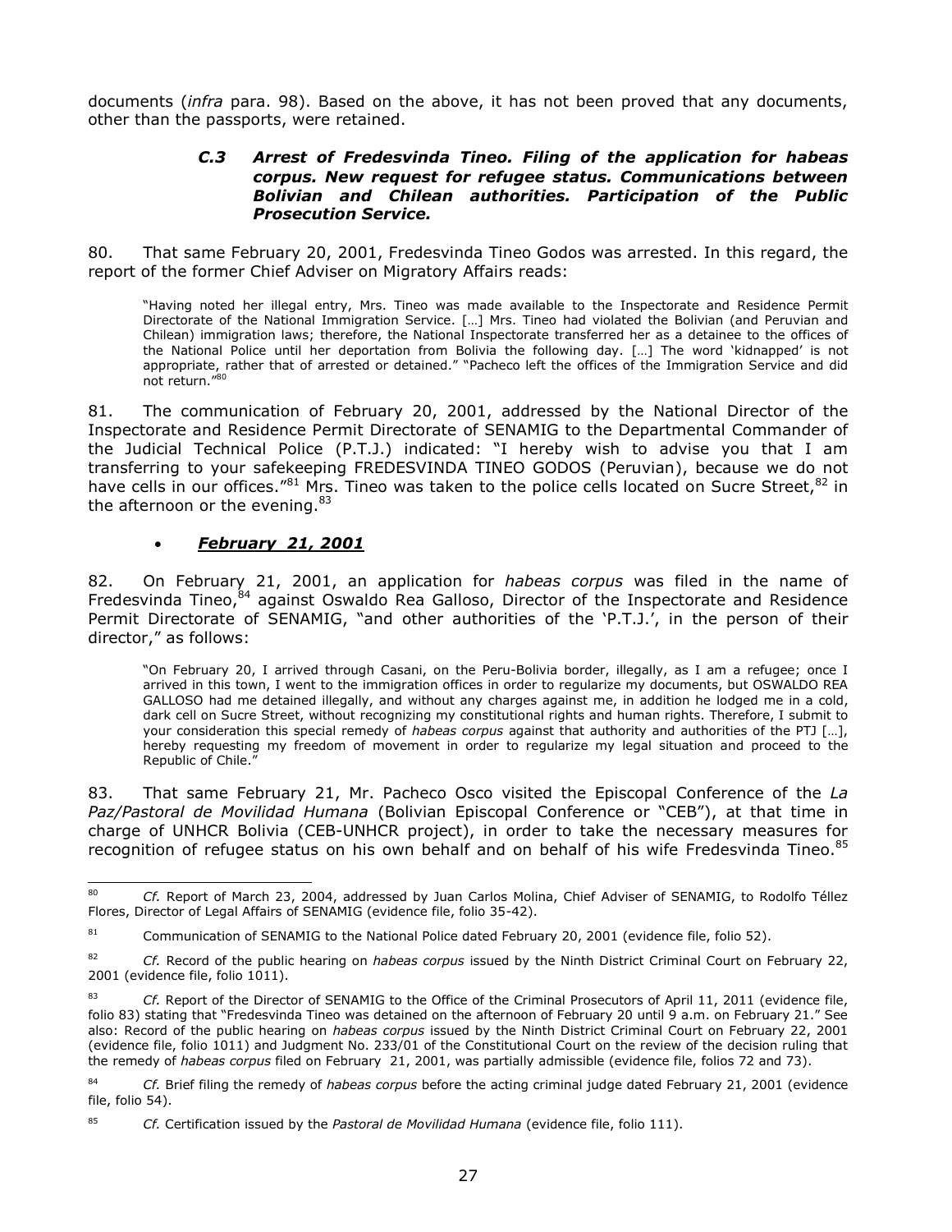documents (*infra* para. 98). Based on the above, it has not been proved that any documents, other than the passports, were retained.

### *C.3 Arrest of Fredesvinda Tineo. Filing of the application for habeas corpus. New request for refugee status. Communications between Bolivian and Chilean authorities. Participation of the Public Prosecution Service.*

80. That same February 20, 2001, Fredesvinda Tineo Godos was arrested. In this regard, the report of the former Chief Adviser on Migratory Affairs reads:

> "Having noted her illegal entry, Mrs. Tineo was made available to the Inspectorate and Residence Permit Directorate of the National Immigration Service. […] Mrs. Tineo had violated the Bolivian (and Peruvian and Chilean) immigration laws; therefore, the National Inspectorate transferred her as a detainee to the offices of the National Police until her deportation from Bolivia the following day. […] The word 'kidnapped' is not appropriate, rather that of arrested or detained." "Pacheco left the offices of the Immigration Service and did not return."[80]

81. The communication of February 20, 2001, addressed by the National Director of the Inspectorate and Residence Permit Directorate of SENAMIG to the Departmental Commander of the Judicial Technical Police (P.T.J.) indicated: "I hereby wish to advise you that I am transferring to your safekeeping FREDESVINDA TINEO GODOS (Peruvian), because we do not have cells in our offices."[81] Mrs. Tineo was taken to the police cells located on Sucre Street,[82] in the afternoon or the evening.[83]

- ***February 21, 2001***

82. On February 21, 2001, an application for *habeas corpus* was filed in the name of Fredesvinda Tineo,[84] against Oswaldo Rea Galloso, Director of the Inspectorate and Residence Permit Directorate of SENAMIG, "and other authorities of the 'P.T.J.', in the person of their director," as follows:

> "On February 20, I arrived through Casani, on the Peru-Bolivia border, illegally, as I am a refugee; once I arrived in this town, I went to the immigration offices in order to regularize my documents, but OSWALDO REA GALLOSO had me detained illegally, and without any charges against me, in addition he lodged me in a cold, dark cell on Sucre Street, without recognizing my constitutional rights and human rights. Therefore, I submit to your consideration this special remedy of *habeas corpus* against that authority and authorities of the PTJ […], hereby requesting my freedom of movement in order to regularize my legal situation and proceed to the Republic of Chile."

83. That same February 21, Mr. Pacheco Osco visited the Episcopal Conference of the *La Paz/Pastoral de Movilidad Humana* (Bolivian Episcopal Conference or "CEB"), at that time in charge of UNHCR Bolivia (CEB-UNHCR project), in order to take the necessary measures for recognition of refugee status on his own behalf and on behalf of his wife Fredesvinda Tineo.[85]

---

[80] *Cf.* Report of March 23, 2004, addressed by Juan Carlos Molina, Chief Adviser of SENAMIG, to Rodolfo Téllez Flores, Director of Legal Affairs of SENAMIG (evidence file, folio 35-42).

[81] Communication of SENAMIG to the National Police dated February 20, 2001 (evidence file, folio 52).

[82] *Cf.* Record of the public hearing on *habeas corpus* issued by the Ninth District Criminal Court on February 22, 2001 (evidence file, folio 1011).

[83] *Cf.* Report of the Director of SENAMIG to the Office of the Criminal Prosecutors of April 11, 2011 (evidence file, folio 83) stating that "Fredesvinda Tineo was detained on the afternoon of February 20 until 9 a.m. on February 21." See also: Record of the public hearing on *habeas corpus* issued by the Ninth District Criminal Court on February 22, 2001 (evidence file, folio 1011) and Judgment No. 233/01 of the Constitutional Court on the review of the decision ruling that the remedy of *habeas corpus* filed on February 21, 2001, was partially admissible (evidence file, folios 72 and 73).

[84] *Cf.* Brief filing the remedy of *habeas corpus* before the acting criminal judge dated February 21, 2001 (evidence file, folio 54).

[85] *Cf.* Certification issued by the *Pastoral de Movilidad Humana* (evidence file, folio 111).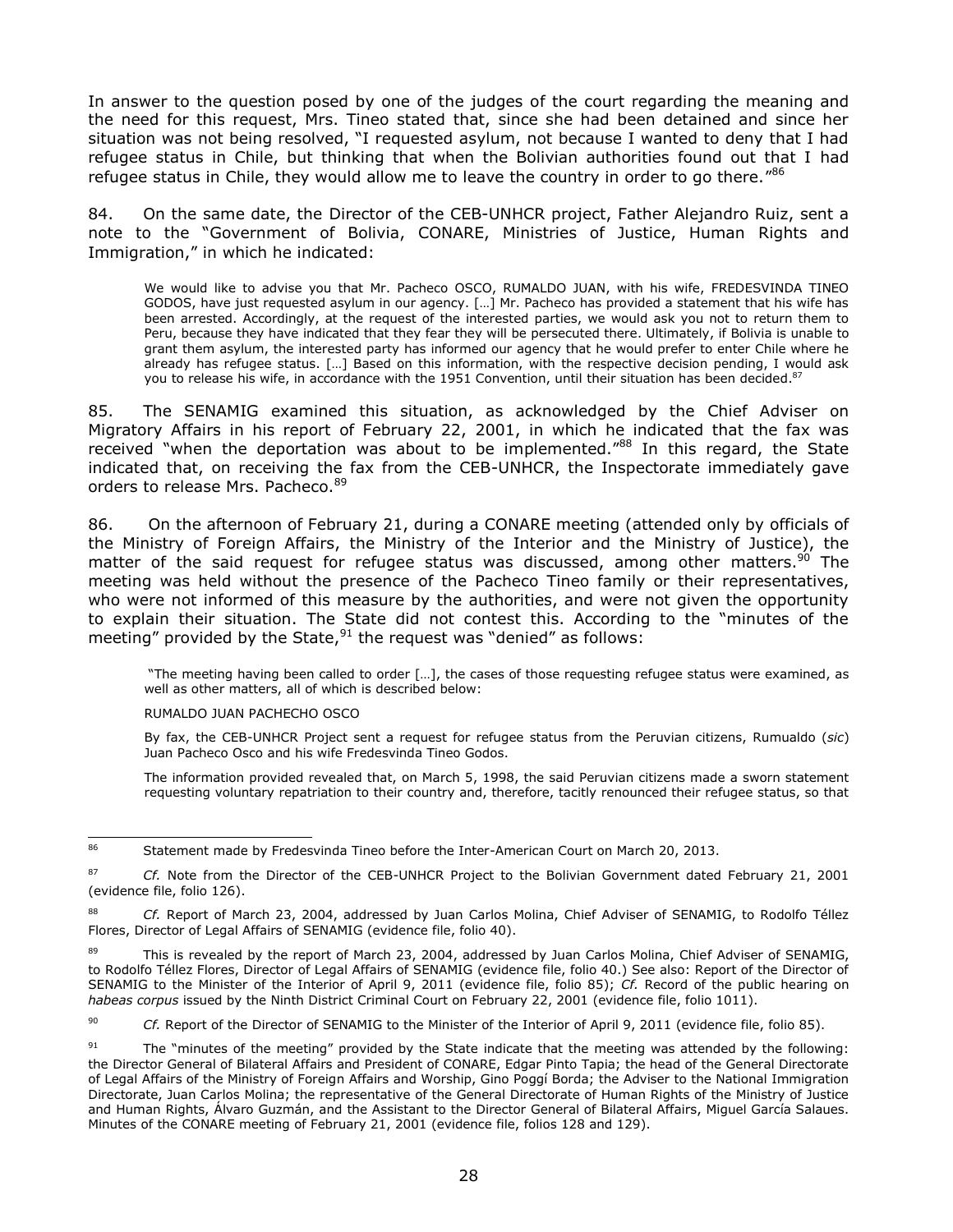In answer to the question posed by one of the judges of the court regarding the meaning and the need for this request, Mrs. Tineo stated that, since she had been detained and since her situation was not being resolved, "I requested asylum, not because I wanted to deny that I had refugee status in Chile, but thinking that when the Bolivian authorities found out that I had refugee status in Chile, they would allow me to leave the country in order to go there."[86]

84. On the same date, the Director of the CEB-UNHCR project, Father Alejandro Ruiz, sent a note to the "Government of Bolivia, CONARE, Ministries of Justice, Human Rights and Immigration," in which he indicated:

> We would like to advise you that Mr. Pacheco OSCO, RUMALDO JUAN, with his wife, FREDESVINDA TINEO GODOS, have just requested asylum in our agency. […] Mr. Pacheco has provided a statement that his wife has been arrested. Accordingly, at the request of the interested parties, we would ask you not to return them to Peru, because they have indicated that they fear they will be persecuted there. Ultimately, if Bolivia is unable to grant them asylum, the interested party has informed our agency that he would prefer to enter Chile where he already has refugee status. […] Based on this information, with the respective decision pending, I would ask you to release his wife, in accordance with the 1951 Convention, until their situation has been decided.[87]

85. The SENAMIG examined this situation, as acknowledged by the Chief Adviser on Migratory Affairs in his report of February 22, 2001, in which he indicated that the fax was received "when the deportation was about to be implemented."[88] In this regard, the State indicated that, on receiving the fax from the CEB-UNHCR, the Inspectorate immediately gave orders to release Mrs. Pacheco.[89]

86. On the afternoon of February 21, during a CONARE meeting (attended only by officials of the Ministry of Foreign Affairs, the Ministry of the Interior and the Ministry of Justice), the matter of the said request for refugee status was discussed, among other matters.[90] The meeting was held without the presence of the Pacheco Tineo family or their representatives, who were not informed of this measure by the authorities, and were not given the opportunity to explain their situation. The State did not contest this. According to the "minutes of the meeting" provided by the State,[91] the request was "denied" as follows:

> "The meeting having been called to order […], the cases of those requesting refugee status were examined, as well as other matters, all of which is described below:
>
> RUMALDO JUAN PACHECHO OSCO
>
> By fax, the CEB-UNHCR Project sent a request for refugee status from the Peruvian citizens, Rumualdo (*sic*) Juan Pacheco Osco and his wife Fredesvinda Tineo Godos.
>
> The information provided revealed that, on March 5, 1998, the said Peruvian citizens made a sworn statement requesting voluntary repatriation to their country and, therefore, tacitly renounced their refugee status, so that

---

[86] Statement made by Fredesvinda Tineo before the Inter-American Court on March 20, 2013.

[87] *Cf.* Note from the Director of the CEB-UNHCR Project to the Bolivian Government dated February 21, 2001 (evidence file, folio 126).

[88] *Cf.* Report of March 23, 2004, addressed by Juan Carlos Molina, Chief Adviser of SENAMIG, to Rodolfo Téllez Flores, Director of Legal Affairs of SENAMIG (evidence file, folio 40).

[89] This is revealed by the report of March 23, 2004, addressed by Juan Carlos Molina, Chief Adviser of SENAMIG, to Rodolfo Téllez Flores, Director of Legal Affairs of SENAMIG (evidence file, folio 40.) See also: Report of the Director of SENAMIG to the Minister of the Interior of April 9, 2011 (evidence file, folio 85); *Cf.* Record of the public hearing on *habeas corpus* issued by the Ninth District Criminal Court on February 22, 2001 (evidence file, folio 1011).

[90] *Cf.* Report of the Director of SENAMIG to the Minister of the Interior of April 9, 2011 (evidence file, folio 85).

[91] The "minutes of the meeting" provided by the State indicate that the meeting was attended by the following: the Director General of Bilateral Affairs and President of CONARE, Edgar Pinto Tapia; the head of the General Directorate of Legal Affairs of the Ministry of Foreign Affairs and Worship, Gino Poggí Borda; the Adviser to the National Immigration Directorate, Juan Carlos Molina; the representative of the General Directorate of Human Rights of the Ministry of Justice and Human Rights, Álvaro Guzmán, and the Assistant to the Director General of Bilateral Affairs, Miguel García Salaues. Minutes of the CONARE meeting of February 21, 2001 (evidence file, folios 128 and 129).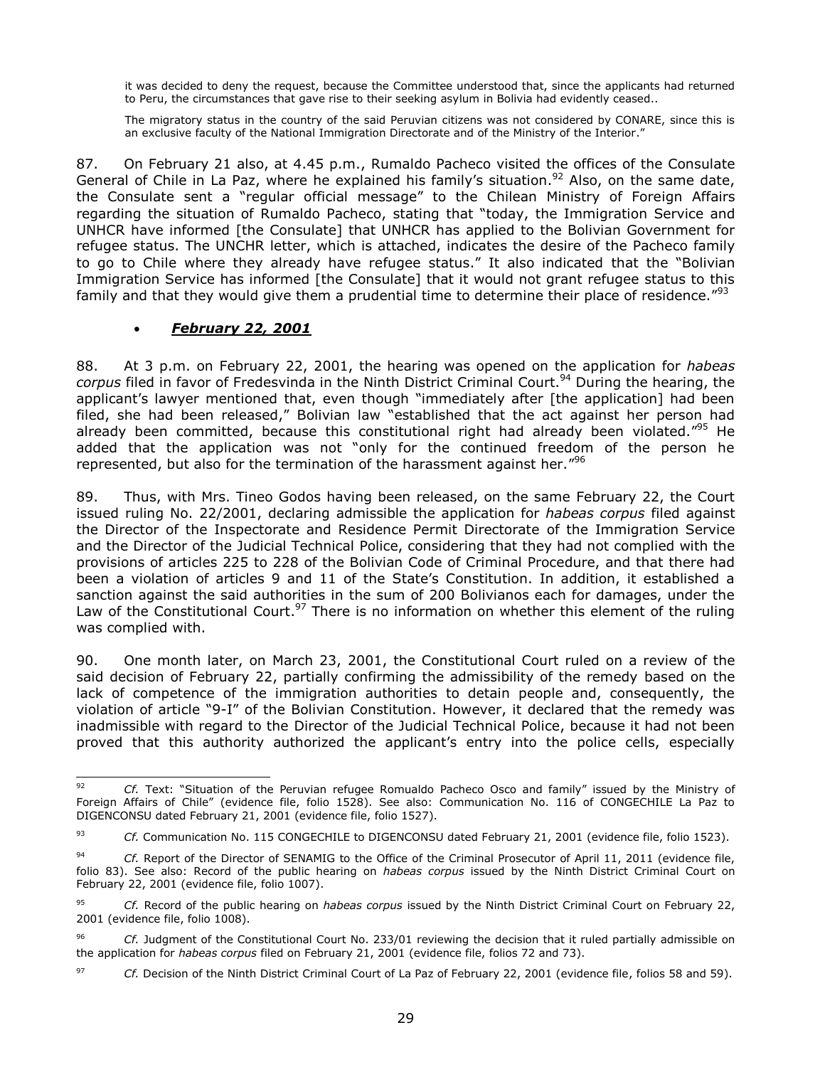it was decided to deny the request, because the Committee understood that, since the applicants had returned to Peru, the circumstances that gave rise to their seeking asylum in Bolivia had evidently ceased..

The migratory status in the country of the said Peruvian citizens was not considered by CONARE, since this is an exclusive faculty of the National Immigration Directorate and of the Ministry of the Interior."

87. On February 21 also, at 4.45 p.m., Rumaldo Pacheco visited the offices of the Consulate General of Chile in La Paz, where he explained his family's situation.[92] Also, on the same date, the Consulate sent a "regular official message" to the Chilean Ministry of Foreign Affairs regarding the situation of Rumaldo Pacheco, stating that "today, the Immigration Service and UNHCR have informed [the Consulate] that UNHCR has applied to the Bolivian Government for refugee status. The UNCHR letter, which is attached, indicates the desire of the Pacheco family to go to Chile where they already have refugee status." It also indicated that the "Bolivian Immigration Service has informed [the Consulate] that it would not grant refugee status to this family and that they would give them a prudential time to determine their place of residence."[93]

- ***February 22, 2001***

88. At 3 p.m. on February 22, 2001, the hearing was opened on the application for *habeas corpus* filed in favor of Fredesvinda in the Ninth District Criminal Court.[94] During the hearing, the applicant's lawyer mentioned that, even though "immediately after [the application] had been filed, she had been released," Bolivian law "established that the act against her person had already been committed, because this constitutional right had already been violated."[95] He added that the application was not "only for the continued freedom of the person he represented, but also for the termination of the harassment against her."[96]

89. Thus, with Mrs. Tineo Godos having been released, on the same February 22, the Court issued ruling No. 22/2001, declaring admissible the application for *habeas corpus* filed against the Director of the Inspectorate and Residence Permit Directorate of the Immigration Service and the Director of the Judicial Technical Police, considering that they had not complied with the provisions of articles 225 to 228 of the Bolivian Code of Criminal Procedure, and that there had been a violation of articles 9 and 11 of the State's Constitution. In addition, it established a sanction against the said authorities in the sum of 200 Bolivianos each for damages, under the Law of the Constitutional Court.[97] There is no information on whether this element of the ruling was complied with.

90. One month later, on March 23, 2001, the Constitutional Court ruled on a review of the said decision of February 22, partially confirming the admissibility of the remedy based on the lack of competence of the immigration authorities to detain people and, consequently, the violation of article "9-I" of the Bolivian Constitution. However, it declared that the remedy was inadmissible with regard to the Director of the Judicial Technical Police, because it had not been proved that this authority authorized the applicant's entry into the police cells, especially

---

[92] *Cf.* Text: "Situation of the Peruvian refugee Romualdo Pacheco Osco and family" issued by the Ministry of Foreign Affairs of Chile" (evidence file, folio 1528). See also: Communication No. 116 of CONGECHILE La Paz to DIGENCONSU dated February 21, 2001 (evidence file, folio 1527).

[93] *Cf.* Communication No. 115 CONGECHILE to DIGENCONSU dated February 21, 2001 (evidence file, folio 1523).

[94] *Cf.* Report of the Director of SENAMIG to the Office of the Criminal Prosecutor of April 11, 2011 (evidence file, folio 83). See also: Record of the public hearing on *habeas corpus* issued by the Ninth District Criminal Court on February 22, 2001 (evidence file, folio 1007).

[95] *Cf.* Record of the public hearing on *habeas corpus* issued by the Ninth District Criminal Court on February 22, 2001 (evidence file, folio 1008).

[96] *Cf.* Judgment of the Constitutional Court No. 233/01 reviewing the decision that it ruled partially admissible on the application for *habeas corpus* filed on February 21, 2001 (evidence file, folios 72 and 73).

[97] *Cf.* Decision of the Ninth District Criminal Court of La Paz of February 22, 2001 (evidence file, folios 58 and 59).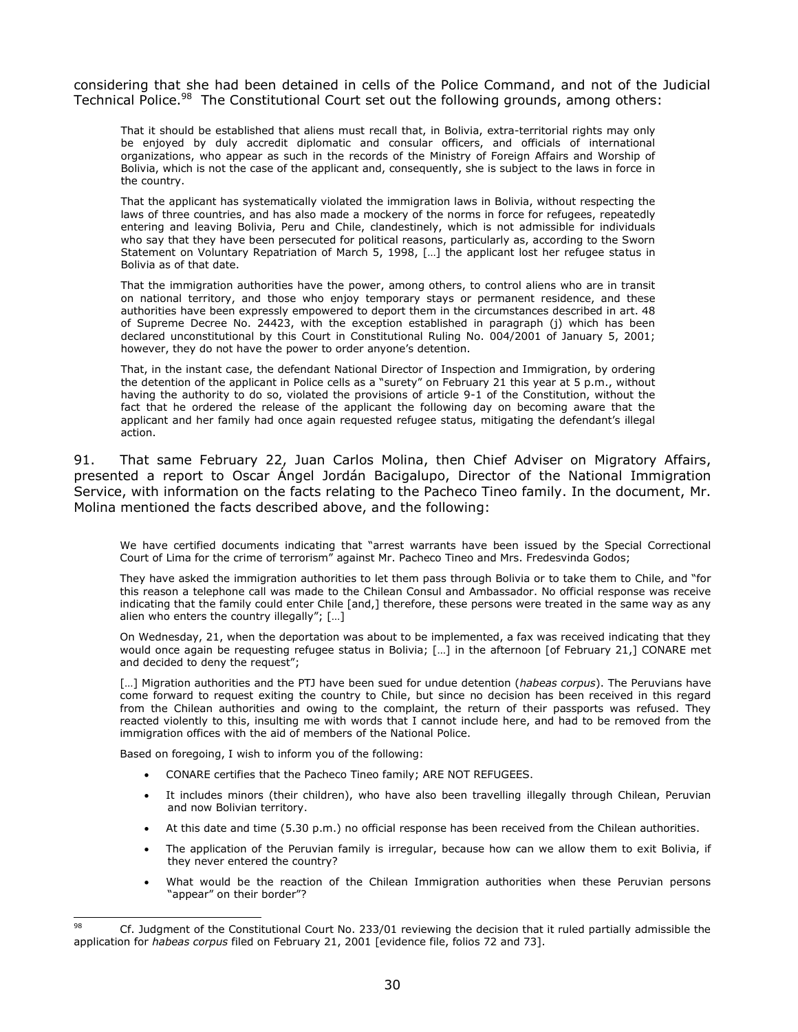considering that she had been detained in cells of the Police Command, and not of the Judicial Technical Police.[98] The Constitutional Court set out the following grounds, among others:

> That it should be established that aliens must recall that, in Bolivia, extra-territorial rights may only be enjoyed by duly accredit diplomatic and consular officers, and officials of international organizations, who appear as such in the records of the Ministry of Foreign Affairs and Worship of Bolivia, which is not the case of the applicant and, consequently, she is subject to the laws in force in the country.
>
> That the applicant has systematically violated the immigration laws in Bolivia, without respecting the laws of three countries, and has also made a mockery of the norms in force for refugees, repeatedly entering and leaving Bolivia, Peru and Chile, clandestinely, which is not admissible for individuals who say that they have been persecuted for political reasons, particularly as, according to the Sworn Statement on Voluntary Repatriation of March 5, 1998, […] the applicant lost her refugee status in Bolivia as of that date.
>
> That the immigration authorities have the power, among others, to control aliens who are in transit on national territory, and those who enjoy temporary stays or permanent residence, and these authorities have been expressly empowered to deport them in the circumstances described in art. 48 of Supreme Decree No. 24423, with the exception established in paragraph (j) which has been declared unconstitutional by this Court in Constitutional Ruling No. 004/2001 of January 5, 2001; however, they do not have the power to order anyone's detention.
>
> That, in the instant case, the defendant National Director of Inspection and Immigration, by ordering the detention of the applicant in Police cells as a "surety" on February 21 this year at 5 p.m., without having the authority to do so, violated the provisions of article 9-1 of the Constitution, without the fact that he ordered the release of the applicant the following day on becoming aware that the applicant and her family had once again requested refugee status, mitigating the defendant's illegal action.

91. That same February 22, Juan Carlos Molina, then Chief Adviser on Migratory Affairs, presented a report to Oscar Ángel Jordán Bacigalupo, Director of the National Immigration Service, with information on the facts relating to the Pacheco Tineo family. In the document, Mr. Molina mentioned the facts described above, and the following:

> We have certified documents indicating that "arrest warrants have been issued by the Special Correctional Court of Lima for the crime of terrorism" against Mr. Pacheco Tineo and Mrs. Fredesvinda Godos;
>
> They have asked the immigration authorities to let them pass through Bolivia or to take them to Chile, and "for this reason a telephone call was made to the Chilean Consul and Ambassador. No official response was receive indicating that the family could enter Chile [and,] therefore, these persons were treated in the same way as any alien who enters the country illegally"; […]
>
> On Wednesday, 21, when the deportation was about to be implemented, a fax was received indicating that they would once again be requesting refugee status in Bolivia; […] in the afternoon [of February 21,] CONARE met and decided to deny the request";
>
> […] Migration authorities and the PTJ have been sued for undue detention (*habeas corpus*). The Peruvians have come forward to request exiting the country to Chile, but since no decision has been received in this regard from the Chilean authorities and owing to the complaint, the return of their passports was refused. They reacted violently to this, insulting me with words that I cannot include here, and had to be removed from the immigration offices with the aid of members of the National Police.
>
> Based on foregoing, I wish to inform you of the following:
>
> - CONARE certifies that the Pacheco Tineo family; ARE NOT REFUGEES.
> - It includes minors (their children), who have also been travelling illegally through Chilean, Peruvian and now Bolivian territory.
> - At this date and time (5.30 p.m.) no official response has been received from the Chilean authorities.
> - The application of the Peruvian family is irregular, because how can we allow them to exit Bolivia, if they never entered the country?
> - What would be the reaction of the Chilean Immigration authorities when these Peruvian persons "appear" on their border"?

---

[98] Cf. Judgment of the Constitutional Court No. 233/01 reviewing the decision that it ruled partially admissible the application for *habeas corpus* filed on February 21, 2001 [evidence file, folios 72 and 73].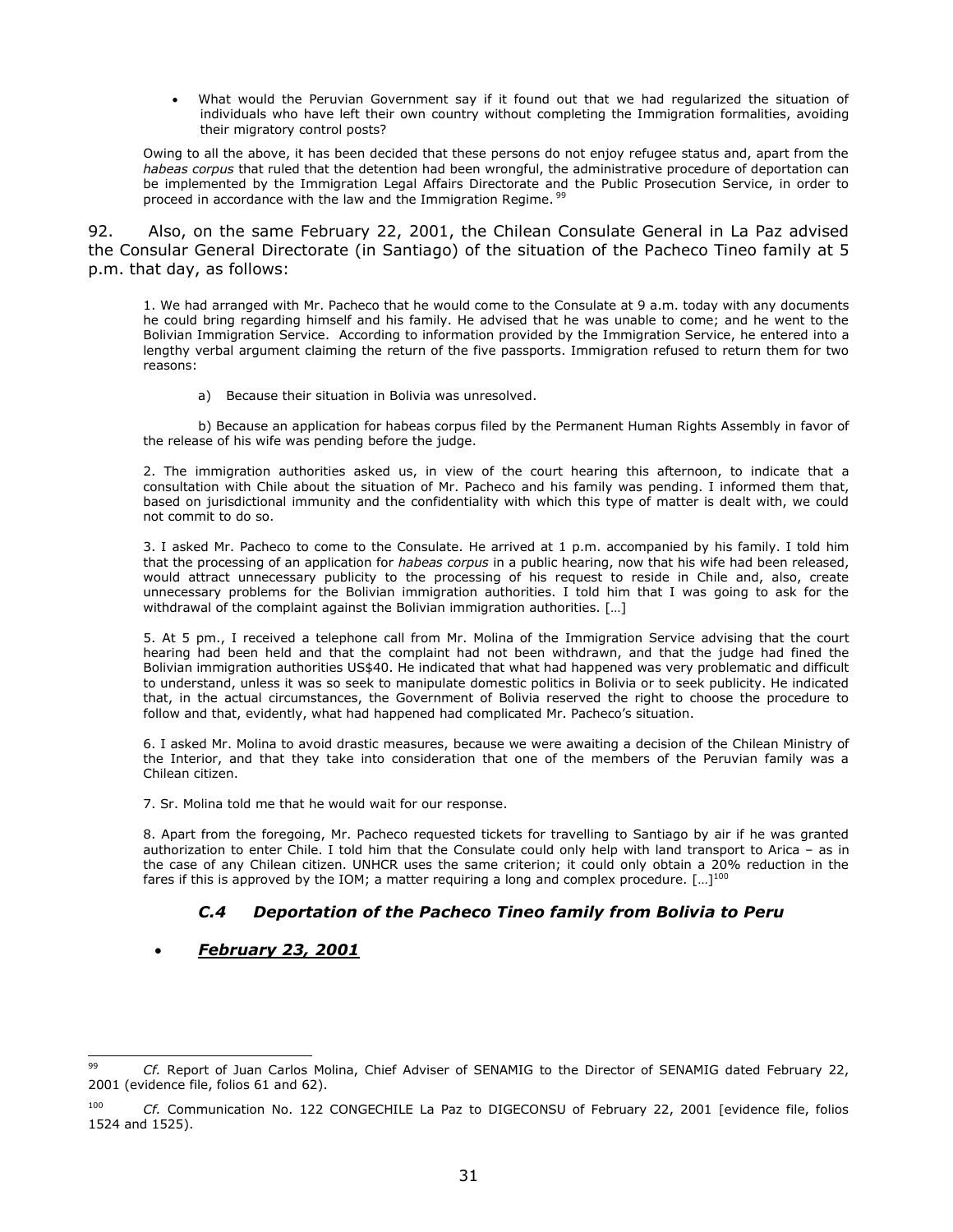- What would the Peruvian Government say if it found out that we had regularized the situation of individuals who have left their own country without completing the Immigration formalities, avoiding their migratory control posts?

Owing to all the above, it has been decided that these persons do not enjoy refugee status and, apart from the *habeas corpus* that ruled that the detention had been wrongful, the administrative procedure of deportation can be implemented by the Immigration Legal Affairs Directorate and the Public Prosecution Service, in order to proceed in accordance with the law and the Immigration Regime. [99]

92. Also, on the same February 22, 2001, the Chilean Consulate General in La Paz advised the Consular General Directorate (in Santiago) of the situation of the Pacheco Tineo family at 5 p.m. that day, as follows:

> 1. We had arranged with Mr. Pacheco that he would come to the Consulate at 9 a.m. today with any documents he could bring regarding himself and his family. He advised that he was unable to come; and he went to the Bolivian Immigration Service. According to information provided by the Immigration Service, he entered into a lengthy verbal argument claiming the return of the five passports. Immigration refused to return them for two reasons:
>
> a) Because their situation in Bolivia was unresolved.
>
> b) Because an application for habeas corpus filed by the Permanent Human Rights Assembly in favor of the release of his wife was pending before the judge.
>
> 2. The immigration authorities asked us, in view of the court hearing this afternoon, to indicate that a consultation with Chile about the situation of Mr. Pacheco and his family was pending. I informed them that, based on jurisdictional immunity and the confidentiality with which this type of matter is dealt with, we could not commit to do so.
>
> 3. I asked Mr. Pacheco to come to the Consulate. He arrived at 1 p.m. accompanied by his family. I told him that the processing of an application for *habeas corpus* in a public hearing, now that his wife had been released, would attract unnecessary publicity to the processing of his request to reside in Chile and, also, create unnecessary problems for the Bolivian immigration authorities. I told him that I was going to ask for the withdrawal of the complaint against the Bolivian immigration authorities. […]
>
> 5. At 5 pm., I received a telephone call from Mr. Molina of the Immigration Service advising that the court hearing had been held and that the complaint had not been withdrawn, and that the judge had fined the Bolivian immigration authorities US$40. He indicated that what had happened was very problematic and difficult to understand, unless it was so seek to manipulate domestic politics in Bolivia or to seek publicity. He indicated that, in the actual circumstances, the Government of Bolivia reserved the right to choose the procedure to follow and that, evidently, what had happened had complicated Mr. Pacheco's situation.
>
> 6. I asked Mr. Molina to avoid drastic measures, because we were awaiting a decision of the Chilean Ministry of the Interior, and that they take into consideration that one of the members of the Peruvian family was a Chilean citizen.
>
> 7. Sr. Molina told me that he would wait for our response.
>
> 8. Apart from the foregoing, Mr. Pacheco requested tickets for travelling to Santiago by air if he was granted authorization to enter Chile. I told him that the Consulate could only help with land transport to Arica – as in the case of any Chilean citizen. UNHCR uses the same criterion; it could only obtain a 20% reduction in the fares if this is approved by the IOM; a matter requiring a long and complex procedure. […][100]

### *C.4 Deportation of the Pacheco Tineo family from Bolivia to Peru*

- ***February 23, 2001***

---

[99] *Cf.* Report of Juan Carlos Molina, Chief Adviser of SENAMIG to the Director of SENAMIG dated February 22, 2001 (evidence file, folios 61 and 62).

[100] *Cf.* Communication No. 122 CONGECHILE La Paz to DIGECONSU of February 22, 2001 [evidence file, folios 1524 and 1525).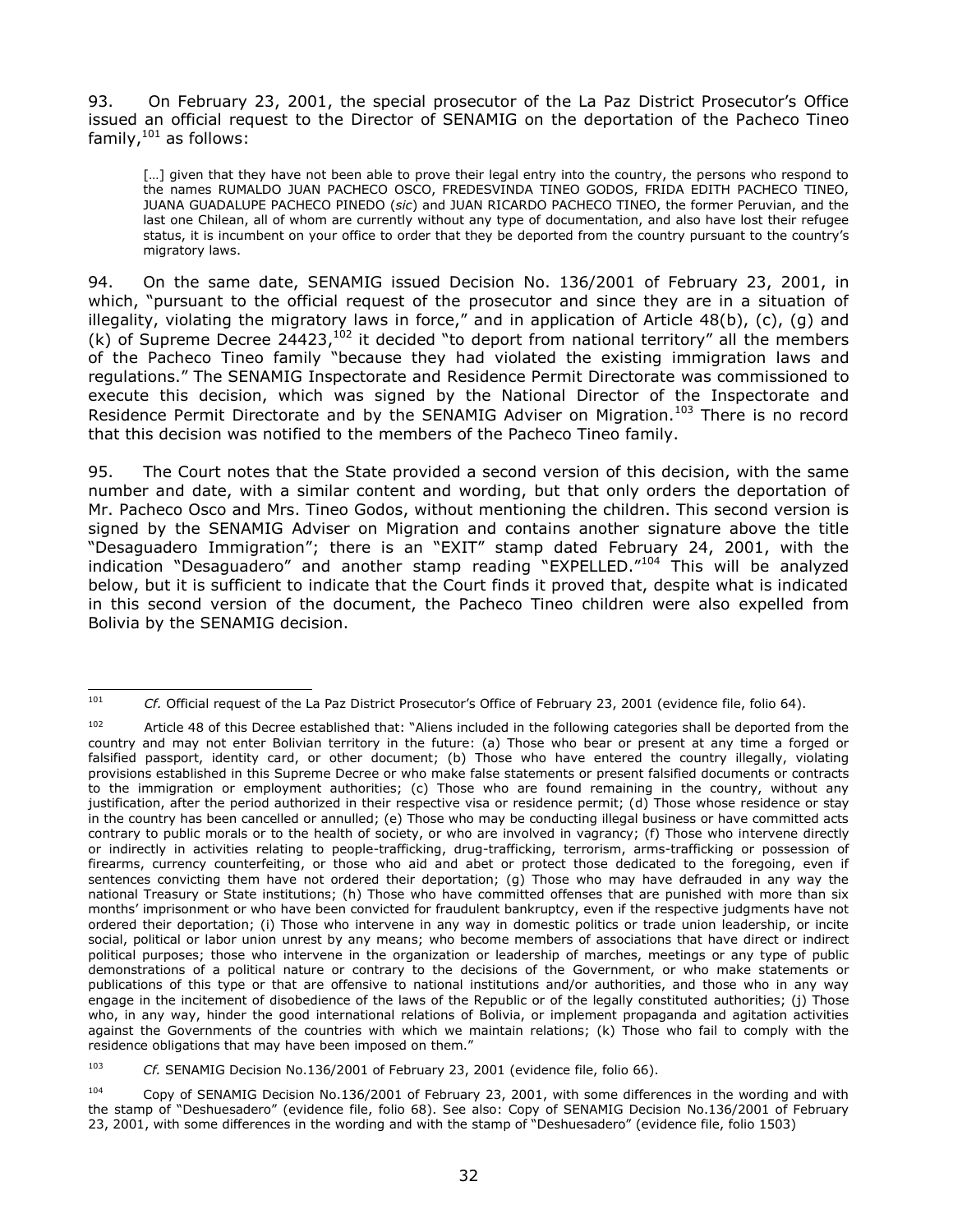93. On February 23, 2001, the special prosecutor of the La Paz District Prosecutor's Office issued an official request to the Director of SENAMIG on the deportation of the Pacheco Tineo family,[101] as follows:

> […] given that they have not been able to prove their legal entry into the country, the persons who respond to the names RUMALDO JUAN PACHECO OSCO, FREDESVINDA TINEO GODOS, FRIDA EDITH PACHECO TINEO, JUANA GUADALUPE PACHECO PINEDO (*sic*) and JUAN RICARDO PACHECO TINEO, the former Peruvian, and the last one Chilean, all of whom are currently without any type of documentation, and also have lost their refugee status, it is incumbent on your office to order that they be deported from the country pursuant to the country's migratory laws.

94. On the same date, SENAMIG issued Decision No. 136/2001 of February 23, 2001, in which, "pursuant to the official request of the prosecutor and since they are in a situation of illegality, violating the migratory laws in force," and in application of Article 48(b), (c), (g) and (k) of Supreme Decree 24423,[102] it decided "to deport from national territory" all the members of the Pacheco Tineo family "because they had violated the existing immigration laws and regulations." The SENAMIG Inspectorate and Residence Permit Directorate was commissioned to execute this decision, which was signed by the National Director of the Inspectorate and Residence Permit Directorate and by the SENAMIG Adviser on Migration.[103] There is no record that this decision was notified to the members of the Pacheco Tineo family.

95. The Court notes that the State provided a second version of this decision, with the same number and date, with a similar content and wording, but that only orders the deportation of Mr. Pacheco Osco and Mrs. Tineo Godos, without mentioning the children. This second version is signed by the SENAMIG Adviser on Migration and contains another signature above the title "Desaguadero Immigration"; there is an "EXIT" stamp dated February 24, 2001, with the indication "Desaguadero" and another stamp reading "EXPELLED."[104] This will be analyzed below, but it is sufficient to indicate that the Court finds it proved that, despite what is indicated in this second version of the document, the Pacheco Tineo children were also expelled from Bolivia by the SENAMIG decision.

---

[101] *Cf.* Official request of the La Paz District Prosecutor's Office of February 23, 2001 (evidence file, folio 64).

[102] Article 48 of this Decree established that: "Aliens included in the following categories shall be deported from the country and may not enter Bolivian territory in the future: (a) Those who bear or present at any time a forged or falsified passport, identity card, or other document; (b) Those who have entered the country illegally, violating provisions established in this Supreme Decree or who make false statements or present falsified documents or contracts to the immigration or employment authorities; (c) Those who are found remaining in the country, without any justification, after the period authorized in their respective visa or residence permit; (d) Those whose residence or stay in the country has been cancelled or annulled; (e) Those who may be conducting illegal business or have committed acts contrary to public morals or to the health of society, or who are involved in vagrancy; (f) Those who intervene directly or indirectly in activities relating to people-trafficking, drug-trafficking, terrorism, arms-trafficking or possession of firearms, currency counterfeiting, or those who aid and abet or protect those dedicated to the foregoing, even if sentences convicting them have not ordered their deportation; (g) Those who may have defrauded in any way the national Treasury or State institutions; (h) Those who have committed offenses that are punished with more than six months' imprisonment or who have been convicted for fraudulent bankruptcy, even if the respective judgments have not ordered their deportation; (i) Those who intervene in any way in domestic politics or trade union leadership, or incite social, political or labor union unrest by any means; who become members of associations that have direct or indirect political purposes; those who intervene in the organization or leadership of marches, meetings or any type of public demonstrations of a political nature or contrary to the decisions of the Government, or who make statements or publications of this type or that are offensive to national institutions and/or authorities, and those who in any way engage in the incitement of disobedience of the laws of the Republic or of the legally constituted authorities; (j) Those who, in any way, hinder the good international relations of Bolivia, or implement propaganda and agitation activities against the Governments of the countries with which we maintain relations; (k) Those who fail to comply with the residence obligations that may have been imposed on them."

[103] *Cf.* SENAMIG Decision No.136/2001 of February 23, 2001 (evidence file, folio 66).

[104] Copy of SENAMIG Decision No.136/2001 of February 23, 2001, with some differences in the wording and with the stamp of "Deshuesadero" (evidence file, folio 68). See also: Copy of SENAMIG Decision No.136/2001 of February 23, 2001, with some differences in the wording and with the stamp of "Deshuesadero" (evidence file, folio 1503)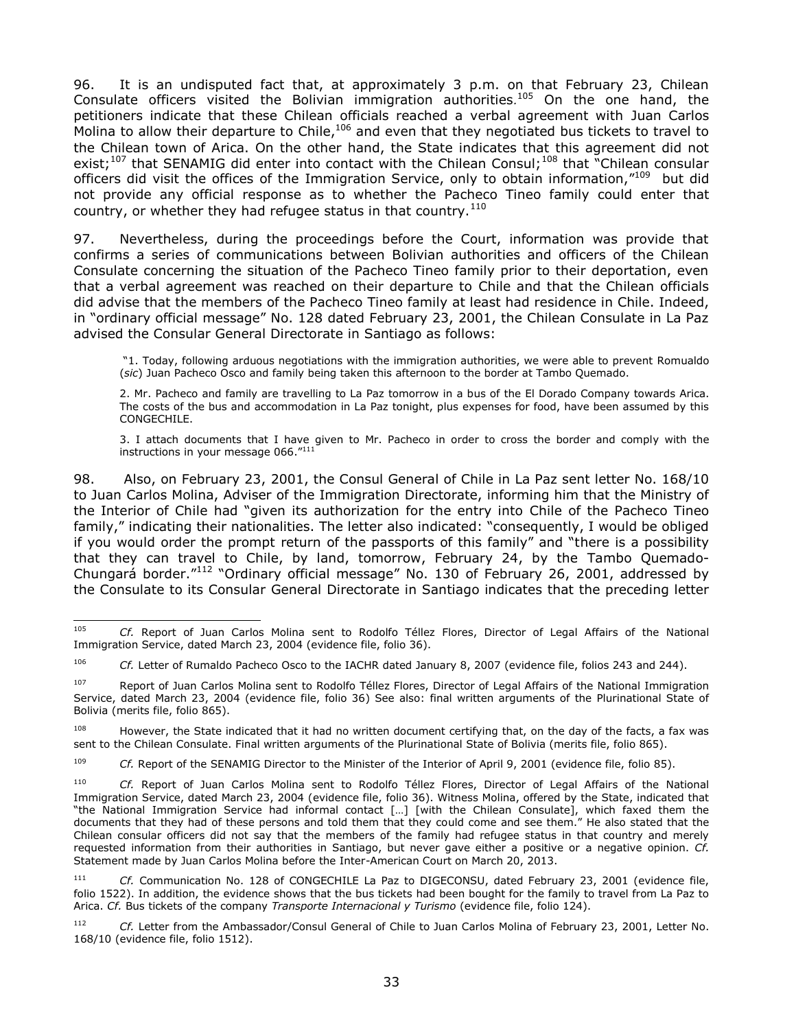96. It is an undisputed fact that, at approximately 3 p.m. on that February 23, Chilean Consulate officers visited the Bolivian immigration authorities.[105] On the one hand, the petitioners indicate that these Chilean officials reached a verbal agreement with Juan Carlos Molina to allow their departure to Chile,[106] and even that they negotiated bus tickets to travel to the Chilean town of Arica. On the other hand, the State indicates that this agreement did not exist;[107] that SENAMIG did enter into contact with the Chilean Consul;[108] that "Chilean consular officers did visit the offices of the Immigration Service, only to obtain information,"[109] but did not provide any official response as to whether the Pacheco Tineo family could enter that country, or whether they had refugee status in that country.[110]

97. Nevertheless, during the proceedings before the Court, information was provide that confirms a series of communications between Bolivian authorities and officers of the Chilean Consulate concerning the situation of the Pacheco Tineo family prior to their deportation, even that a verbal agreement was reached on their departure to Chile and that the Chilean officials did advise that the members of the Pacheco Tineo family at least had residence in Chile. Indeed, in "ordinary official message" No. 128 dated February 23, 2001, the Chilean Consulate in La Paz advised the Consular General Directorate in Santiago as follows:

> "1. Today, following arduous negotiations with the immigration authorities, we were able to prevent Romualdo (*sic*) Juan Pacheco Osco and family being taken this afternoon to the border at Tambo Quemado.
>
> 2. Mr. Pacheco and family are travelling to La Paz tomorrow in a bus of the El Dorado Company towards Arica. The costs of the bus and accommodation in La Paz tonight, plus expenses for food, have been assumed by this CONGECHILE.
>
> 3. I attach documents that I have given to Mr. Pacheco in order to cross the border and comply with the instructions in your message 066."[111]

98. Also, on February 23, 2001, the Consul General of Chile in La Paz sent letter No. 168/10 to Juan Carlos Molina, Adviser of the Immigration Directorate, informing him that the Ministry of the Interior of Chile had "given its authorization for the entry into Chile of the Pacheco Tineo family," indicating their nationalities. The letter also indicated: "consequently, I would be obliged if you would order the prompt return of the passports of this family" and "there is a possibility that they can travel to Chile, by land, tomorrow, February 24, by the Tambo Quemado-Chungará border."[112] "Ordinary official message" No. 130 of February 26, 2001, addressed by the Consulate to its Consular General Directorate in Santiago indicates that the preceding letter

---

[105] *Cf.* Report of Juan Carlos Molina sent to Rodolfo Téllez Flores, Director of Legal Affairs of the National Immigration Service, dated March 23, 2004 (evidence file, folio 36).

[106] *Cf.* Letter of Rumaldo Pacheco Osco to the IACHR dated January 8, 2007 (evidence file, folios 243 and 244).

[107] Report of Juan Carlos Molina sent to Rodolfo Téllez Flores, Director of Legal Affairs of the National Immigration Service, dated March 23, 2004 (evidence file, folio 36) See also: final written arguments of the Plurinational State of Bolivia (merits file, folio 865).

[108] However, the State indicated that it had no written document certifying that, on the day of the facts, a fax was sent to the Chilean Consulate. Final written arguments of the Plurinational State of Bolivia (merits file, folio 865).

[109] *Cf.* Report of the SENAMIG Director to the Minister of the Interior of April 9, 2001 (evidence file, folio 85).

[110] *Cf.* Report of Juan Carlos Molina sent to Rodolfo Téllez Flores, Director of Legal Affairs of the National Immigration Service, dated March 23, 2004 (evidence file, folio 36). Witness Molina, offered by the State, indicated that "the National Immigration Service had informal contact […] [with the Chilean Consulate], which faxed them the documents that they had of these persons and told them that they could come and see them." He also stated that the Chilean consular officers did not say that the members of the family had refugee status in that country and merely requested information from their authorities in Santiago, but never gave either a positive or a negative opinion. *Cf.* Statement made by Juan Carlos Molina before the Inter-American Court on March 20, 2013.

[111] *Cf.* Communication No. 128 of CONGECHILE La Paz to DIGECONSU, dated February 23, 2001 (evidence file, folio 1522). In addition, the evidence shows that the bus tickets had been bought for the family to travel from La Paz to Arica. *Cf.* Bus tickets of the company *Transporte Internacional y Turismo* (evidence file, folio 124).

[112] *Cf.* Letter from the Ambassador/Consul General of Chile to Juan Carlos Molina of February 23, 2001, Letter No. 168/10 (evidence file, folio 1512).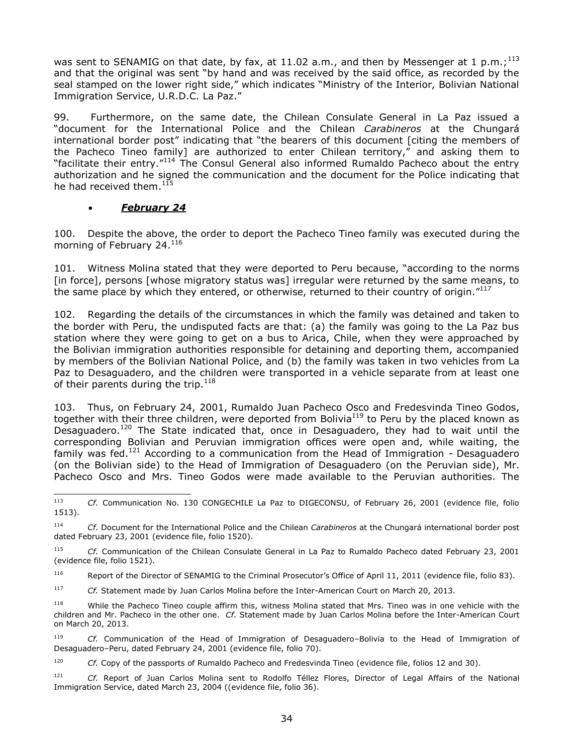was sent to SENAMIG on that date, by fax, at 11.02 a.m., and then by Messenger at 1 p.m.;[113] and that the original was sent "by hand and was received by the said office, as recorded by the seal stamped on the lower right side," which indicates "Ministry of the Interior, Bolivian National Immigration Service, U.R.D.C. La Paz."

99. Furthermore, on the same date, the Chilean Consulate General in La Paz issued a "document for the International Police and the Chilean *Carabineros* at the Chungará international border post" indicating that "the bearers of this document [citing the members of the Pacheco Tineo family] are authorized to enter Chilean territory," and asking them to "facilitate their entry."[114] The Consul General also informed Rumaldo Pacheco about the entry authorization and he signed the communication and the document for the Police indicating that he had received them.[115]

- ***February 24***

100. Despite the above, the order to deport the Pacheco Tineo family was executed during the morning of February 24.[116]

101. Witness Molina stated that they were deported to Peru because, "according to the norms [in force], persons [whose migratory status was] irregular were returned by the same means, to the same place by which they entered, or otherwise, returned to their country of origin."[117]

102. Regarding the details of the circumstances in which the family was detained and taken to the border with Peru, the undisputed facts are that: (a) the family was going to the La Paz bus station where they were going to get on a bus to Arica, Chile, when they were approached by the Bolivian immigration authorities responsible for detaining and deporting them, accompanied by members of the Bolivian National Police, and (b) the family was taken in two vehicles from La Paz to Desaguadero, and the children were transported in a vehicle separate from at least one of their parents during the trip.[118]

103. Thus, on February 24, 2001, Rumaldo Juan Pacheco Osco and Fredesvinda Tineo Godos, together with their three children, were deported from Bolivia[119] to Peru by the placed known as Desaguadero.[120] The State indicated that, once in Desaguadero, they had to wait until the corresponding Bolivian and Peruvian immigration offices were open and, while waiting, the family was fed.[121] According to a communication from the Head of Immigration - Desaguadero (on the Bolivian side) to the Head of Immigration of Desaguadero (on the Peruvian side), Mr. Pacheco Osco and Mrs. Tineo Godos were made available to the Peruvian authorities. The

---

[113] *Cf.* Communication No. 130 CONGECHILE La Paz to DIGECONSU, of February 26, 2001 (evidence file, folio 1513).

[114] *Cf.* Document for the International Police and the Chilean *Carabineros* at the Chungará international border post dated February 23, 2001 (evidence file, folio 1520).

[115] *Cf.* Communication of the Chilean Consulate General in La Paz to Rumaldo Pacheco dated February 23, 2001 (evidence file, folio 1521).

[116] Report of the Director of SENAMIG to the Criminal Prosecutor's Office of April 11, 2011 (evidence file, folio 83).

[117] *Cf.* Statement made by Juan Carlos Molina before the Inter-American Court on March 20, 2013.

[118] While the Pacheco Tineo couple affirm this, witness Molina stated that Mrs. Tineo was in one vehicle with the children and Mr. Pacheco in the other one. *Cf.* Statement made by Juan Carlos Molina before the Inter-American Court on March 20, 2013.

[119] *Cf.* Communication of the Head of Immigration of Desaguadero–Bolivia to the Head of Immigration of Desaguadero–Peru, dated February 24, 2001 (evidence file, folio 70).

[120] *Cf.* Copy of the passports of Rumaldo Pacheco and Fredesvinda Tineo (evidence file, folios 12 and 30).

[121] *Cf.* Report of Juan Carlos Molina sent to Rodolfo Téllez Flores, Director of Legal Affairs of the National Immigration Service, dated March 23, 2004 ((evidence file, folio 36).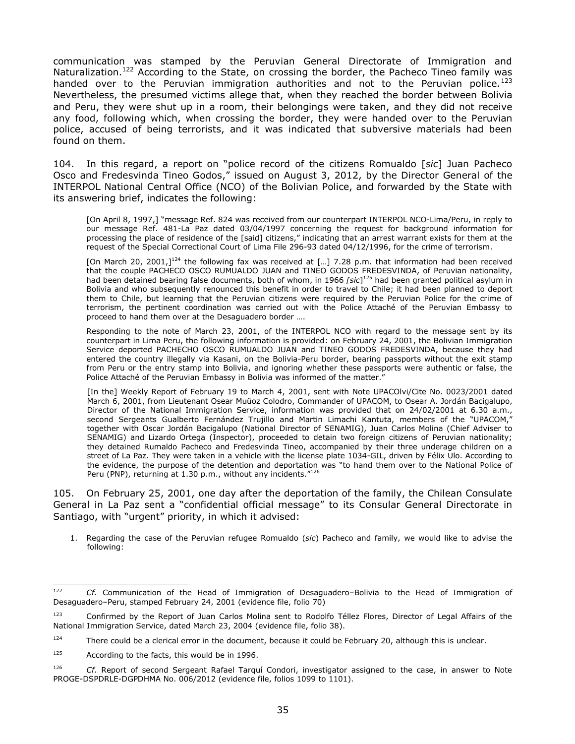communication was stamped by the Peruvian General Directorate of Immigration and Naturalization.[122] According to the State, on crossing the border, the Pacheco Tineo family was handed over to the Peruvian immigration authorities and not to the Peruvian police.[123] Nevertheless, the presumed victims allege that, when they reached the border between Bolivia and Peru, they were shut up in a room, their belongings were taken, and they did not receive any food, following which, when crossing the border, they were handed over to the Peruvian police, accused of being terrorists, and it was indicated that subversive materials had been found on them.

104. In this regard, a report on "police record of the citizens Romualdo [*sic*] Juan Pacheco Osco and Fredesvinda Tineo Godos," issued on August 3, 2012, by the Director General of the INTERPOL National Central Office (NCO) of the Bolivian Police, and forwarded by the State with its answering brief, indicates the following:

> [On April 8, 1997,] "message Ref. 824 was received from our counterpart INTERPOL NCO-Lima/Peru, in reply to our message Ref. 481-La Paz dated 03/04/1997 concerning the request for background information for processing the place of residence of the [said] citizens," indicating that an arrest warrant exists for them at the request of the Special Correctional Court of Lima File 296-93 dated 04/12/1996, for the crime of terrorism.
>
> [On March 20, 2001,][124] the following fax was received at [...] 7.28 p.m. that information had been received that the couple PACHECO OSCO RUMUALDO JUAN and TINEO GODOS FREDESVINDA, of Peruvian nationality, had been detained bearing false documents, both of whom, in 1966 *[sic]*[125] had been granted political asylum in Bolivia and who subsequently renounced this benefit in order to travel to Chile; it had been planned to deport them to Chile, but learning that the Peruvian citizens were required by the Peruvian Police for the crime of terrorism, the pertinent coordination was carried out with the Police Attaché of the Peruvian Embassy to proceed to hand them over at the Desaguadero border ....
>
> Responding to the note of March 23, 2001, of the INTERPOL NCO with regard to the message sent by its counterpart in Lima Peru, the following information is provided: on February 24, 2001, the Bolivian Immigration Service deported PACHECHO OSCO RUMUALDO JUAN and TINEO GODOS FREDESVINDA, because they had entered the country illegally via Kasani, on the Bolivia-Peru border, bearing passports without the exit stamp from Peru or the entry stamp into Bolivia, and ignoring whether these passports were authentic or false, the Police Attaché of the Peruvian Embassy in Bolivia was informed of the matter."
>
> [In the] Weekly Report of February 19 to March 4, 2001, sent with Note UPACOlvi/Cite No. 0023/2001 dated March 6, 2001, from Lieutenant Osear Muüoz Colodro, Commander of UPACOM, to Osear A. Jordán Bacigalupo, Director of the National Immigration Service, information was provided that on 24/02/2001 at 6.30 a.m., second Sergeants Gualberto Fernández Trujillo and Martin Limachi Kantuta, members of the "UPACOM," together with Oscar Jordán Bacigalupo (National Director of SENAMIG), Juan Carlos Molina (Chief Adviser to SENAMIG) and Lizardo Ortega (Inspector), proceeded to detain two foreign citizens of Peruvian nationality; they detained Rumaldo Pacheco and Fredesvinda Tineo, accompanied by their three underage children on a street of La Paz. They were taken in a vehicle with the license plate 1034-GIL, driven by Félix Ulo. According to the evidence, the purpose of the detention and deportation was "to hand them over to the National Police of Peru (PNP), returning at 1.30 p.m., without any incidents."[126]

105. On February 25, 2001, one day after the deportation of the family, the Chilean Consulate General in La Paz sent a "confidential official message" to its Consular General Directorate in Santiago, with "urgent" priority, in which it advised:

> 1. Regarding the case of the Peruvian refugee Romualdo (*sic*) Pacheco and family, we would like to advise the following:

---

[122] *Cf.* Communication of the Head of Immigration of Desaguadero–Bolivia to the Head of Immigration of Desaguadero–Peru, stamped February 24, 2001 (evidence file, folio 70)

[123] Confirmed by the Report of Juan Carlos Molina sent to Rodolfo Téllez Flores, Director of Legal Affairs of the National Immigration Service, dated March 23, 2004 (evidence file, folio 38).

[124] There could be a clerical error in the document, because it could be February 20, although this is unclear.

[125] According to the facts, this would be in 1996.

[126] *Cf.* Report of second Sergeant Rafael Tarquí Condori, investigator assigned to the case, in answer to Note PROGE-DSPDRLE-DGPDHMA No. 006/2012 (evidence file, folios 1099 to 1101).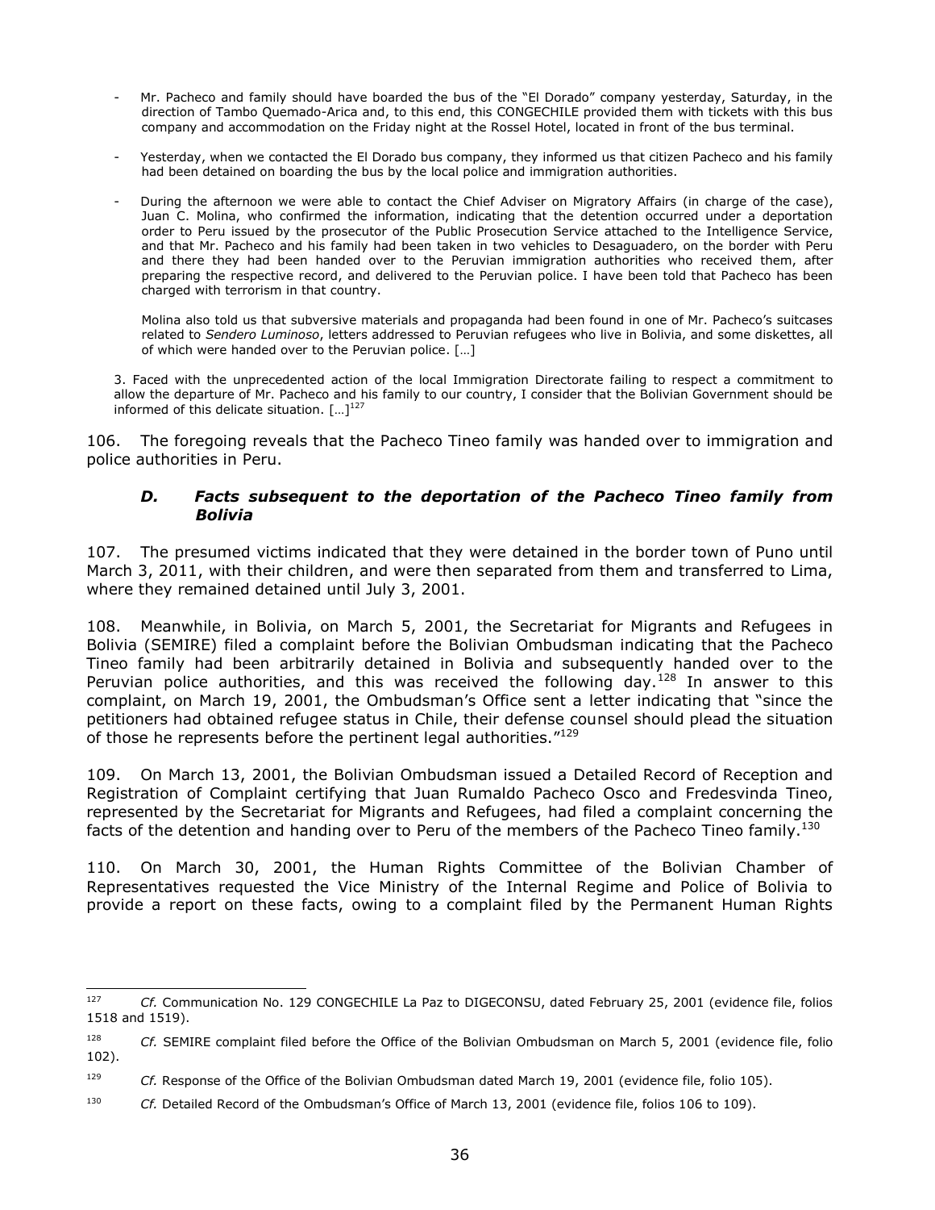- Mr. Pacheco and family should have boarded the bus of the "El Dorado" company yesterday, Saturday, in the direction of Tambo Quemado-Arica and, to this end, this CONGECHILE provided them with tickets with this bus company and accommodation on the Friday night at the Rossel Hotel, located in front of the bus terminal.

- Yesterday, when we contacted the El Dorado bus company, they informed us that citizen Pacheco and his family had been detained on boarding the bus by the local police and immigration authorities.

- During the afternoon we were able to contact the Chief Adviser on Migratory Affairs (in charge of the case), Juan C. Molina, who confirmed the information, indicating that the detention occurred under a deportation order to Peru issued by the prosecutor of the Public Prosecution Service attached to the Intelligence Service, and that Mr. Pacheco and his family had been taken in two vehicles to Desaguadero, on the border with Peru and there they had been handed over to the Peruvian immigration authorities who received them, after preparing the respective record, and delivered to the Peruvian police. I have been told that Pacheco has been charged with terrorism in that country.

  Molina also told us that subversive materials and propaganda had been found in one of Mr. Pacheco's suitcases related to *Sendero Luminoso*, letters addressed to Peruvian refugees who live in Bolivia, and some diskettes, all of which were handed over to the Peruvian police. […]

3. Faced with the unprecedented action of the local Immigration Directorate failing to respect a commitment to allow the departure of Mr. Pacheco and his family to our country, I consider that the Bolivian Government should be informed of this delicate situation. […][127]

106. The foregoing reveals that the Pacheco Tineo family was handed over to immigration and police authorities in Peru.

### *D. Facts subsequent to the deportation of the Pacheco Tineo family from Bolivia*

107. The presumed victims indicated that they were detained in the border town of Puno until March 3, 2011, with their children, and were then separated from them and transferred to Lima, where they remained detained until July 3, 2001.

108. Meanwhile, in Bolivia, on March 5, 2001, the Secretariat for Migrants and Refugees in Bolivia (SEMIRE) filed a complaint before the Bolivian Ombudsman indicating that the Pacheco Tineo family had been arbitrarily detained in Bolivia and subsequently handed over to the Peruvian police authorities, and this was received the following day.[128] In answer to this complaint, on March 19, 2001, the Ombudsman's Office sent a letter indicating that "since the petitioners had obtained refugee status in Chile, their defense counsel should plead the situation of those he represents before the pertinent legal authorities."[129]

109. On March 13, 2001, the Bolivian Ombudsman issued a Detailed Record of Reception and Registration of Complaint certifying that Juan Rumaldo Pacheco Osco and Fredesvinda Tineo, represented by the Secretariat for Migrants and Refugees, had filed a complaint concerning the facts of the detention and handing over to Peru of the members of the Pacheco Tineo family.[130]

110. On March 30, 2001, the Human Rights Committee of the Bolivian Chamber of Representatives requested the Vice Ministry of the Internal Regime and Police of Bolivia to provide a report on these facts, owing to a complaint filed by the Permanent Human Rights

---

[127] *Cf.* Communication No. 129 CONGECHILE La Paz to DIGECONSU, dated February 25, 2001 (evidence file, folios 1518 and 1519).

[128] *Cf.* SEMIRE complaint filed before the Office of the Bolivian Ombudsman on March 5, 2001 (evidence file, folio 102).

[129] *Cf.* Response of the Office of the Bolivian Ombudsman dated March 19, 2001 (evidence file, folio 105).

[130] *Cf.* Detailed Record of the Ombudsman's Office of March 13, 2001 (evidence file, folios 106 to 109).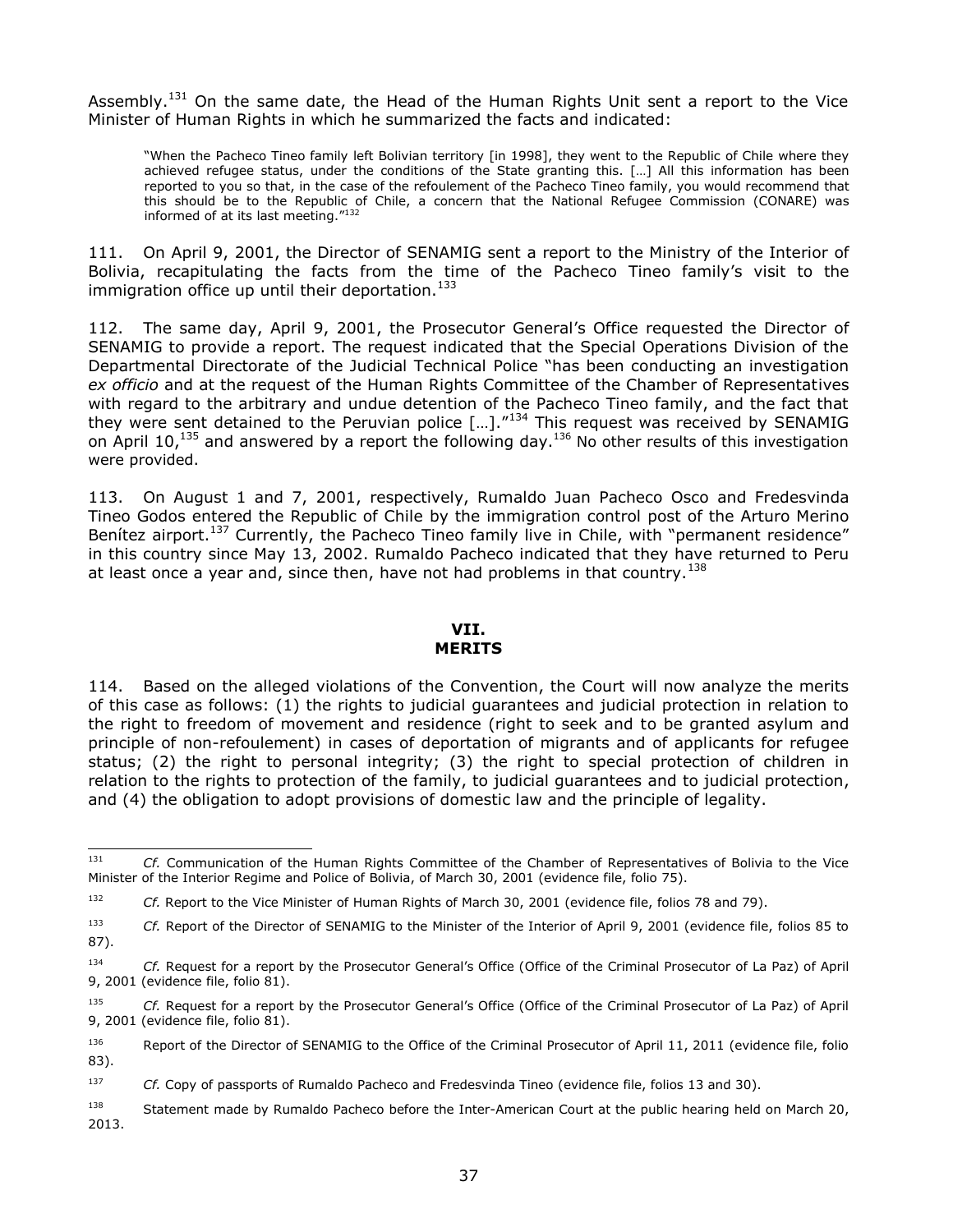Assembly.[131] On the same date, the Head of the Human Rights Unit sent a report to the Vice Minister of Human Rights in which he summarized the facts and indicated:

> "When the Pacheco Tineo family left Bolivian territory [in 1998], they went to the Republic of Chile where they achieved refugee status, under the conditions of the State granting this. […] All this information has been reported to you so that, in the case of the refoulement of the Pacheco Tineo family, you would recommend that this should be to the Republic of Chile, a concern that the National Refugee Commission (CONARE) was informed of at its last meeting."[132]

111. On April 9, 2001, the Director of SENAMIG sent a report to the Ministry of the Interior of Bolivia, recapitulating the facts from the time of the Pacheco Tineo family's visit to the immigration office up until their deportation.[133]

112. The same day, April 9, 2001, the Prosecutor General's Office requested the Director of SENAMIG to provide a report. The request indicated that the Special Operations Division of the Departmental Directorate of the Judicial Technical Police "has been conducting an investigation *ex officio* and at the request of the Human Rights Committee of the Chamber of Representatives with regard to the arbitrary and undue detention of the Pacheco Tineo family, and the fact that they were sent detained to the Peruvian police […]."[134] This request was received by SENAMIG on April 10,[135] and answered by a report the following day.[136] No other results of this investigation were provided.

113. On August 1 and 7, 2001, respectively, Rumaldo Juan Pacheco Osco and Fredesvinda Tineo Godos entered the Republic of Chile by the immigration control post of the Arturo Merino Benítez airport.[137] Currently, the Pacheco Tineo family live in Chile, with "permanent residence" in this country since May 13, 2002. Rumaldo Pacheco indicated that they have returned to Peru at least once a year and, since then, have not had problems in that country.[138]

## VII. MERITS

114. Based on the alleged violations of the Convention, the Court will now analyze the merits of this case as follows: (1) the rights to judicial guarantees and judicial protection in relation to the right to freedom of movement and residence (right to seek and to be granted asylum and principle of non-refoulement) in cases of deportation of migrants and of applicants for refugee status; (2) the right to personal integrity; (3) the right to special protection of children in relation to the rights to protection of the family, to judicial guarantees and to judicial protection, and (4) the obligation to adopt provisions of domestic law and the principle of legality.

---

[131] *Cf.* Communication of the Human Rights Committee of the Chamber of Representatives of Bolivia to the Vice Minister of the Interior Regime and Police of Bolivia, of March 30, 2001 (evidence file, folio 75).

[132] *Cf.* Report to the Vice Minister of Human Rights of March 30, 2001 (evidence file, folios 78 and 79).

[133] *Cf.* Report of the Director of SENAMIG to the Minister of the Interior of April 9, 2001 (evidence file, folios 85 to 87).

[134] *Cf.* Request for a report by the Prosecutor General's Office (Office of the Criminal Prosecutor of La Paz) of April 9, 2001 (evidence file, folio 81).

[135] *Cf.* Request for a report by the Prosecutor General's Office (Office of the Criminal Prosecutor of La Paz) of April 9, 2001 (evidence file, folio 81).

[136] Report of the Director of SENAMIG to the Office of the Criminal Prosecutor of April 11, 2011 (evidence file, folio 83).

[137] *Cf.* Copy of passports of Rumaldo Pacheco and Fredesvinda Tineo (evidence file, folios 13 and 30).

[138] Statement made by Rumaldo Pacheco before the Inter-American Court at the public hearing held on March 20, 2013.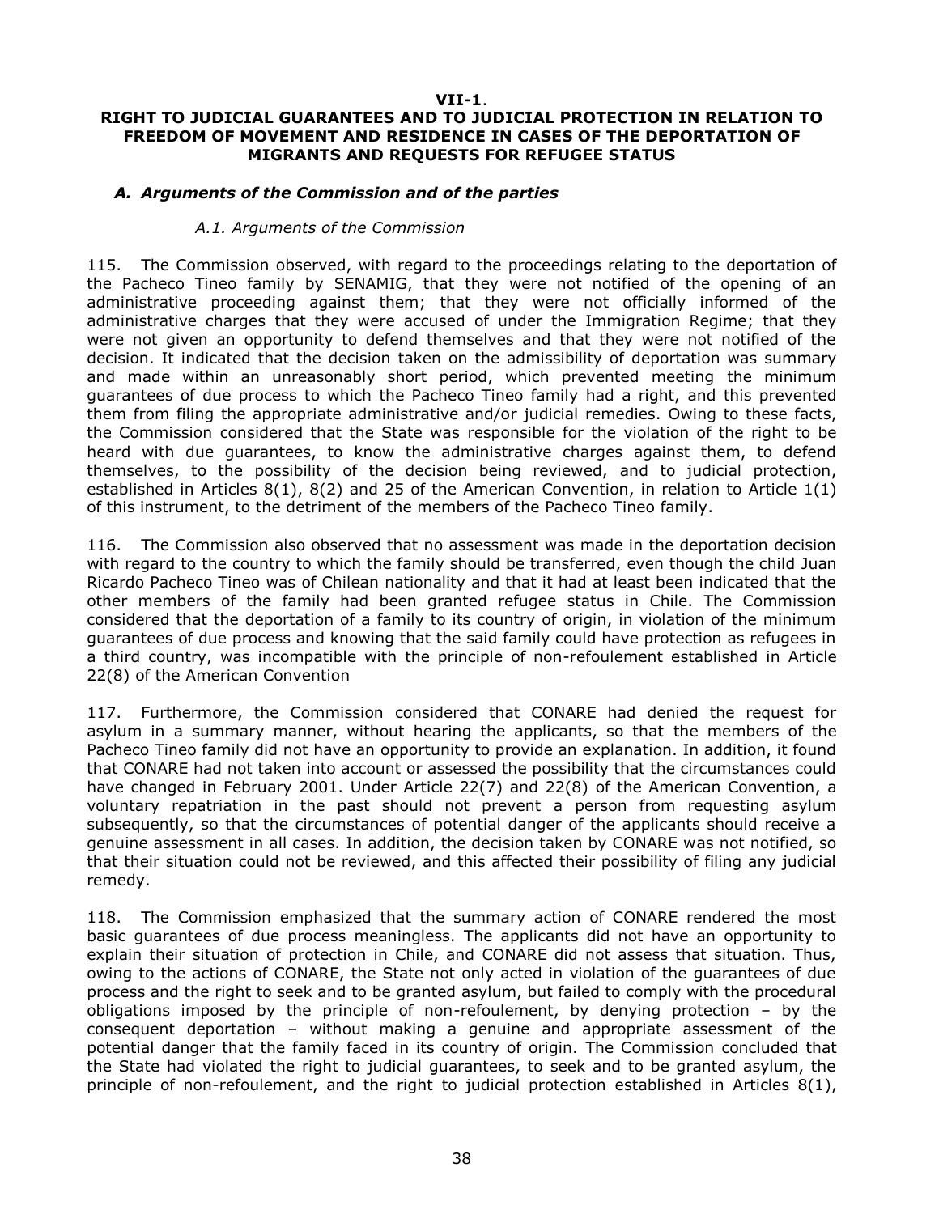**VII-1**.

**RIGHT TO JUDICIAL GUARANTEES AND TO JUDICIAL PROTECTION IN RELATION TO FREEDOM OF MOVEMENT AND RESIDENCE IN CASES OF THE DEPORTATION OF MIGRANTS AND REQUESTS FOR REFUGEE STATUS**

### *A. Arguments of the Commission and of the parties*

#### *A.1. Arguments of the Commission*

115. The Commission observed, with regard to the proceedings relating to the deportation of the Pacheco Tineo family by SENAMIG, that they were not notified of the opening of an administrative proceeding against them; that they were not officially informed of the administrative charges that they were accused of under the Immigration Regime; that they were not given an opportunity to defend themselves and that they were not notified of the decision. It indicated that the decision taken on the admissibility of deportation was summary and made within an unreasonably short period, which prevented meeting the minimum guarantees of due process to which the Pacheco Tineo family had a right, and this prevented them from filing the appropriate administrative and/or judicial remedies. Owing to these facts, the Commission considered that the State was responsible for the violation of the right to be heard with due guarantees, to know the administrative charges against them, to defend themselves, to the possibility of the decision being reviewed, and to judicial protection, established in Articles 8(1), 8(2) and 25 of the American Convention, in relation to Article 1(1) of this instrument, to the detriment of the members of the Pacheco Tineo family.

116. The Commission also observed that no assessment was made in the deportation decision with regard to the country to which the family should be transferred, even though the child Juan Ricardo Pacheco Tineo was of Chilean nationality and that it had at least been indicated that the other members of the family had been granted refugee status in Chile. The Commission considered that the deportation of a family to its country of origin, in violation of the minimum guarantees of due process and knowing that the said family could have protection as refugees in a third country, was incompatible with the principle of non-refoulement established in Article 22(8) of the American Convention

117. Furthermore, the Commission considered that CONARE had denied the request for asylum in a summary manner, without hearing the applicants, so that the members of the Pacheco Tineo family did not have an opportunity to provide an explanation. In addition, it found that CONARE had not taken into account or assessed the possibility that the circumstances could have changed in February 2001. Under Article 22(7) and 22(8) of the American Convention, a voluntary repatriation in the past should not prevent a person from requesting asylum subsequently, so that the circumstances of potential danger of the applicants should receive a genuine assessment in all cases. In addition, the decision taken by CONARE was not notified, so that their situation could not be reviewed, and this affected their possibility of filing any judicial remedy.

118. The Commission emphasized that the summary action of CONARE rendered the most basic guarantees of due process meaningless. The applicants did not have an opportunity to explain their situation of protection in Chile, and CONARE did not assess that situation. Thus, owing to the actions of CONARE, the State not only acted in violation of the guarantees of due process and the right to seek and to be granted asylum, but failed to comply with the procedural obligations imposed by the principle of non-refoulement, by denying protection – by the consequent deportation – without making a genuine and appropriate assessment of the potential danger that the family faced in its country of origin. The Commission concluded that the State had violated the right to judicial guarantees, to seek and to be granted asylum, the principle of non-refoulement, and the right to judicial protection established in Articles 8(1),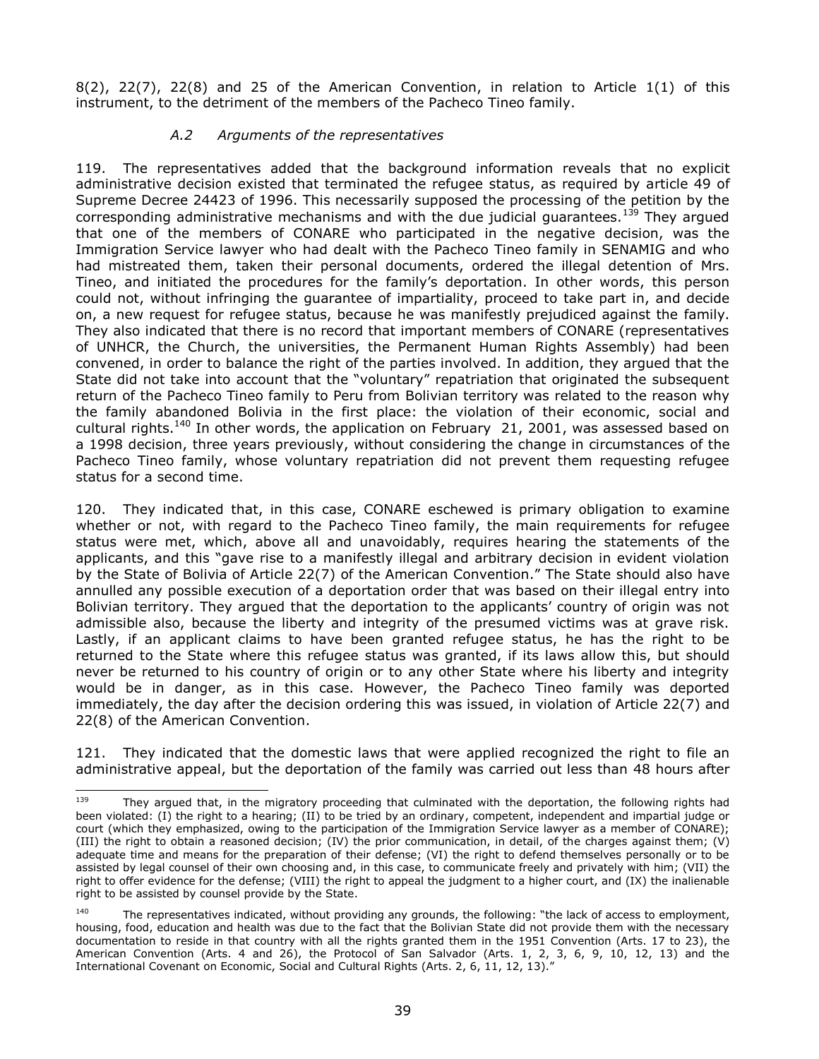8(2), 22(7), 22(8) and 25 of the American Convention, in relation to Article 1(1) of this instrument, to the detriment of the members of the Pacheco Tineo family.

### *A.2 Arguments of the representatives*

119. The representatives added that the background information reveals that no explicit administrative decision existed that terminated the refugee status, as required by article 49 of Supreme Decree 24423 of 1996. This necessarily supposed the processing of the petition by the corresponding administrative mechanisms and with the due judicial guarantees.[139] They argued that one of the members of CONARE who participated in the negative decision, was the Immigration Service lawyer who had dealt with the Pacheco Tineo family in SENAMIG and who had mistreated them, taken their personal documents, ordered the illegal detention of Mrs. Tineo, and initiated the procedures for the family's deportation. In other words, this person could not, without infringing the guarantee of impartiality, proceed to take part in, and decide on, a new request for refugee status, because he was manifestly prejudiced against the family. They also indicated that there is no record that important members of CONARE (representatives of UNHCR, the Church, the universities, the Permanent Human Rights Assembly) had been convened, in order to balance the right of the parties involved. In addition, they argued that the State did not take into account that the "voluntary" repatriation that originated the subsequent return of the Pacheco Tineo family to Peru from Bolivian territory was related to the reason why the family abandoned Bolivia in the first place: the violation of their economic, social and cultural rights.[140] In other words, the application on February 21, 2001, was assessed based on a 1998 decision, three years previously, without considering the change in circumstances of the Pacheco Tineo family, whose voluntary repatriation did not prevent them requesting refugee status for a second time.

120. They indicated that, in this case, CONARE eschewed is primary obligation to examine whether or not, with regard to the Pacheco Tineo family, the main requirements for refugee status were met, which, above all and unavoidably, requires hearing the statements of the applicants, and this "gave rise to a manifestly illegal and arbitrary decision in evident violation by the State of Bolivia of Article 22(7) of the American Convention." The State should also have annulled any possible execution of a deportation order that was based on their illegal entry into Bolivian territory. They argued that the deportation to the applicants' country of origin was not admissible also, because the liberty and integrity of the presumed victims was at grave risk. Lastly, if an applicant claims to have been granted refugee status, he has the right to be returned to the State where this refugee status was granted, if its laws allow this, but should never be returned to his country of origin or to any other State where his liberty and integrity would be in danger, as in this case. However, the Pacheco Tineo family was deported immediately, the day after the decision ordering this was issued, in violation of Article 22(7) and 22(8) of the American Convention.

121. They indicated that the domestic laws that were applied recognized the right to file an administrative appeal, but the deportation of the family was carried out less than 48 hours after

---

[139] They argued that, in the migratory proceeding that culminated with the deportation, the following rights had been violated: (I) the right to a hearing; (II) to be tried by an ordinary, competent, independent and impartial judge or court (which they emphasized, owing to the participation of the Immigration Service lawyer as a member of CONARE); (III) the right to obtain a reasoned decision; (IV) the prior communication, in detail, of the charges against them; (V) adequate time and means for the preparation of their defense; (VI) the right to defend themselves personally or to be assisted by legal counsel of their own choosing and, in this case, to communicate freely and privately with him; (VII) the right to offer evidence for the defense; (VIII) the right to appeal the judgment to a higher court, and (IX) the inalienable right to be assisted by counsel provide by the State.

[140] The representatives indicated, without providing any grounds, the following: "the lack of access to employment, housing, food, education and health was due to the fact that the Bolivian State did not provide them with the necessary documentation to reside in that country with all the rights granted them in the 1951 Convention (Arts. 17 to 23), the American Convention (Arts. 4 and 26), the Protocol of San Salvador (Arts. 1, 2, 3, 6, 9, 10, 12, 13) and the International Covenant on Economic, Social and Cultural Rights (Arts. 2, 6, 11, 12, 13)."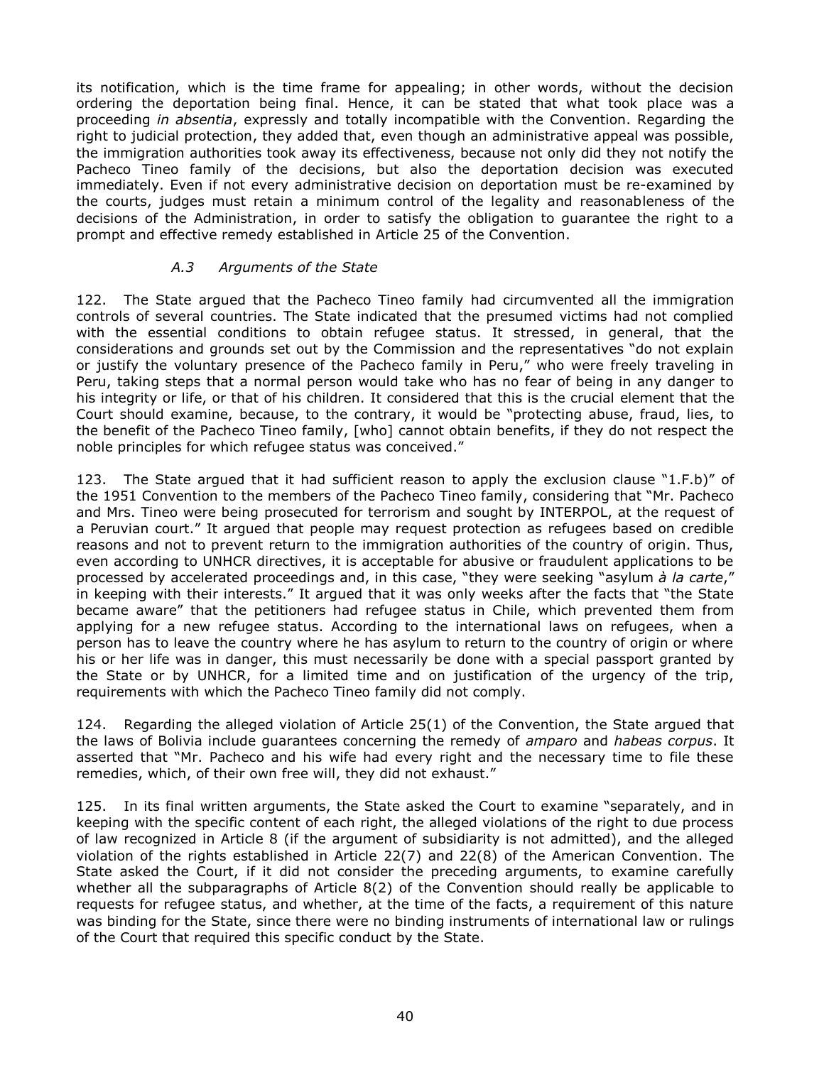its notification, which is the time frame for appealing; in other words, without the decision ordering the deportation being final. Hence, it can be stated that what took place was a proceeding *in absentia*, expressly and totally incompatible with the Convention. Regarding the right to judicial protection, they added that, even though an administrative appeal was possible, the immigration authorities took away its effectiveness, because not only did they not notify the Pacheco Tineo family of the decisions, but also the deportation decision was executed immediately. Even if not every administrative decision on deportation must be re-examined by the courts, judges must retain a minimum control of the legality and reasonableness of the decisions of the Administration, in order to satisfy the obligation to guarantee the right to a prompt and effective remedy established in Article 25 of the Convention.

### *A.3 Arguments of the State*

122. The State argued that the Pacheco Tineo family had circumvented all the immigration controls of several countries. The State indicated that the presumed victims had not complied with the essential conditions to obtain refugee status. It stressed, in general, that the considerations and grounds set out by the Commission and the representatives "do not explain or justify the voluntary presence of the Pacheco family in Peru," who were freely traveling in Peru, taking steps that a normal person would take who has no fear of being in any danger to his integrity or life, or that of his children. It considered that this is the crucial element that the Court should examine, because, to the contrary, it would be "protecting abuse, fraud, lies, to the benefit of the Pacheco Tineo family, [who] cannot obtain benefits, if they do not respect the noble principles for which refugee status was conceived."

123. The State argued that it had sufficient reason to apply the exclusion clause "1.F.b)" of the 1951 Convention to the members of the Pacheco Tineo family, considering that "Mr. Pacheco and Mrs. Tineo were being prosecuted for terrorism and sought by INTERPOL, at the request of a Peruvian court." It argued that people may request protection as refugees based on credible reasons and not to prevent return to the immigration authorities of the country of origin. Thus, even according to UNHCR directives, it is acceptable for abusive or fraudulent applications to be processed by accelerated proceedings and, in this case, "they were seeking "asylum *à la carte*," in keeping with their interests." It argued that it was only weeks after the facts that "the State became aware" that the petitioners had refugee status in Chile, which prevented them from applying for a new refugee status. According to the international laws on refugees, when a person has to leave the country where he has asylum to return to the country of origin or where his or her life was in danger, this must necessarily be done with a special passport granted by the State or by UNHCR, for a limited time and on justification of the urgency of the trip, requirements with which the Pacheco Tineo family did not comply.

124. Regarding the alleged violation of Article 25(1) of the Convention, the State argued that the laws of Bolivia include guarantees concerning the remedy of *amparo* and *habeas corpus*. It asserted that "Mr. Pacheco and his wife had every right and the necessary time to file these remedies, which, of their own free will, they did not exhaust."

125. In its final written arguments, the State asked the Court to examine "separately, and in keeping with the specific content of each right, the alleged violations of the right to due process of law recognized in Article 8 (if the argument of subsidiarity is not admitted), and the alleged violation of the rights established in Article 22(7) and 22(8) of the American Convention. The State asked the Court, if it did not consider the preceding arguments, to examine carefully whether all the subparagraphs of Article 8(2) of the Convention should really be applicable to requests for refugee status, and whether, at the time of the facts, a requirement of this nature was binding for the State, since there were no binding instruments of international law or rulings of the Court that required this specific conduct by the State.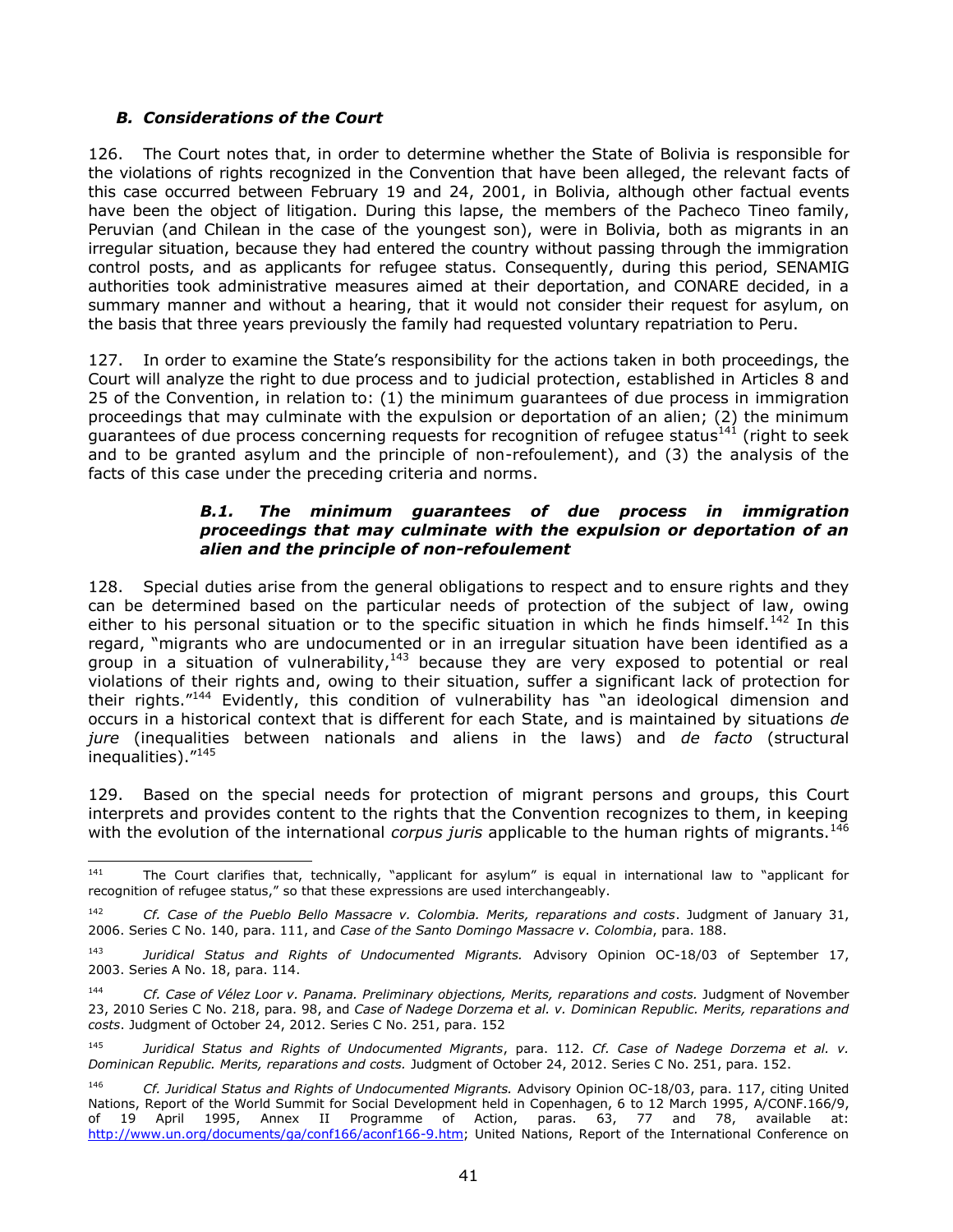### *B. Considerations of the Court*

126. The Court notes that, in order to determine whether the State of Bolivia is responsible for the violations of rights recognized in the Convention that have been alleged, the relevant facts of this case occurred between February 19 and 24, 2001, in Bolivia, although other factual events have been the object of litigation. During this lapse, the members of the Pacheco Tineo family, Peruvian (and Chilean in the case of the youngest son), were in Bolivia, both as migrants in an irregular situation, because they had entered the country without passing through the immigration control posts, and as applicants for refugee status. Consequently, during this period, SENAMIG authorities took administrative measures aimed at their deportation, and CONARE decided, in a summary manner and without a hearing, that it would not consider their request for asylum, on the basis that three years previously the family had requested voluntary repatriation to Peru.

127. In order to examine the State's responsibility for the actions taken in both proceedings, the Court will analyze the right to due process and to judicial protection, established in Articles 8 and 25 of the Convention, in relation to: (1) the minimum guarantees of due process in immigration proceedings that may culminate with the expulsion or deportation of an alien; (2) the minimum guarantees of due process concerning requests for recognition of refugee status[141] (right to seek and to be granted asylum and the principle of non-refoulement), and (3) the analysis of the facts of this case under the preceding criteria and norms.

#### *B.1. The minimum guarantees of due process in immigration proceedings that may culminate with the expulsion or deportation of an alien and the principle of non-refoulement*

128. Special duties arise from the general obligations to respect and to ensure rights and they can be determined based on the particular needs of protection of the subject of law, owing either to his personal situation or to the specific situation in which he finds himself.[142] In this regard, "migrants who are undocumented or in an irregular situation have been identified as a group in a situation of vulnerability,[143] because they are very exposed to potential or real violations of their rights and, owing to their situation, suffer a significant lack of protection for their rights."[144] Evidently, this condition of vulnerability has "an ideological dimension and occurs in a historical context that is different for each State, and is maintained by situations *de jure* (inequalities between nationals and aliens in the laws) and *de facto* (structural inequalities)."[145]

129. Based on the special needs for protection of migrant persons and groups, this Court interprets and provides content to the rights that the Convention recognizes to them, in keeping with the evolution of the international *corpus juris* applicable to the human rights of migrants.[146]

---

[141] The Court clarifies that, technically, "applicant for asylum" is equal in international law to "applicant for recognition of refugee status," so that these expressions are used interchangeably.

[142] *Cf. Case of the Pueblo Bello Massacre v. Colombia. Merits, reparations and costs*. Judgment of January 31, 2006. Series C No. 140, para. 111, and *Case of the Santo Domingo Massacre v. Colombia*, para. 188.

[143] *Juridical Status and Rights of Undocumented Migrants.* Advisory Opinion OC-18/03 of September 17, 2003. Series A No. 18, para. 114.

[144] *Cf. Case of Vélez Loor v. Panama. Preliminary objections, Merits, reparations and costs.* Judgment of November 23, 2010 Series C No. 218, para. 98, and *Case of Nadege Dorzema et al. v. Dominican Republic. Merits, reparations and costs*. Judgment of October 24, 2012. Series C No. 251, para. 152

[145] *Juridical Status and Rights of Undocumented Migrants*, para. 112. *Cf. Case of Nadege Dorzema et al. v. Dominican Republic. Merits, reparations and costs.* Judgment of October 24, 2012. Series C No. 251, para. 152.

[146] *Cf. Juridical Status and Rights of Undocumented Migrants.* Advisory Opinion OC-18/03, para. 117, citing United Nations, Report of the World Summit for Social Development held in Copenhagen, 6 to 12 March 1995, A/CONF.166/9, of 19 April 1995, Annex II Programme of Action, paras. 63, 77 and 78, available at: http://www.un.org/documents/ga/conf166/aconf166-9.htm; United Nations, Report of the International Conference on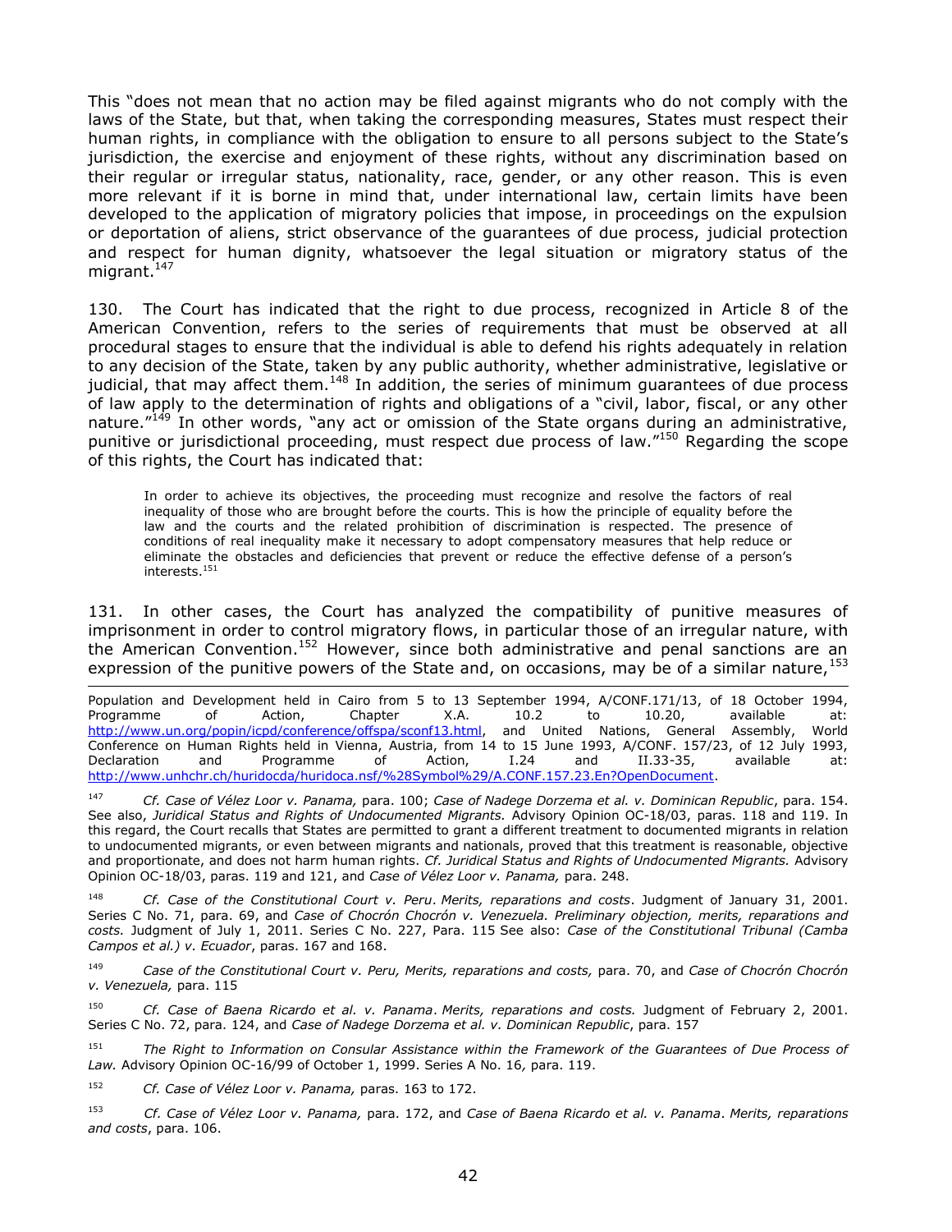This "does not mean that no action may be filed against migrants who do not comply with the laws of the State, but that, when taking the corresponding measures, States must respect their human rights, in compliance with the obligation to ensure to all persons subject to the State's jurisdiction, the exercise and enjoyment of these rights, without any discrimination based on their regular or irregular status, nationality, race, gender, or any other reason. This is even more relevant if it is borne in mind that, under international law, certain limits have been developed to the application of migratory policies that impose, in proceedings on the expulsion or deportation of aliens, strict observance of the guarantees of due process, judicial protection and respect for human dignity, whatsoever the legal situation or migratory status of the migrant.[147]

130. The Court has indicated that the right to due process, recognized in Article 8 of the American Convention, refers to the series of requirements that must be observed at all procedural stages to ensure that the individual is able to defend his rights adequately in relation to any decision of the State, taken by any public authority, whether administrative, legislative or judicial, that may affect them.[148] In addition, the series of minimum guarantees of due process of law apply to the determination of rights and obligations of a "civil, labor, fiscal, or any other nature."[149] In other words, "any act or omission of the State organs during an administrative, punitive or jurisdictional proceeding, must respect due process of law."[150] Regarding the scope of this rights, the Court has indicated that:

> In order to achieve its objectives, the proceeding must recognize and resolve the factors of real inequality of those who are brought before the courts. This is how the principle of equality before the law and the courts and the related prohibition of discrimination is respected. The presence of conditions of real inequality make it necessary to adopt compensatory measures that help reduce or eliminate the obstacles and deficiencies that prevent or reduce the effective defense of a person's interests.[151]

131. In other cases, the Court has analyzed the compatibility of punitive measures of imprisonment in order to control migratory flows, in particular those of an irregular nature, with the American Convention.[152] However, since both administrative and penal sanctions are an expression of the punitive powers of the State and, on occasions, may be of a similar nature,[153]

---

Population and Development held in Cairo from 5 to 13 September 1994, A/CONF.171/13, of 18 October 1994, Programme of Action, Chapter X.A. 10.2 to 10.20, available at: http://www.un.org/popin/icpd/conference/offspa/sconf13.html, and United Nations, General Assembly, World Conference on Human Rights held in Vienna, Austria, from 14 to 15 June 1993, A/CONF. 157/23, of 12 July 1993, Declaration and Programme of Action, I.24 and II.33-35, available at: http://www.unhchr.ch/huridocda/huridoca.nsf/%28Symbol%29/A.CONF.157.23.En?OpenDocument.

[147] *Cf. Case of Vélez Loor v. Panama,* para. 100; *Case of Nadege Dorzema et al. v. Dominican Republic*, para. 154. See also, *Juridical Status and Rights of Undocumented Migrants.* Advisory Opinion OC-18/03, paras. 118 and 119. In this regard, the Court recalls that States are permitted to grant a different treatment to documented migrants in relation to undocumented migrants, or even between migrants and nationals, proved that this treatment is reasonable, objective and proportionate, and does not harm human rights. *Cf. Juridical Status and Rights of Undocumented Migrants.* Advisory Opinion OC-18/03, paras. 119 and 121, and *Case of Vélez Loor v. Panama,* para. 248.

[148] *Cf. Case of the Constitutional Court v. Peru*. *Merits, reparations and costs*. Judgment of January 31, 2001. Series C No. 71, para. 69, and *Case of Chocrón Chocrón v. Venezuela. Preliminary objection, merits, reparations and costs.* Judgment of July 1, 2011. Series C No. 227, Para. 115 See also: *Case of the Constitutional Tribunal (Camba Campos et al.) v. Ecuador*, paras. 167 and 168.

[149] *Case of the Constitutional Court v. Peru, Merits, reparations and costs,* para. 70, and *Case of Chocrón Chocrón v. Venezuela,* para. 115

[150] *Cf. Case of Baena Ricardo et al. v. Panama*. *Merits, reparations and costs.* Judgment of February 2, 2001. Series C No. 72, para. 124, and *Case of Nadege Dorzema et al. v. Dominican Republic*, para. 157

[151] *The Right to Information on Consular Assistance within the Framework of the Guarantees of Due Process of Law.* Advisory Opinion OC-16/99 of October 1, 1999. Series A No. 16*,* para. 119.

[152] *Cf. Case of Vélez Loor v. Panama,* paras. 163 to 172.

[153] *Cf. Case of Vélez Loor v. Panama,* para. 172, and *Case of Baena Ricardo et al. v. Panama*. *Merits, reparations and costs*, para. 106.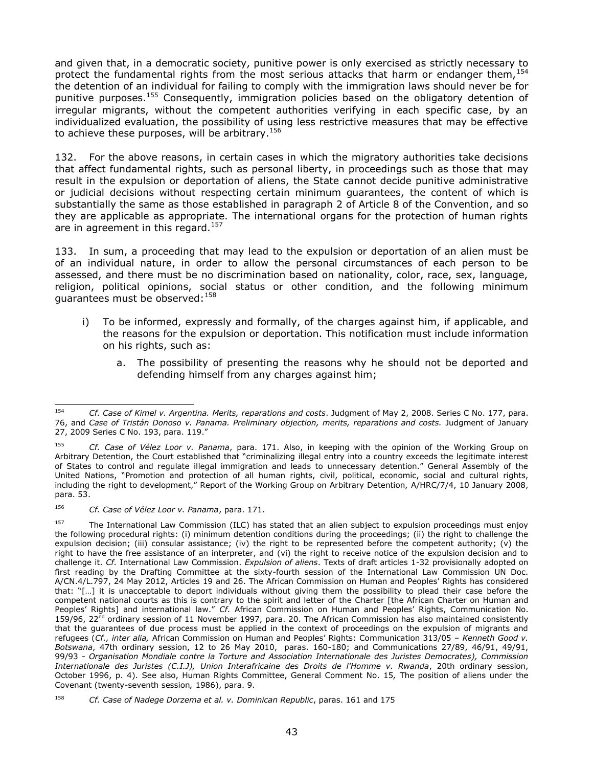and given that, in a democratic society, punitive power is only exercised as strictly necessary to protect the fundamental rights from the most serious attacks that harm or endanger them,[154] the detention of an individual for failing to comply with the immigration laws should never be for punitive purposes.[155] Consequently, immigration policies based on the obligatory detention of irregular migrants, without the competent authorities verifying in each specific case, by an individualized evaluation, the possibility of using less restrictive measures that may be effective to achieve these purposes, will be arbitrary.[156]

132. For the above reasons, in certain cases in which the migratory authorities take decisions that affect fundamental rights, such as personal liberty, in proceedings such as those that may result in the expulsion or deportation of aliens, the State cannot decide punitive administrative or judicial decisions without respecting certain minimum guarantees, the content of which is substantially the same as those established in paragraph 2 of Article 8 of the Convention, and so they are applicable as appropriate. The international organs for the protection of human rights are in agreement in this regard.[157]

133. In sum, a proceeding that may lead to the expulsion or deportation of an alien must be of an individual nature, in order to allow the personal circumstances of each person to be assessed, and there must be no discrimination based on nationality, color, race, sex, language, religion, political opinions, social status or other condition, and the following minimum guarantees must be observed:[158]

i) To be informed, expressly and formally, of the charges against him, if applicable, and the reasons for the expulsion or deportation. This notification must include information on his rights, such as:

    a. The possibility of presenting the reasons why he should not be deported and defending himself from any charges against him;

---

[154] *Cf. Case of Kimel v. Argentina. Merits, reparations and costs*. Judgment of May 2, 2008. Series C No. 177, para. 76, and *Case of Tristán Donoso v. Panama. Preliminary objection, merits, reparations and costs.* Judgment of January 27, 2009 Series C No. 193, para. 119."

[155] *Cf. Case of Vélez Loor v. Panama*, para. 171. Also, in keeping with the opinion of the Working Group on Arbitrary Detention, the Court established that "criminalizing illegal entry into a country exceeds the legitimate interest of States to control and regulate illegal immigration and leads to unnecessary detention." General Assembly of the United Nations, "Promotion and protection of all human rights, civil, political, economic, social and cultural rights, including the right to development," Report of the Working Group on Arbitrary Detention, A/HRC/7/4, 10 January 2008, para. 53.

[156] *Cf. Case of Vélez Loor v. Panama*, para. 171.

[157] The International Law Commission (ILC) has stated that an alien subject to expulsion proceedings must enjoy the following procedural rights: (i) minimum detention conditions during the proceedings; (ii) the right to challenge the expulsion decision; (iii) consular assistance; (iv) the right to be represented before the competent authority; (v) the right to have the free assistance of an interpreter, and (vi) the right to receive notice of the expulsion decision and to challenge it. *Cf.* International Law Commission. *Expulsion of aliens*. Texts of draft articles 1-32 provisionally adopted on first reading by the Drafting Committee at the sixty-fourth session of the International Law Commission UN Doc. A/CN.4/L.797, 24 May 2012, Articles 19 and 26. The African Commission on Human and Peoples' Rights has considered that: "[…] it is unacceptable to deport individuals without giving them the possibility to plead their case before the competent national courts as this is contrary to the spirit and letter of the Charter [the African Charter on Human and Peoples' Rights] and international law." *Cf.* African Commission on Human and Peoples' Rights, Communication No. 159/96, 22nd ordinary session of 11 November 1997, para. 20. The African Commission has also maintained consistently that the guarantees of due process must be applied in the context of proceedings on the expulsion of migrants and refugees (*Cf., inter alia,* African Commission on Human and Peoples' Rights: Communication 313/05 – *Kenneth Good v. Botswana*, 47th ordinary session, 12 to 26 May 2010, paras. 160-180; and Communications 27/89, 46/91, 49/91, 99/93 - *Organisation Mondiale contre la Torture and Association Internationale des Juristes Democrates), Commission Internationale des Juristes (C.I.J), Union Interafricaine des Droits de l'Homme v. Rwanda*, 20th ordinary session, October 1996, p. 4). See also, Human Rights Committee, General Comment No. 15*,* The position of aliens under the Covenant (twenty-seventh session*,* 1986), para. 9.

[158] *Cf. Case of Nadege Dorzema et al. v. Dominican Republic*, paras. 161 and 175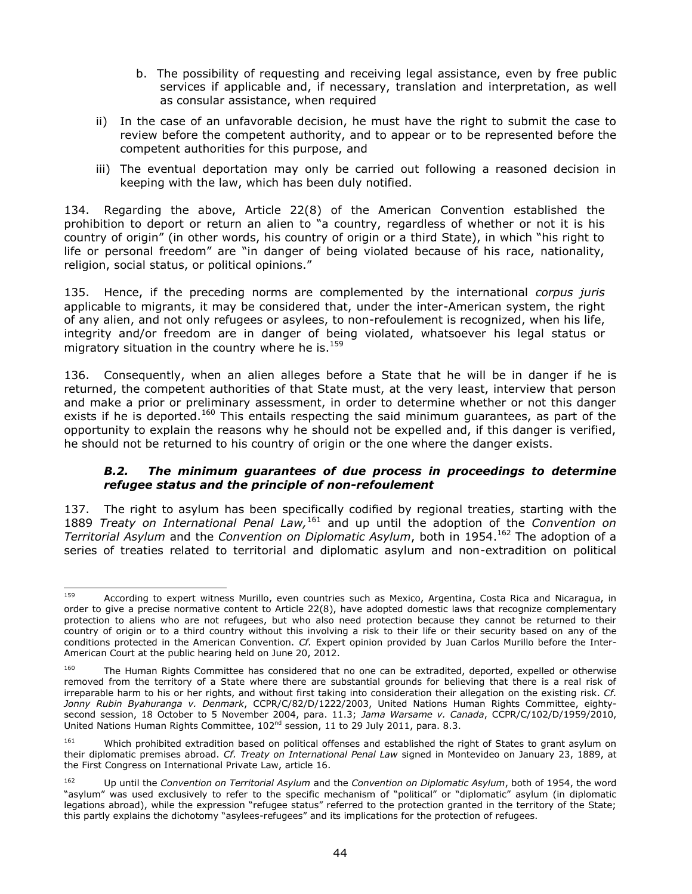b. The possibility of requesting and receiving legal assistance, even by free public services if applicable and, if necessary, translation and interpretation, as well as consular assistance, when required

ii) In the case of an unfavorable decision, he must have the right to submit the case to review before the competent authority, and to appear or to be represented before the competent authorities for this purpose, and

iii) The eventual deportation may only be carried out following a reasoned decision in keeping with the law, which has been duly notified.

134. Regarding the above, Article 22(8) of the American Convention established the prohibition to deport or return an alien to "a country, regardless of whether or not it is his country of origin" (in other words, his country of origin or a third State), in which "his right to life or personal freedom" are "in danger of being violated because of his race, nationality, religion, social status, or political opinions."

135. Hence, if the preceding norms are complemented by the international *corpus juris* applicable to migrants, it may be considered that, under the inter-American system, the right of any alien, and not only refugees or asylees, to non-refoulement is recognized, when his life, integrity and/or freedom are in danger of being violated, whatsoever his legal status or migratory situation in the country where he is.[159]

136. Consequently, when an alien alleges before a State that he will be in danger if he is returned, the competent authorities of that State must, at the very least, interview that person and make a prior or preliminary assessment, in order to determine whether or not this danger exists if he is deported.[160] This entails respecting the said minimum guarantees, as part of the opportunity to explain the reasons why he should not be expelled and, if this danger is verified, he should not be returned to his country of origin or the one where the danger exists.

### *B.2. The minimum guarantees of due process in proceedings to determine refugee status and the principle of non-refoulement*

137. The right to asylum has been specifically codified by regional treaties, starting with the 1889 *Treaty on International Penal Law,*[161] and up until the adoption of the *Convention on Territorial Asylum* and the *Convention on Diplomatic Asylum*, both in 1954.[162] The adoption of a series of treaties related to territorial and diplomatic asylum and non-extradition on political

---

[159] According to expert witness Murillo, even countries such as Mexico, Argentina, Costa Rica and Nicaragua, in order to give a precise normative content to Article 22(8), have adopted domestic laws that recognize complementary protection to aliens who are not refugees, but who also need protection because they cannot be returned to their country of origin or to a third country without this involving a risk to their life or their security based on any of the conditions protected in the American Convention. *Cf.* Expert opinion provided by Juan Carlos Murillo before the Inter-American Court at the public hearing held on June 20, 2012.

[160] The Human Rights Committee has considered that no one can be extradited, deported, expelled or otherwise removed from the territory of a State where there are substantial grounds for believing that there is a real risk of irreparable harm to his or her rights, and without first taking into consideration their allegation on the existing risk. *Cf. Jonny Rubin Byahuranga v. Denmark*, CCPR/C/82/D/1222/2003, United Nations Human Rights Committee, eighty-second session, 18 October to 5 November 2004, para. 11.3; *Jama Warsame v. Canada*, CCPR/C/102/D/1959/2010, United Nations Human Rights Committee, 102nd session, 11 to 29 July 2011, para. 8.3.

[161] Which prohibited extradition based on political offenses and established the right of States to grant asylum on their diplomatic premises abroad. *Cf. Treaty on International Penal Law* signed in Montevideo on January 23, 1889, at the First Congress on International Private Law, article 16.

[162] Up until the *Convention on Territorial Asylum* and the *Convention on Diplomatic Asylum*, both of 1954, the word "asylum" was used exclusively to refer to the specific mechanism of "political" or "diplomatic" asylum (in diplomatic legations abroad), while the expression "refugee status" referred to the protection granted in the territory of the State; this partly explains the dichotomy "asylees-refugees" and its implications for the protection of refugees.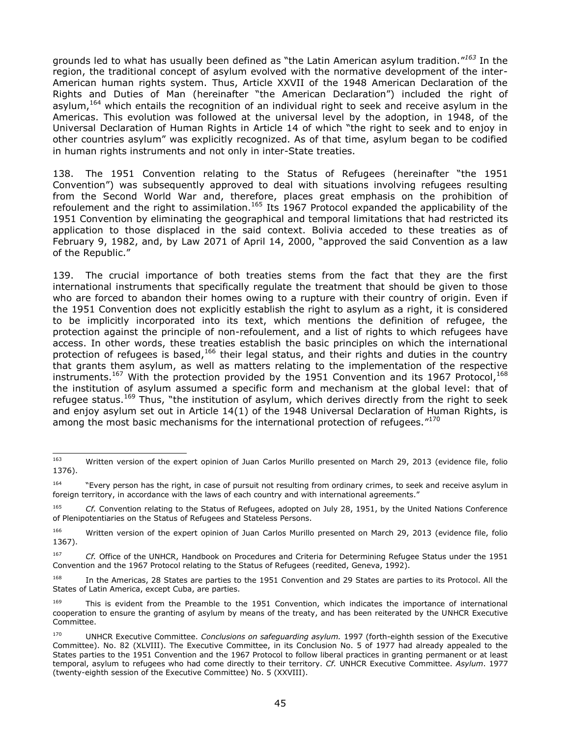grounds led to what has usually been defined as "the Latin American asylum tradition."[163] In the region, the traditional concept of asylum evolved with the normative development of the inter-American human rights system. Thus, Article XXVII of the 1948 American Declaration of the Rights and Duties of Man (hereinafter "the American Declaration") included the right of asylum,[164] which entails the recognition of an individual right to seek and receive asylum in the Americas. This evolution was followed at the universal level by the adoption, in 1948, of the Universal Declaration of Human Rights in Article 14 of which "the right to seek and to enjoy in other countries asylum" was explicitly recognized. As of that time, asylum began to be codified in human rights instruments and not only in inter-State treaties.

138. The 1951 Convention relating to the Status of Refugees (hereinafter "the 1951 Convention") was subsequently approved to deal with situations involving refugees resulting from the Second World War and, therefore, places great emphasis on the prohibition of refoulement and the right to assimilation.[165] Its 1967 Protocol expanded the applicability of the 1951 Convention by eliminating the geographical and temporal limitations that had restricted its application to those displaced in the said context. Bolivia acceded to these treaties as of February 9, 1982, and, by Law 2071 of April 14, 2000, "approved the said Convention as a law of the Republic."

139. The crucial importance of both treaties stems from the fact that they are the first international instruments that specifically regulate the treatment that should be given to those who are forced to abandon their homes owing to a rupture with their country of origin. Even if the 1951 Convention does not explicitly establish the right to asylum as a right, it is considered to be implicitly incorporated into its text, which mentions the definition of refugee, the protection against the principle of non-refoulement, and a list of rights to which refugees have access. In other words, these treaties establish the basic principles on which the international protection of refugees is based,[166] their legal status, and their rights and duties in the country that grants them asylum, as well as matters relating to the implementation of the respective instruments.[167] With the protection provided by the 1951 Convention and its 1967 Protocol,[168] the institution of asylum assumed a specific form and mechanism at the global level: that of refugee status.[169] Thus, "the institution of asylum, which derives directly from the right to seek and enjoy asylum set out in Article 14(1) of the 1948 Universal Declaration of Human Rights, is among the most basic mechanisms for the international protection of refugees."[170]

---

[163] Written version of the expert opinion of Juan Carlos Murillo presented on March 29, 2013 (evidence file, folio 1376).

[164] "Every person has the right, in case of pursuit not resulting from ordinary crimes, to seek and receive asylum in foreign territory, in accordance with the laws of each country and with international agreements."

[165] *Cf.* Convention relating to the Status of Refugees, adopted on July 28, 1951, by the United Nations Conference of Plenipotentiaries on the Status of Refugees and Stateless Persons.

[166] Written version of the expert opinion of Juan Carlos Murillo presented on March 29, 2013 (evidence file, folio 1367).

[167] *Cf.* Office of the UNHCR, Handbook on Procedures and Criteria for Determining Refugee Status under the 1951 Convention and the 1967 Protocol relating to the Status of Refugees (reedited, Geneva, 1992).

[168] In the Americas, 28 States are parties to the 1951 Convention and 29 States are parties to its Protocol. All the States of Latin America, except Cuba, are parties.

[169] This is evident from the Preamble to the 1951 Convention, which indicates the importance of international cooperation to ensure the granting of asylum by means of the treaty, and has been reiterated by the UNHCR Executive Committee.

[170] UNHCR Executive Committee. *Conclusions on safeguarding asylum.* 1997 (forth-eighth session of the Executive Committee). No. 82 (XLVIII). The Executive Committee, in its Conclusion No. 5 of 1977 had already appealed to the States parties to the 1951 Convention and the 1967 Protocol to follow liberal practices in granting permanent or at least temporal, asylum to refugees who had come directly to their territory. *Cf.* UNHCR Executive Committee. *Asylum*. 1977 (twenty-eighth session of the Executive Committee) No. 5 (XXVIII).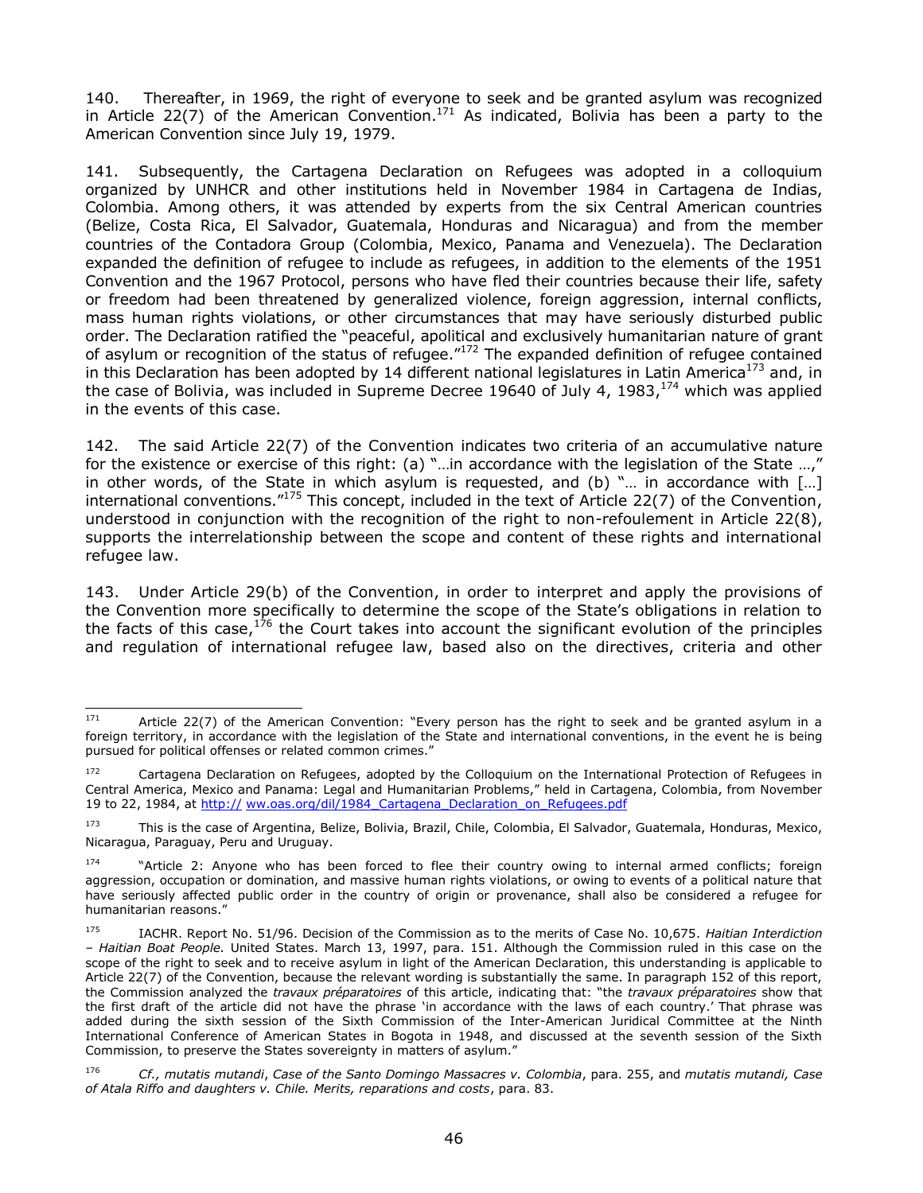140. Thereafter, in 1969, the right of everyone to seek and be granted asylum was recognized in Article 22(7) of the American Convention.[171] As indicated, Bolivia has been a party to the American Convention since July 19, 1979.

141. Subsequently, the Cartagena Declaration on Refugees was adopted in a colloquium organized by UNHCR and other institutions held in November 1984 in Cartagena de Indias, Colombia. Among others, it was attended by experts from the six Central American countries (Belize, Costa Rica, El Salvador, Guatemala, Honduras and Nicaragua) and from the member countries of the Contadora Group (Colombia, Mexico, Panama and Venezuela). The Declaration expanded the definition of refugee to include as refugees, in addition to the elements of the 1951 Convention and the 1967 Protocol, persons who have fled their countries because their life, safety or freedom had been threatened by generalized violence, foreign aggression, internal conflicts, mass human rights violations, or other circumstances that may have seriously disturbed public order. The Declaration ratified the "peaceful, apolitical and exclusively humanitarian nature of grant of asylum or recognition of the status of refugee."[172] The expanded definition of refugee contained in this Declaration has been adopted by 14 different national legislatures in Latin America[173] and, in the case of Bolivia, was included in Supreme Decree 19640 of July 4, 1983,[174] which was applied in the events of this case.

142. The said Article 22(7) of the Convention indicates two criteria of an accumulative nature for the existence or exercise of this right: (a) "…in accordance with the legislation of the State …," in other words, of the State in which asylum is requested, and (b) "… in accordance with […] international conventions."[175] This concept, included in the text of Article 22(7) of the Convention, understood in conjunction with the recognition of the right to non-refoulement in Article 22(8), supports the interrelationship between the scope and content of these rights and international refugee law.

143. Under Article 29(b) of the Convention, in order to interpret and apply the provisions of the Convention more specifically to determine the scope of the State's obligations in relation to the facts of this case,[176] the Court takes into account the significant evolution of the principles and regulation of international refugee law, based also on the directives, criteria and other

---

[171] Article 22(7) of the American Convention: "Every person has the right to seek and be granted asylum in a foreign territory, in accordance with the legislation of the State and international conventions, in the event he is being pursued for political offenses or related common crimes."

[172] Cartagena Declaration on Refugees, adopted by the Colloquium on the International Protection of Refugees in Central America, Mexico and Panama: Legal and Humanitarian Problems," held in Cartagena, Colombia, from November 19 to 22, 1984, at http:// ww.oas.org/dil/1984_Cartagena_Declaration_on_Refugees.pdf

[173] This is the case of Argentina, Belize, Bolivia, Brazil, Chile, Colombia, El Salvador, Guatemala, Honduras, Mexico, Nicaragua, Paraguay, Peru and Uruguay.

[174] "Article 2: Anyone who has been forced to flee their country owing to internal armed conflicts; foreign aggression, occupation or domination, and massive human rights violations, or owing to events of a political nature that have seriously affected public order in the country of origin or provenance, shall also be considered a refugee for humanitarian reasons."

[175] IACHR. Report No. 51/96. Decision of the Commission as to the merits of Case No. 10,675. *Haitian Interdiction – Haitian Boat People.* United States. March 13, 1997, para. 151. Although the Commission ruled in this case on the scope of the right to seek and to receive asylum in light of the American Declaration, this understanding is applicable to Article 22(7) of the Convention, because the relevant wording is substantially the same. In paragraph 152 of this report, the Commission analyzed the *travaux préparatoires* of this article, indicating that: "the *travaux préparatoires* show that the first draft of the article did not have the phrase 'in accordance with the laws of each country.' That phrase was added during the sixth session of the Sixth Commission of the Inter-American Juridical Committee at the Ninth International Conference of American States in Bogota in 1948, and discussed at the seventh session of the Sixth Commission, to preserve the States sovereignty in matters of asylum."

[176] *Cf., mutatis mutandi*, *Case of the Santo Domingo Massacres v. Colombia*, para. 255, and *mutatis mutandi, Case of Atala Riffo and daughters v. Chile. Merits, reparations and costs*, para. 83.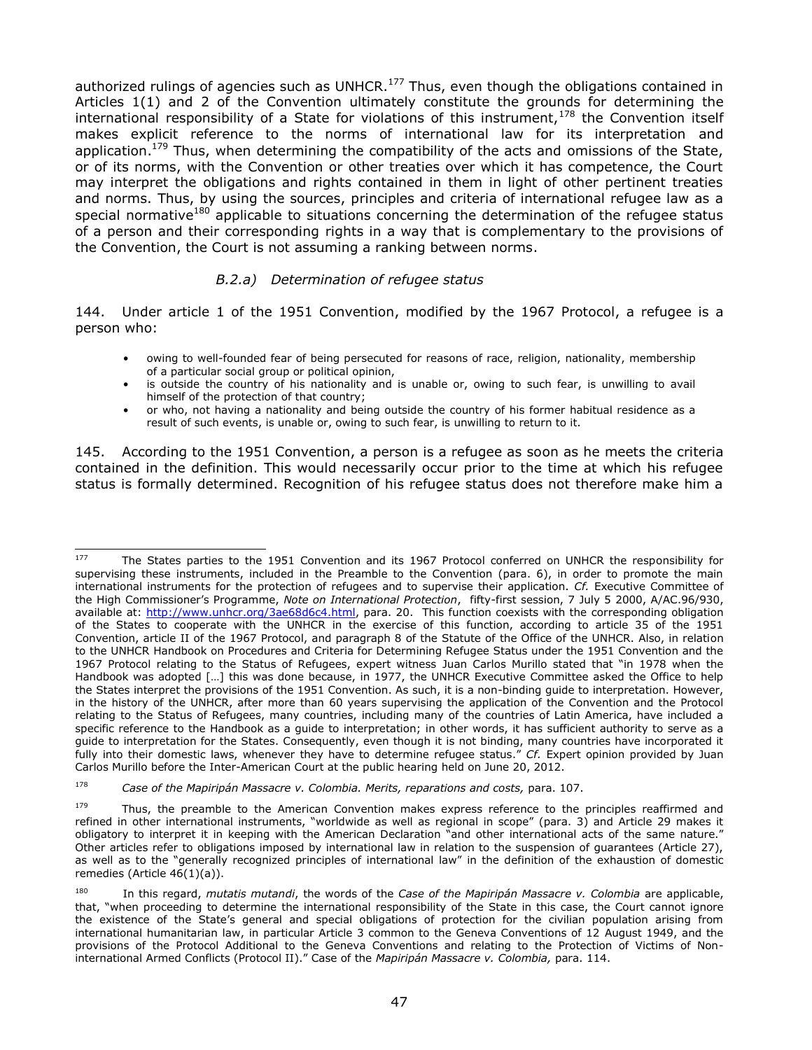authorized rulings of agencies such as UNHCR.[177] Thus, even though the obligations contained in Articles 1(1) and 2 of the Convention ultimately constitute the grounds for determining the international responsibility of a State for violations of this instrument,[178] the Convention itself makes explicit reference to the norms of international law for its interpretation and application.[179] Thus, when determining the compatibility of the acts and omissions of the State, or of its norms, with the Convention or other treaties over which it has competence, the Court may interpret the obligations and rights contained in them in light of other pertinent treaties and norms. Thus, by using the sources, principles and criteria of international refugee law as a special normative[180] applicable to situations concerning the determination of the refugee status of a person and their corresponding rights in a way that is complementary to the provisions of the Convention, the Court is not assuming a ranking between norms.

### *B.2.a) Determination of refugee status*

144. Under article 1 of the 1951 Convention, modified by the 1967 Protocol, a refugee is a person who:

- owing to well-founded fear of being persecuted for reasons of race, religion, nationality, membership of a particular social group or political opinion,
- is outside the country of his nationality and is unable or, owing to such fear, is unwilling to avail himself of the protection of that country;
- or who, not having a nationality and being outside the country of his former habitual residence as a result of such events, is unable or, owing to such fear, is unwilling to return to it.

145. According to the 1951 Convention, a person is a refugee as soon as he meets the criteria contained in the definition. This would necessarily occur prior to the time at which his refugee status is formally determined. Recognition of his refugee status does not therefore make him a

---

[177] The States parties to the 1951 Convention and its 1967 Protocol conferred on UNHCR the responsibility for supervising these instruments, included in the Preamble to the Convention (para. 6), in order to promote the main international instruments for the protection of refugees and to supervise their application. *Cf.* Executive Committee of the High Commissioner's Programme, *Note on International Protection*, fifty-first session, 7 July 5 2000, A/AC.96/930, available at: http://www.unhcr.org/3ae68d6c4.html, para. 20. This function coexists with the corresponding obligation of the States to cooperate with the UNHCR in the exercise of this function, according to article 35 of the 1951 Convention, article II of the 1967 Protocol, and paragraph 8 of the Statute of the Office of the UNHCR. Also, in relation to the UNHCR Handbook on Procedures and Criteria for Determining Refugee Status under the 1951 Convention and the 1967 Protocol relating to the Status of Refugees, expert witness Juan Carlos Murillo stated that "in 1978 when the Handbook was adopted […] this was done because, in 1977, the UNHCR Executive Committee asked the Office to help the States interpret the provisions of the 1951 Convention. As such, it is a non-binding guide to interpretation. However, in the history of the UNHCR, after more than 60 years supervising the application of the Convention and the Protocol relating to the Status of Refugees, many countries, including many of the countries of Latin America, have included a specific reference to the Handbook as a guide to interpretation; in other words, it has sufficient authority to serve as a guide to interpretation for the States. Consequently, even though it is not binding, many countries have incorporated it fully into their domestic laws, whenever they have to determine refugee status." *Cf.* Expert opinion provided by Juan Carlos Murillo before the Inter-American Court at the public hearing held on June 20, 2012.

[178] *Case of the Mapiripán Massacre v. Colombia. Merits, reparations and costs,* para. 107.

[179] Thus, the preamble to the American Convention makes express reference to the principles reaffirmed and refined in other international instruments, "worldwide as well as regional in scope" (para. 3) and Article 29 makes it obligatory to interpret it in keeping with the American Declaration "and other international acts of the same nature." Other articles refer to obligations imposed by international law in relation to the suspension of guarantees (Article 27), as well as to the "generally recognized principles of international law" in the definition of the exhaustion of domestic remedies (Article 46(1)(a)).

[180] In this regard, *mutatis mutandi*, the words of the *Case of the Mapiripán Massacre v. Colombia* are applicable, that, "when proceeding to determine the international responsibility of the State in this case, the Court cannot ignore the existence of the State's general and special obligations of protection for the civilian population arising from international humanitarian law, in particular Article 3 common to the Geneva Conventions of 12 August 1949, and the provisions of the Protocol Additional to the Geneva Conventions and relating to the Protection of Victims of Non-international Armed Conflicts (Protocol II)." Case of the *Mapiripán Massacre v. Colombia,* para. 114.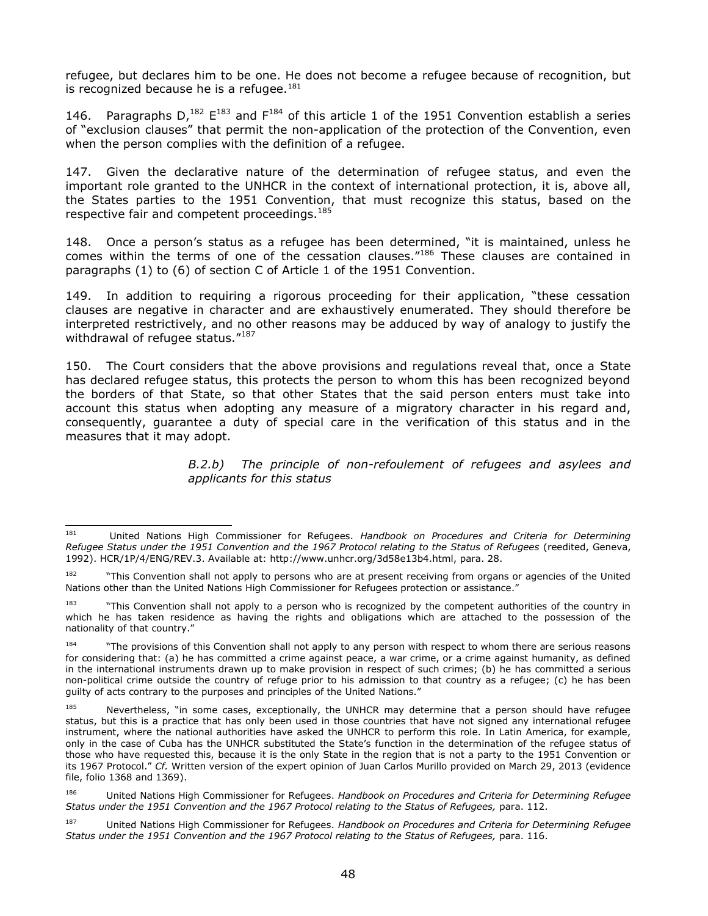refugee, but declares him to be one. He does not become a refugee because of recognition, but is recognized because he is a refugee.[181]

146. Paragraphs D,[182] E[183] and F[184] of this article 1 of the 1951 Convention establish a series of "exclusion clauses" that permit the non-application of the protection of the Convention, even when the person complies with the definition of a refugee.

147. Given the declarative nature of the determination of refugee status, and even the important role granted to the UNHCR in the context of international protection, it is, above all, the States parties to the 1951 Convention, that must recognize this status, based on the respective fair and competent proceedings.[185]

148. Once a person's status as a refugee has been determined, "it is maintained, unless he comes within the terms of one of the cessation clauses."[186] These clauses are contained in paragraphs (1) to (6) of section C of Article 1 of the 1951 Convention.

149. In addition to requiring a rigorous proceeding for their application, "these cessation clauses are negative in character and are exhaustively enumerated. They should therefore be interpreted restrictively, and no other reasons may be adduced by way of analogy to justify the withdrawal of refugee status."[187]

150. The Court considers that the above provisions and regulations reveal that, once a State has declared refugee status, this protects the person to whom this has been recognized beyond the borders of that State, so that other States that the said person enters must take into account this status when adopting any measure of a migratory character in his regard and, consequently, guarantee a duty of special care in the verification of this status and in the measures that it may adopt.

*B.2.b) The principle of non-refoulement of refugees and asylees and applicants for this status*

---

[181] United Nations High Commissioner for Refugees. *Handbook on Procedures and Criteria for Determining Refugee Status under the 1951 Convention and the 1967 Protocol relating to the Status of Refugees* (reedited, Geneva, 1992). HCR/1P/4/ENG/REV.3. Available at: http://www.unhcr.org/3d58e13b4.html, para. 28.

[182] "This Convention shall not apply to persons who are at present receiving from organs or agencies of the United Nations other than the United Nations High Commissioner for Refugees protection or assistance."

[183] "This Convention shall not apply to a person who is recognized by the competent authorities of the country in which he has taken residence as having the rights and obligations which are attached to the possession of the nationality of that country."

[184] "The provisions of this Convention shall not apply to any person with respect to whom there are serious reasons for considering that: (a) he has committed a crime against peace, a war crime, or a crime against humanity, as defined in the international instruments drawn up to make provision in respect of such crimes; (b) he has committed a serious non-political crime outside the country of refuge prior to his admission to that country as a refugee; (c) he has been guilty of acts contrary to the purposes and principles of the United Nations."

[185] Nevertheless, "in some cases, exceptionally, the UNHCR may determine that a person should have refugee status, but this is a practice that has only been used in those countries that have not signed any international refugee instrument, where the national authorities have asked the UNHCR to perform this role. In Latin America, for example, only in the case of Cuba has the UNHCR substituted the State's function in the determination of the refugee status of those who have requested this, because it is the only State in the region that is not a party to the 1951 Convention or its 1967 Protocol." *Cf.* Written version of the expert opinion of Juan Carlos Murillo provided on March 29, 2013 (evidence file, folio 1368 and 1369).

[186] United Nations High Commissioner for Refugees. *Handbook on Procedures and Criteria for Determining Refugee Status under the 1951 Convention and the 1967 Protocol relating to the Status of Refugees,* para. 112.

[187] United Nations High Commissioner for Refugees. *Handbook on Procedures and Criteria for Determining Refugee Status under the 1951 Convention and the 1967 Protocol relating to the Status of Refugees,* para. 116.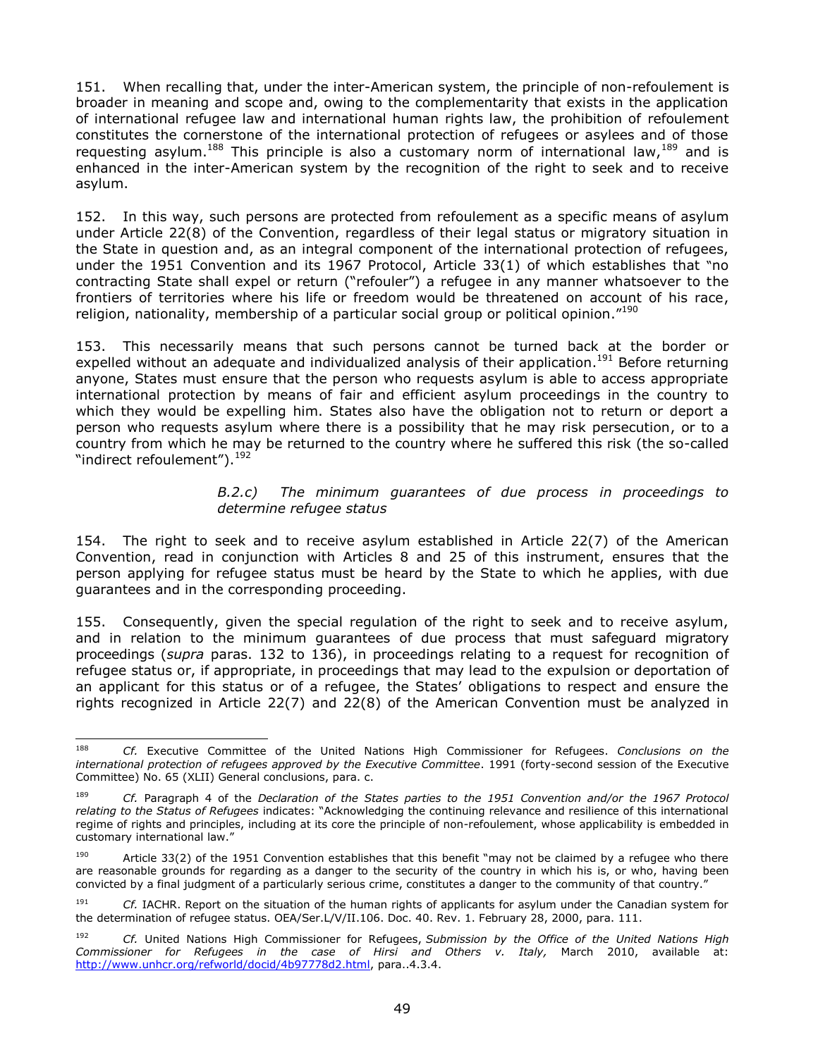151. When recalling that, under the inter-American system, the principle of non-refoulement is broader in meaning and scope and, owing to the complementarity that exists in the application of international refugee law and international human rights law, the prohibition of refoulement constitutes the cornerstone of the international protection of refugees or asylees and of those requesting asylum.[188] This principle is also a customary norm of international law,[189] and is enhanced in the inter-American system by the recognition of the right to seek and to receive asylum.

152. In this way, such persons are protected from refoulement as a specific means of asylum under Article 22(8) of the Convention, regardless of their legal status or migratory situation in the State in question and, as an integral component of the international protection of refugees, under the 1951 Convention and its 1967 Protocol, Article 33(1) of which establishes that "no contracting State shall expel or return ("refouler") a refugee in any manner whatsoever to the frontiers of territories where his life or freedom would be threatened on account of his race, religion, nationality, membership of a particular social group or political opinion."[190]

153. This necessarily means that such persons cannot be turned back at the border or expelled without an adequate and individualized analysis of their application.[191] Before returning anyone, States must ensure that the person who requests asylum is able to access appropriate international protection by means of fair and efficient asylum proceedings in the country to which they would be expelling him. States also have the obligation not to return or deport a person who requests asylum where there is a possibility that he may risk persecution, or to a country from which he may be returned to the country where he suffered this risk (the so-called "indirect refoulement").[192]

*B.2.c) The minimum guarantees of due process in proceedings to determine refugee status*

154. The right to seek and to receive asylum established in Article 22(7) of the American Convention, read in conjunction with Articles 8 and 25 of this instrument, ensures that the person applying for refugee status must be heard by the State to which he applies, with due guarantees and in the corresponding proceeding.

155. Consequently, given the special regulation of the right to seek and to receive asylum, and in relation to the minimum guarantees of due process that must safeguard migratory proceedings (*supra* paras. 132 to 136), in proceedings relating to a request for recognition of refugee status or, if appropriate, in proceedings that may lead to the expulsion or deportation of an applicant for this status or of a refugee, the States' obligations to respect and ensure the rights recognized in Article 22(7) and 22(8) of the American Convention must be analyzed in

---

[188] *Cf.* Executive Committee of the United Nations High Commissioner for Refugees. *Conclusions on the international protection of refugees approved by the Executive Committee*. 1991 (forty-second session of the Executive Committee) No. 65 (XLII) General conclusions, para. c.

[189] *Cf.* Paragraph 4 of the *Declaration of the States parties to the 1951 Convention and/or the 1967 Protocol relating to the Status of Refugees* indicates: "Acknowledging the continuing relevance and resilience of this international regime of rights and principles, including at its core the principle of non-refoulement, whose applicability is embedded in customary international law."

[190] Article 33(2) of the 1951 Convention establishes that this benefit "may not be claimed by a refugee who there are reasonable grounds for regarding as a danger to the security of the country in which his is, or who, having been convicted by a final judgment of a particularly serious crime, constitutes a danger to the community of that country."

[191] *Cf.* IACHR. Report on the situation of the human rights of applicants for asylum under the Canadian system for the determination of refugee status. OEA/Ser.L/V/II.106. Doc. 40. Rev. 1. February 28, 2000, para. 111.

[192] *Cf.* United Nations High Commissioner for Refugees, *Submission by the Office of the United Nations High Commissioner for Refugees in the case of Hirsi and Others v. Italy,* March 2010, available at: http://www.unhcr.org/refworld/docid/4b97778d2.html, para..4.3.4.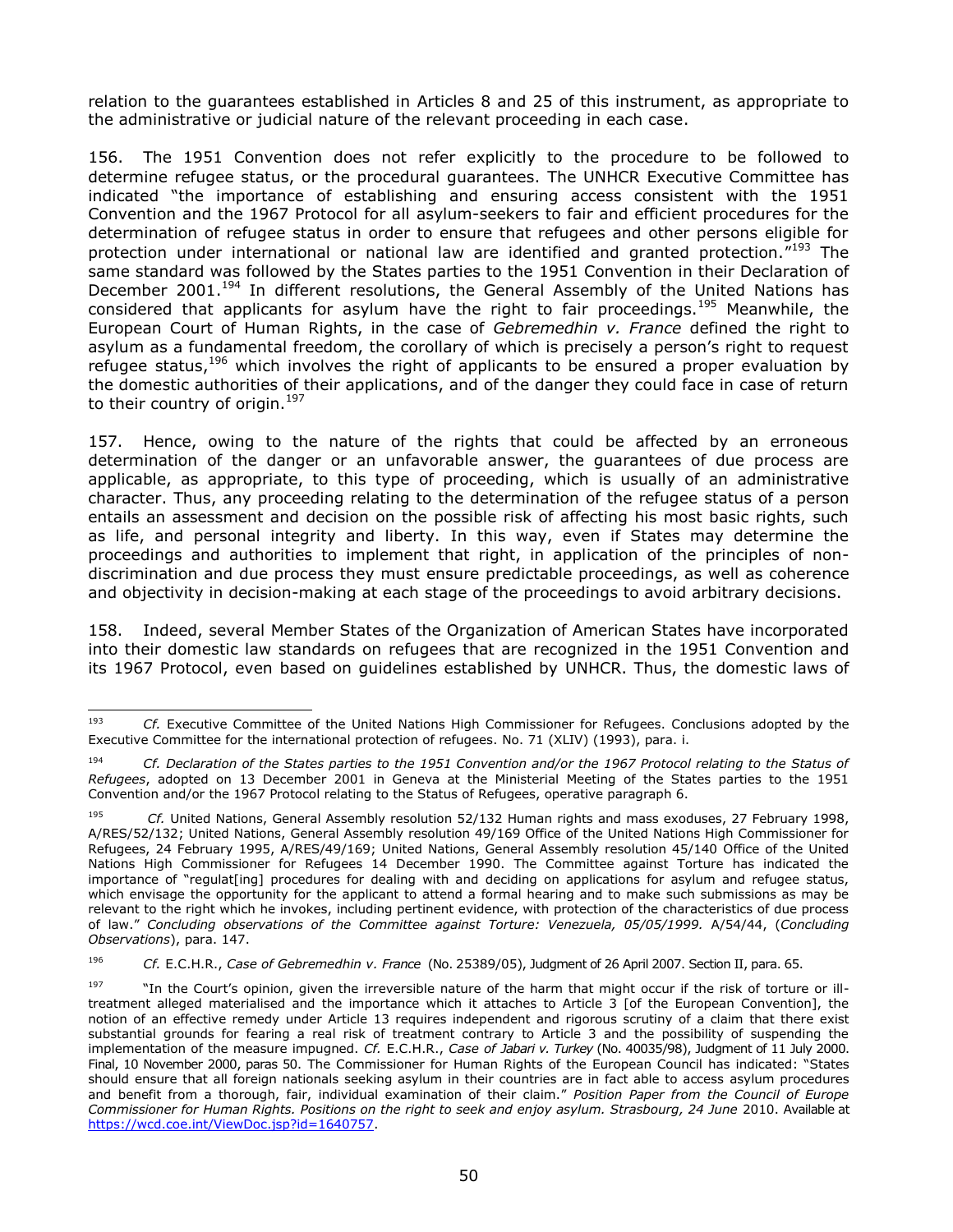relation to the guarantees established in Articles 8 and 25 of this instrument, as appropriate to the administrative or judicial nature of the relevant proceeding in each case.

156. The 1951 Convention does not refer explicitly to the procedure to be followed to determine refugee status, or the procedural guarantees. The UNHCR Executive Committee has indicated "the importance of establishing and ensuring access consistent with the 1951 Convention and the 1967 Protocol for all asylum-seekers to fair and efficient procedures for the determination of refugee status in order to ensure that refugees and other persons eligible for protection under international or national law are identified and granted protection."[193] The same standard was followed by the States parties to the 1951 Convention in their Declaration of December 2001.[194] In different resolutions, the General Assembly of the United Nations has considered that applicants for asylum have the right to fair proceedings.[195] Meanwhile, the European Court of Human Rights, in the case of *Gebremedhin v. France* defined the right to asylum as a fundamental freedom, the corollary of which is precisely a person's right to request refugee status,[196] which involves the right of applicants to be ensured a proper evaluation by the domestic authorities of their applications, and of the danger they could face in case of return to their country of origin.[197]

157. Hence, owing to the nature of the rights that could be affected by an erroneous determination of the danger or an unfavorable answer, the guarantees of due process are applicable, as appropriate, to this type of proceeding, which is usually of an administrative character. Thus, any proceeding relating to the determination of the refugee status of a person entails an assessment and decision on the possible risk of affecting his most basic rights, such as life, and personal integrity and liberty. In this way, even if States may determine the proceedings and authorities to implement that right, in application of the principles of non-discrimination and due process they must ensure predictable proceedings, as well as coherence and objectivity in decision-making at each stage of the proceedings to avoid arbitrary decisions.

158. Indeed, several Member States of the Organization of American States have incorporated into their domestic law standards on refugees that are recognized in the 1951 Convention and its 1967 Protocol, even based on guidelines established by UNHCR. Thus, the domestic laws of

---

[193] *Cf.* Executive Committee of the United Nations High Commissioner for Refugees. Conclusions adopted by the Executive Committee for the international protection of refugees. No. 71 (XLIV) (1993), para. i.

[194] *Cf. Declaration of the States parties to the 1951 Convention and/or the 1967 Protocol relating to the Status of Refugees*, adopted on 13 December 2001 in Geneva at the Ministerial Meeting of the States parties to the 1951 Convention and/or the 1967 Protocol relating to the Status of Refugees, operative paragraph 6.

[195] *Cf.* United Nations, General Assembly resolution 52/132 Human rights and mass exoduses, 27 February 1998, A/RES/52/132; United Nations, General Assembly resolution 49/169 Office of the United Nations High Commissioner for Refugees, 24 February 1995, A/RES/49/169; United Nations, General Assembly resolution 45/140 Office of the United Nations High Commissioner for Refugees 14 December 1990. The Committee against Torture has indicated the importance of "regulat[ing] procedures for dealing with and deciding on applications for asylum and refugee status, which envisage the opportunity for the applicant to attend a formal hearing and to make such submissions as may be relevant to the right which he invokes, including pertinent evidence, with protection of the characteristics of due process of law." *Concluding observations of the Committee against Torture: Venezuela, 05/05/1999.* A/54/44, (*Concluding Observations*), para. 147.

[196] *Cf.* E.C.H.R., *Case of Gebremedhin v. France* (No. 25389/05), Judgment of 26 April 2007. Section II, para. 65.

[197] "In the Court's opinion, given the irreversible nature of the harm that might occur if the risk of torture or ill-treatment alleged materialised and the importance which it attaches to Article 3 [of the European Convention], the notion of an effective remedy under Article 13 requires independent and rigorous scrutiny of a claim that there exist substantial grounds for fearing a real risk of treatment contrary to Article 3 and the possibility of suspending the implementation of the measure impugned. *Cf.* E.C.H.R., *Case of Jabari v. Turkey* (No. 40035/98), Judgment of 11 July 2000. Final, 10 November 2000, paras 50. The Commissioner for Human Rights of the European Council has indicated: "States should ensure that all foreign nationals seeking asylum in their countries are in fact able to access asylum procedures and benefit from a thorough, fair, individual examination of their claim." *Position Paper from the Council of Europe Commissioner for Human Rights. Positions on the right to seek and enjoy asylum. Strasbourg, 24 June* 2010. Available at https://wcd.coe.int/ViewDoc.jsp?id=1640757.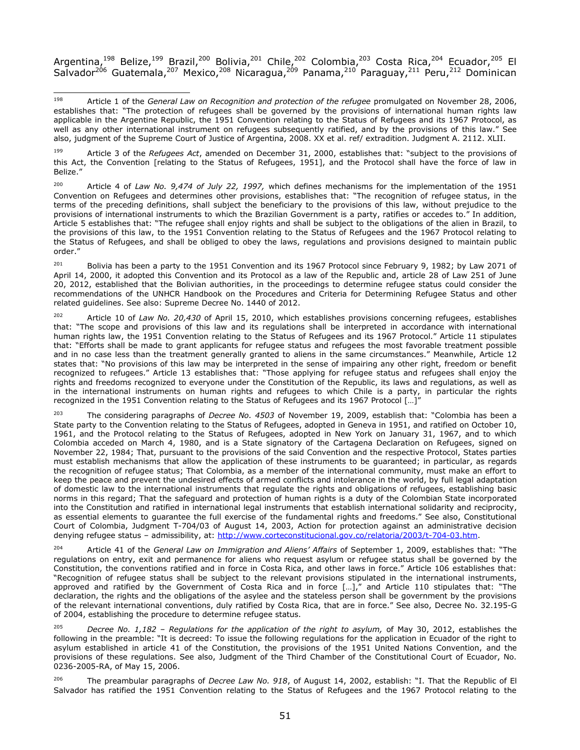Argentina,[198] Belize,[199] Brazil,[200] Bolivia,[201] Chile,[202] Colombia,[203] Costa Rica,[204] Ecuador,[205] El Salvador[206] Guatemala,[207] Mexico,[208] Nicaragua,[209] Panama,[210] Paraguay,[211] Peru,[212] Dominican

---

[198] Article 1 of the *General Law on Recognition and protection of the refugee* promulgated on November 28, 2006, establishes that: "The protection of refugees shall be governed by the provisions of international human rights law applicable in the Argentine Republic, the 1951 Convention relating to the Status of Refugees and its 1967 Protocol, as well as any other international instrument on refugees subsequently ratified, and by the provisions of this law." See also, judgment of the Supreme Court of Justice of Argentina, 2008. XX et al. ref/ extradition. Judgment A. 2112. XLII.

[199] Article 3 of the *Refugees Act*, amended on December 31, 2000, establishes that: "subject to the provisions of this Act, the Convention [relating to the Status of Refugees, 1951], and the Protocol shall have the force of law in Belize."

[200] Article 4 of *Law No. 9,474 of July 22, 1997,* which defines mechanisms for the implementation of the 1951 Convention on Refugees and determines other provisions, establishes that: "The recognition of refugee status, in the terms of the preceding definitions, shall subject the beneficiary to the provisions of this law, without prejudice to the provisions of international instruments to which the Brazilian Government is a party, ratifies or accedes to." In addition, Article 5 establishes that: "The refugee shall enjoy rights and shall be subject to the obligations of the alien in Brazil, to the provisions of this law, to the 1951 Convention relating to the Status of Refugees and the 1967 Protocol relating to the Status of Refugees, and shall be obliged to obey the laws, regulations and provisions designed to maintain public order."

[201] Bolivia has been a party to the 1951 Convention and its 1967 Protocol since February 9, 1982; by Law 2071 of April 14, 2000, it adopted this Convention and its Protocol as a law of the Republic and, article 28 of Law 251 of June 20, 2012, established that the Bolivian authorities, in the proceedings to determine refugee status could consider the recommendations of the UNHCR Handbook on the Procedures and Criteria for Determining Refugee Status and other related guidelines. See also: Supreme Decree No. 1440 of 2012.

[202] Article 10 of *Law No. 20,430* of April 15, 2010, which establishes provisions concerning refugees, establishes that: "The scope and provisions of this law and its regulations shall be interpreted in accordance with international human rights law, the 1951 Convention relating to the Status of Refugees and its 1967 Protocol." Article 11 stipulates that: "Efforts shall be made to grant applicants for refugee status and refugees the most favorable treatment possible and in no case less than the treatment generally granted to aliens in the same circumstances." Meanwhile, Article 12 states that: "No provisions of this law may be interpreted in the sense of impairing any other right, freedom or benefit recognized to refugees." Article 13 establishes that: "Those applying for refugee status and refugees shall enjoy the rights and freedoms recognized to everyone under the Constitution of the Republic, its laws and regulations, as well as in the international instruments on human rights and refugees to which Chile is a party, in particular the rights recognized in the 1951 Convention relating to the Status of Refugees and its 1967 Protocol […]"

[203] The considering paragraphs of *Decree No. 4503* of November 19, 2009, establish that: "Colombia has been a State party to the Convention relating to the Status of Refugees, adopted in Geneva in 1951, and ratified on October 10, 1961, and the Protocol relating to the Status of Refugees, adopted in New York on January 31, 1967, and to which Colombia acceded on March 4, 1980, and is a State signatory of the Cartagena Declaration on Refugees, signed on November 22, 1984; That, pursuant to the provisions of the said Convention and the respective Protocol, States parties must establish mechanisms that allow the application of these instruments to be guaranteed; in particular, as regards the recognition of refugee status; That Colombia, as a member of the international community, must make an effort to keep the peace and prevent the undesired effects of armed conflicts and intolerance in the world, by full legal adaptation of domestic law to the international instruments that regulate the rights and obligations of refugees, establishing basic norms in this regard; That the safeguard and protection of human rights is a duty of the Colombian State incorporated into the Constitution and ratified in international legal instruments that establish international solidarity and reciprocity, as essential elements to guarantee the full exercise of the fundamental rights and freedoms." See also, Constitutional Court of Colombia, Judgment T-704/03 of August 14, 2003, Action for protection against an administrative decision denying refugee status – admissibility, at: http://www.corteconstitucional.gov.co/relatoria/2003/t-704-03.htm.

[204] Article 41 of the *General Law on Immigration and Aliens' Affairs* of September 1, 2009, establishes that: "The regulations on entry, exit and permanence for aliens who request asylum or refugee status shall be governed by the Constitution, the conventions ratified and in force in Costa Rica, and other laws in force." Article 106 establishes that: "Recognition of refugee status shall be subject to the relevant provisions stipulated in the international instruments, approved and ratified by the Government of Costa Rica and in force […]," and Article 110 stipulates that: "The declaration, the rights and the obligations of the asylee and the stateless person shall be government by the provisions of the relevant international conventions, duly ratified by Costa Rica, that are in force." See also, Decree No. 32.195-G of 2004, establishing the procedure to determine refugee status.

[205] *Decree No. 1,182 – Regulations for the application of the right to asylum,* of May 30, 2012, establishes the following in the preamble: "It is decreed: To issue the following regulations for the application in Ecuador of the right to asylum established in article 41 of the Constitution, the provisions of the 1951 United Nations Convention, and the provisions of these regulations. See also, Judgment of the Third Chamber of the Constitutional Court of Ecuador, No. 0236-2005-RA, of May 15, 2006.

[206] The preambular paragraphs of *Decree Law No. 918*, of August 14, 2002, establish: "I. That the Republic of El Salvador has ratified the 1951 Convention relating to the Status of Refugees and the 1967 Protocol relating to the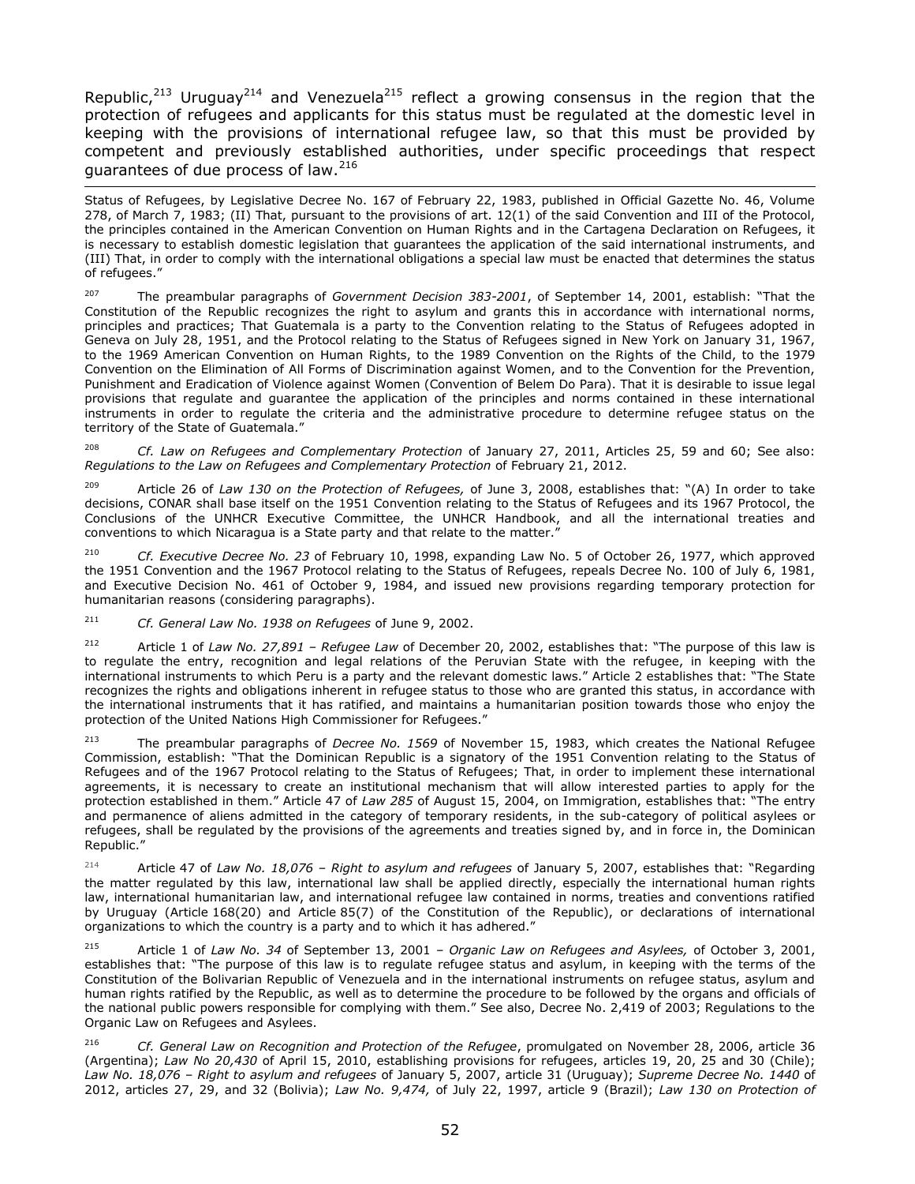Republic,[213] Uruguay[214] and Venezuela[215] reflect a growing consensus in the region that the protection of refugees and applicants for this status must be regulated at the domestic level in keeping with the provisions of international refugee law, so that this must be provided by competent and previously established authorities, under specific proceedings that respect guarantees of due process of law.[216]

---

Status of Refugees, by Legislative Decree No. 167 of February 22, 1983, published in Official Gazette No. 46, Volume 278, of March 7, 1983; (II) That, pursuant to the provisions of art. 12(1) of the said Convention and III of the Protocol, the principles contained in the American Convention on Human Rights and in the Cartagena Declaration on Refugees, it is necessary to establish domestic legislation that guarantees the application of the said international instruments, and (III) That, in order to comply with the international obligations a special law must be enacted that determines the status of refugees."

[207] The preambular paragraphs of *Government Decision 383-2001*, of September 14, 2001, establish: "That the Constitution of the Republic recognizes the right to asylum and grants this in accordance with international norms, principles and practices; That Guatemala is a party to the Convention relating to the Status of Refugees adopted in Geneva on July 28, 1951, and the Protocol relating to the Status of Refugees signed in New York on January 31, 1967, to the 1969 American Convention on Human Rights, to the 1989 Convention on the Rights of the Child, to the 1979 Convention on the Elimination of All Forms of Discrimination against Women, and to the Convention for the Prevention, Punishment and Eradication of Violence against Women (Convention of Belem Do Para). That it is desirable to issue legal provisions that regulate and guarantee the application of the principles and norms contained in these international instruments in order to regulate the criteria and the administrative procedure to determine refugee status on the territory of the State of Guatemala."

[208] *Cf. Law on Refugees and Complementary Protection* of January 27, 2011, Articles 25, 59 and 60; See also: *Regulations to the Law on Refugees and Complementary Protection* of February 21, 2012.

[209] Article 26 of *Law 130 on the Protection of Refugees,* of June 3, 2008, establishes that: "(A) In order to take decisions, CONAR shall base itself on the 1951 Convention relating to the Status of Refugees and its 1967 Protocol, the Conclusions of the UNHCR Executive Committee, the UNHCR Handbook, and all the international treaties and conventions to which Nicaragua is a State party and that relate to the matter."

[210] *Cf. Executive Decree No. 23* of February 10, 1998, expanding Law No. 5 of October 26, 1977, which approved the 1951 Convention and the 1967 Protocol relating to the Status of Refugees, repeals Decree No. 100 of July 6, 1981, and Executive Decision No. 461 of October 9, 1984, and issued new provisions regarding temporary protection for humanitarian reasons (considering paragraphs).

[211] *Cf. General Law No. 1938 on Refugees* of June 9, 2002.

[212] Article 1 of *Law No. 27,891 – Refugee Law* of December 20, 2002, establishes that: "The purpose of this law is to regulate the entry, recognition and legal relations of the Peruvian State with the refugee, in keeping with the international instruments to which Peru is a party and the relevant domestic laws." Article 2 establishes that: "The State recognizes the rights and obligations inherent in refugee status to those who are granted this status, in accordance with the international instruments that it has ratified, and maintains a humanitarian position towards those who enjoy the protection of the United Nations High Commissioner for Refugees."

[213] The preambular paragraphs of *Decree No. 1569* of November 15, 1983, which creates the National Refugee Commission, establish: "That the Dominican Republic is a signatory of the 1951 Convention relating to the Status of Refugees and of the 1967 Protocol relating to the Status of Refugees; That, in order to implement these international agreements, it is necessary to create an institutional mechanism that will allow interested parties to apply for the protection established in them." Article 47 of *Law 285* of August 15, 2004, on Immigration, establishes that: "The entry and permanence of aliens admitted in the category of temporary residents, in the sub-category of political asylees or refugees, shall be regulated by the provisions of the agreements and treaties signed by, and in force in, the Dominican Republic."

[214] Article 47 of *Law No. 18,076 – Right to asylum and refugees* of January 5, 2007, establishes that: "Regarding the matter regulated by this law, international law shall be applied directly, especially the international human rights law, international humanitarian law, and international refugee law contained in norms, treaties and conventions ratified by Uruguay (Article 168(20) and Article 85(7) of the Constitution of the Republic), or declarations of international organizations to which the country is a party and to which it has adhered."

[215] Article 1 of *Law No. 34* of September 13, 2001 – *Organic Law on Refugees and Asylees,* of October 3, 2001, establishes that: "The purpose of this law is to regulate refugee status and asylum, in keeping with the terms of the Constitution of the Bolivarian Republic of Venezuela and in the international instruments on refugee status, asylum and human rights ratified by the Republic, as well as to determine the procedure to be followed by the organs and officials of the national public powers responsible for complying with them." See also, Decree No. 2,419 of 2003; Regulations to the Organic Law on Refugees and Asylees.

[216] *Cf. General Law on Recognition and Protection of the Refugee*, promulgated on November 28, 2006, article 36 (Argentina); *Law No 20,430* of April 15, 2010, establishing provisions for refugees, articles 19, 20, 25 and 30 (Chile); *Law No. 18,076 – Right to asylum and refugees* of January 5, 2007, article 31 (Uruguay); *Supreme Decree No. 1440* of 2012, articles 27, 29, and 32 (Bolivia); *Law No. 9,474,* of July 22, 1997, article 9 (Brazil); *Law 130 on Protection of*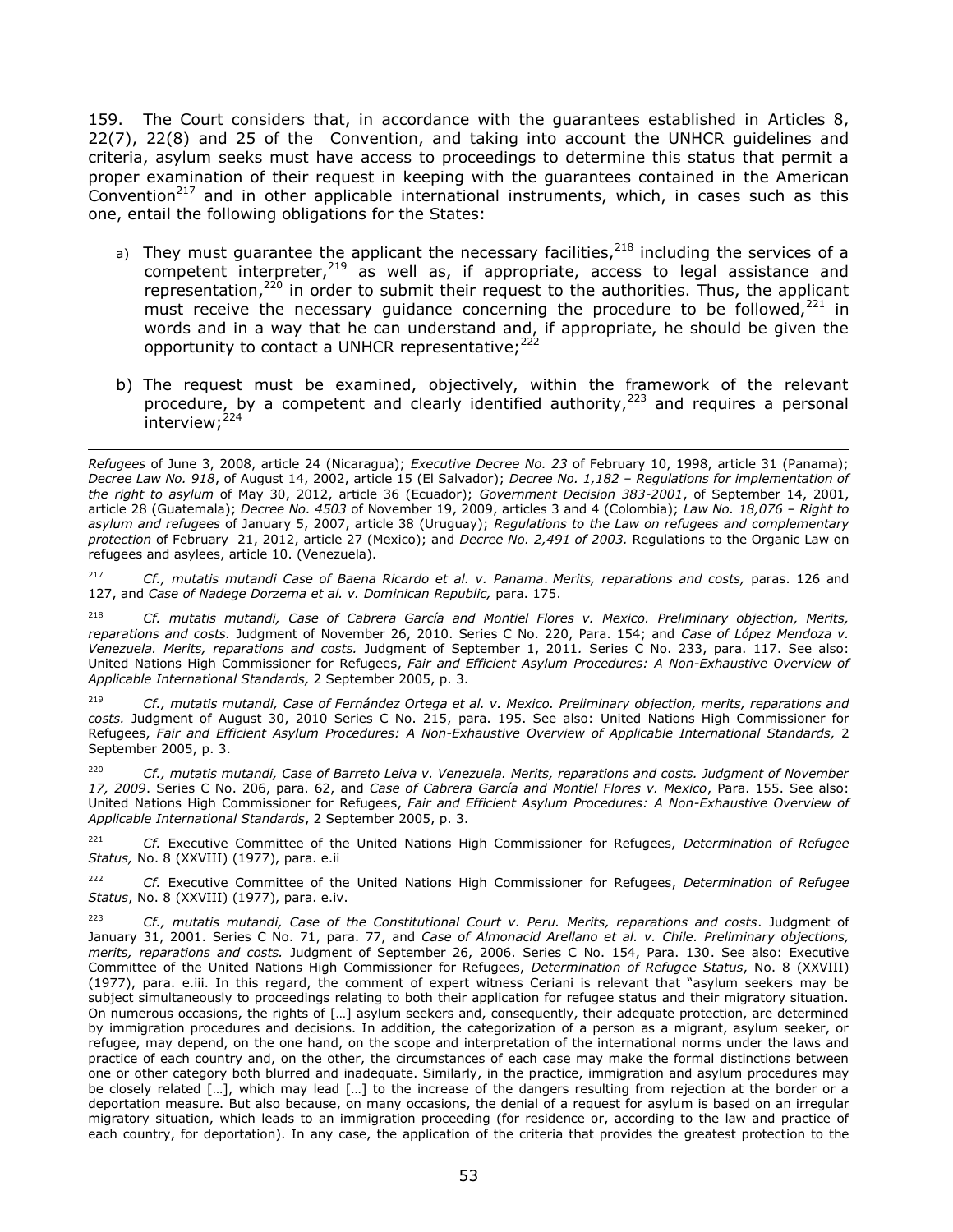159. The Court considers that, in accordance with the guarantees established in Articles 8, 22(7), 22(8) and 25 of the Convention, and taking into account the UNHCR guidelines and criteria, asylum seeks must have access to proceedings to determine this status that permit a proper examination of their request in keeping with the guarantees contained in the American Convention[217] and in other applicable international instruments, which, in cases such as this one, entail the following obligations for the States:

a) They must guarantee the applicant the necessary facilities,[218] including the services of a competent interpreter,[219] as well as, if appropriate, access to legal assistance and representation,[220] in order to submit their request to the authorities. Thus, the applicant must receive the necessary guidance concerning the procedure to be followed,[221] in words and in a way that he can understand and, if appropriate, he should be given the opportunity to contact a UNHCR representative;[222]

b) The request must be examined, objectively, within the framework of the relevant procedure, by a competent and clearly identified authority,[223] and requires a personal interview;[224]

---

*Refugees* of June 3, 2008, article 24 (Nicaragua); *Executive Decree No. 23* of February 10, 1998, article 31 (Panama); *Decree Law No. 918*, of August 14, 2002, article 15 (El Salvador); *Decree No. 1,182 – Regulations for implementation of the right to asylum* of May 30, 2012, article 36 (Ecuador); *Government Decision 383-2001*, of September 14, 2001, article 28 (Guatemala); *Decree No. 4503* of November 19, 2009, articles 3 and 4 (Colombia); *Law No. 18,076 – Right to asylum and refugees* of January 5, 2007, article 38 (Uruguay); *Regulations to the Law on refugees and complementary protection* of February 21, 2012, article 27 (Mexico); and *Decree No. 2,491 of 2003.* Regulations to the Organic Law on refugees and asylees, article 10. (Venezuela).

[217] *Cf., mutatis mutandi Case of Baena Ricardo et al. v. Panama. Merits, reparations and costs,* paras. 126 and 127, and *Case of Nadege Dorzema et al. v. Dominican Republic,* para. 175.

[218] *Cf. mutatis mutandi, Case of Cabrera García and Montiel Flores v. Mexico. Preliminary objection, Merits, reparations and costs.* Judgment of November 26, 2010. Series C No. 220, Para. 154; and *Case of López Mendoza v. Venezuela. Merits, reparations and costs.* Judgment of September 1, 2011. Series C No. 233, para. 117. See also: United Nations High Commissioner for Refugees, *Fair and Efficient Asylum Procedures: A Non-Exhaustive Overview of Applicable International Standards,* 2 September 2005, p. 3.

[219] *Cf., mutatis mutandi, Case of Fernández Ortega et al. v. Mexico. Preliminary objection, merits, reparations and costs.* Judgment of August 30, 2010 Series C No. 215, para. 195. See also: United Nations High Commissioner for Refugees, *Fair and Efficient Asylum Procedures: A Non-Exhaustive Overview of Applicable International Standards,* 2 September 2005, p. 3.

[220] *Cf., mutatis mutandi, Case of Barreto Leiva v. Venezuela. Merits, reparations and costs. Judgment of November 17, 2009*. Series C No. 206, para. 62, and *Case of Cabrera García and Montiel Flores v. Mexico*, Para. 155. See also: United Nations High Commissioner for Refugees, *Fair and Efficient Asylum Procedures: A Non-Exhaustive Overview of Applicable International Standards*, 2 September 2005, p. 3.

[221] *Cf.* Executive Committee of the United Nations High Commissioner for Refugees, *Determination of Refugee Status,* No. 8 (XXVIII) (1977), para. e.ii

[222] *Cf.* Executive Committee of the United Nations High Commissioner for Refugees, *Determination of Refugee Status*, No. 8 (XXVIII) (1977), para. e.iv.

[223] *Cf., mutatis mutandi, Case of the Constitutional Court v. Peru. Merits, reparations and costs*. Judgment of January 31, 2001. Series C No. 71, para. 77, and *Case of Almonacid Arellano et al. v. Chile. Preliminary objections, merits, reparations and costs.* Judgment of September 26, 2006. Series C No. 154, Para. 130. See also: Executive Committee of the United Nations High Commissioner for Refugees, *Determination of Refugee Status*, No. 8 (XXVIII) (1977), para. e.iii. In this regard, the comment of expert witness Ceriani is relevant that "asylum seekers may be subject simultaneously to proceedings relating to both their application for refugee status and their migratory situation. On numerous occasions, the rights of […] asylum seekers and, consequently, their adequate protection, are determined by immigration procedures and decisions. In addition, the categorization of a person as a migrant, asylum seeker, or refugee, may depend, on the one hand, on the scope and interpretation of the international norms under the laws and practice of each country and, on the other, the circumstances of each case may make the formal distinctions between one or other category both blurred and inadequate. Similarly, in the practice, immigration and asylum procedures may be closely related […], which may lead […] to the increase of the dangers resulting from rejection at the border or a deportation measure. But also because, on many occasions, the denial of a request for asylum is based on an irregular migratory situation, which leads to an immigration proceeding (for residence or, according to the law and practice of each country, for deportation). In any case, the application of the criteria that provides the greatest protection to the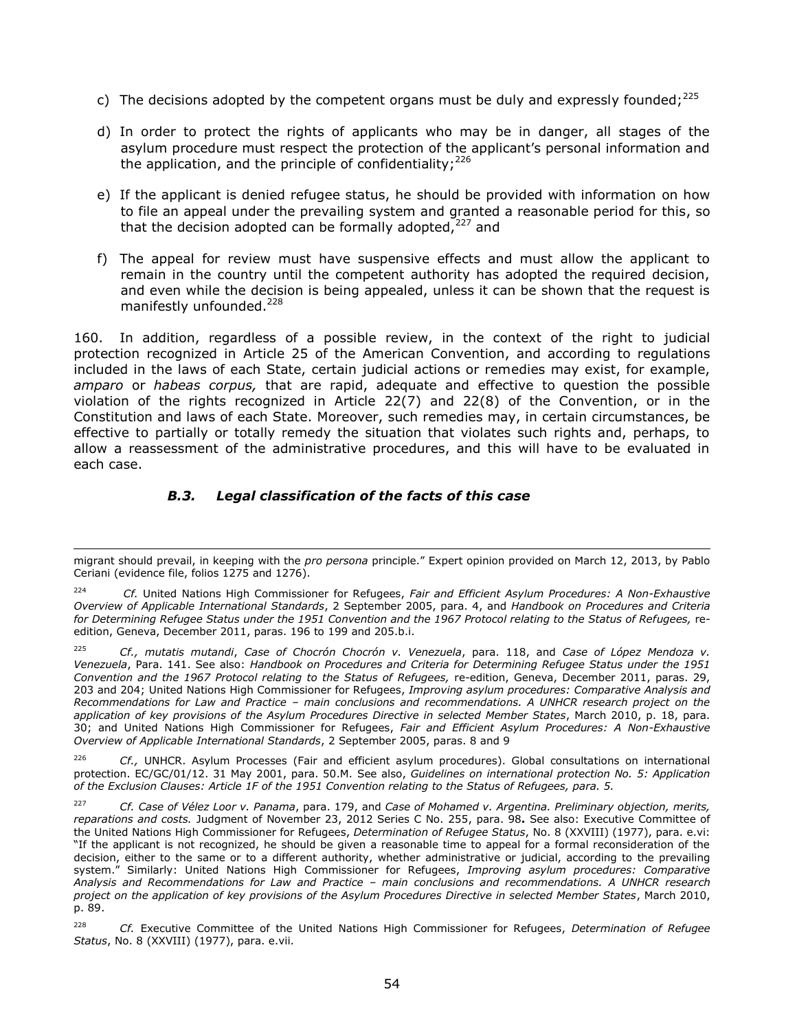c) The decisions adopted by the competent organs must be duly and expressly founded;[225]

d) In order to protect the rights of applicants who may be in danger, all stages of the asylum procedure must respect the protection of the applicant's personal information and the application, and the principle of confidentiality;[226]

e) If the applicant is denied refugee status, he should be provided with information on how to file an appeal under the prevailing system and granted a reasonable period for this, so that the decision adopted can be formally adopted,[227] and

f) The appeal for review must have suspensive effects and must allow the applicant to remain in the country until the competent authority has adopted the required decision, and even while the decision is being appealed, unless it can be shown that the request is manifestly unfounded.[228]

160. In addition, regardless of a possible review, in the context of the right to judicial protection recognized in Article 25 of the American Convention, and according to regulations included in the laws of each State, certain judicial actions or remedies may exist, for example, *amparo* or *habeas corpus,* that are rapid, adequate and effective to question the possible violation of the rights recognized in Article 22(7) and 22(8) of the Convention, or in the Constitution and laws of each State. Moreover, such remedies may, in certain circumstances, be effective to partially or totally remedy the situation that violates such rights and, perhaps, to allow a reassessment of the administrative procedures, and this will have to be evaluated in each case.

### *B.3. Legal classification of the facts of this case*

---

migrant should prevail, in keeping with the *pro persona* principle." Expert opinion provided on March 12, 2013, by Pablo Ceriani (evidence file, folios 1275 and 1276).

[224] *Cf.* United Nations High Commissioner for Refugees, *Fair and Efficient Asylum Procedures: A Non-Exhaustive Overview of Applicable International Standards*, 2 September 2005, para. 4, and *Handbook on Procedures and Criteria for Determining Refugee Status under the 1951 Convention and the 1967 Protocol relating to the Status of Refugees,* re-edition, Geneva, December 2011, paras. 196 to 199 and 205.b.i.

[225] *Cf., mutatis mutandi*, *Case of Chocrón Chocrón v. Venezuela*, para. 118, and *Case of López Mendoza v. Venezuela*, Para. 141. See also: *Handbook on Procedures and Criteria for Determining Refugee Status under the 1951 Convention and the 1967 Protocol relating to the Status of Refugees,* re-edition, Geneva, December 2011, paras. 29, 203 and 204; United Nations High Commissioner for Refugees, *Improving asylum procedures: Comparative Analysis and Recommendations for Law and Practice – main conclusions and recommendations. A UNHCR research project on the application of key provisions of the Asylum Procedures Directive in selected Member States*, March 2010, p. 18, para. 30; and United Nations High Commissioner for Refugees, *Fair and Efficient Asylum Procedures: A Non-Exhaustive Overview of Applicable International Standards*, 2 September 2005, paras. 8 and 9

[226] *Cf.,* UNHCR. Asylum Processes (Fair and efficient asylum procedures). Global consultations on international protection. EC/GC/01/12. 31 May 2001, para. 50.M. See also, *Guidelines on international protection No. 5: Application of the Exclusion Clauses: Article 1F of the 1951 Convention relating to the Status of Refugees, para. 5.*

[227] *Cf. Case of Vélez Loor v. Panama*, para. 179, and *Case of Mohamed v. Argentina. Preliminary objection, merits, reparations and costs.* Judgment of November 23, 2012 Series C No. 255, para. 98**.** See also: Executive Committee of the United Nations High Commissioner for Refugees, *Determination of Refugee Status*, No. 8 (XXVIII) (1977), para. e.vi: "If the applicant is not recognized, he should be given a reasonable time to appeal for a formal reconsideration of the decision, either to the same or to a different authority, whether administrative or judicial, according to the prevailing system." Similarly: United Nations High Commissioner for Refugees, *Improving asylum procedures: Comparative Analysis and Recommendations for Law and Practice – main conclusions and recommendations. A UNHCR research project on the application of key provisions of the Asylum Procedures Directive in selected Member States*, March 2010, p. 89.

[228] *Cf.* Executive Committee of the United Nations High Commissioner for Refugees, *Determination of Refugee Status*, No. 8 (XXVIII) (1977), para. e.vii.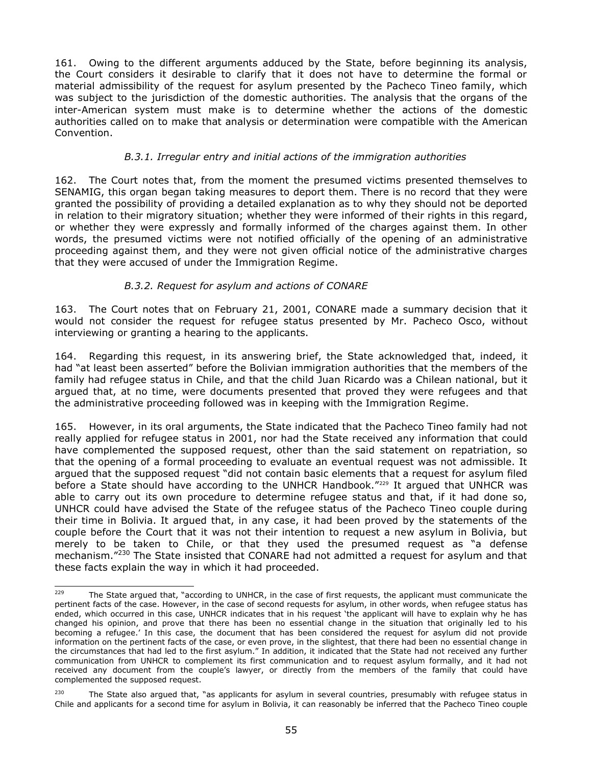161. Owing to the different arguments adduced by the State, before beginning its analysis, the Court considers it desirable to clarify that it does not have to determine the formal or material admissibility of the request for asylum presented by the Pacheco Tineo family, which was subject to the jurisdiction of the domestic authorities. The analysis that the organs of the inter-American system must make is to determine whether the actions of the domestic authorities called on to make that analysis or determination were compatible with the American Convention.

*B.3.1. Irregular entry and initial actions of the immigration authorities*

162. The Court notes that, from the moment the presumed victims presented themselves to SENAMIG, this organ began taking measures to deport them. There is no record that they were granted the possibility of providing a detailed explanation as to why they should not be deported in relation to their migratory situation; whether they were informed of their rights in this regard, or whether they were expressly and formally informed of the charges against them. In other words, the presumed victims were not notified officially of the opening of an administrative proceeding against them, and they were not given official notice of the administrative charges that they were accused of under the Immigration Regime.

*B.3.2. Request for asylum and actions of CONARE*

163. The Court notes that on February 21, 2001, CONARE made a summary decision that it would not consider the request for refugee status presented by Mr. Pacheco Osco, without interviewing or granting a hearing to the applicants.

164. Regarding this request, in its answering brief, the State acknowledged that, indeed, it had "at least been asserted" before the Bolivian immigration authorities that the members of the family had refugee status in Chile, and that the child Juan Ricardo was a Chilean national, but it argued that, at no time, were documents presented that proved they were refugees and that the administrative proceeding followed was in keeping with the Immigration Regime.

165. However, in its oral arguments, the State indicated that the Pacheco Tineo family had not really applied for refugee status in 2001, nor had the State received any information that could have complemented the supposed request, other than the said statement on repatriation, so that the opening of a formal proceeding to evaluate an eventual request was not admissible. It argued that the supposed request "did not contain basic elements that a request for asylum filed before a State should have according to the UNHCR Handbook."[229] It argued that UNHCR was able to carry out its own procedure to determine refugee status and that, if it had done so, UNHCR could have advised the State of the refugee status of the Pacheco Tineo couple during their time in Bolivia. It argued that, in any case, it had been proved by the statements of the couple before the Court that it was not their intention to request a new asylum in Bolivia, but merely to be taken to Chile, or that they used the presumed request as "a defense mechanism."[230] The State insisted that CONARE had not admitted a request for asylum and that these facts explain the way in which it had proceeded.

---

[229] The State argued that, "according to UNHCR, in the case of first requests, the applicant must communicate the pertinent facts of the case. However, in the case of second requests for asylum, in other words, when refugee status has ended, which occurred in this case, UNHCR indicates that in his request 'the applicant will have to explain why he has changed his opinion, and prove that there has been no essential change in the situation that originally led to his becoming a refugee.' In this case, the document that has been considered the request for asylum did not provide information on the pertinent facts of the case, or even prove, in the slightest, that there had been no essential change in the circumstances that had led to the first asylum." In addition, it indicated that the State had not received any further communication from UNHCR to complement its first communication and to request asylum formally, and it had not received any document from the couple's lawyer, or directly from the members of the family that could have complemented the supposed request.

[230] The State also argued that, "as applicants for asylum in several countries, presumably with refugee status in Chile and applicants for a second time for asylum in Bolivia, it can reasonably be inferred that the Pacheco Tineo couple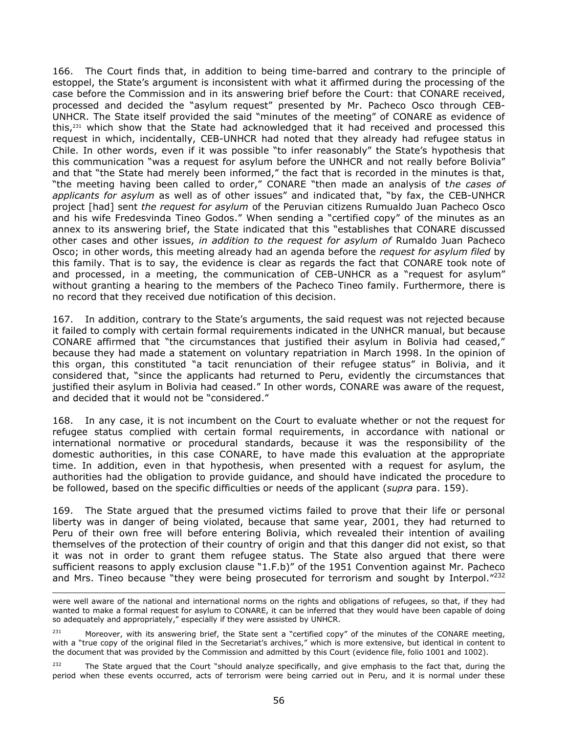166. The Court finds that, in addition to being time-barred and contrary to the principle of estoppel, the State's argument is inconsistent with what it affirmed during the processing of the case before the Commission and in its answering brief before the Court: that CONARE received, processed and decided the "asylum request" presented by Mr. Pacheco Osco through CEB-UNHCR. The State itself provided the said "minutes of the meeting" of CONARE as evidence of this,[231] which show that the State had acknowledged that it had received and processed this request in which, incidentally, CEB-UNHCR had noted that they already had refugee status in Chile. In other words, even if it was possible "to infer reasonably" the State's hypothesis that this communication "was a request for asylum before the UNHCR and not really before Bolivia" and that "the State had merely been informed," the fact that is recorded in the minutes is that, "the meeting having been called to order," CONARE "then made an analysis of t*he cases of applicants for asylum* as well as of other issues" and indicated that, "by fax, the CEB-UNHCR project [had] sent *the request for asylum* of the Peruvian citizens Rumualdo Juan Pacheco Osco and his wife Fredesvinda Tineo Godos." When sending a "certified copy" of the minutes as an annex to its answering brief, the State indicated that this "establishes that CONARE discussed other cases and other issues, *in addition to the request for asylum of* Rumaldo Juan Pacheco Osco; in other words, this meeting already had an agenda before the *request for asylum filed* by this family. That is to say, the evidence is clear as regards the fact that CONARE took note of and processed, in a meeting, the communication of CEB-UNHCR as a "request for asylum" without granting a hearing to the members of the Pacheco Tineo family. Furthermore, there is no record that they received due notification of this decision.

167. In addition, contrary to the State's arguments, the said request was not rejected because it failed to comply with certain formal requirements indicated in the UNHCR manual, but because CONARE affirmed that "the circumstances that justified their asylum in Bolivia had ceased," because they had made a statement on voluntary repatriation in March 1998. In the opinion of this organ, this constituted "a tacit renunciation of their refugee status" in Bolivia, and it considered that, "since the applicants had returned to Peru, evidently the circumstances that justified their asylum in Bolivia had ceased." In other words, CONARE was aware of the request, and decided that it would not be "considered."

168. In any case, it is not incumbent on the Court to evaluate whether or not the request for refugee status complied with certain formal requirements, in accordance with national or international normative or procedural standards, because it was the responsibility of the domestic authorities, in this case CONARE, to have made this evaluation at the appropriate time. In addition, even in that hypothesis, when presented with a request for asylum, the authorities had the obligation to provide guidance, and should have indicated the procedure to be followed, based on the specific difficulties or needs of the applicant (*supra* para. 159).

169. The State argued that the presumed victims failed to prove that their life or personal liberty was in danger of being violated, because that same year, 2001, they had returned to Peru of their own free will before entering Bolivia, which revealed their intention of availing themselves of the protection of their country of origin and that this danger did not exist, so that it was not in order to grant them refugee status. The State also argued that there were sufficient reasons to apply exclusion clause "1.F.b)" of the 1951 Convention against Mr. Pacheco and Mrs. Tineo because "they were being prosecuted for terrorism and sought by Interpol."[232]

---

were well aware of the national and international norms on the rights and obligations of refugees, so that, if they had wanted to make a formal request for asylum to CONARE, it can be inferred that they would have been capable of doing so adequately and appropriately," especially if they were assisted by UNHCR.

[231] Moreover, with its answering brief, the State sent a "certified copy" of the minutes of the CONARE meeting, with a "true copy of the original filed in the Secretariat's archives," which is more extensive, but identical in content to the document that was provided by the Commission and admitted by this Court (evidence file, folio 1001 and 1002).

[232] The State argued that the Court "should analyze specifically, and give emphasis to the fact that, during the period when these events occurred, acts of terrorism were being carried out in Peru, and it is normal under these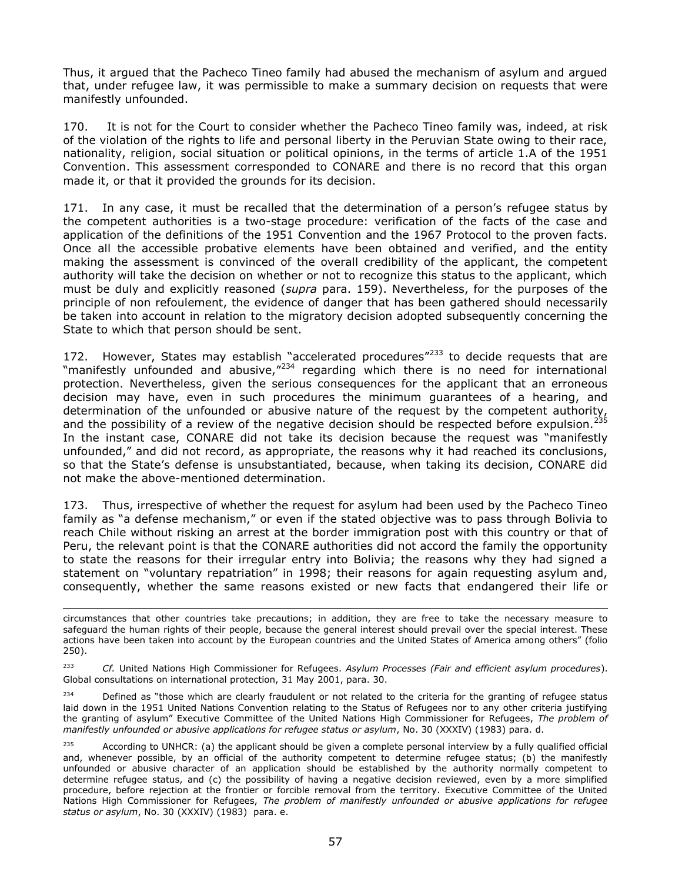Thus, it argued that the Pacheco Tineo family had abused the mechanism of asylum and argued that, under refugee law, it was permissible to make a summary decision on requests that were manifestly unfounded.

170. It is not for the Court to consider whether the Pacheco Tineo family was, indeed, at risk of the violation of the rights to life and personal liberty in the Peruvian State owing to their race, nationality, religion, social situation or political opinions, in the terms of article 1.A of the 1951 Convention. This assessment corresponded to CONARE and there is no record that this organ made it, or that it provided the grounds for its decision.

171. In any case, it must be recalled that the determination of a person's refugee status by the competent authorities is a two-stage procedure: verification of the facts of the case and application of the definitions of the 1951 Convention and the 1967 Protocol to the proven facts. Once all the accessible probative elements have been obtained and verified, and the entity making the assessment is convinced of the overall credibility of the applicant, the competent authority will take the decision on whether or not to recognize this status to the applicant, which must be duly and explicitly reasoned (*supra* para. 159). Nevertheless, for the purposes of the principle of non refoulement, the evidence of danger that has been gathered should necessarily be taken into account in relation to the migratory decision adopted subsequently concerning the State to which that person should be sent.

172. However, States may establish "accelerated procedures"[233] to decide requests that are "manifestly unfounded and abusive,"[234] regarding which there is no need for international protection. Nevertheless, given the serious consequences for the applicant that an erroneous decision may have, even in such procedures the minimum guarantees of a hearing, and determination of the unfounded or abusive nature of the request by the competent authority, and the possibility of a review of the negative decision should be respected before expulsion.[235] In the instant case, CONARE did not take its decision because the request was "manifestly unfounded," and did not record, as appropriate, the reasons why it had reached its conclusions, so that the State's defense is unsubstantiated, because, when taking its decision, CONARE did not make the above-mentioned determination.

173. Thus, irrespective of whether the request for asylum had been used by the Pacheco Tineo family as "a defense mechanism," or even if the stated objective was to pass through Bolivia to reach Chile without risking an arrest at the border immigration post with this country or that of Peru, the relevant point is that the CONARE authorities did not accord the family the opportunity to state the reasons for their irregular entry into Bolivia; the reasons why they had signed a statement on "voluntary repatriation" in 1998; their reasons for again requesting asylum and, consequently, whether the same reasons existed or new facts that endangered their life or

---

circumstances that other countries take precautions; in addition, they are free to take the necessary measure to safeguard the human rights of their people, because the general interest should prevail over the special interest. These actions have been taken into account by the European countries and the United States of America among others" (folio 250).

[233] *Cf.* United Nations High Commissioner for Refugees. *Asylum Processes (Fair and efficient asylum procedures*). Global consultations on international protection, 31 May 2001, para. 30.

[234] Defined as "those which are clearly fraudulent or not related to the criteria for the granting of refugee status laid down in the 1951 United Nations Convention relating to the Status of Refugees nor to any other criteria justifying the granting of asylum" Executive Committee of the United Nations High Commissioner for Refugees, *The problem of manifestly unfounded or abusive applications for refugee status or asylum*, No. 30 (XXXIV) (1983) para. d.

[235] According to UNHCR: (a) the applicant should be given a complete personal interview by a fully qualified official and, whenever possible, by an official of the authority competent to determine refugee status; (b) the manifestly unfounded or abusive character of an application should be established by the authority normally competent to determine refugee status, and (c) the possibility of having a negative decision reviewed, even by a more simplified procedure, before rejection at the frontier or forcible removal from the territory. Executive Committee of the United Nations High Commissioner for Refugees, *The problem of manifestly unfounded or abusive applications for refugee status or asylum*, No. 30 (XXXIV) (1983) para. e.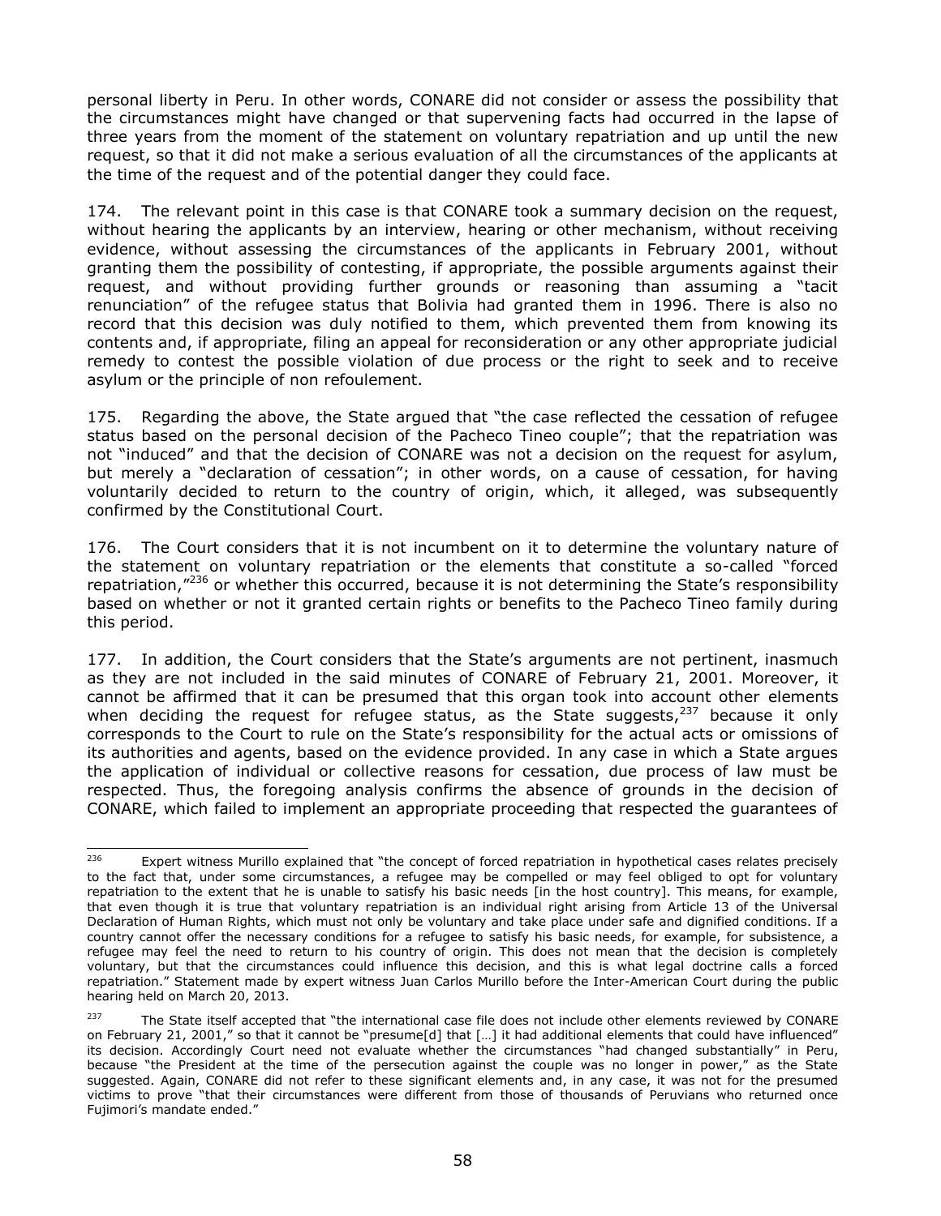personal liberty in Peru. In other words, CONARE did not consider or assess the possibility that the circumstances might have changed or that supervening facts had occurred in the lapse of three years from the moment of the statement on voluntary repatriation and up until the new request, so that it did not make a serious evaluation of all the circumstances of the applicants at the time of the request and of the potential danger they could face.

174. The relevant point in this case is that CONARE took a summary decision on the request, without hearing the applicants by an interview, hearing or other mechanism, without receiving evidence, without assessing the circumstances of the applicants in February 2001, without granting them the possibility of contesting, if appropriate, the possible arguments against their request, and without providing further grounds or reasoning than assuming a "tacit renunciation" of the refugee status that Bolivia had granted them in 1996. There is also no record that this decision was duly notified to them, which prevented them from knowing its contents and, if appropriate, filing an appeal for reconsideration or any other appropriate judicial remedy to contest the possible violation of due process or the right to seek and to receive asylum or the principle of non refoulement.

175. Regarding the above, the State argued that "the case reflected the cessation of refugee status based on the personal decision of the Pacheco Tineo couple"; that the repatriation was not "induced" and that the decision of CONARE was not a decision on the request for asylum, but merely a "declaration of cessation"; in other words, on a cause of cessation, for having voluntarily decided to return to the country of origin, which, it alleged, was subsequently confirmed by the Constitutional Court.

176. The Court considers that it is not incumbent on it to determine the voluntary nature of the statement on voluntary repatriation or the elements that constitute a so-called "forced repatriation,"[236] or whether this occurred, because it is not determining the State's responsibility based on whether or not it granted certain rights or benefits to the Pacheco Tineo family during this period.

177. In addition, the Court considers that the State's arguments are not pertinent, inasmuch as they are not included in the said minutes of CONARE of February 21, 2001. Moreover, it cannot be affirmed that it can be presumed that this organ took into account other elements when deciding the request for refugee status, as the State suggests,[237] because it only corresponds to the Court to rule on the State's responsibility for the actual acts or omissions of its authorities and agents, based on the evidence provided. In any case in which a State argues the application of individual or collective reasons for cessation, due process of law must be respected. Thus, the foregoing analysis confirms the absence of grounds in the decision of CONARE, which failed to implement an appropriate proceeding that respected the guarantees of

---

[236] Expert witness Murillo explained that "the concept of forced repatriation in hypothetical cases relates precisely to the fact that, under some circumstances, a refugee may be compelled or may feel obliged to opt for voluntary repatriation to the extent that he is unable to satisfy his basic needs [in the host country]. This means, for example, that even though it is true that voluntary repatriation is an individual right arising from Article 13 of the Universal Declaration of Human Rights, which must not only be voluntary and take place under safe and dignified conditions. If a country cannot offer the necessary conditions for a refugee to satisfy his basic needs, for example, for subsistence, a refugee may feel the need to return to his country of origin. This does not mean that the decision is completely voluntary, but that the circumstances could influence this decision, and this is what legal doctrine calls a forced repatriation." Statement made by expert witness Juan Carlos Murillo before the Inter-American Court during the public hearing held on March 20, 2013.

[237] The State itself accepted that "the international case file does not include other elements reviewed by CONARE on February 21, 2001," so that it cannot be "presume[d] that […] it had additional elements that could have influenced" its decision. Accordingly Court need not evaluate whether the circumstances "had changed substantially" in Peru, because "the President at the time of the persecution against the couple was no longer in power," as the State suggested. Again, CONARE did not refer to these significant elements and, in any case, it was not for the presumed victims to prove "that their circumstances were different from those of thousands of Peruvians who returned once Fujimori's mandate ended."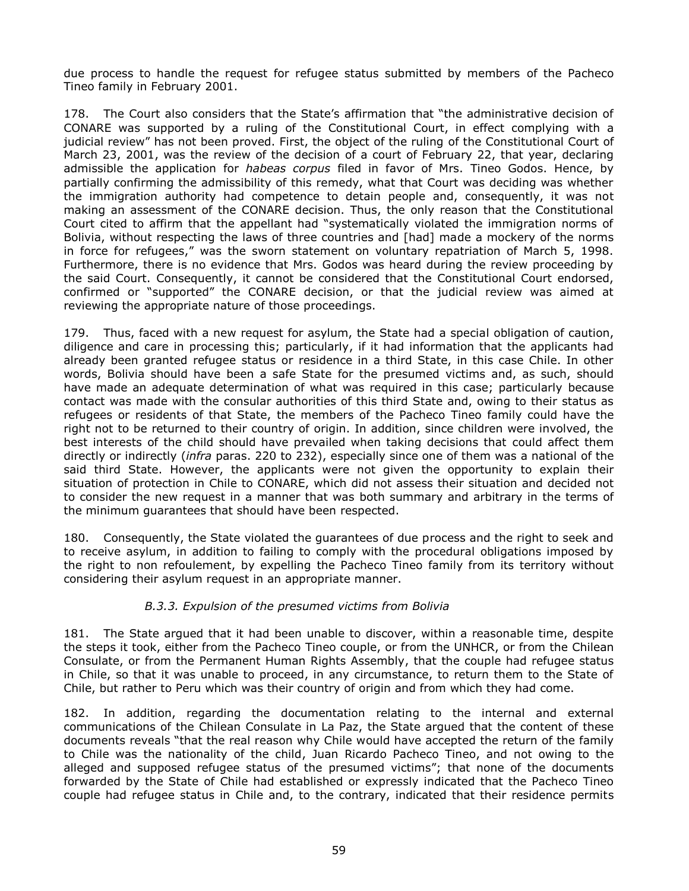due process to handle the request for refugee status submitted by members of the Pacheco Tineo family in February 2001.

178. The Court also considers that the State's affirmation that "the administrative decision of CONARE was supported by a ruling of the Constitutional Court, in effect complying with a judicial review" has not been proved. First, the object of the ruling of the Constitutional Court of March 23, 2001, was the review of the decision of a court of February 22, that year, declaring admissible the application for *habeas corpus* filed in favor of Mrs. Tineo Godos. Hence, by partially confirming the admissibility of this remedy, what that Court was deciding was whether the immigration authority had competence to detain people and, consequently, it was not making an assessment of the CONARE decision. Thus, the only reason that the Constitutional Court cited to affirm that the appellant had "systematically violated the immigration norms of Bolivia, without respecting the laws of three countries and [had] made a mockery of the norms in force for refugees," was the sworn statement on voluntary repatriation of March 5, 1998. Furthermore, there is no evidence that Mrs. Godos was heard during the review proceeding by the said Court. Consequently, it cannot be considered that the Constitutional Court endorsed, confirmed or "supported" the CONARE decision, or that the judicial review was aimed at reviewing the appropriate nature of those proceedings.

179. Thus, faced with a new request for asylum, the State had a special obligation of caution, diligence and care in processing this; particularly, if it had information that the applicants had already been granted refugee status or residence in a third State, in this case Chile. In other words, Bolivia should have been a safe State for the presumed victims and, as such, should have made an adequate determination of what was required in this case; particularly because contact was made with the consular authorities of this third State and, owing to their status as refugees or residents of that State, the members of the Pacheco Tineo family could have the right not to be returned to their country of origin. In addition, since children were involved, the best interests of the child should have prevailed when taking decisions that could affect them directly or indirectly (*infra* paras. 220 to 232), especially since one of them was a national of the said third State. However, the applicants were not given the opportunity to explain their situation of protection in Chile to CONARE, which did not assess their situation and decided not to consider the new request in a manner that was both summary and arbitrary in the terms of the minimum guarantees that should have been respected.

180. Consequently, the State violated the guarantees of due process and the right to seek and to receive asylum, in addition to failing to comply with the procedural obligations imposed by the right to non refoulement, by expelling the Pacheco Tineo family from its territory without considering their asylum request in an appropriate manner.

*B.3.3. Expulsion of the presumed victims from Bolivia*

181. The State argued that it had been unable to discover, within a reasonable time, despite the steps it took, either from the Pacheco Tineo couple, or from the UNHCR, or from the Chilean Consulate, or from the Permanent Human Rights Assembly, that the couple had refugee status in Chile, so that it was unable to proceed, in any circumstance, to return them to the State of Chile, but rather to Peru which was their country of origin and from which they had come.

182. In addition, regarding the documentation relating to the internal and external communications of the Chilean Consulate in La Paz, the State argued that the content of these documents reveals "that the real reason why Chile would have accepted the return of the family to Chile was the nationality of the child, Juan Ricardo Pacheco Tineo, and not owing to the alleged and supposed refugee status of the presumed victims"; that none of the documents forwarded by the State of Chile had established or expressly indicated that the Pacheco Tineo couple had refugee status in Chile and, to the contrary, indicated that their residence permits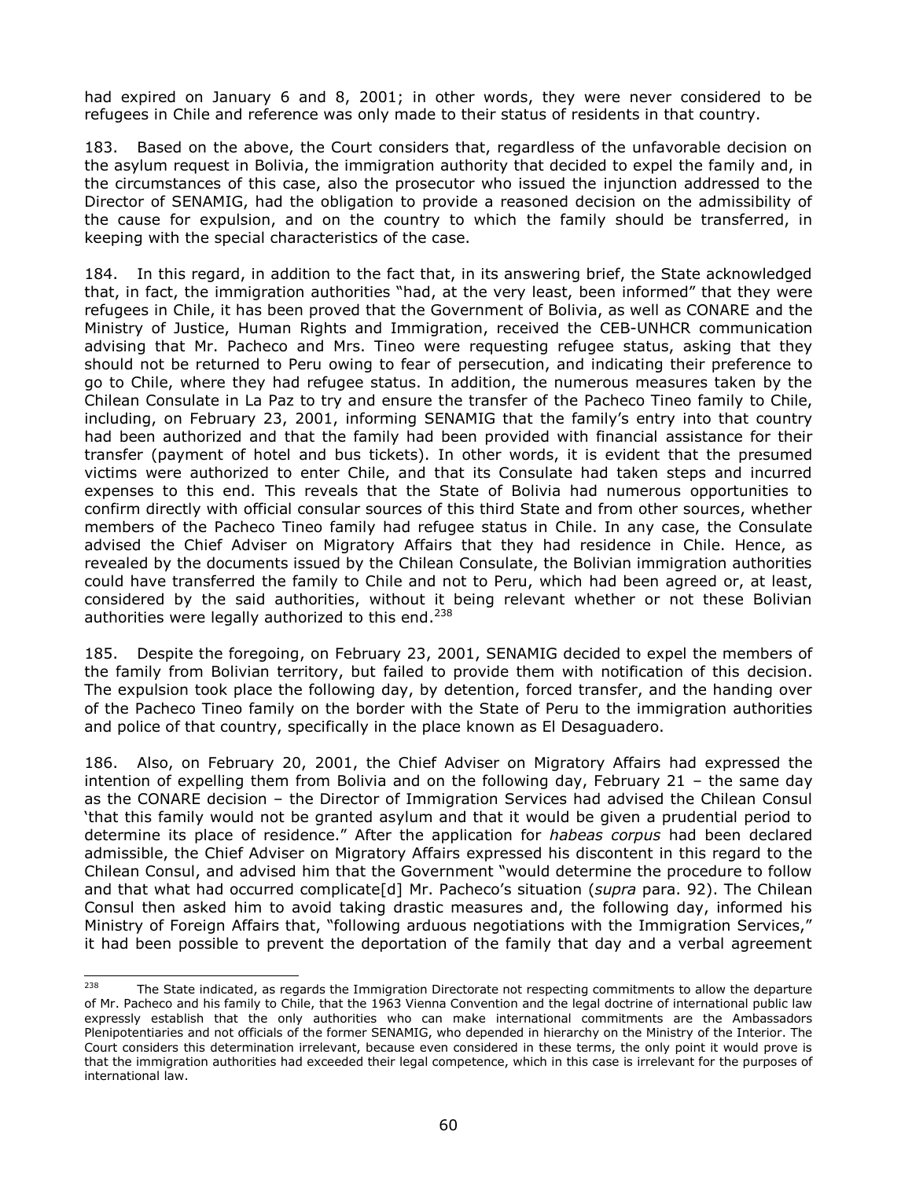had expired on January 6 and 8, 2001; in other words, they were never considered to be refugees in Chile and reference was only made to their status of residents in that country.

183. Based on the above, the Court considers that, regardless of the unfavorable decision on the asylum request in Bolivia, the immigration authority that decided to expel the family and, in the circumstances of this case, also the prosecutor who issued the injunction addressed to the Director of SENAMIG, had the obligation to provide a reasoned decision on the admissibility of the cause for expulsion, and on the country to which the family should be transferred, in keeping with the special characteristics of the case.

184. In this regard, in addition to the fact that, in its answering brief, the State acknowledged that, in fact, the immigration authorities "had, at the very least, been informed" that they were refugees in Chile, it has been proved that the Government of Bolivia, as well as CONARE and the Ministry of Justice, Human Rights and Immigration, received the CEB-UNHCR communication advising that Mr. Pacheco and Mrs. Tineo were requesting refugee status, asking that they should not be returned to Peru owing to fear of persecution, and indicating their preference to go to Chile, where they had refugee status. In addition, the numerous measures taken by the Chilean Consulate in La Paz to try and ensure the transfer of the Pacheco Tineo family to Chile, including, on February 23, 2001, informing SENAMIG that the family's entry into that country had been authorized and that the family had been provided with financial assistance for their transfer (payment of hotel and bus tickets). In other words, it is evident that the presumed victims were authorized to enter Chile, and that its Consulate had taken steps and incurred expenses to this end. This reveals that the State of Bolivia had numerous opportunities to confirm directly with official consular sources of this third State and from other sources, whether members of the Pacheco Tineo family had refugee status in Chile. In any case, the Consulate advised the Chief Adviser on Migratory Affairs that they had residence in Chile. Hence, as revealed by the documents issued by the Chilean Consulate, the Bolivian immigration authorities could have transferred the family to Chile and not to Peru, which had been agreed or, at least, considered by the said authorities, without it being relevant whether or not these Bolivian authorities were legally authorized to this end.[238]

185. Despite the foregoing, on February 23, 2001, SENAMIG decided to expel the members of the family from Bolivian territory, but failed to provide them with notification of this decision. The expulsion took place the following day, by detention, forced transfer, and the handing over of the Pacheco Tineo family on the border with the State of Peru to the immigration authorities and police of that country, specifically in the place known as El Desaguadero.

186. Also, on February 20, 2001, the Chief Adviser on Migratory Affairs had expressed the intention of expelling them from Bolivia and on the following day, February 21 – the same day as the CONARE decision – the Director of Immigration Services had advised the Chilean Consul 'that this family would not be granted asylum and that it would be given a prudential period to determine its place of residence." After the application for *habeas corpus* had been declared admissible, the Chief Adviser on Migratory Affairs expressed his discontent in this regard to the Chilean Consul, and advised him that the Government "would determine the procedure to follow and that what had occurred complicate[d] Mr. Pacheco's situation (*supra* para. 92). The Chilean Consul then asked him to avoid taking drastic measures and, the following day, informed his Ministry of Foreign Affairs that, "following arduous negotiations with the Immigration Services," it had been possible to prevent the deportation of the family that day and a verbal agreement

---

[238] The State indicated, as regards the Immigration Directorate not respecting commitments to allow the departure of Mr. Pacheco and his family to Chile, that the 1963 Vienna Convention and the legal doctrine of international public law expressly establish that the only authorities who can make international commitments are the Ambassadors Plenipotentiaries and not officials of the former SENAMIG, who depended in hierarchy on the Ministry of the Interior. The Court considers this determination irrelevant, because even considered in these terms, the only point it would prove is that the immigration authorities had exceeded their legal competence, which in this case is irrelevant for the purposes of international law.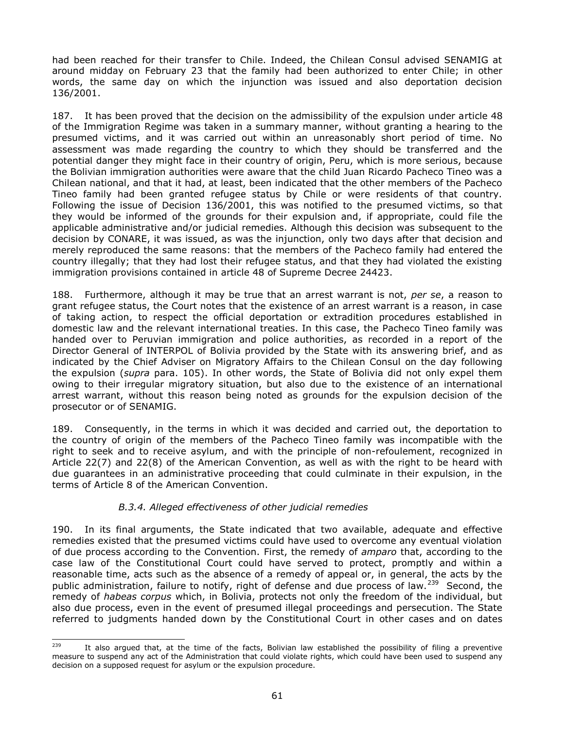had been reached for their transfer to Chile. Indeed, the Chilean Consul advised SENAMIG at around midday on February 23 that the family had been authorized to enter Chile; in other words, the same day on which the injunction was issued and also deportation decision 136/2001.

187. It has been proved that the decision on the admissibility of the expulsion under article 48 of the Immigration Regime was taken in a summary manner, without granting a hearing to the presumed victims, and it was carried out within an unreasonably short period of time. No assessment was made regarding the country to which they should be transferred and the potential danger they might face in their country of origin, Peru, which is more serious, because the Bolivian immigration authorities were aware that the child Juan Ricardo Pacheco Tineo was a Chilean national, and that it had, at least, been indicated that the other members of the Pacheco Tineo family had been granted refugee status by Chile or were residents of that country. Following the issue of Decision 136/2001, this was notified to the presumed victims, so that they would be informed of the grounds for their expulsion and, if appropriate, could file the applicable administrative and/or judicial remedies. Although this decision was subsequent to the decision by CONARE, it was issued, as was the injunction, only two days after that decision and merely reproduced the same reasons: that the members of the Pacheco family had entered the country illegally; that they had lost their refugee status, and that they had violated the existing immigration provisions contained in article 48 of Supreme Decree 24423.

188. Furthermore, although it may be true that an arrest warrant is not, *per se*, a reason to grant refugee status, the Court notes that the existence of an arrest warrant is a reason, in case of taking action, to respect the official deportation or extradition procedures established in domestic law and the relevant international treaties. In this case, the Pacheco Tineo family was handed over to Peruvian immigration and police authorities, as recorded in a report of the Director General of INTERPOL of Bolivia provided by the State with its answering brief, and as indicated by the Chief Adviser on Migratory Affairs to the Chilean Consul on the day following the expulsion (*supra* para. 105). In other words, the State of Bolivia did not only expel them owing to their irregular migratory situation, but also due to the existence of an international arrest warrant, without this reason being noted as grounds for the expulsion decision of the prosecutor or of SENAMIG.

189. Consequently, in the terms in which it was decided and carried out, the deportation to the country of origin of the members of the Pacheco Tineo family was incompatible with the right to seek and to receive asylum, and with the principle of non-refoulement, recognized in Article 22(7) and 22(8) of the American Convention, as well as with the right to be heard with due guarantees in an administrative proceeding that could culminate in their expulsion, in the terms of Article 8 of the American Convention.

#### *B.3.4. Alleged effectiveness of other judicial remedies*

190. In its final arguments, the State indicated that two available, adequate and effective remedies existed that the presumed victims could have used to overcome any eventual violation of due process according to the Convention. First, the remedy of *amparo* that, according to the case law of the Constitutional Court could have served to protect, promptly and within a reasonable time, acts such as the absence of a remedy of appeal or, in general, the acts by the public administration, failure to notify, right of defense and due process of law.[239] Second, the remedy of *habeas corpus* which, in Bolivia, protects not only the freedom of the individual, but also due process, even in the event of presumed illegal proceedings and persecution. The State referred to judgments handed down by the Constitutional Court in other cases and on dates

---

[239] It also argued that, at the time of the facts, Bolivian law established the possibility of filing a preventive measure to suspend any act of the Administration that could violate rights, which could have been used to suspend any decision on a supposed request for asylum or the expulsion procedure.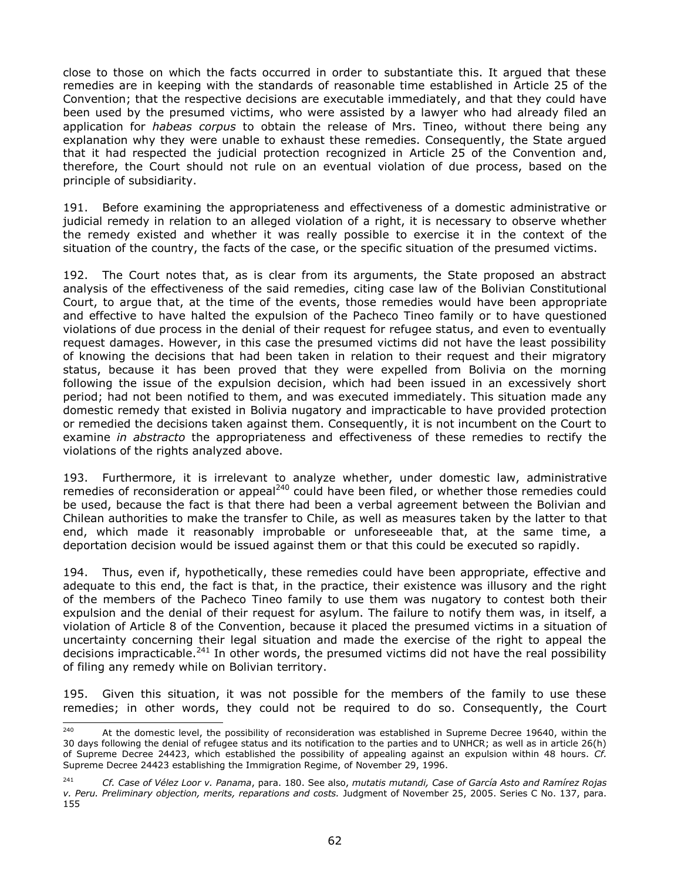close to those on which the facts occurred in order to substantiate this. It argued that these remedies are in keeping with the standards of reasonable time established in Article 25 of the Convention; that the respective decisions are executable immediately, and that they could have been used by the presumed victims, who were assisted by a lawyer who had already filed an application for *habeas corpus* to obtain the release of Mrs. Tineo, without there being any explanation why they were unable to exhaust these remedies. Consequently, the State argued that it had respected the judicial protection recognized in Article 25 of the Convention and, therefore, the Court should not rule on an eventual violation of due process, based on the principle of subsidiarity.

191. Before examining the appropriateness and effectiveness of a domestic administrative or judicial remedy in relation to an alleged violation of a right, it is necessary to observe whether the remedy existed and whether it was really possible to exercise it in the context of the situation of the country, the facts of the case, or the specific situation of the presumed victims.

192. The Court notes that, as is clear from its arguments, the State proposed an abstract analysis of the effectiveness of the said remedies, citing case law of the Bolivian Constitutional Court, to argue that, at the time of the events, those remedies would have been appropriate and effective to have halted the expulsion of the Pacheco Tineo family or to have questioned violations of due process in the denial of their request for refugee status, and even to eventually request damages. However, in this case the presumed victims did not have the least possibility of knowing the decisions that had been taken in relation to their request and their migratory status, because it has been proved that they were expelled from Bolivia on the morning following the issue of the expulsion decision, which had been issued in an excessively short period; had not been notified to them, and was executed immediately. This situation made any domestic remedy that existed in Bolivia nugatory and impracticable to have provided protection or remedied the decisions taken against them. Consequently, it is not incumbent on the Court to examine *in abstracto* the appropriateness and effectiveness of these remedies to rectify the violations of the rights analyzed above.

193. Furthermore, it is irrelevant to analyze whether, under domestic law, administrative remedies of reconsideration or appeal[240] could have been filed, or whether those remedies could be used, because the fact is that there had been a verbal agreement between the Bolivian and Chilean authorities to make the transfer to Chile, as well as measures taken by the latter to that end, which made it reasonably improbable or unforeseeable that, at the same time, a deportation decision would be issued against them or that this could be executed so rapidly.

194. Thus, even if, hypothetically, these remedies could have been appropriate, effective and adequate to this end, the fact is that, in the practice, their existence was illusory and the right of the members of the Pacheco Tineo family to use them was nugatory to contest both their expulsion and the denial of their request for asylum. The failure to notify them was, in itself, a violation of Article 8 of the Convention, because it placed the presumed victims in a situation of uncertainty concerning their legal situation and made the exercise of the right to appeal the decisions impracticable.[241] In other words, the presumed victims did not have the real possibility of filing any remedy while on Bolivian territory.

195. Given this situation, it was not possible for the members of the family to use these remedies; in other words, they could not be required to do so. Consequently, the Court

---

[240] At the domestic level, the possibility of reconsideration was established in Supreme Decree 19640, within the 30 days following the denial of refugee status and its notification to the parties and to UNHCR; as well as in article 26(h) of Supreme Decree 24423, which established the possibility of appealing against an expulsion within 48 hours. *Cf.* Supreme Decree 24423 establishing the Immigration Regime, of November 29, 1996.

[241] *Cf. Case of Vélez Loor v. Panama*, para. 180. See also, *mutatis mutandi, Case of García Asto and Ramírez Rojas v. Peru. Preliminary objection, merits, reparations and costs.* Judgment of November 25, 2005. Series C No. 137, para. 155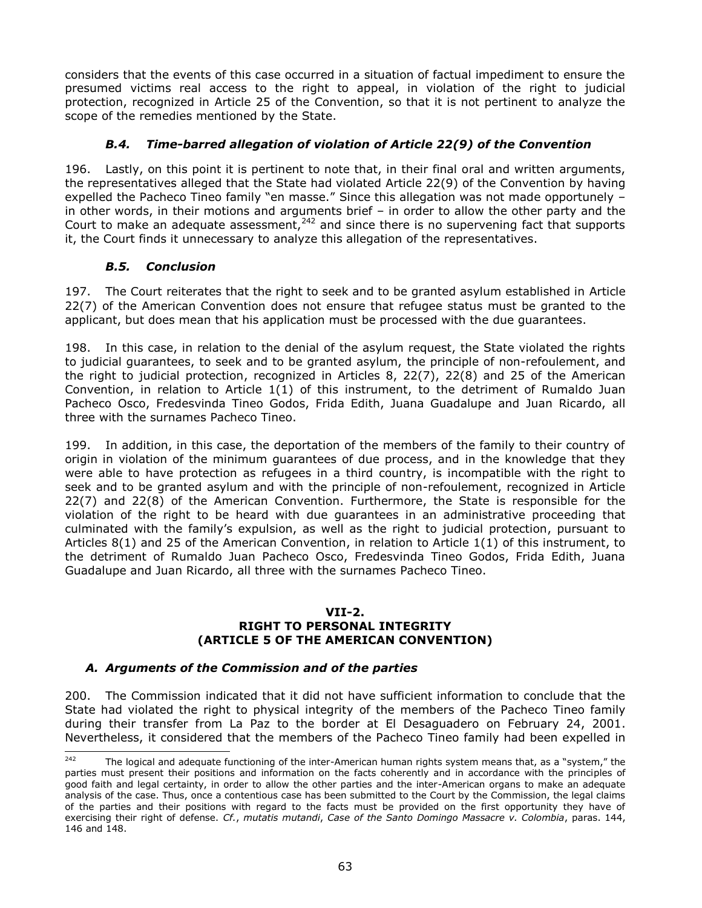considers that the events of this case occurred in a situation of factual impediment to ensure the presumed victims real access to the right to appeal, in violation of the right to judicial protection, recognized in Article 25 of the Convention, so that it is not pertinent to analyze the scope of the remedies mentioned by the State.

### *B.4. Time-barred allegation of violation of Article 22(9) of the Convention*

196. Lastly, on this point it is pertinent to note that, in their final oral and written arguments, the representatives alleged that the State had violated Article 22(9) of the Convention by having expelled the Pacheco Tineo family "en masse." Since this allegation was not made opportunely – in other words, in their motions and arguments brief – in order to allow the other party and the Court to make an adequate assessment,[242] and since there is no supervening fact that supports it, the Court finds it unnecessary to analyze this allegation of the representatives.

### *B.5. Conclusion*

197. The Court reiterates that the right to seek and to be granted asylum established in Article 22(7) of the American Convention does not ensure that refugee status must be granted to the applicant, but does mean that his application must be processed with the due guarantees.

198. In this case, in relation to the denial of the asylum request, the State violated the rights to judicial guarantees, to seek and to be granted asylum, the principle of non-refoulement, and the right to judicial protection, recognized in Articles 8, 22(7), 22(8) and 25 of the American Convention, in relation to Article 1(1) of this instrument, to the detriment of Rumaldo Juan Pacheco Osco, Fredesvinda Tineo Godos, Frida Edith, Juana Guadalupe and Juan Ricardo, all three with the surnames Pacheco Tineo.

199. In addition, in this case, the deportation of the members of the family to their country of origin in violation of the minimum guarantees of due process, and in the knowledge that they were able to have protection as refugees in a third country, is incompatible with the right to seek and to be granted asylum and with the principle of non-refoulement, recognized in Article 22(7) and 22(8) of the American Convention. Furthermore, the State is responsible for the violation of the right to be heard with due guarantees in an administrative proceeding that culminated with the family's expulsion, as well as the right to judicial protection, pursuant to Articles 8(1) and 25 of the American Convention, in relation to Article 1(1) of this instrument, to the detriment of Rumaldo Juan Pacheco Osco, Fredesvinda Tineo Godos, Frida Edith, Juana Guadalupe and Juan Ricardo, all three with the surnames Pacheco Tineo.

## VII-2.
## RIGHT TO PERSONAL INTEGRITY
## (ARTICLE 5 OF THE AMERICAN CONVENTION)

### *A. Arguments of the Commission and of the parties*

200. The Commission indicated that it did not have sufficient information to conclude that the State had violated the right to physical integrity of the members of the Pacheco Tineo family during their transfer from La Paz to the border at El Desaguadero on February 24, 2001. Nevertheless, it considered that the members of the Pacheco Tineo family had been expelled in

---

[242] The logical and adequate functioning of the inter-American human rights system means that, as a "system," the parties must present their positions and information on the facts coherently and in accordance with the principles of good faith and legal certainty, in order to allow the other parties and the inter-American organs to make an adequate analysis of the case. Thus, once a contentious case has been submitted to the Court by the Commission, the legal claims of the parties and their positions with regard to the facts must be provided on the first opportunity they have of exercising their right of defense. *Cf.*, *mutatis mutandi*, *Case of the Santo Domingo Massacre v. Colombia*, paras. 144, 146 and 148.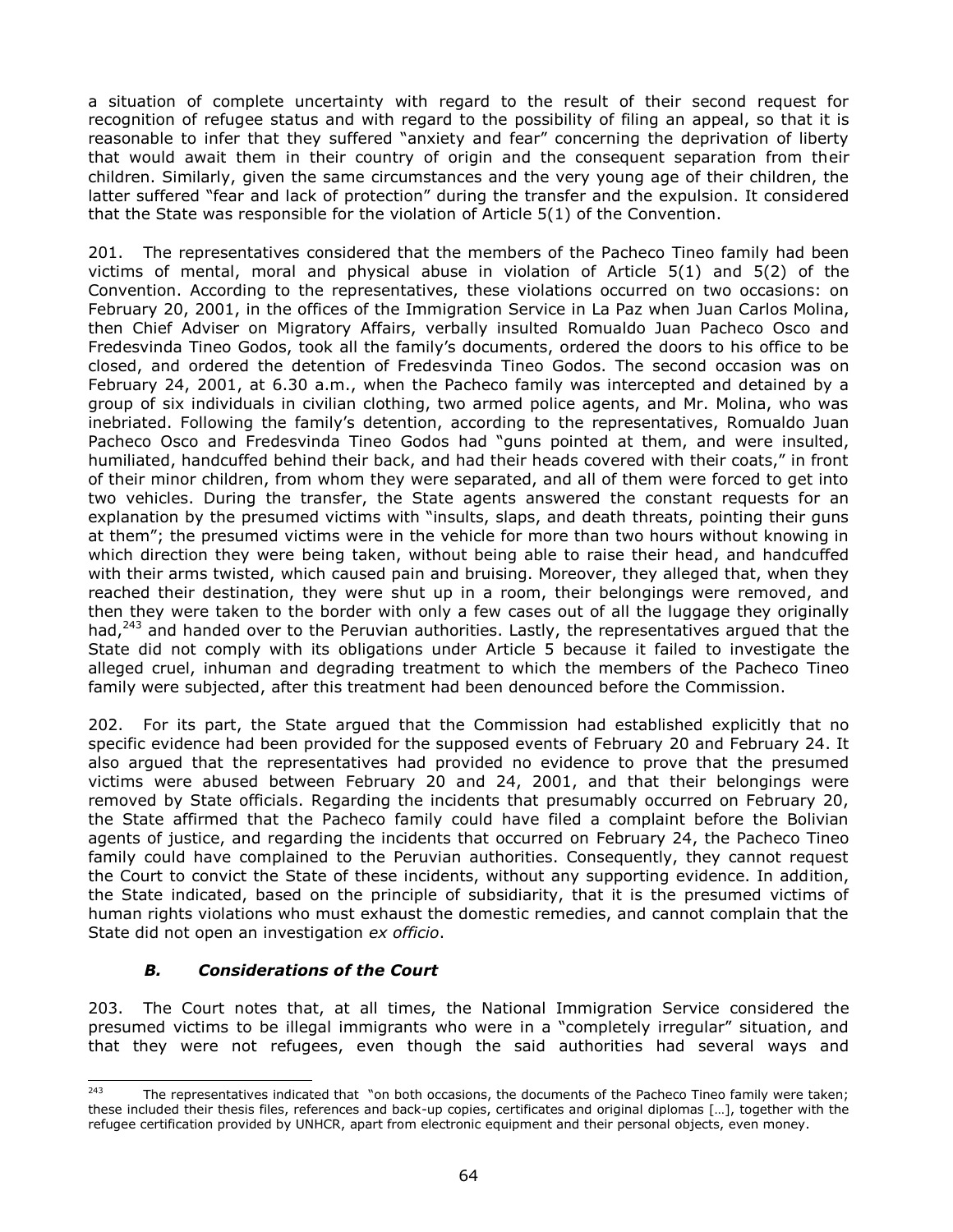a situation of complete uncertainty with regard to the result of their second request for recognition of refugee status and with regard to the possibility of filing an appeal, so that it is reasonable to infer that they suffered "anxiety and fear" concerning the deprivation of liberty that would await them in their country of origin and the consequent separation from their children. Similarly, given the same circumstances and the very young age of their children, the latter suffered "fear and lack of protection" during the transfer and the expulsion. It considered that the State was responsible for the violation of Article 5(1) of the Convention.

201. The representatives considered that the members of the Pacheco Tineo family had been victims of mental, moral and physical abuse in violation of Article 5(1) and 5(2) of the Convention. According to the representatives, these violations occurred on two occasions: on February 20, 2001, in the offices of the Immigration Service in La Paz when Juan Carlos Molina, then Chief Adviser on Migratory Affairs, verbally insulted Romualdo Juan Pacheco Osco and Fredesvinda Tineo Godos, took all the family's documents, ordered the doors to his office to be closed, and ordered the detention of Fredesvinda Tineo Godos. The second occasion was on February 24, 2001, at 6.30 a.m., when the Pacheco family was intercepted and detained by a group of six individuals in civilian clothing, two armed police agents, and Mr. Molina, who was inebriated. Following the family's detention, according to the representatives, Romualdo Juan Pacheco Osco and Fredesvinda Tineo Godos had "guns pointed at them, and were insulted, humiliated, handcuffed behind their back, and had their heads covered with their coats," in front of their minor children, from whom they were separated, and all of them were forced to get into two vehicles. During the transfer, the State agents answered the constant requests for an explanation by the presumed victims with "insults, slaps, and death threats, pointing their guns at them"; the presumed victims were in the vehicle for more than two hours without knowing in which direction they were being taken, without being able to raise their head, and handcuffed with their arms twisted, which caused pain and bruising. Moreover, they alleged that, when they reached their destination, they were shut up in a room, their belongings were removed, and then they were taken to the border with only a few cases out of all the luggage they originally had,[243] and handed over to the Peruvian authorities. Lastly, the representatives argued that the State did not comply with its obligations under Article 5 because it failed to investigate the alleged cruel, inhuman and degrading treatment to which the members of the Pacheco Tineo family were subjected, after this treatment had been denounced before the Commission.

202. For its part, the State argued that the Commission had established explicitly that no specific evidence had been provided for the supposed events of February 20 and February 24. It also argued that the representatives had provided no evidence to prove that the presumed victims were abused between February 20 and 24, 2001, and that their belongings were removed by State officials. Regarding the incidents that presumably occurred on February 20, the State affirmed that the Pacheco family could have filed a complaint before the Bolivian agents of justice, and regarding the incidents that occurred on February 24, the Pacheco Tineo family could have complained to the Peruvian authorities. Consequently, they cannot request the Court to convict the State of these incidents, without any supporting evidence. In addition, the State indicated, based on the principle of subsidiarity, that it is the presumed victims of human rights violations who must exhaust the domestic remedies, and cannot complain that the State did not open an investigation *ex officio*.

### *B. Considerations of the Court*

203. The Court notes that, at all times, the National Immigration Service considered the presumed victims to be illegal immigrants who were in a "completely irregular" situation, and that they were not refugees, even though the said authorities had several ways and

---

[243] The representatives indicated that "on both occasions, the documents of the Pacheco Tineo family were taken; these included their thesis files, references and back-up copies, certificates and original diplomas […], together with the refugee certification provided by UNHCR, apart from electronic equipment and their personal objects, even money.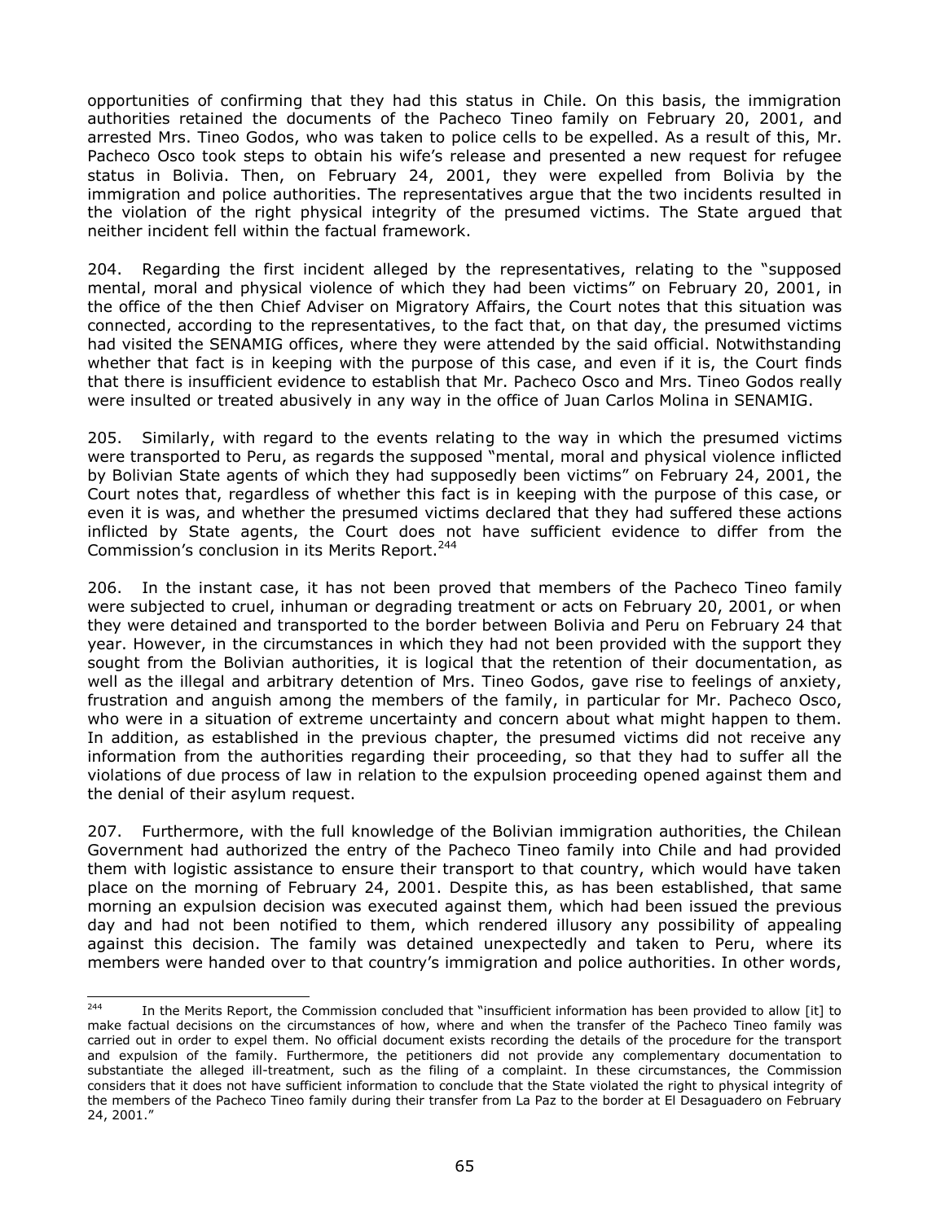opportunities of confirming that they had this status in Chile. On this basis, the immigration authorities retained the documents of the Pacheco Tineo family on February 20, 2001, and arrested Mrs. Tineo Godos, who was taken to police cells to be expelled. As a result of this, Mr. Pacheco Osco took steps to obtain his wife's release and presented a new request for refugee status in Bolivia. Then, on February 24, 2001, they were expelled from Bolivia by the immigration and police authorities. The representatives argue that the two incidents resulted in the violation of the right physical integrity of the presumed victims. The State argued that neither incident fell within the factual framework.

204. Regarding the first incident alleged by the representatives, relating to the "supposed mental, moral and physical violence of which they had been victims" on February 20, 2001, in the office of the then Chief Adviser on Migratory Affairs, the Court notes that this situation was connected, according to the representatives, to the fact that, on that day, the presumed victims had visited the SENAMIG offices, where they were attended by the said official. Notwithstanding whether that fact is in keeping with the purpose of this case, and even if it is, the Court finds that there is insufficient evidence to establish that Mr. Pacheco Osco and Mrs. Tineo Godos really were insulted or treated abusively in any way in the office of Juan Carlos Molina in SENAMIG.

205. Similarly, with regard to the events relating to the way in which the presumed victims were transported to Peru, as regards the supposed "mental, moral and physical violence inflicted by Bolivian State agents of which they had supposedly been victims" on February 24, 2001, the Court notes that, regardless of whether this fact is in keeping with the purpose of this case, or even it is was, and whether the presumed victims declared that they had suffered these actions inflicted by State agents, the Court does not have sufficient evidence to differ from the Commission's conclusion in its Merits Report.[244]

206. In the instant case, it has not been proved that members of the Pacheco Tineo family were subjected to cruel, inhuman or degrading treatment or acts on February 20, 2001, or when they were detained and transported to the border between Bolivia and Peru on February 24 that year. However, in the circumstances in which they had not been provided with the support they sought from the Bolivian authorities, it is logical that the retention of their documentation, as well as the illegal and arbitrary detention of Mrs. Tineo Godos, gave rise to feelings of anxiety, frustration and anguish among the members of the family, in particular for Mr. Pacheco Osco, who were in a situation of extreme uncertainty and concern about what might happen to them. In addition, as established in the previous chapter, the presumed victims did not receive any information from the authorities regarding their proceeding, so that they had to suffer all the violations of due process of law in relation to the expulsion proceeding opened against them and the denial of their asylum request.

207. Furthermore, with the full knowledge of the Bolivian immigration authorities, the Chilean Government had authorized the entry of the Pacheco Tineo family into Chile and had provided them with logistic assistance to ensure their transport to that country, which would have taken place on the morning of February 24, 2001. Despite this, as has been established, that same morning an expulsion decision was executed against them, which had been issued the previous day and had not been notified to them, which rendered illusory any possibility of appealing against this decision. The family was detained unexpectedly and taken to Peru, where its members were handed over to that country's immigration and police authorities. In other words,

[244] In the Merits Report, the Commission concluded that "insufficient information has been provided to allow [it] to make factual decisions on the circumstances of how, where and when the transfer of the Pacheco Tineo family was carried out in order to expel them. No official document exists recording the details of the procedure for the transport and expulsion of the family. Furthermore, the petitioners did not provide any complementary documentation to substantiate the alleged ill-treatment, such as the filing of a complaint. In these circumstances, the Commission considers that it does not have sufficient information to conclude that the State violated the right to physical integrity of the members of the Pacheco Tineo family during their transfer from La Paz to the border at El Desaguadero on February 24, 2001."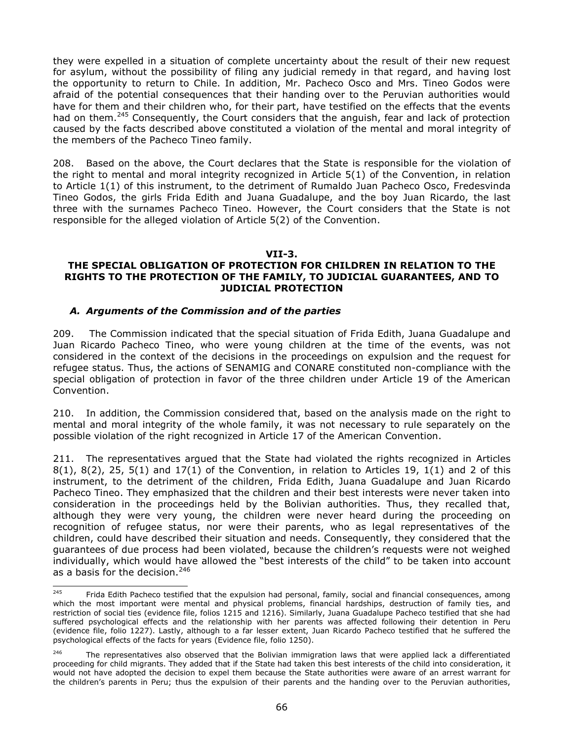they were expelled in a situation of complete uncertainty about the result of their new request for asylum, without the possibility of filing any judicial remedy in that regard, and having lost the opportunity to return to Chile. In addition, Mr. Pacheco Osco and Mrs. Tineo Godos were afraid of the potential consequences that their handing over to the Peruvian authorities would have for them and their children who, for their part, have testified on the effects that the events had on them.[245] Consequently, the Court considers that the anguish, fear and lack of protection caused by the facts described above constituted a violation of the mental and moral integrity of the members of the Pacheco Tineo family.

208. Based on the above, the Court declares that the State is responsible for the violation of the right to mental and moral integrity recognized in Article 5(1) of the Convention, in relation to Article 1(1) of this instrument, to the detriment of Rumaldo Juan Pacheco Osco, Fredesvinda Tineo Godos, the girls Frida Edith and Juana Guadalupe, and the boy Juan Ricardo, the last three with the surnames Pacheco Tineo. However, the Court considers that the State is not responsible for the alleged violation of Article 5(2) of the Convention.

## VII-3.
## THE SPECIAL OBLIGATION OF PROTECTION FOR CHILDREN IN RELATION TO THE RIGHTS TO THE PROTECTION OF THE FAMILY, TO JUDICIAL GUARANTEES, AND TO JUDICIAL PROTECTION

### *A. Arguments of the Commission and of the parties*

209. The Commission indicated that the special situation of Frida Edith, Juana Guadalupe and Juan Ricardo Pacheco Tineo, who were young children at the time of the events, was not considered in the context of the decisions in the proceedings on expulsion and the request for refugee status. Thus, the actions of SENAMIG and CONARE constituted non-compliance with the special obligation of protection in favor of the three children under Article 19 of the American Convention.

210. In addition, the Commission considered that, based on the analysis made on the right to mental and moral integrity of the whole family, it was not necessary to rule separately on the possible violation of the right recognized in Article 17 of the American Convention.

211. The representatives argued that the State had violated the rights recognized in Articles 8(1), 8(2), 25, 5(1) and 17(1) of the Convention, in relation to Articles 19, 1(1) and 2 of this instrument, to the detriment of the children, Frida Edith, Juana Guadalupe and Juan Ricardo Pacheco Tineo. They emphasized that the children and their best interests were never taken into consideration in the proceedings held by the Bolivian authorities. Thus, they recalled that, although they were very young, the children were never heard during the proceeding on recognition of refugee status, nor were their parents, who as legal representatives of the children, could have described their situation and needs. Consequently, they considered that the guarantees of due process had been violated, because the children's requests were not weighed individually, which would have allowed the "best interests of the child" to be taken into account as a basis for the decision.[246]

---

[245] Frida Edith Pacheco testified that the expulsion had personal, family, social and financial consequences, among which the most important were mental and physical problems, financial hardships, destruction of family ties, and restriction of social ties (evidence file, folios 1215 and 1216). Similarly, Juana Guadalupe Pacheco testified that she had suffered psychological effects and the relationship with her parents was affected following their detention in Peru (evidence file, folio 1227). Lastly, although to a far lesser extent, Juan Ricardo Pacheco testified that he suffered the psychological effects of the facts for years (Evidence file, folio 1250).

[246] The representatives also observed that the Bolivian immigration laws that were applied lack a differentiated proceeding for child migrants. They added that if the State had taken this best interests of the child into consideration, it would not have adopted the decision to expel them because the State authorities were aware of an arrest warrant for the children's parents in Peru; thus the expulsion of their parents and the handing over to the Peruvian authorities,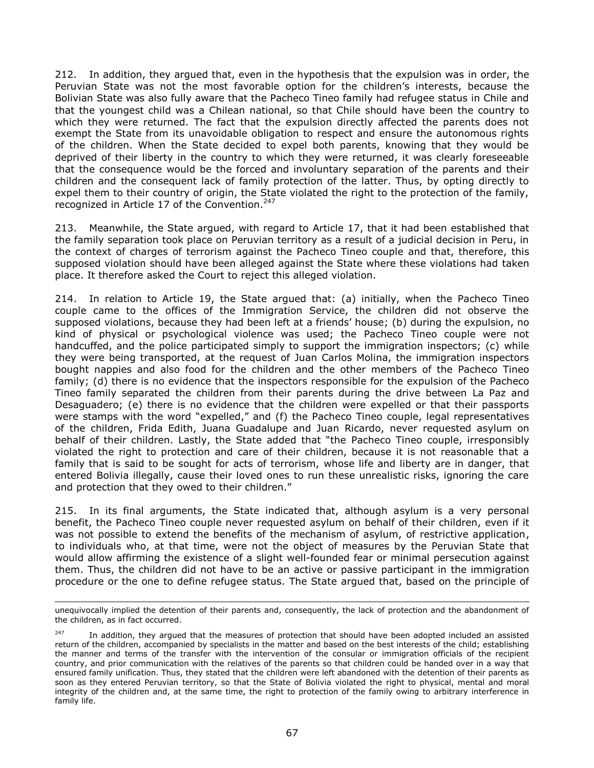212. In addition, they argued that, even in the hypothesis that the expulsion was in order, the Peruvian State was not the most favorable option for the children's interests, because the Bolivian State was also fully aware that the Pacheco Tineo family had refugee status in Chile and that the youngest child was a Chilean national, so that Chile should have been the country to which they were returned. The fact that the expulsion directly affected the parents does not exempt the State from its unavoidable obligation to respect and ensure the autonomous rights of the children. When the State decided to expel both parents, knowing that they would be deprived of their liberty in the country to which they were returned, it was clearly foreseeable that the consequence would be the forced and involuntary separation of the parents and their children and the consequent lack of family protection of the latter. Thus, by opting directly to expel them to their country of origin, the State violated the right to the protection of the family, recognized in Article 17 of the Convention.[247]

213. Meanwhile, the State argued, with regard to Article 17, that it had been established that the family separation took place on Peruvian territory as a result of a judicial decision in Peru, in the context of charges of terrorism against the Pacheco Tineo couple and that, therefore, this supposed violation should have been alleged against the State where these violations had taken place. It therefore asked the Court to reject this alleged violation.

214. In relation to Article 19, the State argued that: (a) initially, when the Pacheco Tineo couple came to the offices of the Immigration Service, the children did not observe the supposed violations, because they had been left at a friends' house; (b) during the expulsion, no kind of physical or psychological violence was used; the Pacheco Tineo couple were not handcuffed, and the police participated simply to support the immigration inspectors; (c) while they were being transported, at the request of Juan Carlos Molina, the immigration inspectors bought nappies and also food for the children and the other members of the Pacheco Tineo family; (d) there is no evidence that the inspectors responsible for the expulsion of the Pacheco Tineo family separated the children from their parents during the drive between La Paz and Desaguadero; (e) there is no evidence that the children were expelled or that their passports were stamps with the word "expelled," and (f) the Pacheco Tineo couple, legal representatives of the children, Frida Edith, Juana Guadalupe and Juan Ricardo, never requested asylum on behalf of their children. Lastly, the State added that "the Pacheco Tineo couple, irresponsibly violated the right to protection and care of their children, because it is not reasonable that a family that is said to be sought for acts of terrorism, whose life and liberty are in danger, that entered Bolivia illegally, cause their loved ones to run these unrealistic risks, ignoring the care and protection that they owed to their children."

215. In its final arguments, the State indicated that, although asylum is a very personal benefit, the Pacheco Tineo couple never requested asylum on behalf of their children, even if it was not possible to extend the benefits of the mechanism of asylum, of restrictive application, to individuals who, at that time, were not the object of measures by the Peruvian State that would allow affirming the existence of a slight well-founded fear or minimal persecution against them. Thus, the children did not have to be an active or passive participant in the immigration procedure or the one to define refugee status. The State argued that, based on the principle of

---

unequivocally implied the detention of their parents and, consequently, the lack of protection and the abandonment of the children, as in fact occurred.

[247] In addition, they argued that the measures of protection that should have been adopted included an assisted return of the children, accompanied by specialists in the matter and based on the best interests of the child; establishing the manner and terms of the transfer with the intervention of the consular or immigration officials of the recipient country, and prior communication with the relatives of the parents so that children could be handed over in a way that ensured family unification. Thus, they stated that the children were left abandoned with the detention of their parents as soon as they entered Peruvian territory, so that the State of Bolivia violated the right to physical, mental and moral integrity of the children and, at the same time, the right to protection of the family owing to arbitrary interference in family life.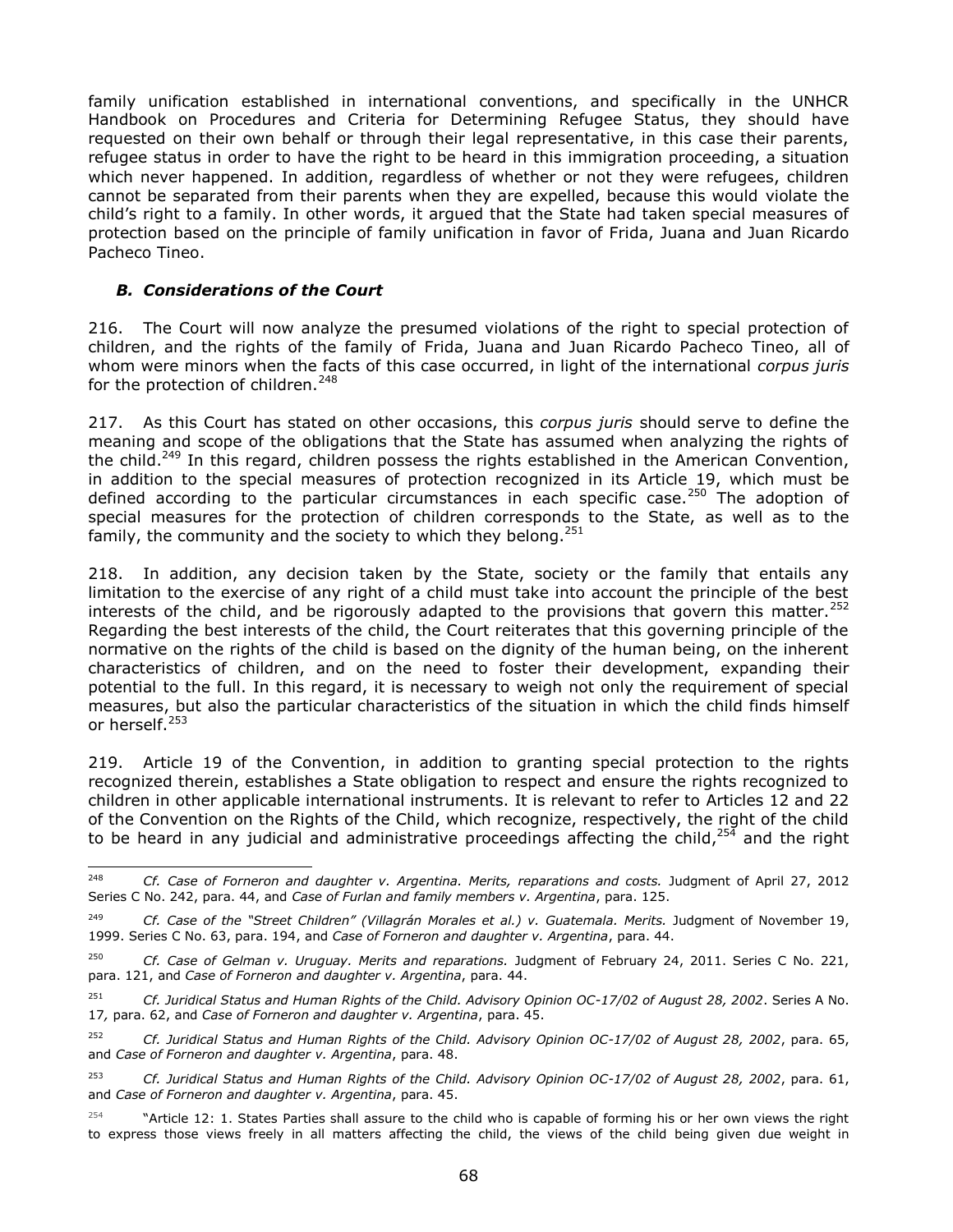family unification established in international conventions, and specifically in the UNHCR Handbook on Procedures and Criteria for Determining Refugee Status, they should have requested on their own behalf or through their legal representative, in this case their parents, refugee status in order to have the right to be heard in this immigration proceeding, a situation which never happened. In addition, regardless of whether or not they were refugees, children cannot be separated from their parents when they are expelled, because this would violate the child's right to a family. In other words, it argued that the State had taken special measures of protection based on the principle of family unification in favor of Frida, Juana and Juan Ricardo Pacheco Tineo.

### *B. Considerations of the Court*

216. The Court will now analyze the presumed violations of the right to special protection of children, and the rights of the family of Frida, Juana and Juan Ricardo Pacheco Tineo, all of whom were minors when the facts of this case occurred, in light of the international *corpus juris* for the protection of children.[248]

217. As this Court has stated on other occasions, this *corpus juris* should serve to define the meaning and scope of the obligations that the State has assumed when analyzing the rights of the child.[249] In this regard, children possess the rights established in the American Convention, in addition to the special measures of protection recognized in its Article 19, which must be defined according to the particular circumstances in each specific case.[250] The adoption of special measures for the protection of children corresponds to the State, as well as to the family, the community and the society to which they belong.[251]

218. In addition, any decision taken by the State, society or the family that entails any limitation to the exercise of any right of a child must take into account the principle of the best interests of the child, and be rigorously adapted to the provisions that govern this matter.[252] Regarding the best interests of the child, the Court reiterates that this governing principle of the normative on the rights of the child is based on the dignity of the human being, on the inherent characteristics of children, and on the need to foster their development, expanding their potential to the full. In this regard, it is necessary to weigh not only the requirement of special measures, but also the particular characteristics of the situation in which the child finds himself or herself.[253]

219. Article 19 of the Convention, in addition to granting special protection to the rights recognized therein, establishes a State obligation to respect and ensure the rights recognized to children in other applicable international instruments. It is relevant to refer to Articles 12 and 22 of the Convention on the Rights of the Child, which recognize, respectively, the right of the child to be heard in any judicial and administrative proceedings affecting the child,[254] and the right

---

[248] *Cf. Case of Forneron and daughter v. Argentina. Merits, reparations and costs.* Judgment of April 27, 2012 Series C No. 242, para. 44, and *Case of Furlan and family members v. Argentina*, para. 125.

[249] *Cf. Case of the "Street Children" (Villagrán Morales et al.) v. Guatemala. Merits.* Judgment of November 19, 1999. Series C No. 63, para. 194, and *Case of Forneron and daughter v. Argentina*, para. 44.

[250] *Cf. Case of Gelman v. Uruguay. Merits and reparations.* Judgment of February 24, 2011. Series C No. 221, para. 121, and *Case of Forneron and daughter v. Argentina*, para. 44.

[251] *Cf. Juridical Status and Human Rights of the Child. Advisory Opinion OC-17/02 of August 28, 2002*. Series A No. 17, para. 62, and *Case of Forneron and daughter v. Argentina*, para. 45.

[252] *Cf. Juridical Status and Human Rights of the Child. Advisory Opinion OC-17/02 of August 28, 2002*, para. 65, and *Case of Forneron and daughter v. Argentina*, para. 48.

[253] *Cf. Juridical Status and Human Rights of the Child. Advisory Opinion OC-17/02 of August 28, 2002*, para. 61, and *Case of Forneron and daughter v. Argentina*, para. 45.

[254] "Article 12: 1. States Parties shall assure to the child who is capable of forming his or her own views the right to express those views freely in all matters affecting the child, the views of the child being given due weight in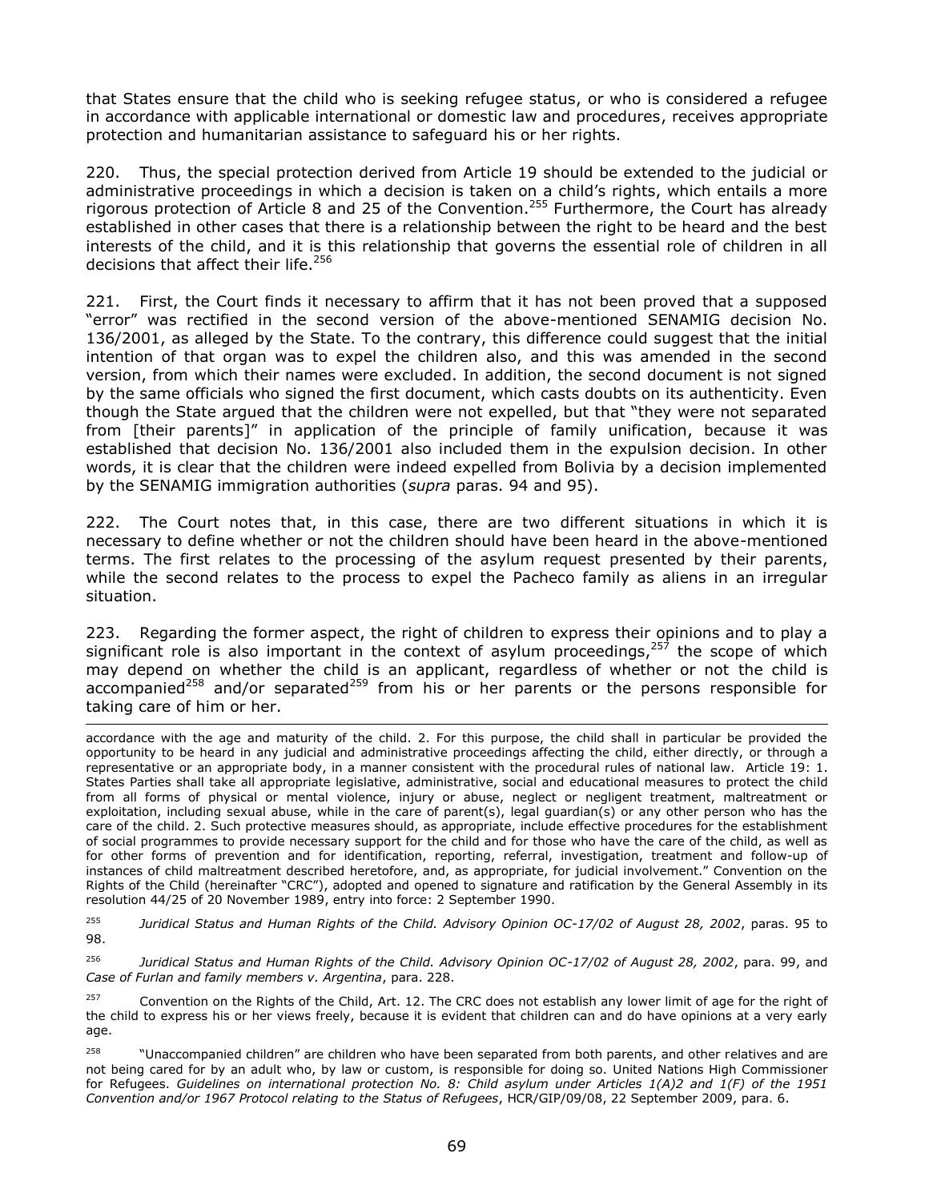that States ensure that the child who is seeking refugee status, or who is considered a refugee in accordance with applicable international or domestic law and procedures, receives appropriate protection and humanitarian assistance to safeguard his or her rights.

220. Thus, the special protection derived from Article 19 should be extended to the judicial or administrative proceedings in which a decision is taken on a child's rights, which entails a more rigorous protection of Article 8 and 25 of the Convention.[255] Furthermore, the Court has already established in other cases that there is a relationship between the right to be heard and the best interests of the child, and it is this relationship that governs the essential role of children in all decisions that affect their life.[256]

221. First, the Court finds it necessary to affirm that it has not been proved that a supposed "error" was rectified in the second version of the above-mentioned SENAMIG decision No. 136/2001, as alleged by the State. To the contrary, this difference could suggest that the initial intention of that organ was to expel the children also, and this was amended in the second version, from which their names were excluded. In addition, the second document is not signed by the same officials who signed the first document, which casts doubts on its authenticity. Even though the State argued that the children were not expelled, but that "they were not separated from [their parents]" in application of the principle of family unification, because it was established that decision No. 136/2001 also included them in the expulsion decision. In other words, it is clear that the children were indeed expelled from Bolivia by a decision implemented by the SENAMIG immigration authorities (*supra* paras. 94 and 95).

222. The Court notes that, in this case, there are two different situations in which it is necessary to define whether or not the children should have been heard in the above-mentioned terms. The first relates to the processing of the asylum request presented by their parents, while the second relates to the process to expel the Pacheco family as aliens in an irregular situation.

223. Regarding the former aspect, the right of children to express their opinions and to play a significant role is also important in the context of asylum proceedings,[257] the scope of which may depend on whether the child is an applicant, regardless of whether or not the child is accompanied[258] and/or separated[259] from his or her parents or the persons responsible for taking care of him or her.

---

accordance with the age and maturity of the child. 2. For this purpose, the child shall in particular be provided the opportunity to be heard in any judicial and administrative proceedings affecting the child, either directly, or through a representative or an appropriate body, in a manner consistent with the procedural rules of national law. Article 19: 1. States Parties shall take all appropriate legislative, administrative, social and educational measures to protect the child from all forms of physical or mental violence, injury or abuse, neglect or negligent treatment, maltreatment or exploitation, including sexual abuse, while in the care of parent(s), legal guardian(s) or any other person who has the care of the child. 2. Such protective measures should, as appropriate, include effective procedures for the establishment of social programmes to provide necessary support for the child and for those who have the care of the child, as well as for other forms of prevention and for identification, reporting, referral, investigation, treatment and follow-up of instances of child maltreatment described heretofore, and, as appropriate, for judicial involvement." Convention on the Rights of the Child (hereinafter "CRC"), adopted and opened to signature and ratification by the General Assembly in its resolution 44/25 of 20 November 1989, entry into force: 2 September 1990.

[255] *Juridical Status and Human Rights of the Child. Advisory Opinion OC-17/02 of August 28, 2002*, paras. 95 to 98.

[256] *Juridical Status and Human Rights of the Child. Advisory Opinion OC-17/02 of August 28, 2002*, para. 99, and *Case of Furlan and family members v. Argentina*, para. 228.

[257] Convention on the Rights of the Child, Art. 12. The CRC does not establish any lower limit of age for the right of the child to express his or her views freely, because it is evident that children can and do have opinions at a very early age.

[258] "Unaccompanied children" are children who have been separated from both parents, and other relatives and are not being cared for by an adult who, by law or custom, is responsible for doing so. United Nations High Commissioner for Refugees. *Guidelines on international protection No. 8: Child asylum under Articles 1(A)2 and 1(F) of the 1951 Convention and/or 1967 Protocol relating to the Status of Refugees*, HCR/GIP/09/08, 22 September 2009, para. 6.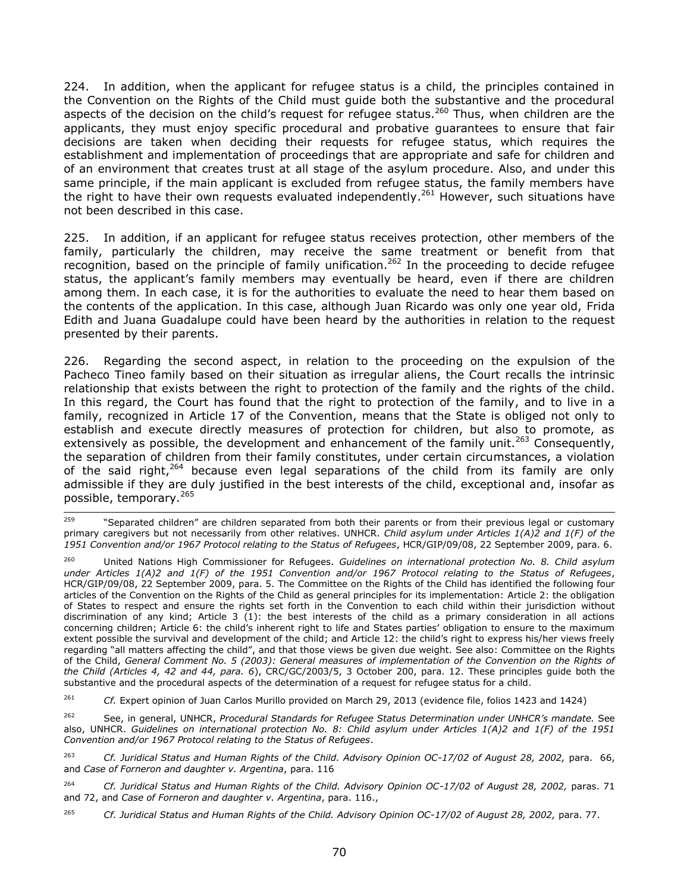224. In addition, when the applicant for refugee status is a child, the principles contained in the Convention on the Rights of the Child must guide both the substantive and the procedural aspects of the decision on the child's request for refugee status.[260] Thus, when children are the applicants, they must enjoy specific procedural and probative guarantees to ensure that fair decisions are taken when deciding their requests for refugee status, which requires the establishment and implementation of proceedings that are appropriate and safe for children and of an environment that creates trust at all stage of the asylum procedure. Also, and under this same principle, if the main applicant is excluded from refugee status, the family members have the right to have their own requests evaluated independently.[261] However, such situations have not been described in this case.

225. In addition, if an applicant for refugee status receives protection, other members of the family, particularly the children, may receive the same treatment or benefit from that recognition, based on the principle of family unification.[262] In the proceeding to decide refugee status, the applicant's family members may eventually be heard, even if there are children among them. In each case, it is for the authorities to evaluate the need to hear them based on the contents of the application. In this case, although Juan Ricardo was only one year old, Frida Edith and Juana Guadalupe could have been heard by the authorities in relation to the request presented by their parents.

226. Regarding the second aspect, in relation to the proceeding on the expulsion of the Pacheco Tineo family based on their situation as irregular aliens, the Court recalls the intrinsic relationship that exists between the right to protection of the family and the rights of the child. In this regard, the Court has found that the right to protection of the family, and to live in a family, recognized in Article 17 of the Convention, means that the State is obliged not only to establish and execute directly measures of protection for children, but also to promote, as extensively as possible, the development and enhancement of the family unit.[263] Consequently, the separation of children from their family constitutes, under certain circumstances, a violation of the said right,[264] because even legal separations of the child from its family are only admissible if they are duly justified in the best interests of the child, exceptional and, insofar as possible, temporary.[265]

---

[259] "Separated children" are children separated from both their parents or from their previous legal or customary primary caregivers but not necessarily from other relatives. UNHCR. *Child asylum under Articles 1(A)2 and 1(F) of the 1951 Convention and/or 1967 Protocol relating to the Status of Refugees*, HCR/GIP/09/08, 22 September 2009, para. 6.

[260] United Nations High Commissioner for Refugees. *Guidelines on international protection No. 8. Child asylum under Articles 1(A)2 and 1(F) of the 1951 Convention and/or 1967 Protocol relating to the Status of Refugees*, HCR/GIP/09/08, 22 September 2009, para. 5. The Committee on the Rights of the Child has identified the following four articles of the Convention on the Rights of the Child as general principles for its implementation: Article 2: the obligation of States to respect and ensure the rights set forth in the Convention to each child within their jurisdiction without discrimination of any kind; Article 3 (1): the best interests of the child as a primary consideration in all actions concerning children; Article 6: the child's inherent right to life and States parties' obligation to ensure to the maximum extent possible the survival and development of the child; and Article 12: the child's right to express his/her views freely regarding "all matters affecting the child", and that those views be given due weight. See also: Committee on the Rights of the Child, *General Comment No. 5 (2003): General measures of implementation of the Convention on the Rights of the Child (Articles 4, 42 and 44, para. 6*), CRC/GC/2003/5, 3 October 200, para. 12. These principles guide both the substantive and the procedural aspects of the determination of a request for refugee status for a child.

[261] *Cf.* Expert opinion of Juan Carlos Murillo provided on March 29, 2013 (evidence file, folios 1423 and 1424)

[262] See, in general, UNHCR, *Procedural Standards for Refugee Status Determination under UNHCR's mandate.* See also, UNHCR. *Guidelines on international protection No. 8: Child asylum under Articles 1(A)2 and 1(F) of the 1951 Convention and/or 1967 Protocol relating to the Status of Refugees*.

[263] *Cf. Juridical Status and Human Rights of the Child. Advisory Opinion OC-17/02 of August 28, 2002,* para. 66, and *Case of Forneron and daughter v. Argentina*, para. 116

[264] *Cf. Juridical Status and Human Rights of the Child. Advisory Opinion OC-17/02 of August 28, 2002,* paras. 71 and 72, and *Case of Forneron and daughter v. Argentina*, para. 116.,

[265] *Cf. Juridical Status and Human Rights of the Child. Advisory Opinion OC-17/02 of August 28, 2002,* para. 77.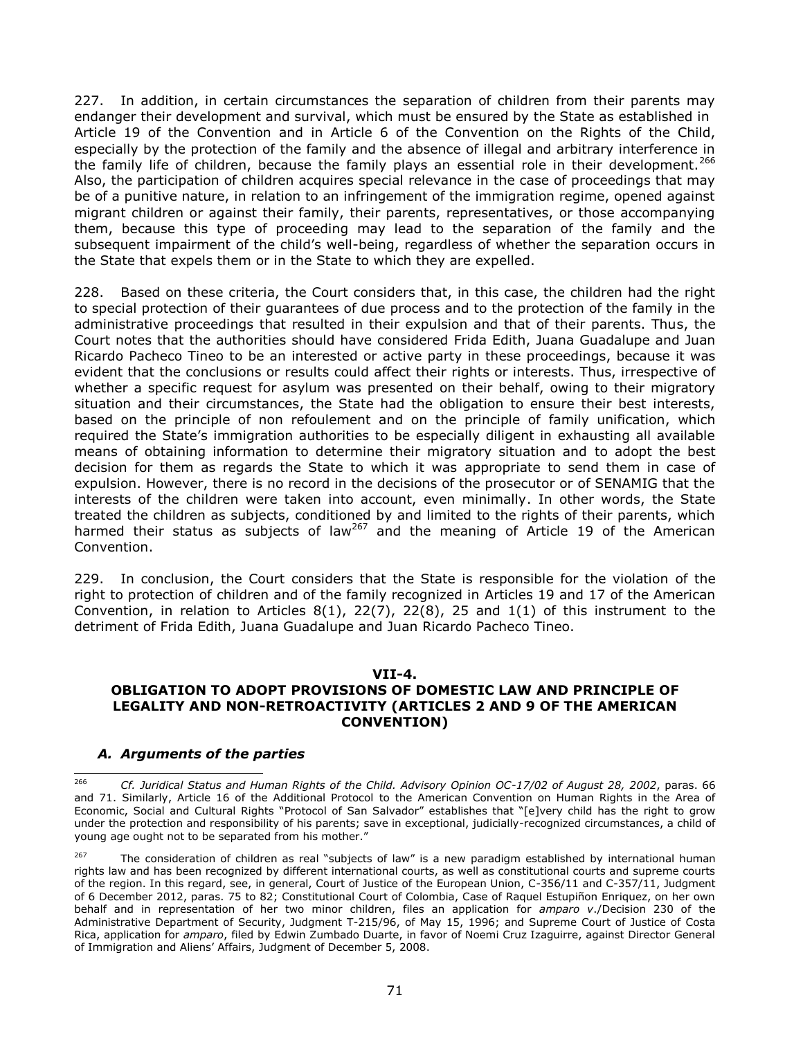227. In addition, in certain circumstances the separation of children from their parents may endanger their development and survival, which must be ensured by the State as established in Article 19 of the Convention and in Article 6 of the Convention on the Rights of the Child, especially by the protection of the family and the absence of illegal and arbitrary interference in the family life of children, because the family plays an essential role in their development.[266] Also, the participation of children acquires special relevance in the case of proceedings that may be of a punitive nature, in relation to an infringement of the immigration regime, opened against migrant children or against their family, their parents, representatives, or those accompanying them, because this type of proceeding may lead to the separation of the family and the subsequent impairment of the child's well-being, regardless of whether the separation occurs in the State that expels them or in the State to which they are expelled.

228. Based on these criteria, the Court considers that, in this case, the children had the right to special protection of their guarantees of due process and to the protection of the family in the administrative proceedings that resulted in their expulsion and that of their parents. Thus, the Court notes that the authorities should have considered Frida Edith, Juana Guadalupe and Juan Ricardo Pacheco Tineo to be an interested or active party in these proceedings, because it was evident that the conclusions or results could affect their rights or interests. Thus, irrespective of whether a specific request for asylum was presented on their behalf, owing to their migratory situation and their circumstances, the State had the obligation to ensure their best interests, based on the principle of non refoulement and on the principle of family unification, which required the State's immigration authorities to be especially diligent in exhausting all available means of obtaining information to determine their migratory situation and to adopt the best decision for them as regards the State to which it was appropriate to send them in case of expulsion. However, there is no record in the decisions of the prosecutor or of SENAMIG that the interests of the children were taken into account, even minimally. In other words, the State treated the children as subjects, conditioned by and limited to the rights of their parents, which harmed their status as subjects of law[267] and the meaning of Article 19 of the American Convention.

229. In conclusion, the Court considers that the State is responsible for the violation of the right to protection of children and of the family recognized in Articles 19 and 17 of the American Convention, in relation to Articles 8(1), 22(7), 22(8), 25 and 1(1) of this instrument to the detriment of Frida Edith, Juana Guadalupe and Juan Ricardo Pacheco Tineo.

## VII-4.
## OBLIGATION TO ADOPT PROVISIONS OF DOMESTIC LAW AND PRINCIPLE OF LEGALITY AND NON-RETROACTIVITY (ARTICLES 2 AND 9 OF THE AMERICAN CONVENTION)

### *A. Arguments of the parties*

---

[266] *Cf. Juridical Status and Human Rights of the Child. Advisory Opinion OC-17/02 of August 28, 2002*, paras. 66 and 71. Similarly, Article 16 of the Additional Protocol to the American Convention on Human Rights in the Area of Economic, Social and Cultural Rights "Protocol of San Salvador" establishes that "[e]very child has the right to grow under the protection and responsibility of his parents; save in exceptional, judicially-recognized circumstances, a child of young age ought not to be separated from his mother."

[267] The consideration of children as real "subjects of law" is a new paradigm established by international human rights law and has been recognized by different international courts, as well as constitutional courts and supreme courts of the region. In this regard, see, in general, Court of Justice of the European Union, C-356/11 and C-357/11, Judgment of 6 December 2012, paras. 75 to 82; Constitutional Court of Colombia, Case of Raquel Estupiñon Enriquez, on her own behalf and in representation of her two minor children, files an application for *amparo v*./Decision 230 of the Administrative Department of Security, Judgment T-215/96, of May 15, 1996; and Supreme Court of Justice of Costa Rica, application for *amparo*, filed by Edwin Zumbado Duarte, in favor of Noemi Cruz Izaguirre, against Director General of Immigration and Aliens' Affairs, Judgment of December 5, 2008.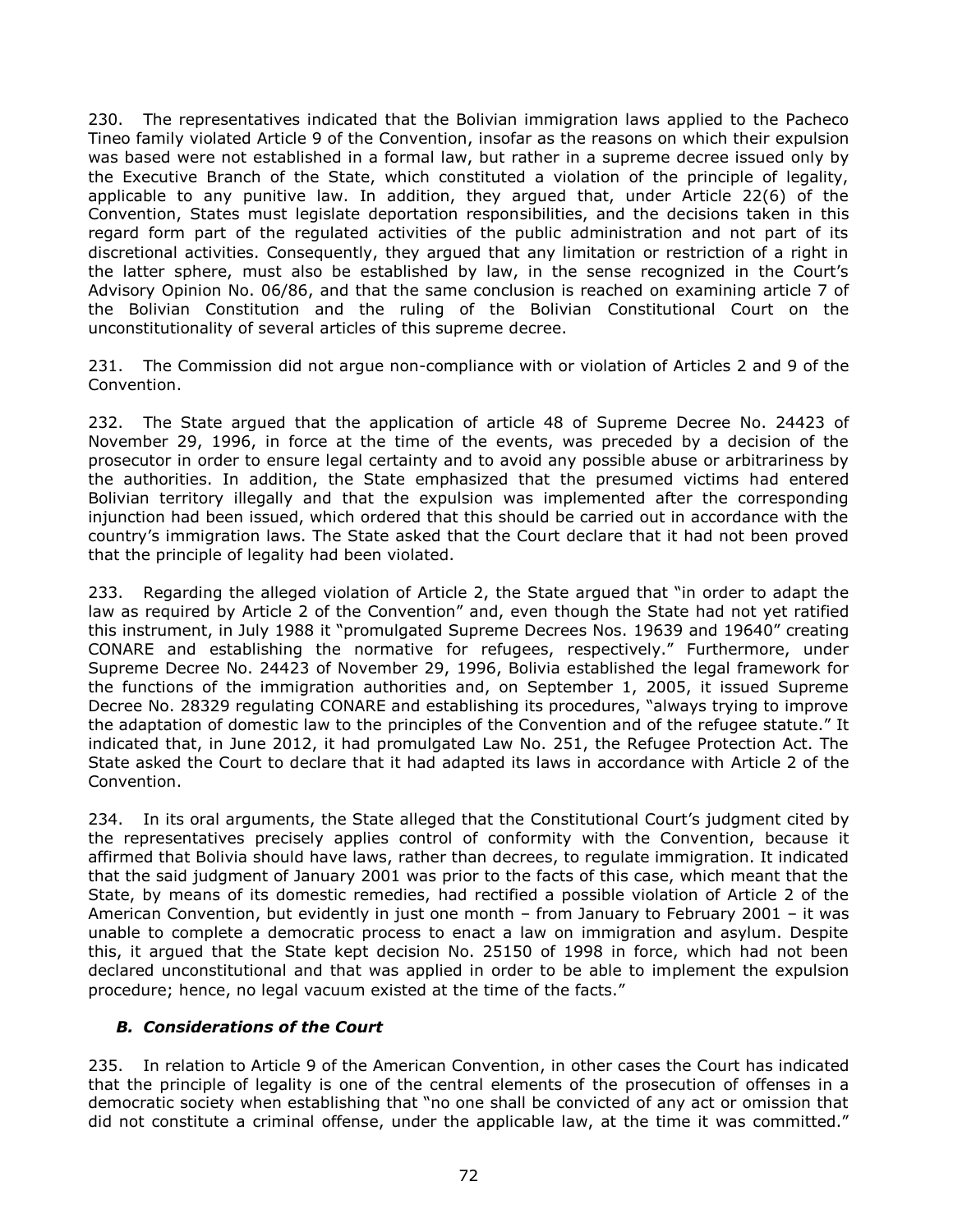230. The representatives indicated that the Bolivian immigration laws applied to the Pacheco Tineo family violated Article 9 of the Convention, insofar as the reasons on which their expulsion was based were not established in a formal law, but rather in a supreme decree issued only by the Executive Branch of the State, which constituted a violation of the principle of legality, applicable to any punitive law. In addition, they argued that, under Article 22(6) of the Convention, States must legislate deportation responsibilities, and the decisions taken in this regard form part of the regulated activities of the public administration and not part of its discretional activities. Consequently, they argued that any limitation or restriction of a right in the latter sphere, must also be established by law, in the sense recognized in the Court's Advisory Opinion No. 06/86, and that the same conclusion is reached on examining article 7 of the Bolivian Constitution and the ruling of the Bolivian Constitutional Court on the unconstitutionality of several articles of this supreme decree.

231. The Commission did not argue non-compliance with or violation of Articles 2 and 9 of the Convention.

232. The State argued that the application of article 48 of Supreme Decree No. 24423 of November 29, 1996, in force at the time of the events, was preceded by a decision of the prosecutor in order to ensure legal certainty and to avoid any possible abuse or arbitrariness by the authorities. In addition, the State emphasized that the presumed victims had entered Bolivian territory illegally and that the expulsion was implemented after the corresponding injunction had been issued, which ordered that this should be carried out in accordance with the country's immigration laws. The State asked that the Court declare that it had not been proved that the principle of legality had been violated.

233. Regarding the alleged violation of Article 2, the State argued that "in order to adapt the law as required by Article 2 of the Convention" and, even though the State had not yet ratified this instrument, in July 1988 it "promulgated Supreme Decrees Nos. 19639 and 19640" creating CONARE and establishing the normative for refugees, respectively." Furthermore, under Supreme Decree No. 24423 of November 29, 1996, Bolivia established the legal framework for the functions of the immigration authorities and, on September 1, 2005, it issued Supreme Decree No. 28329 regulating CONARE and establishing its procedures, "always trying to improve the adaptation of domestic law to the principles of the Convention and of the refugee statute." It indicated that, in June 2012, it had promulgated Law No. 251, the Refugee Protection Act. The State asked the Court to declare that it had adapted its laws in accordance with Article 2 of the Convention.

234. In its oral arguments, the State alleged that the Constitutional Court's judgment cited by the representatives precisely applies control of conformity with the Convention, because it affirmed that Bolivia should have laws, rather than decrees, to regulate immigration. It indicated that the said judgment of January 2001 was prior to the facts of this case, which meant that the State, by means of its domestic remedies, had rectified a possible violation of Article 2 of the American Convention, but evidently in just one month – from January to February 2001 – it was unable to complete a democratic process to enact a law on immigration and asylum. Despite this, it argued that the State kept decision No. 25150 of 1998 in force, which had not been declared unconstitutional and that was applied in order to be able to implement the expulsion procedure; hence, no legal vacuum existed at the time of the facts."

### *B. Considerations of the Court*

235. In relation to Article 9 of the American Convention, in other cases the Court has indicated that the principle of legality is one of the central elements of the prosecution of offenses in a democratic society when establishing that "no one shall be convicted of any act or omission that did not constitute a criminal offense, under the applicable law, at the time it was committed."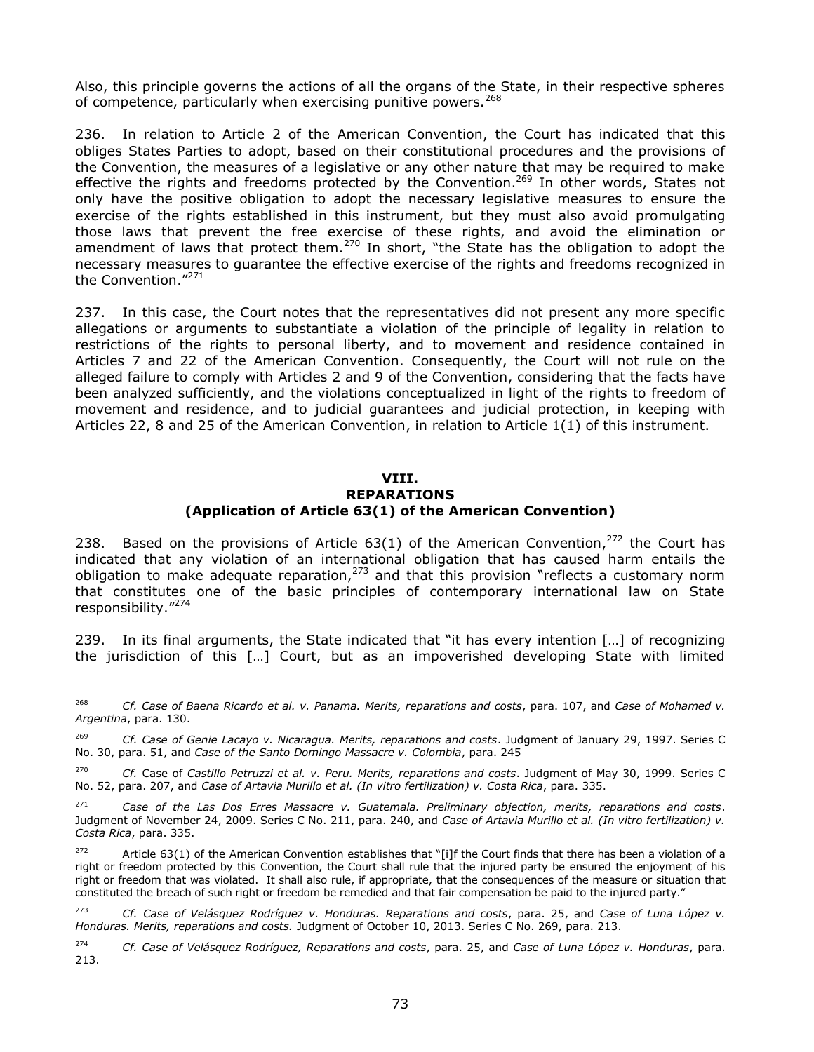Also, this principle governs the actions of all the organs of the State, in their respective spheres of competence, particularly when exercising punitive powers.[268]

236. In relation to Article 2 of the American Convention, the Court has indicated that this obliges States Parties to adopt, based on their constitutional procedures and the provisions of the Convention, the measures of a legislative or any other nature that may be required to make effective the rights and freedoms protected by the Convention.[269] In other words, States not only have the positive obligation to adopt the necessary legislative measures to ensure the exercise of the rights established in this instrument, but they must also avoid promulgating those laws that prevent the free exercise of these rights, and avoid the elimination or amendment of laws that protect them.[270] In short, "the State has the obligation to adopt the necessary measures to guarantee the effective exercise of the rights and freedoms recognized in the Convention."[271]

237. In this case, the Court notes that the representatives did not present any more specific allegations or arguments to substantiate a violation of the principle of legality in relation to restrictions of the rights to personal liberty, and to movement and residence contained in Articles 7 and 22 of the American Convention. Consequently, the Court will not rule on the alleged failure to comply with Articles 2 and 9 of the Convention, considering that the facts have been analyzed sufficiently, and the violations conceptualized in light of the rights to freedom of movement and residence, and to judicial guarantees and judicial protection, in keeping with Articles 22, 8 and 25 of the American Convention, in relation to Article 1(1) of this instrument.

## VIII. REPARATIONS (Application of Article 63(1) of the American Convention)

238. Based on the provisions of Article 63(1) of the American Convention,[272] the Court has indicated that any violation of an international obligation that has caused harm entails the obligation to make adequate reparation,[273] and that this provision "reflects a customary norm that constitutes one of the basic principles of contemporary international law on State responsibility."[274]

239. In its final arguments, the State indicated that "it has every intention […] of recognizing the jurisdiction of this […] Court, but as an impoverished developing State with limited

---

[268] *Cf. Case of Baena Ricardo et al. v. Panama. Merits, reparations and costs*, para. 107, and *Case of Mohamed v. Argentina*, para. 130.

[269] *Cf. Case of Genie Lacayo v. Nicaragua. Merits, reparations and costs*. Judgment of January 29, 1997. Series C No. 30, para. 51, and *Case of the Santo Domingo Massacre v. Colombia*, para. 245

[270] *Cf.* Case of *Castillo Petruzzi et al. v. Peru. Merits, reparations and costs*. Judgment of May 30, 1999. Series C No. 52, para. 207, and *Case of Artavia Murillo et al. (In vitro fertilization) v. Costa Rica*, para. 335.

[271] *Case of the Las Dos Erres Massacre v. Guatemala. Preliminary objection, merits, reparations and costs*. Judgment of November 24, 2009. Series C No. 211, para. 240, and *Case of Artavia Murillo et al. (In vitro fertilization) v. Costa Rica*, para. 335.

[272] Article 63(1) of the American Convention establishes that "[i]f the Court finds that there has been a violation of a right or freedom protected by this Convention, the Court shall rule that the injured party be ensured the enjoyment of his right or freedom that was violated. It shall also rule, if appropriate, that the consequences of the measure or situation that constituted the breach of such right or freedom be remedied and that fair compensation be paid to the injured party."

[273] *Cf. Case of Velásquez Rodríguez v. Honduras. Reparations and costs*, para. 25, and *Case of Luna López v. Honduras. Merits, reparations and costs.* Judgment of October 10, 2013. Series C No. 269, para. 213.

[274] *Cf. Case of Velásquez Rodríguez, Reparations and costs*, para. 25, and *Case of Luna López v. Honduras*, para. 213.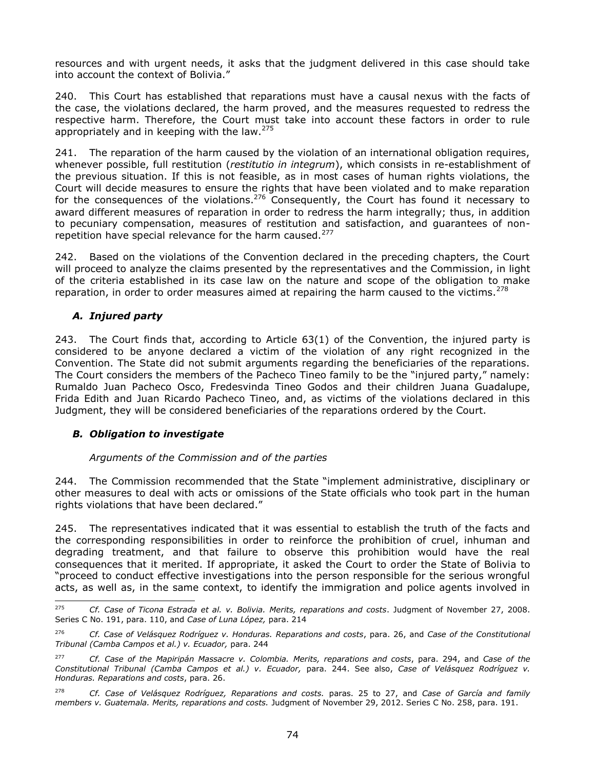resources and with urgent needs, it asks that the judgment delivered in this case should take into account the context of Bolivia."

240. This Court has established that reparations must have a causal nexus with the facts of the case, the violations declared, the harm proved, and the measures requested to redress the respective harm. Therefore, the Court must take into account these factors in order to rule appropriately and in keeping with the law.[275]

241. The reparation of the harm caused by the violation of an international obligation requires, whenever possible, full restitution (*restitutio in integrum*), which consists in re-establishment of the previous situation. If this is not feasible, as in most cases of human rights violations, the Court will decide measures to ensure the rights that have been violated and to make reparation for the consequences of the violations.[276] Consequently, the Court has found it necessary to award different measures of reparation in order to redress the harm integrally; thus, in addition to pecuniary compensation, measures of restitution and satisfaction, and guarantees of non-repetition have special relevance for the harm caused.[277]

242. Based on the violations of the Convention declared in the preceding chapters, the Court will proceed to analyze the claims presented by the representatives and the Commission, in light of the criteria established in its case law on the nature and scope of the obligation to make reparation, in order to order measures aimed at repairing the harm caused to the victims.[278]

### *A. Injured party*

243. The Court finds that, according to Article 63(1) of the Convention, the injured party is considered to be anyone declared a victim of the violation of any right recognized in the Convention. The State did not submit arguments regarding the beneficiaries of the reparations. The Court considers the members of the Pacheco Tineo family to be the "injured party," namely: Rumaldo Juan Pacheco Osco, Fredesvinda Tineo Godos and their children Juana Guadalupe, Frida Edith and Juan Ricardo Pacheco Tineo, and, as victims of the violations declared in this Judgment, they will be considered beneficiaries of the reparations ordered by the Court.

### *B. Obligation to investigate*

*Arguments of the Commission and of the parties*

244. The Commission recommended that the State "implement administrative, disciplinary or other measures to deal with acts or omissions of the State officials who took part in the human rights violations that have been declared."

245. The representatives indicated that it was essential to establish the truth of the facts and the corresponding responsibilities in order to reinforce the prohibition of cruel, inhuman and degrading treatment, and that failure to observe this prohibition would have the real consequences that it merited. If appropriate, it asked the Court to order the State of Bolivia to "proceed to conduct effective investigations into the person responsible for the serious wrongful acts, as well as, in the same context, to identify the immigration and police agents involved in

---

[275] *Cf. Case of Ticona Estrada et al. v. Bolivia. Merits, reparations and costs*. Judgment of November 27, 2008. Series C No. 191, para. 110, and *Case of Luna López,* para. 214

[276] *Cf. Case of Velásquez Rodríguez v. Honduras. Reparations and costs*, para. 26, and *Case of the Constitutional Tribunal (Camba Campos et al.) v. Ecuador,* para. 244

[277] *Cf. Case of the Mapiripán Massacre v. Colombia. Merits, reparations and costs*, para. 294, and *Case of the Constitutional Tribunal (Camba Campos et al.) v. Ecuador,* para. 244. See also, *Case of Velásquez Rodríguez v. Honduras. Reparations and costs*, para. 26.

[278] *Cf. Case of Velásquez Rodríguez, Reparations and costs.* paras. 25 to 27, and *Case of García and family members v. Guatemala. Merits, reparations and costs.* Judgment of November 29, 2012. Series C No. 258, para. 191.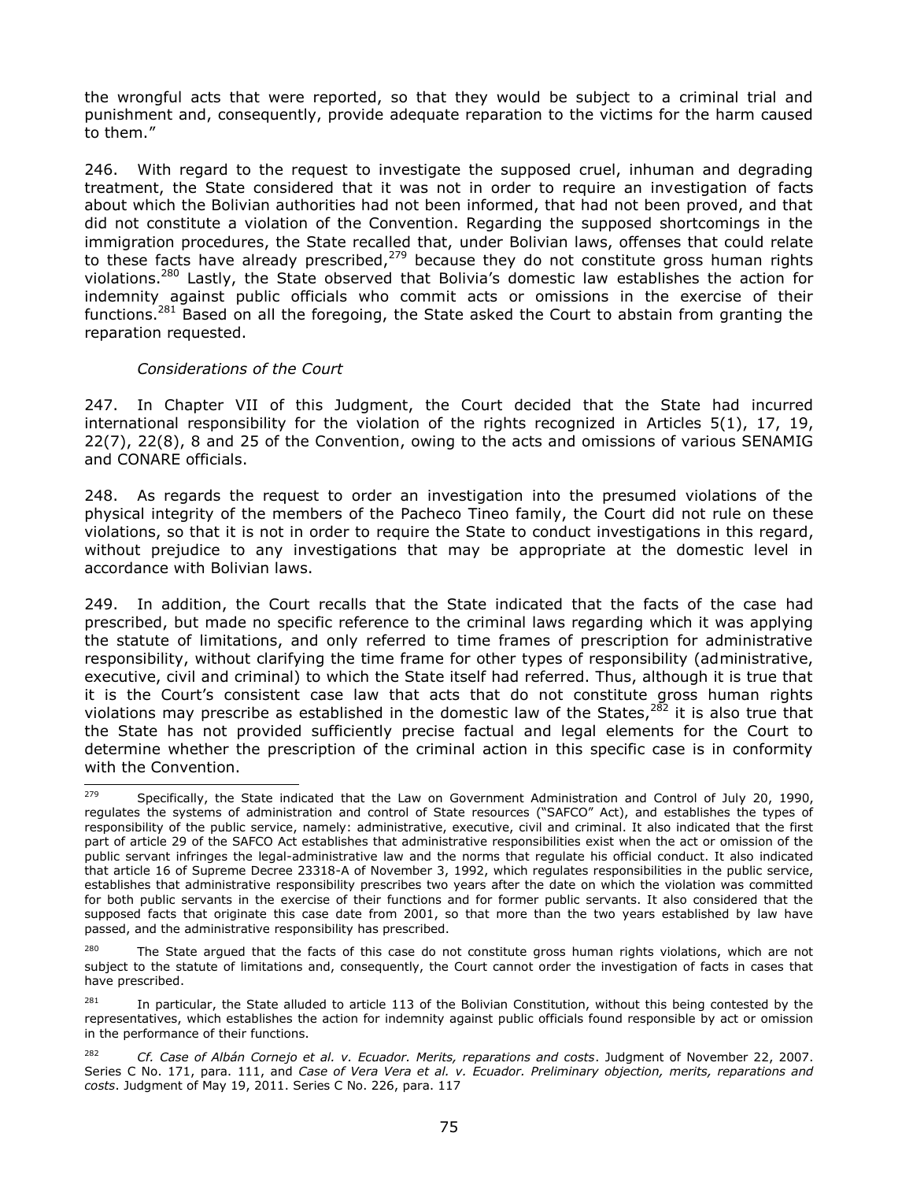the wrongful acts that were reported, so that they would be subject to a criminal trial and punishment and, consequently, provide adequate reparation to the victims for the harm caused to them."

246. With regard to the request to investigate the supposed cruel, inhuman and degrading treatment, the State considered that it was not in order to require an investigation of facts about which the Bolivian authorities had not been informed, that had not been proved, and that did not constitute a violation of the Convention. Regarding the supposed shortcomings in the immigration procedures, the State recalled that, under Bolivian laws, offenses that could relate to these facts have already prescribed,[279] because they do not constitute gross human rights violations.[280] Lastly, the State observed that Bolivia's domestic law establishes the action for indemnity against public officials who commit acts or omissions in the exercise of their functions.[281] Based on all the foregoing, the State asked the Court to abstain from granting the reparation requested.

*Considerations of the Court*

247. In Chapter VII of this Judgment, the Court decided that the State had incurred international responsibility for the violation of the rights recognized in Articles 5(1), 17, 19, 22(7), 22(8), 8 and 25 of the Convention, owing to the acts and omissions of various SENAMIG and CONARE officials.

248. As regards the request to order an investigation into the presumed violations of the physical integrity of the members of the Pacheco Tineo family, the Court did not rule on these violations, so that it is not in order to require the State to conduct investigations in this regard, without prejudice to any investigations that may be appropriate at the domestic level in accordance with Bolivian laws.

249. In addition, the Court recalls that the State indicated that the facts of the case had prescribed, but made no specific reference to the criminal laws regarding which it was applying the statute of limitations, and only referred to time frames of prescription for administrative responsibility, without clarifying the time frame for other types of responsibility (administrative, executive, civil and criminal) to which the State itself had referred. Thus, although it is true that it is the Court's consistent case law that acts that do not constitute gross human rights violations may prescribe as established in the domestic law of the States,[282] it is also true that the State has not provided sufficiently precise factual and legal elements for the Court to determine whether the prescription of the criminal action in this specific case is in conformity with the Convention.

---

[279] Specifically, the State indicated that the Law on Government Administration and Control of July 20, 1990, regulates the systems of administration and control of State resources ("SAFCO" Act), and establishes the types of responsibility of the public service, namely: administrative, executive, civil and criminal. It also indicated that the first part of article 29 of the SAFCO Act establishes that administrative responsibilities exist when the act or omission of the public servant infringes the legal-administrative law and the norms that regulate his official conduct. It also indicated that article 16 of Supreme Decree 23318-A of November 3, 1992, which regulates responsibilities in the public service, establishes that administrative responsibility prescribes two years after the date on which the violation was committed for both public servants in the exercise of their functions and for former public servants. It also considered that the supposed facts that originate this case date from 2001, so that more than the two years established by law have passed, and the administrative responsibility has prescribed.

[280] The State argued that the facts of this case do not constitute gross human rights violations, which are not subject to the statute of limitations and, consequently, the Court cannot order the investigation of facts in cases that have prescribed.

[281] In particular, the State alluded to article 113 of the Bolivian Constitution, without this being contested by the representatives, which establishes the action for indemnity against public officials found responsible by act or omission in the performance of their functions.

[282] *Cf. Case of Albán Cornejo et al. v. Ecuador. Merits, reparations and costs*. Judgment of November 22, 2007. Series C No. 171, para. 111, and *Case of Vera Vera et al. v. Ecuador. Preliminary objection, merits, reparations and costs*. Judgment of May 19, 2011. Series C No. 226, para. 117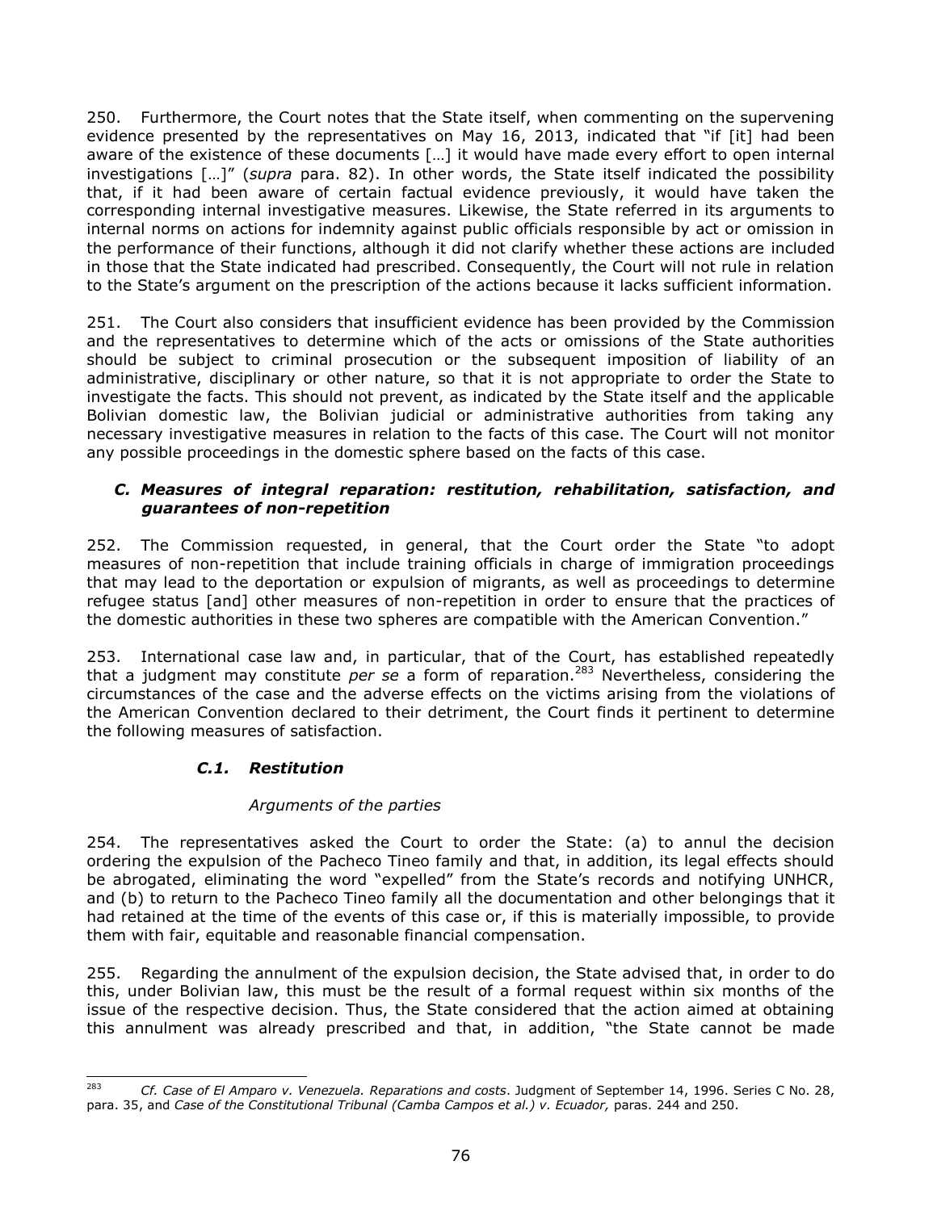250. Furthermore, the Court notes that the State itself, when commenting on the supervening evidence presented by the representatives on May 16, 2013, indicated that "if [it] had been aware of the existence of these documents […] it would have made every effort to open internal investigations […]" (*supra* para. 82). In other words, the State itself indicated the possibility that, if it had been aware of certain factual evidence previously, it would have taken the corresponding internal investigative measures. Likewise, the State referred in its arguments to internal norms on actions for indemnity against public officials responsible by act or omission in the performance of their functions, although it did not clarify whether these actions are included in those that the State indicated had prescribed. Consequently, the Court will not rule in relation to the State's argument on the prescription of the actions because it lacks sufficient information.

251. The Court also considers that insufficient evidence has been provided by the Commission and the representatives to determine which of the acts or omissions of the State authorities should be subject to criminal prosecution or the subsequent imposition of liability of an administrative, disciplinary or other nature, so that it is not appropriate to order the State to investigate the facts. This should not prevent, as indicated by the State itself and the applicable Bolivian domestic law, the Bolivian judicial or administrative authorities from taking any necessary investigative measures in relation to the facts of this case. The Court will not monitor any possible proceedings in the domestic sphere based on the facts of this case.

### *C. Measures of integral reparation: restitution, rehabilitation, satisfaction, and guarantees of non-repetition*

252. The Commission requested, in general, that the Court order the State "to adopt measures of non-repetition that include training officials in charge of immigration proceedings that may lead to the deportation or expulsion of migrants, as well as proceedings to determine refugee status [and] other measures of non-repetition in order to ensure that the practices of the domestic authorities in these two spheres are compatible with the American Convention."

253. International case law and, in particular, that of the Court, has established repeatedly that a judgment may constitute *per se* a form of reparation.[283] Nevertheless, considering the circumstances of the case and the adverse effects on the victims arising from the violations of the American Convention declared to their detriment, the Court finds it pertinent to determine the following measures of satisfaction.

#### *C.1. Restitution*

*Arguments of the parties*

254. The representatives asked the Court to order the State: (a) to annul the decision ordering the expulsion of the Pacheco Tineo family and that, in addition, its legal effects should be abrogated, eliminating the word "expelled" from the State's records and notifying UNHCR, and (b) to return to the Pacheco Tineo family all the documentation and other belongings that it had retained at the time of the events of this case or, if this is materially impossible, to provide them with fair, equitable and reasonable financial compensation.

255. Regarding the annulment of the expulsion decision, the State advised that, in order to do this, under Bolivian law, this must be the result of a formal request within six months of the issue of the respective decision. Thus, the State considered that the action aimed at obtaining this annulment was already prescribed and that, in addition, "the State cannot be made

---

[283] *Cf. Case of El Amparo v. Venezuela. Reparations and costs*. Judgment of September 14, 1996. Series C No. 28, para. 35, and *Case of the Constitutional Tribunal (Camba Campos et al.) v. Ecuador,* paras. 244 and 250.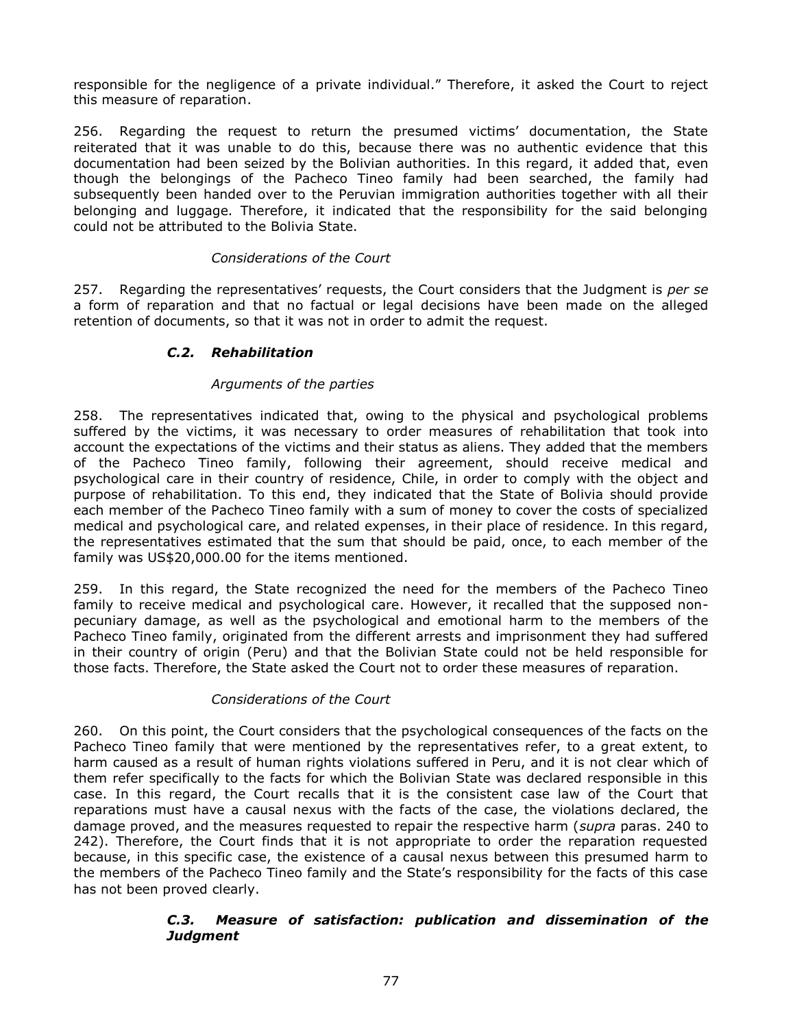responsible for the negligence of a private individual." Therefore, it asked the Court to reject this measure of reparation.

256. Regarding the request to return the presumed victims' documentation, the State reiterated that it was unable to do this, because there was no authentic evidence that this documentation had been seized by the Bolivian authorities. In this regard, it added that, even though the belongings of the Pacheco Tineo family had been searched, the family had subsequently been handed over to the Peruvian immigration authorities together with all their belonging and luggage. Therefore, it indicated that the responsibility for the said belonging could not be attributed to the Bolivia State.

*Considerations of the Court*

257. Regarding the representatives' requests, the Court considers that the Judgment is *per se* a form of reparation and that no factual or legal decisions have been made on the alleged retention of documents, so that it was not in order to admit the request.

### *C.2. Rehabilitation*

*Arguments of the parties*

258. The representatives indicated that, owing to the physical and psychological problems suffered by the victims, it was necessary to order measures of rehabilitation that took into account the expectations of the victims and their status as aliens. They added that the members of the Pacheco Tineo family, following their agreement, should receive medical and psychological care in their country of residence, Chile, in order to comply with the object and purpose of rehabilitation. To this end, they indicated that the State of Bolivia should provide each member of the Pacheco Tineo family with a sum of money to cover the costs of specialized medical and psychological care, and related expenses, in their place of residence. In this regard, the representatives estimated that the sum that should be paid, once, to each member of the family was US$20,000.00 for the items mentioned.

259. In this regard, the State recognized the need for the members of the Pacheco Tineo family to receive medical and psychological care. However, it recalled that the supposed non-pecuniary damage, as well as the psychological and emotional harm to the members of the Pacheco Tineo family, originated from the different arrests and imprisonment they had suffered in their country of origin (Peru) and that the Bolivian State could not be held responsible for those facts. Therefore, the State asked the Court not to order these measures of reparation.

*Considerations of the Court*

260. On this point, the Court considers that the psychological consequences of the facts on the Pacheco Tineo family that were mentioned by the representatives refer, to a great extent, to harm caused as a result of human rights violations suffered in Peru, and it is not clear which of them refer specifically to the facts for which the Bolivian State was declared responsible in this case. In this regard, the Court recalls that it is the consistent case law of the Court that reparations must have a causal nexus with the facts of the case, the violations declared, the damage proved, and the measures requested to repair the respective harm (*supra* paras. 240 to 242). Therefore, the Court finds that it is not appropriate to order the reparation requested because, in this specific case, the existence of a causal nexus between this presumed harm to the members of the Pacheco Tineo family and the State's responsibility for the facts of this case has not been proved clearly.

### *C.3. Measure of satisfaction: publication and dissemination of the Judgment*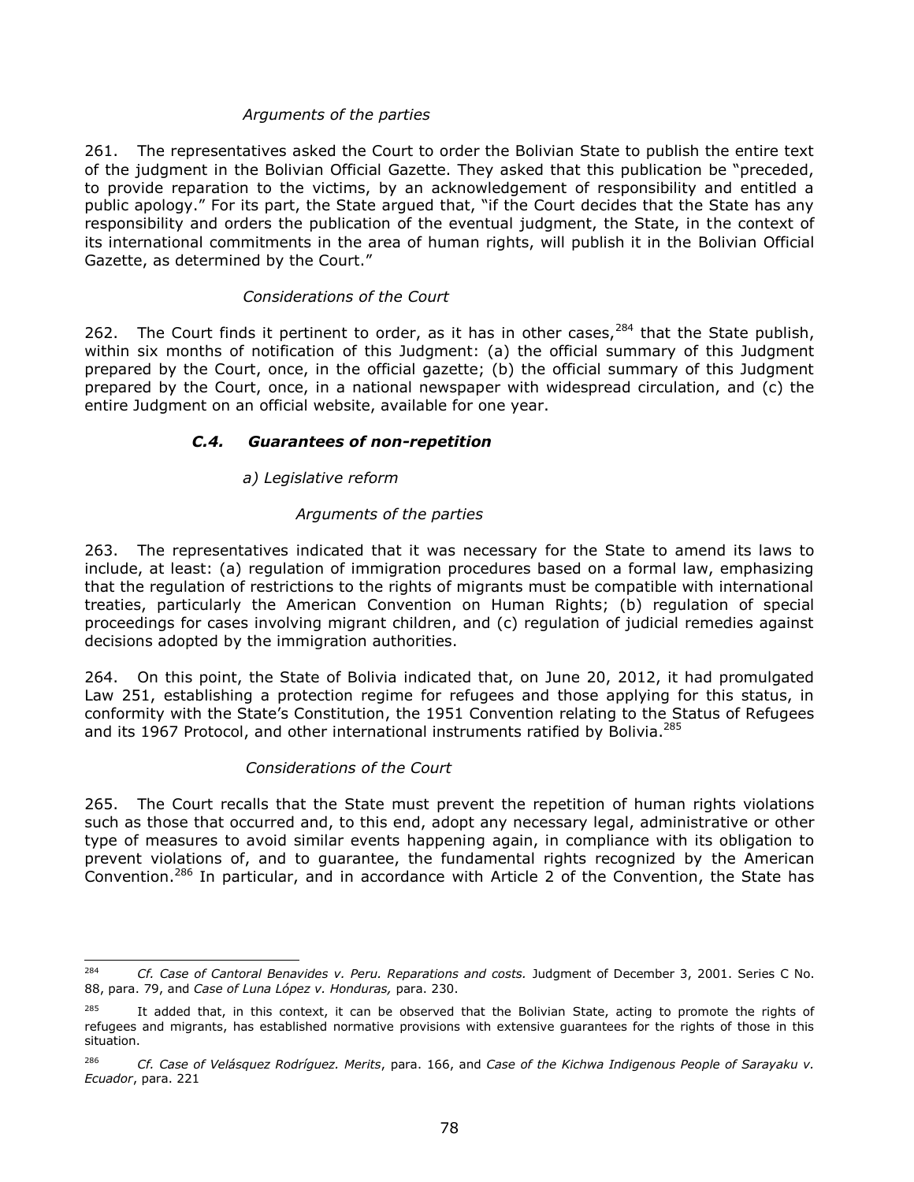*Arguments of the parties*

261. The representatives asked the Court to order the Bolivian State to publish the entire text of the judgment in the Bolivian Official Gazette. They asked that this publication be "preceded, to provide reparation to the victims, by an acknowledgement of responsibility and entitled a public apology." For its part, the State argued that, "if the Court decides that the State has any responsibility and orders the publication of the eventual judgment, the State, in the context of its international commitments in the area of human rights, will publish it in the Bolivian Official Gazette, as determined by the Court."

*Considerations of the Court*

262. The Court finds it pertinent to order, as it has in other cases,[284] that the State publish, within six months of notification of this Judgment: (a) the official summary of this Judgment prepared by the Court, once, in the official gazette; (b) the official summary of this Judgment prepared by the Court, once, in a national newspaper with widespread circulation, and (c) the entire Judgment on an official website, available for one year.

### *C.4. Guarantees of non-repetition*

*a) Legislative reform*

*Arguments of the parties*

263. The representatives indicated that it was necessary for the State to amend its laws to include, at least: (a) regulation of immigration procedures based on a formal law, emphasizing that the regulation of restrictions to the rights of migrants must be compatible with international treaties, particularly the American Convention on Human Rights; (b) regulation of special proceedings for cases involving migrant children, and (c) regulation of judicial remedies against decisions adopted by the immigration authorities.

264. On this point, the State of Bolivia indicated that, on June 20, 2012, it had promulgated Law 251, establishing a protection regime for refugees and those applying for this status, in conformity with the State's Constitution, the 1951 Convention relating to the Status of Refugees and its 1967 Protocol, and other international instruments ratified by Bolivia.[285]

*Considerations of the Court*

265. The Court recalls that the State must prevent the repetition of human rights violations such as those that occurred and, to this end, adopt any necessary legal, administrative or other type of measures to avoid similar events happening again, in compliance with its obligation to prevent violations of, and to guarantee, the fundamental rights recognized by the American Convention.[286] In particular, and in accordance with Article 2 of the Convention, the State has

---

[284] *Cf. Case of Cantoral Benavides v. Peru. Reparations and costs.* Judgment of December 3, 2001. Series C No. 88, para. 79, and *Case of Luna López v. Honduras,* para. 230.

[285] It added that, in this context, it can be observed that the Bolivian State, acting to promote the rights of refugees and migrants, has established normative provisions with extensive guarantees for the rights of those in this situation.

[286] *Cf. Case of Velásquez Rodríguez. Merits*, para. 166, and *Case of the Kichwa Indigenous People of Sarayaku v. Ecuador*, para. 221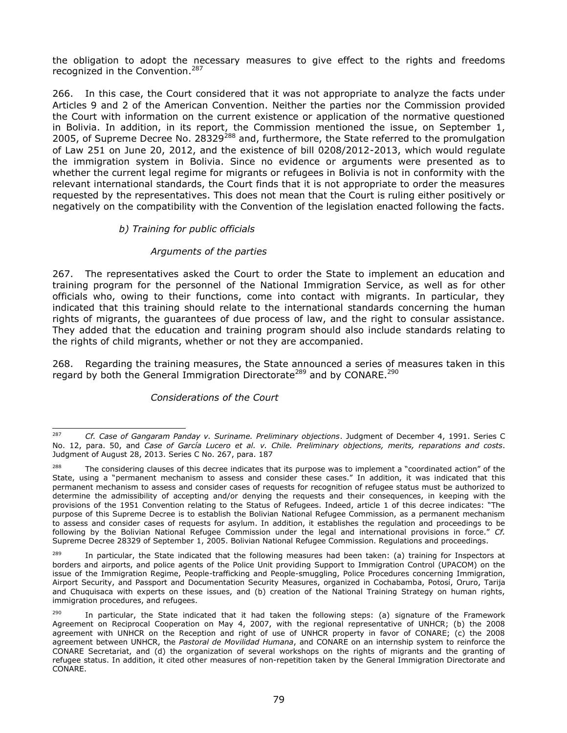the obligation to adopt the necessary measures to give effect to the rights and freedoms recognized in the Convention.[287]

266. In this case, the Court considered that it was not appropriate to analyze the facts under Articles 9 and 2 of the American Convention. Neither the parties nor the Commission provided the Court with information on the current existence or application of the normative questioned in Bolivia. In addition, in its report, the Commission mentioned the issue, on September 1, 2005, of Supreme Decree No. 28329[288] and, furthermore, the State referred to the promulgation of Law 251 on June 20, 2012, and the existence of bill 0208/2012-2013, which would regulate the immigration system in Bolivia. Since no evidence or arguments were presented as to whether the current legal regime for migrants or refugees in Bolivia is not in conformity with the relevant international standards, the Court finds that it is not appropriate to order the measures requested by the representatives. This does not mean that the Court is ruling either positively or negatively on the compatibility with the Convention of the legislation enacted following the facts.

*b) Training for public officials*

*Arguments of the parties*

267. The representatives asked the Court to order the State to implement an education and training program for the personnel of the National Immigration Service, as well as for other officials who, owing to their functions, come into contact with migrants. In particular, they indicated that this training should relate to the international standards concerning the human rights of migrants, the guarantees of due process of law, and the right to consular assistance. They added that the education and training program should also include standards relating to the rights of child migrants, whether or not they are accompanied.

268. Regarding the training measures, the State announced a series of measures taken in this regard by both the General Immigration Directorate[289] and by CONARE.[290]

*Considerations of the Court*

---

[287] *Cf. Case of Gangaram Panday v. Suriname. Preliminary objections*. Judgment of December 4, 1991. Series C No. 12, para. 50, and *Case of García Lucero et al. v. Chile. Preliminary objections, merits, reparations and costs*. Judgment of August 28, 2013. Series C No. 267, para. 187

[288] The considering clauses of this decree indicates that its purpose was to implement a "coordinated action" of the State, using a "permanent mechanism to assess and consider these cases." In addition, it was indicated that this permanent mechanism to assess and consider cases of requests for recognition of refugee status must be authorized to determine the admissibility of accepting and/or denying the requests and their consequences, in keeping with the provisions of the 1951 Convention relating to the Status of Refugees. Indeed, article 1 of this decree indicates: "The purpose of this Supreme Decree is to establish the Bolivian National Refugee Commission, as a permanent mechanism to assess and consider cases of requests for asylum. In addition, it establishes the regulation and proceedings to be following by the Bolivian National Refugee Commission under the legal and international provisions in force." *Cf.* Supreme Decree 28329 of September 1, 2005. Bolivian National Refugee Commission. Regulations and proceedings.

[289] In particular, the State indicated that the following measures had been taken: (a) training for Inspectors at borders and airports, and police agents of the Police Unit providing Support to Immigration Control (UPACOM) on the issue of the Immigration Regime, People-trafficking and People-smuggling, Police Procedures concerning Immigration, Airport Security, and Passport and Documentation Security Measures, organized in Cochabamba, Potosí, Oruro, Tarija and Chuquisaca with experts on these issues, and (b) creation of the National Training Strategy on human rights, immigration procedures, and refugees.

[290] In particular, the State indicated that it had taken the following steps: (a) signature of the Framework Agreement on Reciprocal Cooperation on May 4, 2007, with the regional representative of UNHCR; (b) the 2008 agreement with UNHCR on the Reception and right of use of UNHCR property in favor of CONARE; (c) the 2008 agreement between UNHCR, the *Pastoral de Movilidad Humana*, and CONARE on an internship system to reinforce the CONARE Secretariat, and (d) the organization of several workshops on the rights of migrants and the granting of refugee status. In addition, it cited other measures of non-repetition taken by the General Immigration Directorate and CONARE.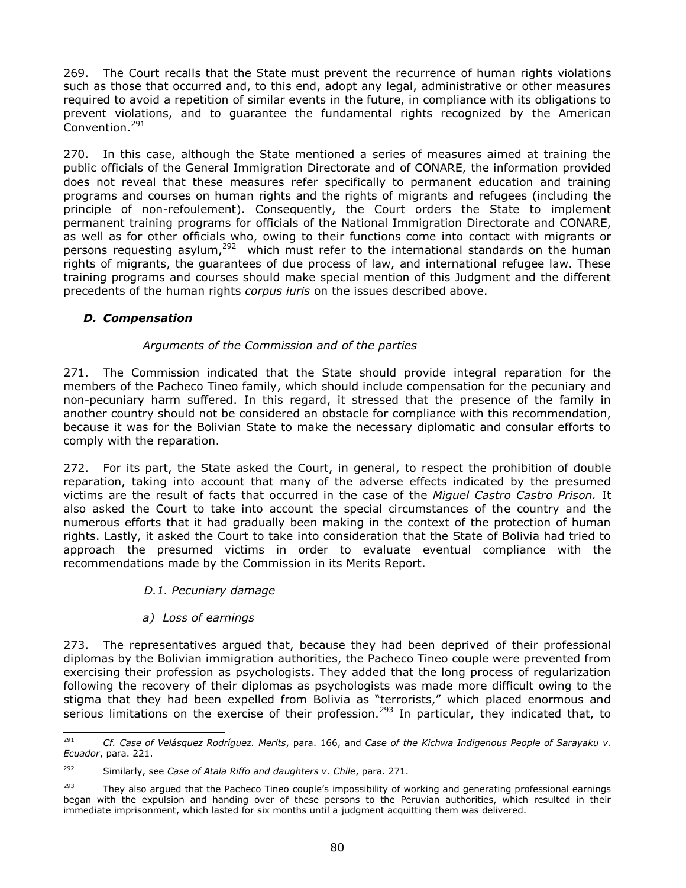269. The Court recalls that the State must prevent the recurrence of human rights violations such as those that occurred and, to this end, adopt any legal, administrative or other measures required to avoid a repetition of similar events in the future, in compliance with its obligations to prevent violations, and to guarantee the fundamental rights recognized by the American Convention.[291]

270. In this case, although the State mentioned a series of measures aimed at training the public officials of the General Immigration Directorate and of CONARE, the information provided does not reveal that these measures refer specifically to permanent education and training programs and courses on human rights and the rights of migrants and refugees (including the principle of non-refoulement). Consequently, the Court orders the State to implement permanent training programs for officials of the National Immigration Directorate and CONARE, as well as for other officials who, owing to their functions come into contact with migrants or persons requesting asylum,[292] which must refer to the international standards on the human rights of migrants, the guarantees of due process of law, and international refugee law. These training programs and courses should make special mention of this Judgment and the different precedents of the human rights *corpus iuris* on the issues described above.

### *D. Compensation*

*Arguments of the Commission and of the parties*

271. The Commission indicated that the State should provide integral reparation for the members of the Pacheco Tineo family, which should include compensation for the pecuniary and non-pecuniary harm suffered. In this regard, it stressed that the presence of the family in another country should not be considered an obstacle for compliance with this recommendation, because it was for the Bolivian State to make the necessary diplomatic and consular efforts to comply with the reparation.

272. For its part, the State asked the Court, in general, to respect the prohibition of double reparation, taking into account that many of the adverse effects indicated by the presumed victims are the result of facts that occurred in the case of the *Miguel Castro Castro Prison.* It also asked the Court to take into account the special circumstances of the country and the numerous efforts that it had gradually been making in the context of the protection of human rights. Lastly, it asked the Court to take into consideration that the State of Bolivia had tried to approach the presumed victims in order to evaluate eventual compliance with the recommendations made by the Commission in its Merits Report.

*D.1. Pecuniary damage*

*a) Loss of earnings*

273. The representatives argued that, because they had been deprived of their professional diplomas by the Bolivian immigration authorities, the Pacheco Tineo couple were prevented from exercising their profession as psychologists. They added that the long process of regularization following the recovery of their diplomas as psychologists was made more difficult owing to the stigma that they had been expelled from Bolivia as "terrorists," which placed enormous and serious limitations on the exercise of their profession.[293] In particular, they indicated that, to

---

[291] *Cf. Case of Velásquez Rodríguez. Merits*, para. 166, and *Case of the Kichwa Indigenous People of Sarayaku v. Ecuador*, para. 221.

[292] Similarly, see *Case of Atala Riffo and daughters v. Chile*, para. 271.

[293] They also argued that the Pacheco Tineo couple's impossibility of working and generating professional earnings began with the expulsion and handing over of these persons to the Peruvian authorities, which resulted in their immediate imprisonment, which lasted for six months until a judgment acquitting them was delivered.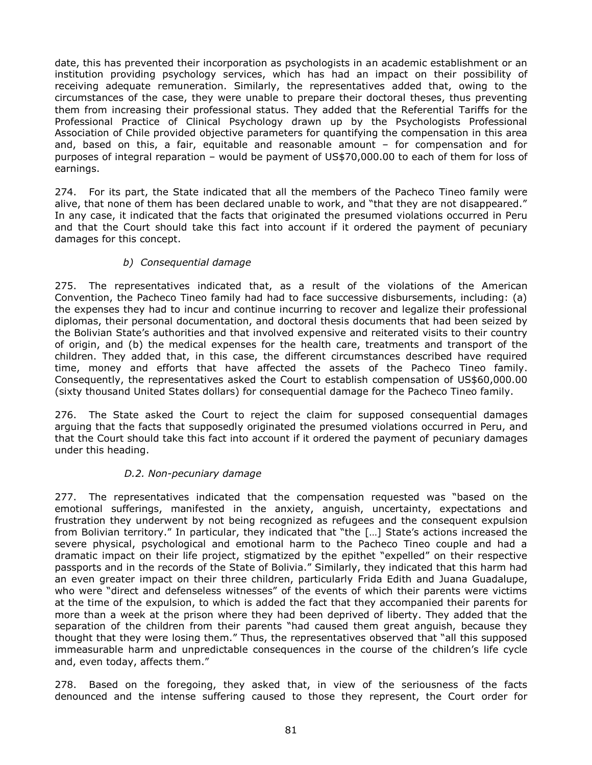date, this has prevented their incorporation as psychologists in an academic establishment or an institution providing psychology services, which has had an impact on their possibility of receiving adequate remuneration. Similarly, the representatives added that, owing to the circumstances of the case, they were unable to prepare their doctoral theses, thus preventing them from increasing their professional status. They added that the Referential Tariffs for the Professional Practice of Clinical Psychology drawn up by the Psychologists Professional Association of Chile provided objective parameters for quantifying the compensation in this area and, based on this, a fair, equitable and reasonable amount – for compensation and for purposes of integral reparation – would be payment of US$70,000.00 to each of them for loss of earnings.

274. For its part, the State indicated that all the members of the Pacheco Tineo family were alive, that none of them has been declared unable to work, and "that they are not disappeared." In any case, it indicated that the facts that originated the presumed violations occurred in Peru and that the Court should take this fact into account if it ordered the payment of pecuniary damages for this concept.

*b) Consequential damage*

275. The representatives indicated that, as a result of the violations of the American Convention, the Pacheco Tineo family had had to face successive disbursements, including: (a) the expenses they had to incur and continue incurring to recover and legalize their professional diplomas, their personal documentation, and doctoral thesis documents that had been seized by the Bolivian State's authorities and that involved expensive and reiterated visits to their country of origin, and (b) the medical expenses for the health care, treatments and transport of the children. They added that, in this case, the different circumstances described have required time, money and efforts that have affected the assets of the Pacheco Tineo family. Consequently, the representatives asked the Court to establish compensation of US$60,000.00 (sixty thousand United States dollars) for consequential damage for the Pacheco Tineo family.

276. The State asked the Court to reject the claim for supposed consequential damages arguing that the facts that supposedly originated the presumed violations occurred in Peru, and that the Court should take this fact into account if it ordered the payment of pecuniary damages under this heading.

*D.2. Non-pecuniary damage*

277. The representatives indicated that the compensation requested was "based on the emotional sufferings, manifested in the anxiety, anguish, uncertainty, expectations and frustration they underwent by not being recognized as refugees and the consequent expulsion from Bolivian territory." In particular, they indicated that "the […] State's actions increased the severe physical, psychological and emotional harm to the Pacheco Tineo couple and had a dramatic impact on their life project, stigmatized by the epithet "expelled" on their respective passports and in the records of the State of Bolivia." Similarly, they indicated that this harm had an even greater impact on their three children, particularly Frida Edith and Juana Guadalupe, who were "direct and defenseless witnesses" of the events of which their parents were victims at the time of the expulsion, to which is added the fact that they accompanied their parents for more than a week at the prison where they had been deprived of liberty. They added that the separation of the children from their parents "had caused them great anguish, because they thought that they were losing them." Thus, the representatives observed that "all this supposed immeasurable harm and unpredictable consequences in the course of the children's life cycle and, even today, affects them."

278. Based on the foregoing, they asked that, in view of the seriousness of the facts denounced and the intense suffering caused to those they represent, the Court order for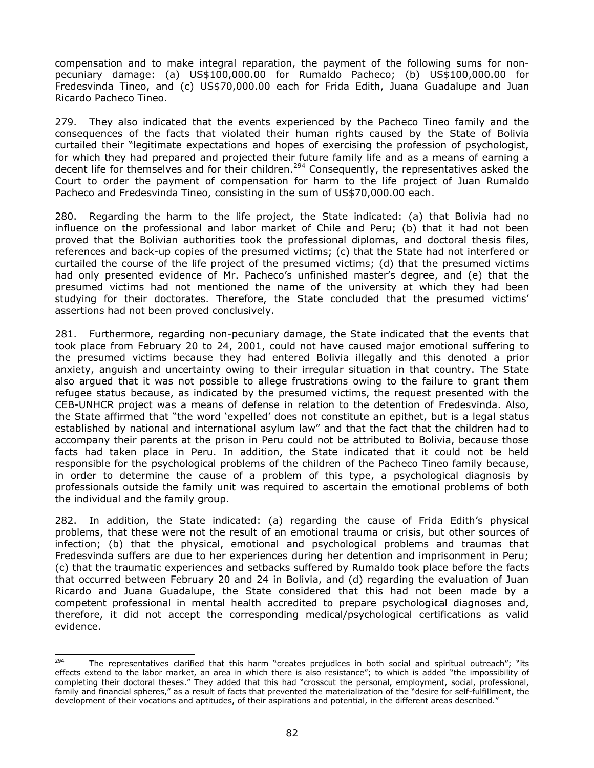compensation and to make integral reparation, the payment of the following sums for non-pecuniary damage: (a) US$100,000.00 for Rumaldo Pacheco; (b) US$100,000.00 for Fredesvinda Tineo, and (c) US$70,000.00 each for Frida Edith, Juana Guadalupe and Juan Ricardo Pacheco Tineo.

279. They also indicated that the events experienced by the Pacheco Tineo family and the consequences of the facts that violated their human rights caused by the State of Bolivia curtailed their "legitimate expectations and hopes of exercising the profession of psychologist, for which they had prepared and projected their future family life and as a means of earning a decent life for themselves and for their children.[294] Consequently, the representatives asked the Court to order the payment of compensation for harm to the life project of Juan Rumaldo Pacheco and Fredesvinda Tineo, consisting in the sum of US$70,000.00 each.

280. Regarding the harm to the life project, the State indicated: (a) that Bolivia had no influence on the professional and labor market of Chile and Peru; (b) that it had not been proved that the Bolivian authorities took the professional diplomas, and doctoral thesis files, references and back-up copies of the presumed victims; (c) that the State had not interfered or curtailed the course of the life project of the presumed victims; (d) that the presumed victims had only presented evidence of Mr. Pacheco's unfinished master's degree, and (e) that the presumed victims had not mentioned the name of the university at which they had been studying for their doctorates. Therefore, the State concluded that the presumed victims' assertions had not been proved conclusively.

281. Furthermore, regarding non-pecuniary damage, the State indicated that the events that took place from February 20 to 24, 2001, could not have caused major emotional suffering to the presumed victims because they had entered Bolivia illegally and this denoted a prior anxiety, anguish and uncertainty owing to their irregular situation in that country. The State also argued that it was not possible to allege frustrations owing to the failure to grant them refugee status because, as indicated by the presumed victims, the request presented with the CEB-UNHCR project was a means of defense in relation to the detention of Fredesvinda. Also, the State affirmed that "the word 'expelled' does not constitute an epithet, but is a legal status established by national and international asylum law" and that the fact that the children had to accompany their parents at the prison in Peru could not be attributed to Bolivia, because those facts had taken place in Peru. In addition, the State indicated that it could not be held responsible for the psychological problems of the children of the Pacheco Tineo family because, in order to determine the cause of a problem of this type, a psychological diagnosis by professionals outside the family unit was required to ascertain the emotional problems of both the individual and the family group.

282. In addition, the State indicated: (a) regarding the cause of Frida Edith's physical problems, that these were not the result of an emotional trauma or crisis, but other sources of infection; (b) that the physical, emotional and psychological problems and traumas that Fredesvinda suffers are due to her experiences during her detention and imprisonment in Peru; (c) that the traumatic experiences and setbacks suffered by Rumaldo took place before the facts that occurred between February 20 and 24 in Bolivia, and (d) regarding the evaluation of Juan Ricardo and Juana Guadalupe, the State considered that this had not been made by a competent professional in mental health accredited to prepare psychological diagnoses and, therefore, it did not accept the corresponding medical/psychological certifications as valid evidence.

---

[294] The representatives clarified that this harm "creates prejudices in both social and spiritual outreach"; "its effects extend to the labor market, an area in which there is also resistance"; to which is added "the impossibility of completing their doctoral theses." They added that this had "crosscut the personal, employment, social, professional, family and financial spheres," as a result of facts that prevented the materialization of the "desire for self-fulfillment, the development of their vocations and aptitudes, of their aspirations and potential, in the different areas described."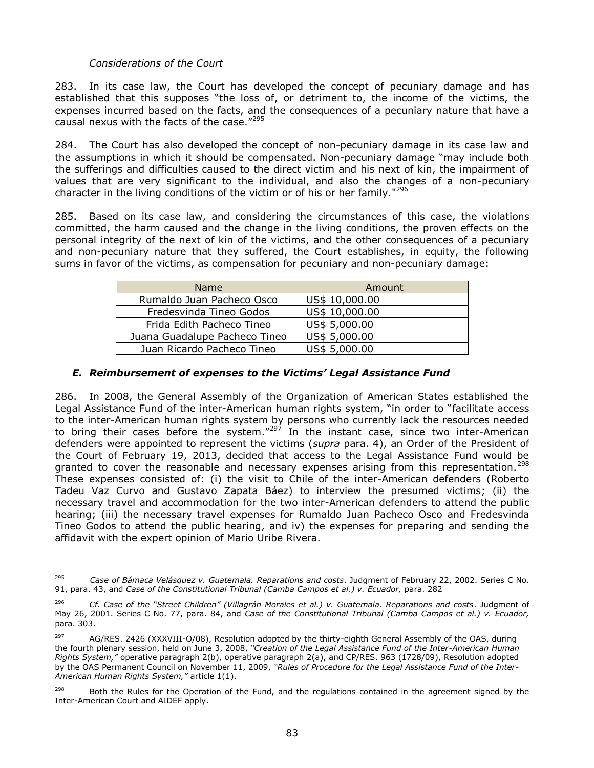*Considerations of the Court*

283. In its case law, the Court has developed the concept of pecuniary damage and has established that this supposes "the loss of, or detriment to, the income of the victims, the expenses incurred based on the facts, and the consequences of a pecuniary nature that have a causal nexus with the facts of the case."[295]

284. The Court has also developed the concept of non-pecuniary damage in its case law and the assumptions in which it should be compensated. Non-pecuniary damage "may include both the sufferings and difficulties caused to the direct victim and his next of kin, the impairment of values that are very significant to the individual, and also the changes of a non-pecuniary character in the living conditions of the victim or of his or her family."[296]

285. Based on its case law, and considering the circumstances of this case, the violations committed, the harm caused and the change in the living conditions, the proven effects on the personal integrity of the next of kin of the victims, and the other consequences of a pecuniary and non-pecuniary nature that they suffered, the Court establishes, in equity, the following sums in favor of the victims, as compensation for pecuniary and non-pecuniary damage:

| Name | Amount |
|---|---|
| Rumaldo Juan Pacheco Osco | US$ 10,000.00 |
| Fredesvinda Tineo Godos | US$ 10,000.00 |
| Frida Edith Pacheco Tineo | US$ 5,000.00 |
| Juana Guadalupe Pacheco Tineo | US$ 5,000.00 |
| Juan Ricardo Pacheco Tineo | US$ 5,000.00 |

### *E. Reimbursement of expenses to the Victims' Legal Assistance Fund*

286. In 2008, the General Assembly of the Organization of American States established the Legal Assistance Fund of the inter-American human rights system, "in order to "facilitate access to the inter-American human rights system by persons who currently lack the resources needed to bring their cases before the system."[297] In the instant case, since two inter-American defenders were appointed to represent the victims (*supra* para. 4), an Order of the President of the Court of February 19, 2013, decided that access to the Legal Assistance Fund would be granted to cover the reasonable and necessary expenses arising from this representation.[298] These expenses consisted of: (i) the visit to Chile of the inter-American defenders (Roberto Tadeu Vaz Curvo and Gustavo Zapata Báez) to interview the presumed victims; (ii) the necessary travel and accommodation for the two inter-American defenders to attend the public hearing; (iii) the necessary travel expenses for Rumaldo Juan Pacheco Osco and Fredesvinda Tineo Godos to attend the public hearing, and iv) the expenses for preparing and sending the affidavit with the expert opinion of Mario Uribe Rivera.

---

[295] *Case of Bámaca Velásquez v. Guatemala. Reparations and costs*. Judgment of February 22, 2002. Series C No. 91, para. 43, and *Case of the Constitutional Tribunal (Camba Campos et al.) v. Ecuador,* para. 282

[296] *Cf. Case of the "Street Children" (Villagrán Morales et al.) v. Guatemala. Reparations and costs*. Judgment of May 26, 2001. Series C No. 77, para. 84, and *Case of the Constitutional Tribunal (Camba Campos et al.) v. Ecuador,* para. 303.

[297] AG/RES. 2426 (XXXVIII-O/08), Resolution adopted by the thirty-eighth General Assembly of the OAS, during the fourth plenary session, held on June 3, 2008, *"Creation of the Legal Assistance Fund of the Inter-American Human Rights System,"* operative paragraph 2(b), operative paragraph 2(a), and CP/RES. 963 (1728/09), Resolution adopted by the OAS Permanent Council on November 11, 2009, *"Rules of Procedure for the Legal Assistance Fund of the Inter-American Human Rights System,"* article 1(1).

[298] Both the Rules for the Operation of the Fund, and the regulations contained in the agreement signed by the Inter-American Court and AIDEF apply.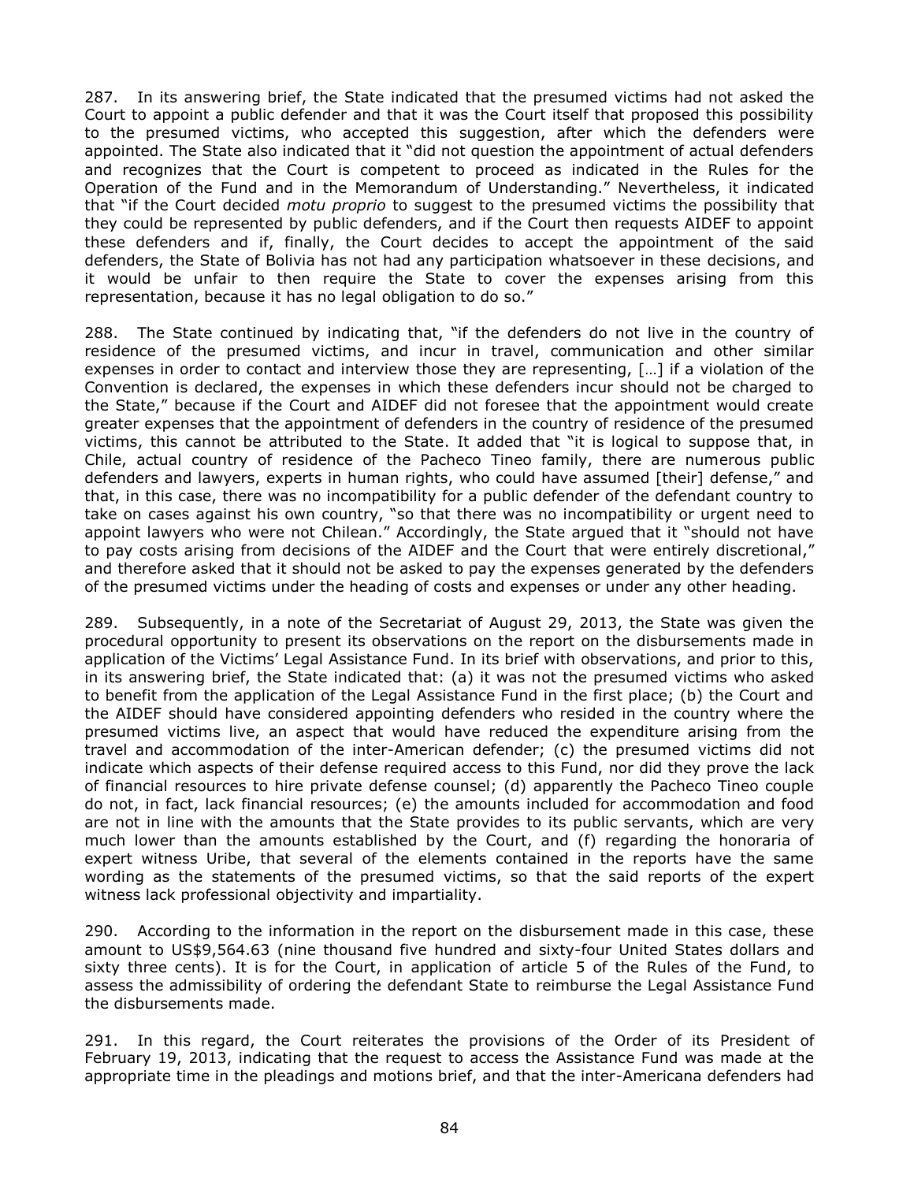287. In its answering brief, the State indicated that the presumed victims had not asked the Court to appoint a public defender and that it was the Court itself that proposed this possibility to the presumed victims, who accepted this suggestion, after which the defenders were appointed. The State also indicated that it "did not question the appointment of actual defenders and recognizes that the Court is competent to proceed as indicated in the Rules for the Operation of the Fund and in the Memorandum of Understanding." Nevertheless, it indicated that "if the Court decided *motu proprio* to suggest to the presumed victims the possibility that they could be represented by public defenders, and if the Court then requests AIDEF to appoint these defenders and if, finally, the Court decides to accept the appointment of the said defenders, the State of Bolivia has not had any participation whatsoever in these decisions, and it would be unfair to then require the State to cover the expenses arising from this representation, because it has no legal obligation to do so."

288. The State continued by indicating that, "if the defenders do not live in the country of residence of the presumed victims, and incur in travel, communication and other similar expenses in order to contact and interview those they are representing, […] if a violation of the Convention is declared, the expenses in which these defenders incur should not be charged to the State," because if the Court and AIDEF did not foresee that the appointment would create greater expenses that the appointment of defenders in the country of residence of the presumed victims, this cannot be attributed to the State. It added that "it is logical to suppose that, in Chile, actual country of residence of the Pacheco Tineo family, there are numerous public defenders and lawyers, experts in human rights, who could have assumed [their] defense," and that, in this case, there was no incompatibility for a public defender of the defendant country to take on cases against his own country, "so that there was no incompatibility or urgent need to appoint lawyers who were not Chilean." Accordingly, the State argued that it "should not have to pay costs arising from decisions of the AIDEF and the Court that were entirely discretional," and therefore asked that it should not be asked to pay the expenses generated by the defenders of the presumed victims under the heading of costs and expenses or under any other heading.

289. Subsequently, in a note of the Secretariat of August 29, 2013, the State was given the procedural opportunity to present its observations on the report on the disbursements made in application of the Victims' Legal Assistance Fund. In its brief with observations, and prior to this, in its answering brief, the State indicated that: (a) it was not the presumed victims who asked to benefit from the application of the Legal Assistance Fund in the first place; (b) the Court and the AIDEF should have considered appointing defenders who resided in the country where the presumed victims live, an aspect that would have reduced the expenditure arising from the travel and accommodation of the inter-American defender; (c) the presumed victims did not indicate which aspects of their defense required access to this Fund, nor did they prove the lack of financial resources to hire private defense counsel; (d) apparently the Pacheco Tineo couple do not, in fact, lack financial resources; (e) the amounts included for accommodation and food are not in line with the amounts that the State provides to its public servants, which are very much lower than the amounts established by the Court, and (f) regarding the honoraria of expert witness Uribe, that several of the elements contained in the reports have the same wording as the statements of the presumed victims, so that the said reports of the expert witness lack professional objectivity and impartiality.

290. According to the information in the report on the disbursement made in this case, these amount to US$9,564.63 (nine thousand five hundred and sixty-four United States dollars and sixty three cents). It is for the Court, in application of article 5 of the Rules of the Fund, to assess the admissibility of ordering the defendant State to reimburse the Legal Assistance Fund the disbursements made.

291. In this regard, the Court reiterates the provisions of the Order of its President of February 19, 2013, indicating that the request to access the Assistance Fund was made at the appropriate time in the pleadings and motions brief, and that the inter-Americana defenders had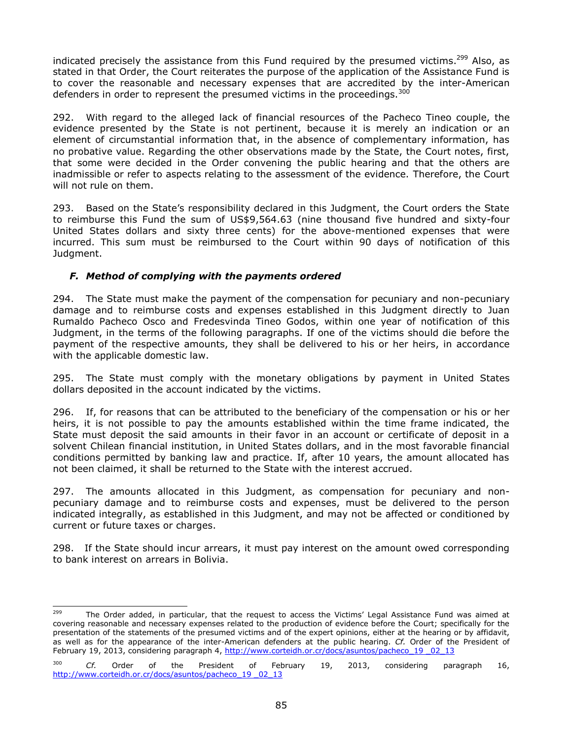indicated precisely the assistance from this Fund required by the presumed victims.[299] Also, as stated in that Order, the Court reiterates the purpose of the application of the Assistance Fund is to cover the reasonable and necessary expenses that are accredited by the inter-American defenders in order to represent the presumed victims in the proceedings.[300]

292. With regard to the alleged lack of financial resources of the Pacheco Tineo couple, the evidence presented by the State is not pertinent, because it is merely an indication or an element of circumstantial information that, in the absence of complementary information, has no probative value. Regarding the other observations made by the State, the Court notes, first, that some were decided in the Order convening the public hearing and that the others are inadmissible or refer to aspects relating to the assessment of the evidence. Therefore, the Court will not rule on them.

293. Based on the State's responsibility declared in this Judgment, the Court orders the State to reimburse this Fund the sum of US$9,564.63 (nine thousand five hundred and sixty-four United States dollars and sixty three cents) for the above-mentioned expenses that were incurred. This sum must be reimbursed to the Court within 90 days of notification of this Judgment.

### *F. Method of complying with the payments ordered*

294. The State must make the payment of the compensation for pecuniary and non-pecuniary damage and to reimburse costs and expenses established in this Judgment directly to Juan Rumaldo Pacheco Osco and Fredesvinda Tineo Godos, within one year of notification of this Judgment, in the terms of the following paragraphs. If one of the victims should die before the payment of the respective amounts, they shall be delivered to his or her heirs, in accordance with the applicable domestic law.

295. The State must comply with the monetary obligations by payment in United States dollars deposited in the account indicated by the victims.

296. If, for reasons that can be attributed to the beneficiary of the compensation or his or her heirs, it is not possible to pay the amounts established within the time frame indicated, the State must deposit the said amounts in their favor in an account or certificate of deposit in a solvent Chilean financial institution, in United States dollars, and in the most favorable financial conditions permitted by banking law and practice. If, after 10 years, the amount allocated has not been claimed, it shall be returned to the State with the interest accrued.

297. The amounts allocated in this Judgment, as compensation for pecuniary and non-pecuniary damage and to reimburse costs and expenses, must be delivered to the person indicated integrally, as established in this Judgment, and may not be affected or conditioned by current or future taxes or charges.

298. If the State should incur arrears, it must pay interest on the amount owed corresponding to bank interest on arrears in Bolivia.

---

[299] The Order added, in particular, that the request to access the Victims' Legal Assistance Fund was aimed at covering reasonable and necessary expenses related to the production of evidence before the Court; specifically for the presentation of the statements of the presumed victims and of the expert opinions, either at the hearing or by affidavit, as well as for the appearance of the inter-American defenders at the public hearing. *Cf.* Order of the President of February 19, 2013, considering paragraph 4, http://www.corteidh.or.cr/docs/asuntos/pacheco_19 _02_13

[300] *Cf.* Order of the President of February 19, 2013, considering paragraph 16, http://www.corteidh.or.cr/docs/asuntos/pacheco_19 _02_13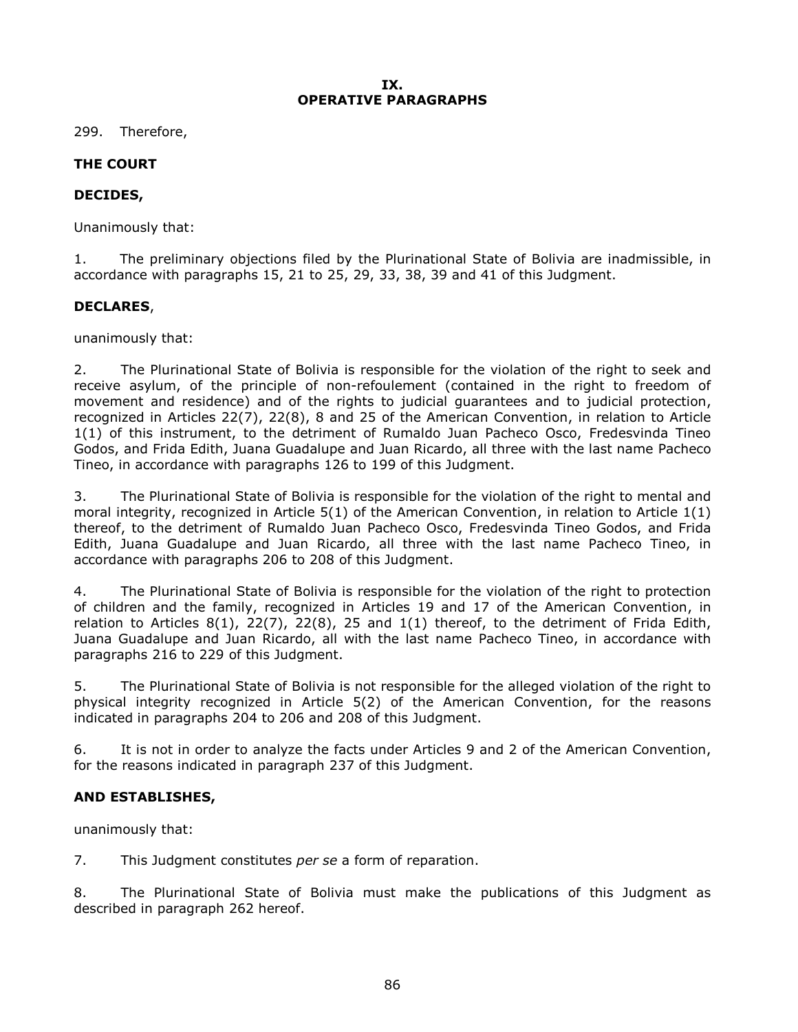## IX.
## OPERATIVE PARAGRAPHS

299. Therefore,

**THE COURT**

**DECIDES,**

Unanimously that:

1. The preliminary objections filed by the Plurinational State of Bolivia are inadmissible, in accordance with paragraphs 15, 21 to 25, 29, 33, 38, 39 and 41 of this Judgment.

**DECLARES**,

unanimously that:

2. The Plurinational State of Bolivia is responsible for the violation of the right to seek and receive asylum, of the principle of non-refoulement (contained in the right to freedom of movement and residence) and of the rights to judicial guarantees and to judicial protection, recognized in Articles 22(7), 22(8), 8 and 25 of the American Convention, in relation to Article 1(1) of this instrument, to the detriment of Rumaldo Juan Pacheco Osco, Fredesvinda Tineo Godos, and Frida Edith, Juana Guadalupe and Juan Ricardo, all three with the last name Pacheco Tineo, in accordance with paragraphs 126 to 199 of this Judgment.

3. The Plurinational State of Bolivia is responsible for the violation of the right to mental and moral integrity, recognized in Article 5(1) of the American Convention, in relation to Article 1(1) thereof, to the detriment of Rumaldo Juan Pacheco Osco, Fredesvinda Tineo Godos, and Frida Edith, Juana Guadalupe and Juan Ricardo, all three with the last name Pacheco Tineo, in accordance with paragraphs 206 to 208 of this Judgment.

4. The Plurinational State of Bolivia is responsible for the violation of the right to protection of children and the family, recognized in Articles 19 and 17 of the American Convention, in relation to Articles 8(1), 22(7), 22(8), 25 and 1(1) thereof, to the detriment of Frida Edith, Juana Guadalupe and Juan Ricardo, all with the last name Pacheco Tineo, in accordance with paragraphs 216 to 229 of this Judgment.

5. The Plurinational State of Bolivia is not responsible for the alleged violation of the right to physical integrity recognized in Article 5(2) of the American Convention, for the reasons indicated in paragraphs 204 to 206 and 208 of this Judgment.

6. It is not in order to analyze the facts under Articles 9 and 2 of the American Convention, for the reasons indicated in paragraph 237 of this Judgment.

**AND ESTABLISHES,**

unanimously that:

7. This Judgment constitutes *per se* a form of reparation.

8. The Plurinational State of Bolivia must make the publications of this Judgment as described in paragraph 262 hereof.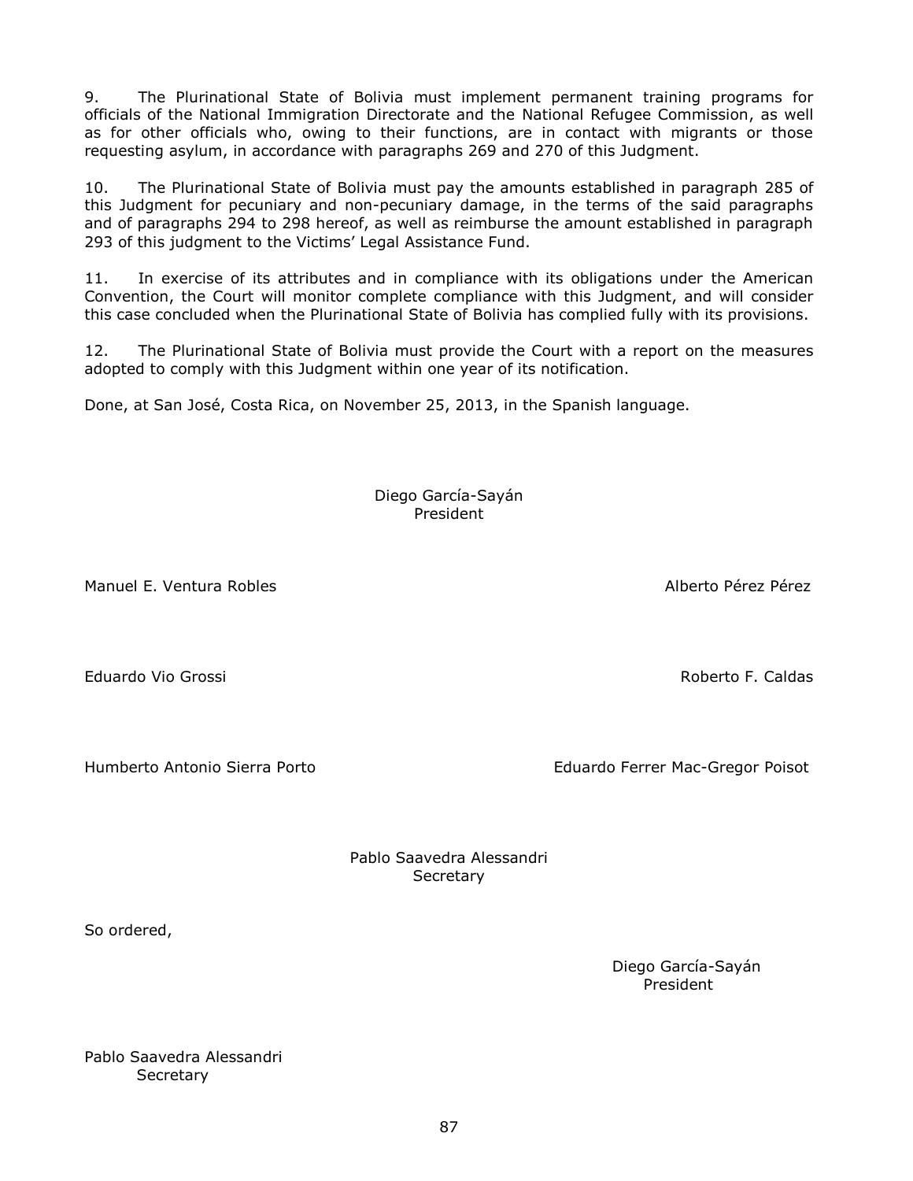9. The Plurinational State of Bolivia must implement permanent training programs for officials of the National Immigration Directorate and the National Refugee Commission, as well as for other officials who, owing to their functions, are in contact with migrants or those requesting asylum, in accordance with paragraphs 269 and 270 of this Judgment.

10. The Plurinational State of Bolivia must pay the amounts established in paragraph 285 of this Judgment for pecuniary and non-pecuniary damage, in the terms of the said paragraphs and of paragraphs 294 to 298 hereof, as well as reimburse the amount established in paragraph 293 of this judgment to the Victims' Legal Assistance Fund.

11. In exercise of its attributes and in compliance with its obligations under the American Convention, the Court will monitor complete compliance with this Judgment, and will consider this case concluded when the Plurinational State of Bolivia has complied fully with its provisions.

12. The Plurinational State of Bolivia must provide the Court with a report on the measures adopted to comply with this Judgment within one year of its notification.

Done, at San José, Costa Rica, on November 25, 2013, in the Spanish language.

Diego García-Sayán
President

Manuel E. Ventura Robles

Alberto Pérez Pérez

Eduardo Vio Grossi

Roberto F. Caldas

Humberto Antonio Sierra Porto

Eduardo Ferrer Mac-Gregor Poisot

Pablo Saavedra Alessandri
Secretary

So ordered,

Diego García-Sayán
President

Pablo Saavedra Alessandri
Secretary